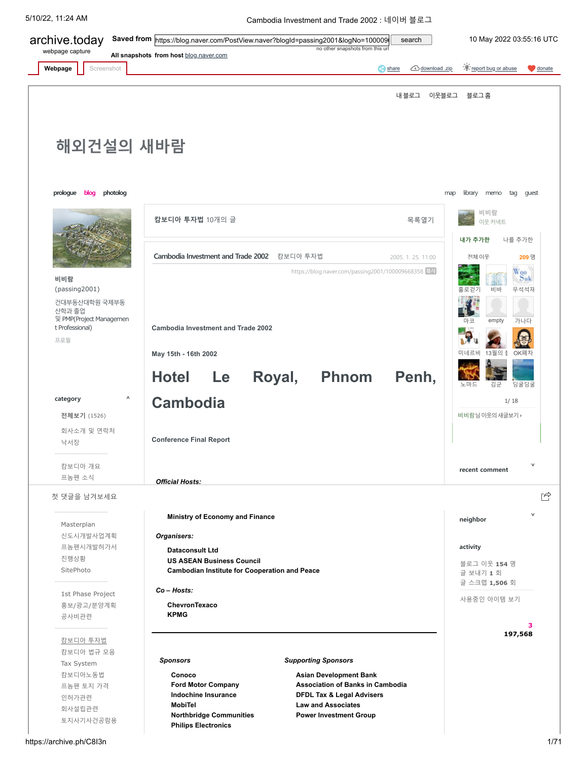archive.today
webpage capture

Saved from https://blog.naver.com/PostView.naver?blogId=passing2001&logNo=100009 search

no other snapshots from this url

10 May 2022 03:55:16 UTC

All snapshots from host blog.naver.com

Webpage Screenshot

share download .zip report bug or abuse donate

내블로그 이웃블로그 블로그홈

# 해외건설의 새바람

prologue blog photolog

map library memo tag guest

비비람
(passing2001)

건대부동산대학원 국제부동산학과 졸업
및 PMP(Project Management Professional)

프로필

category

**전체보기** (1526)

회사소개 및 연락처
낙서장

캄보디아 개요
프놈펜 소식

Masterplan
신도시개발사업계획
프놈펜시개발허가서
진행상황
SitePhoto

1st Phase Project
홍보/광고/분양계획
공사비관련

캄보디아 투자법
캄보디아 법규 모음
Tax System
캄보디아노동법
프놈펜 토지 가격
인허가관련
회사설립관련
토지사기사건공람용

**캄보디아 투자법** 10개의 글 목록열기

Cambodia Investment and Trade 2002 캄보디아 투자법 2005. 1. 25. 11:00

https://blog.naver.com/passing2001/100009668358 복사

**Cambodia Investment and Trade 2002**

**May 15th - 16th 2002**

# Hotel Le Royal, Phnom Penh, Cambodia

**Conference Final Report**

***Official Hosts:***

첫 댓글을 남겨보세요

**Ministry of Economy and Finance**

***Organisers:***

**Dataconsult Ltd**
**US ASEAN Business Council**
**Cambodian Institute for Cooperation and Peace**

***Co – Hosts:***

**ChevronTexaco**
**KPMG**

---

***Sponsors***

**Conoco**
**Ford Motor Company**
**Indochine Insurance**
**MobiTel**
**Northbridge Communities**
**Philips Electronics**

***Supporting Sponsors***

**Asian Development Bank**
**Association of Banks in Cambodia**
**DFDL Tax & Legal Advisers**
**Law and Associates**
**Power Investment Group**

비비람
이웃 커넥트

내가 추가한 나를 추가한

전체 이웃 209 명

홀로걷기 비바 우석석재
마코 empty 가나다
미네르비 13월의 OK페차
노마드 김군 딩굴딩굴

1/ 18

비비람님 이웃의 새글보기

recent comment

neighbor

activity

블로그 이웃 154 명
글 보내기 1 회
글 스크랩 1,506 회

사용중인 아이템 보기

3
197,568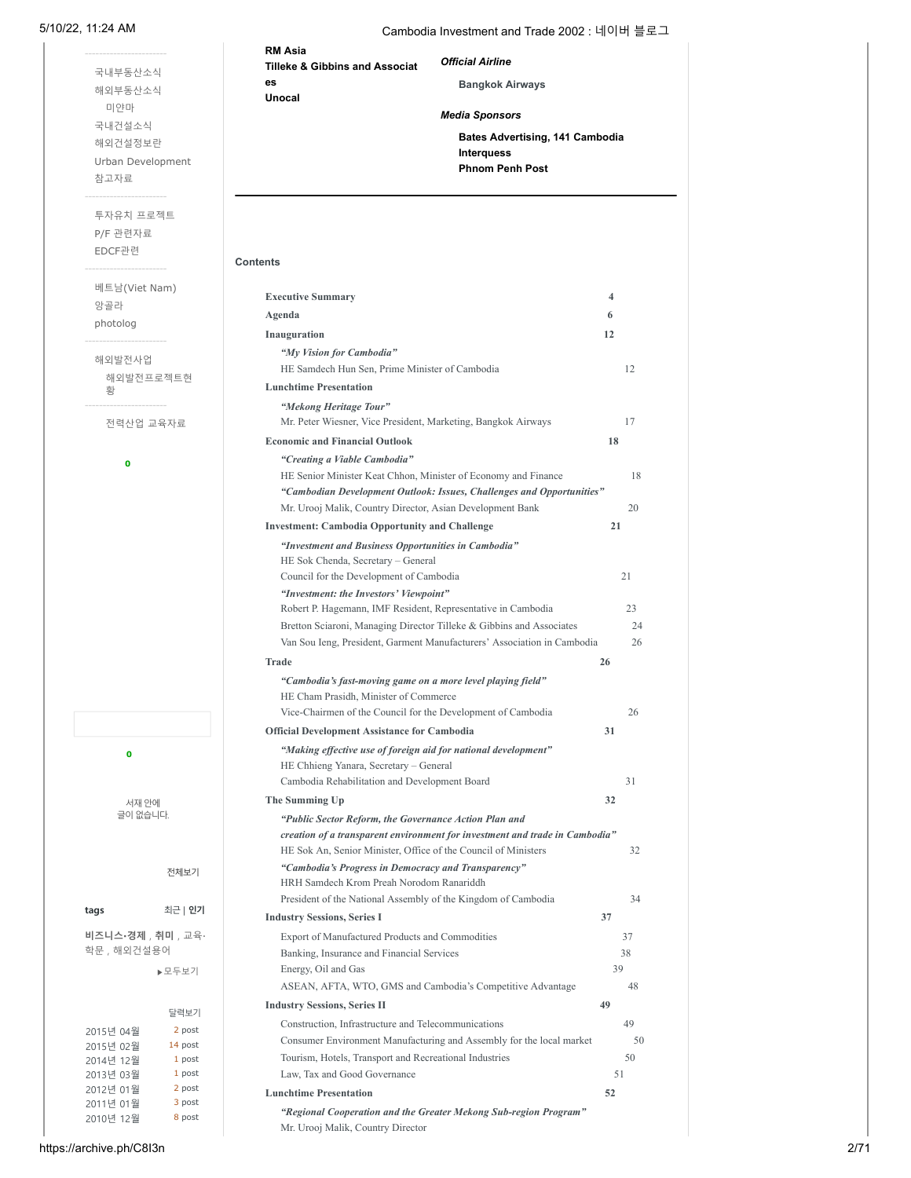RM Asia
Tilleke & Gibbins and Associates
Unocal

*Official Airline*

Bangkok Airways

*Media Sponsors*

Bates Advertising, 141 Cambodia
Interquess
Phnom Penh Post

---

국내부동산소식
해외부동산소식
미얀마
국내건설소식
해외건설정보란
Urban Development
참고자료

투자유치 프로젝트
P/F 관련자료
EDCF관련

베트남(Viet Nam)
앙골라
photolog

해외발전사업
해외발전프로젝트현황

전력산업 교육자료

0

0

서재 안에 글이 없습니다.

전체보기

tags 최근 | 인기

비즈니스·경제, 취미, 교육·학문, 해외건설용어

▶모두보기

달력보기

| | |
|---|---|
| 2015년 04월 | 2 post |
| 2015년 02월 | 14 post |
| 2014년 12월 | 1 post |
| 2013년 03월 | 1 post |
| 2012년 01월 | 2 post |
| 2011년 01월 | 3 post |
| 2010년 12월 | 8 post |

## Contents

**Executive Summary** 4

**Agenda** 6

**Inauguration** 12

*"My Vision for Cambodia"*
HE Samdech Hun Sen, Prime Minister of Cambodia 12

**Lunchtime Presentation**

*"Mekong Heritage Tour"*
Mr. Peter Wiesner, Vice President, Marketing, Bangkok Airways 17

**Economic and Financial Outlook** 18

*"Creating a Viable Cambodia"*
HE Senior Minister Keat Chhon, Minister of Economy and Finance 18

*"Cambodian Development Outlook: Issues, Challenges and Opportunities"*
Mr. Urooj Malik, Country Director, Asian Development Bank 20

**Investment: Cambodia Opportunity and Challenge** 21

*"Investment and Business Opportunities in Cambodia"*
HE Sok Chenda, Secretary – General
Council for the Development of Cambodia 21

*"Investment: the Investors' Viewpoint"*
Robert P. Hagemann, IMF Resident, Representative in Cambodia 23
Bretton Sciaroni, Managing Director Tilleke & Gibbins and Associates 24
Van Sou Ieng, President, Garment Manufacturers' Association in Cambodia 26

**Trade** 26

*"Cambodia's fast-moving game on a more level playing field"*
HE Cham Prasidh, Minister of Commerce
Vice-Chairmen of the Council for the Development of Cambodia 26

**Official Development Assistance for Cambodia** 31

*"Making effective use of foreign aid for national development"*
HE Chhieng Yanara, Secretary – General
Cambodia Rehabilitation and Development Board 31

**The Summing Up** 32

*"Public Sector Reform, the Governance Action Plan and creation of a transparent environment for investment and trade in Cambodia"*
HE Sok An, Senior Minister, Office of the Council of Ministers 32

*"Cambodia's Progress in Democracy and Transparency"*
HRH Samdech Krom Preah Norodom Ranariddh
President of the National Assembly of the Kingdom of Cambodia 34

**Industry Sessions, Series I** 37

Export of Manufactured Products and Commodities 37
Banking, Insurance and Financial Services 38
Energy, Oil and Gas 39
ASEAN, AFTA, WTO, GMS and Cambodia's Competitive Advantage 48

**Industry Sessions, Series II** 49

Construction, Infrastructure and Telecommunications 49
Consumer Environment Manufacturing and Assembly for the local market 50
Tourism, Hotels, Transport and Recreational Industries 50
Law, Tax and Good Governance 51

**Lunchtime Presentation** 52

*"Regional Cooperation and the Greater Mekong Sub-region Program"*
Mr. Urooj Malik, Country Director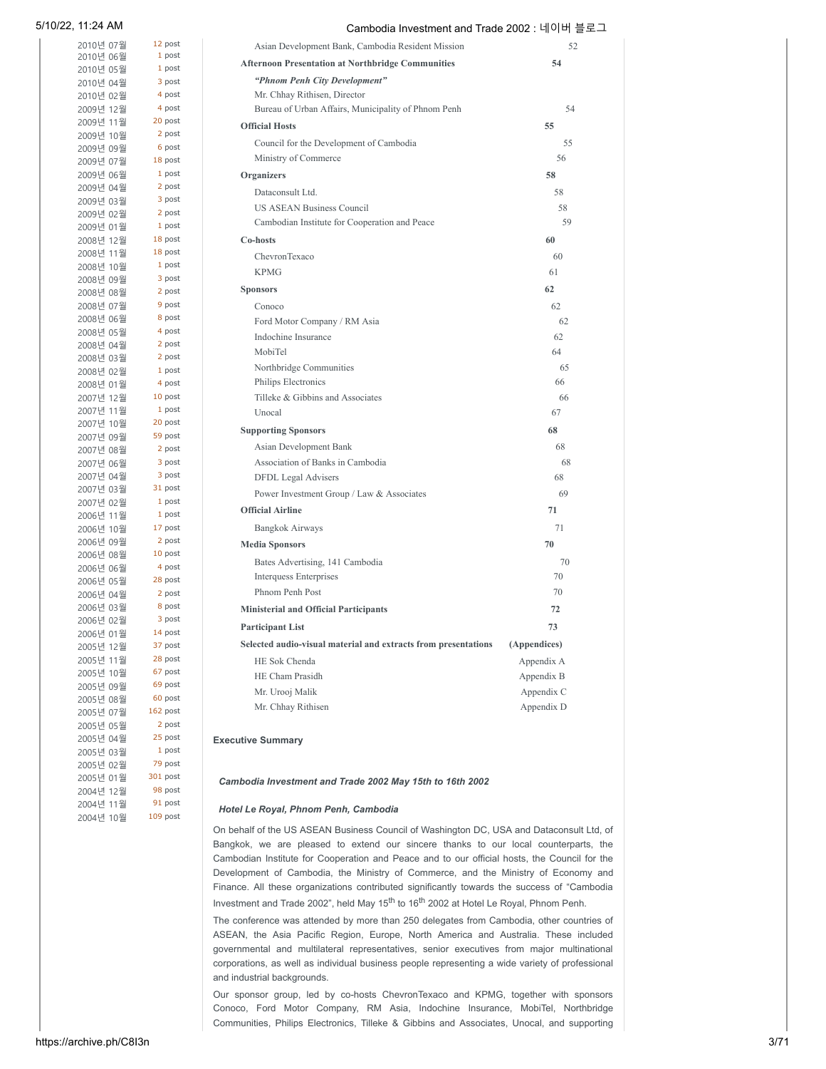| | |
|---|---|
| Asian Development Bank, Cambodia Resident Mission | 52 |
| **Afternoon Presentation at Northbridge Communities** | **54** |
| ***"Phnom Penh City Development"*** | |
| Mr. Chhay Rithisen, Director | |
| Bureau of Urban Affairs, Municipality of Phnom Penh | 54 |
| **Official Hosts** | **55** |
| Council for the Development of Cambodia | 55 |
| Ministry of Commerce | 56 |
| **Organizers** | **58** |
| Dataconsult Ltd. | 58 |
| US ASEAN Business Council | 58 |
| Cambodian Institute for Cooperation and Peace | 59 |
| **Co-hosts** | **60** |
| ChevronTexaco | 60 |
| KPMG | 61 |
| **Sponsors** | **62** |
| Conoco | 62 |
| Ford Motor Company / RM Asia | 62 |
| Indochine Insurance | 62 |
| MobiTel | 64 |
| Northbridge Communities | 65 |
| Philips Electronics | 66 |
| Tilleke & Gibbins and Associates | 66 |
| Unocal | 67 |
| **Supporting Sponsors** | **68** |
| Asian Development Bank | 68 |
| Association of Banks in Cambodia | 68 |
| DFDL Legal Advisers | 68 |
| Power Investment Group / Law & Associates | 69 |
| **Official Airline** | **71** |
| Bangkok Airways | 71 |
| **Media Sponsors** | **70** |
| Bates Advertising, 141 Cambodia | 70 |
| Interquess Enterprises | 70 |
| Phnom Penh Post | 70 |
| **Ministerial and Official Participants** | **72** |
| **Participant List** | **73** |
| **Selected audio-visual material and extracts from presentations** | **(Appendices)** |
| HE Sok Chenda | Appendix A |
| HE Cham Prasidh | Appendix B |
| Mr. Urooj Malik | Appendix C |
| Mr. Chhay Rithisen | Appendix D |

## Executive Summary

***Cambodia Investment and Trade 2002 May 15th to 16th 2002***

***Hotel Le Royal, Phnom Penh, Cambodia***

On behalf of the US ASEAN Business Council of Washington DC, USA and Dataconsult Ltd, of Bangkok, we are pleased to extend our sincere thanks to our local counterparts, the Cambodian Institute for Cooperation and Peace and to our official hosts, the Council for the Development of Cambodia, the Ministry of Commerce, and the Ministry of Economy and Finance. All these organizations contributed significantly towards the success of "Cambodia Investment and Trade 2002", held May 15th to 16th 2002 at Hotel Le Royal, Phnom Penh.

The conference was attended by more than 250 delegates from Cambodia, other countries of ASEAN, the Asia Pacific Region, Europe, North America and Australia. These included governmental and multilateral representatives, senior executives from major multinational corporations, as well as individual business people representing a wide variety of professional and industrial backgrounds.

Our sponsor group, led by co-hosts ChevronTexaco and KPMG, together with sponsors Conoco, Ford Motor Company, RM Asia, Indochine Insurance, MobiTel, Northbridge Communities, Philips Electronics, Tilleke & Gibbins and Associates, Unocal, and supporting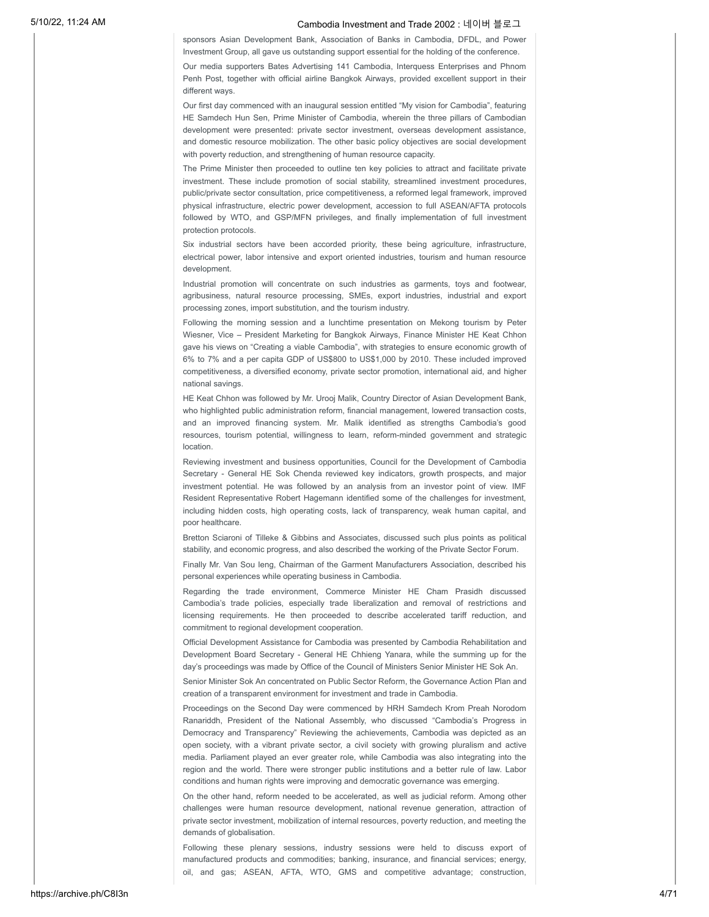sponsors Asian Development Bank, Association of Banks in Cambodia, DFDL, and Power Investment Group, all gave us outstanding support essential for the holding of the conference.

Our media supporters Bates Advertising 141 Cambodia, Interquess Enterprises and Phnom Penh Post, together with official airline Bangkok Airways, provided excellent support in their different ways.

Our first day commenced with an inaugural session entitled "My vision for Cambodia", featuring HE Samdech Hun Sen, Prime Minister of Cambodia, wherein the three pillars of Cambodian development were presented: private sector investment, overseas development assistance, and domestic resource mobilization. The other basic policy objectives are social development with poverty reduction, and strengthening of human resource capacity.

The Prime Minister then proceeded to outline ten key policies to attract and facilitate private investment. These include promotion of social stability, streamlined investment procedures, public/private sector consultation, price competitiveness, a reformed legal framework, improved physical infrastructure, electric power development, accession to full ASEAN/AFTA protocols followed by WTO, and GSP/MFN privileges, and finally implementation of full investment protection protocols.

Six industrial sectors have been accorded priority, these being agriculture, infrastructure, electrical power, labor intensive and export oriented industries, tourism and human resource development.

Industrial promotion will concentrate on such industries as garments, toys and footwear, agribusiness, natural resource processing, SMEs, export industries, industrial and export processing zones, import substitution, and the tourism industry.

Following the morning session and a lunchtime presentation on Mekong tourism by Peter Wiesner, Vice – President Marketing for Bangkok Airways, Finance Minister HE Keat Chhon gave his views on "Creating a viable Cambodia", with strategies to ensure economic growth of 6% to 7% and a per capita GDP of US$800 to US$1,000 by 2010. These included improved competitiveness, a diversified economy, private sector promotion, international aid, and higher national savings.

HE Keat Chhon was followed by Mr. Urooj Malik, Country Director of Asian Development Bank, who highlighted public administration reform, financial management, lowered transaction costs, and an improved financing system. Mr. Malik identified as strengths Cambodia's good resources, tourism potential, willingness to learn, reform-minded government and strategic location.

Reviewing investment and business opportunities, Council for the Development of Cambodia Secretary - General HE Sok Chenda reviewed key indicators, growth prospects, and major investment potential. He was followed by an analysis from an investor point of view. IMF Resident Representative Robert Hagemann identified some of the challenges for investment, including hidden costs, high operating costs, lack of transparency, weak human capital, and poor healthcare.

Bretton Sciaroni of Tilleke & Gibbins and Associates, discussed such plus points as political stability, and economic progress, and also described the working of the Private Sector Forum.

Finally Mr. Van Sou Ieng, Chairman of the Garment Manufacturers Association, described his personal experiences while operating business in Cambodia.

Regarding the trade environment, Commerce Minister HE Cham Prasidh discussed Cambodia's trade policies, especially trade liberalization and removal of restrictions and licensing requirements. He then proceeded to describe accelerated tariff reduction, and commitment to regional development cooperation.

Official Development Assistance for Cambodia was presented by Cambodia Rehabilitation and Development Board Secretary - General HE Chhieng Yanara, while the summing up for the day's proceedings was made by Office of the Council of Ministers Senior Minister HE Sok An.

Senior Minister Sok An concentrated on Public Sector Reform, the Governance Action Plan and creation of a transparent environment for investment and trade in Cambodia.

Proceedings on the Second Day were commenced by HRH Samdech Krom Preah Norodom Ranariddh, President of the National Assembly, who discussed "Cambodia's Progress in Democracy and Transparency" Reviewing the achievements, Cambodia was depicted as an open society, with a vibrant private sector, a civil society with growing pluralism and active media. Parliament played an ever greater role, while Cambodia was also integrating into the region and the world. There were stronger public institutions and a better rule of law. Labor conditions and human rights were improving and democratic governance was emerging.

On the other hand, reform needed to be accelerated, as well as judicial reform. Among other challenges were human resource development, national revenue generation, attraction of private sector investment, mobilization of internal resources, poverty reduction, and meeting the demands of globalisation.

Following these plenary sessions, industry sessions were held to discuss export of manufactured products and commodities; banking, insurance, and financial services; energy, oil, and gas; ASEAN, AFTA, WTO, GMS and competitive advantage; construction,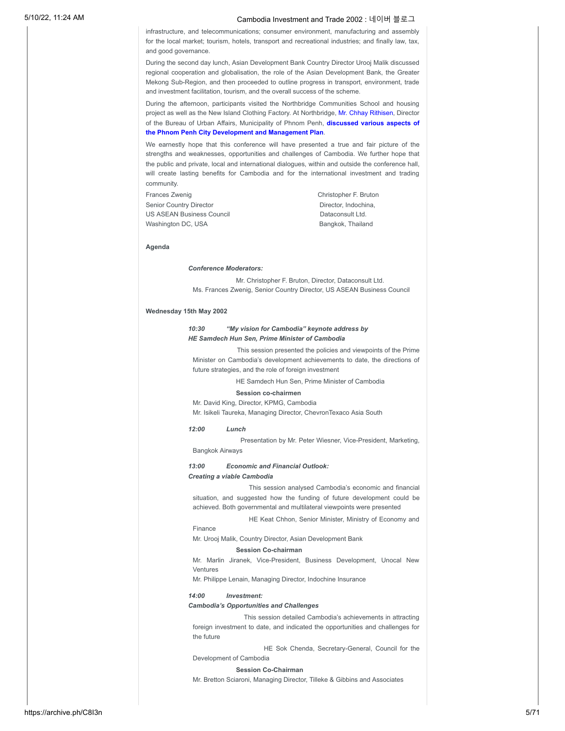infrastructure, and telecommunications; consumer environment, manufacturing and assembly for the local market; tourism, hotels, transport and recreational industries; and finally law, tax, and good governance.

During the second day lunch, Asian Development Bank Country Director Urooj Malik discussed regional cooperation and globalisation, the role of the Asian Development Bank, the Greater Mekong Sub-Region, and then proceeded to outline progress in transport, environment, trade and investment facilitation, tourism, and the overall success of the scheme.

During the afternoon, participants visited the Northbridge Communities School and housing project as well as the New Island Clothing Factory. At Northbridge, Mr. Chhay Rithisen, Director of the Bureau of Urban Affairs, Municipality of Phnom Penh, **discussed various aspects of the Phnom Penh City Development and Management Plan**.

We earnestly hope that this conference will have presented a true and fair picture of the strengths and weaknesses, opportunities and challenges of Cambodia. We further hope that the public and private, local and international dialogues, within and outside the conference hall, will create lasting benefits for Cambodia and for the international investment and trading community.

Frances Zwenig
Senior Country Director
US ASEAN Business Council
Washington DC, USA

Christopher F. Bruton
Director, Indochina,
Dataconsult Ltd.
Bangkok, Thailand

**Agenda**

***Conference Moderators:***

Mr. Christopher F. Bruton, Director, Dataconsult Ltd.
Ms. Frances Zwenig, Senior Country Director, US ASEAN Business Council

**Wednesday 15th May 2002**

***10:30 "My vision for Cambodia" keynote address by HE Samdech Hun Sen, Prime Minister of Cambodia***

This session presented the policies and viewpoints of the Prime Minister on Cambodia's development achievements to date, the directions of future strategies, and the role of foreign investment

HE Samdech Hun Sen, Prime Minister of Cambodia

**Session co-chairmen**

Mr. David King, Director, KPMG, Cambodia
Mr. Isikeli Taureka, Managing Director, ChevronTexaco Asia South

***12:00 Lunch***

Presentation by Mr. Peter Wiesner, Vice-President, Marketing, Bangkok Airways

***13:00 Economic and Financial Outlook: Creating a viable Cambodia***

This session analysed Cambodia's economic and financial situation, and suggested how the funding of future development could be achieved. Both governmental and multilateral viewpoints were presented

HE Keat Chhon, Senior Minister, Ministry of Economy and Finance
Mr. Urooj Malik, Country Director, Asian Development Bank

**Session Co-chairman**

Mr. Marlin Jiranek, Vice-President, Business Development, Unocal New Ventures
Mr. Philippe Lenain, Managing Director, Indochine Insurance

***14:00 Investment: Cambodia's Opportunities and Challenges***

This session detailed Cambodia's achievements in attracting foreign investment to date, and indicated the opportunities and challenges for the future

HE Sok Chenda, Secretary-General, Council for the Development of Cambodia

**Session Co-Chairman**

Mr. Bretton Sciaroni, Managing Director, Tilleke & Gibbins and Associates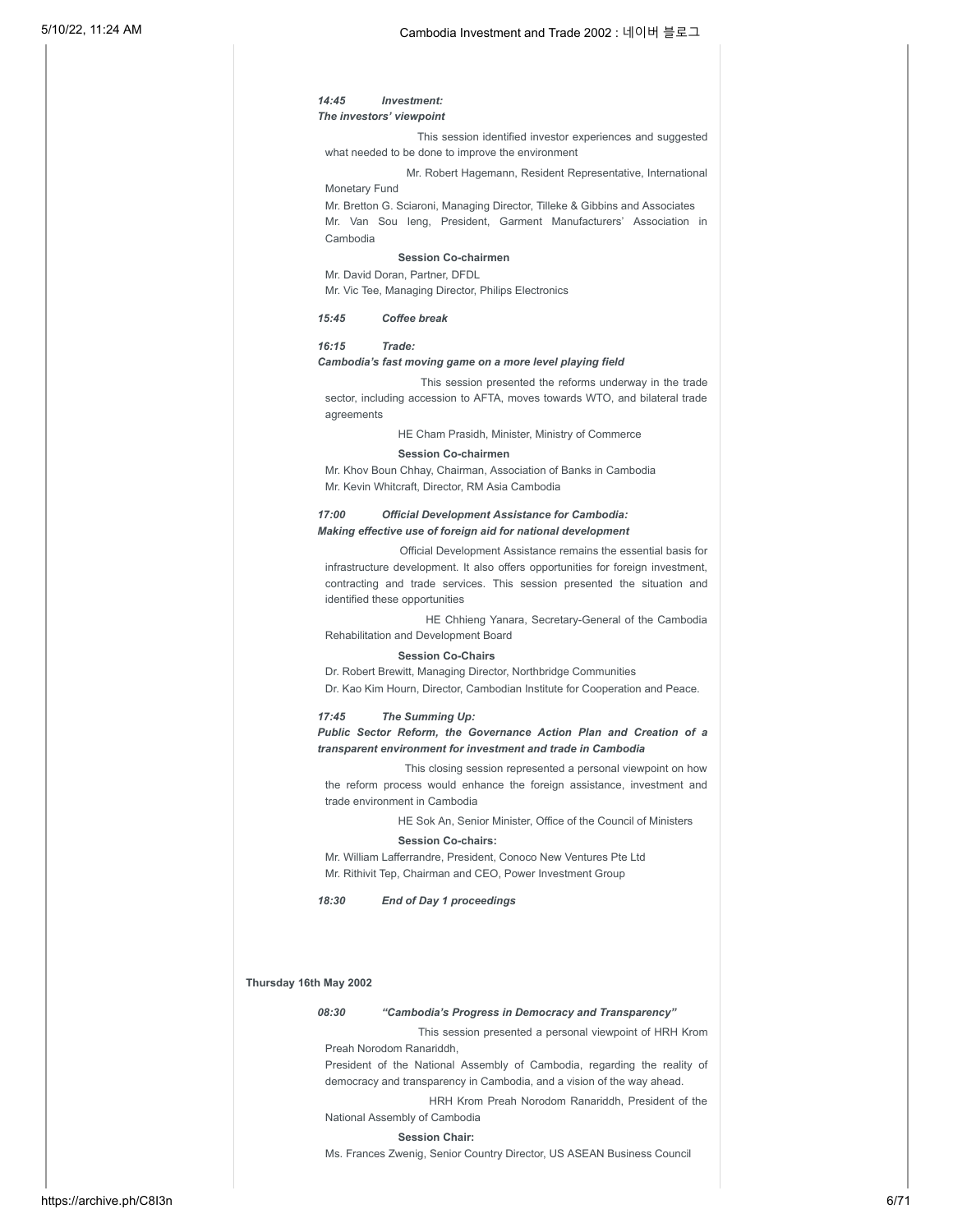***14:45 Investment:***
***The investors' viewpoint***

This session identified investor experiences and suggested what needed to be done to improve the environment

Mr. Robert Hagemann, Resident Representative, International Monetary Fund
Mr. Bretton G. Sciaroni, Managing Director, Tilleke & Gibbins and Associates
Mr. Van Sou Ieng, President, Garment Manufacturers' Association in Cambodia

**Session Co-chairmen**

Mr. David Doran, Partner, DFDL
Mr. Vic Tee, Managing Director, Philips Electronics

***15:45 Coffee break***

***16:15 Trade:***
***Cambodia's fast moving game on a more level playing field***

This session presented the reforms underway in the trade sector, including accession to AFTA, moves towards WTO, and bilateral trade agreements

HE Cham Prasidh, Minister, Ministry of Commerce

**Session Co-chairmen**

Mr. Khov Boun Chhay, Chairman, Association of Banks in Cambodia
Mr. Kevin Whitcraft, Director, RM Asia Cambodia

***17:00 Official Development Assistance for Cambodia:***
***Making effective use of foreign aid for national development***

Official Development Assistance remains the essential basis for infrastructure development. It also offers opportunities for foreign investment, contracting and trade services. This session presented the situation and identified these opportunities

HE Chhieng Yanara, Secretary-General of the Cambodia Rehabilitation and Development Board

**Session Co-Chairs**

Dr. Robert Brewitt, Managing Director, Northbridge Communities
Dr. Kao Kim Hourn, Director, Cambodian Institute for Cooperation and Peace.

***17:45 The Summing Up:***
***Public Sector Reform, the Governance Action Plan and Creation of a transparent environment for investment and trade in Cambodia***

This closing session represented a personal viewpoint on how the reform process would enhance the foreign assistance, investment and trade environment in Cambodia

HE Sok An, Senior Minister, Office of the Council of Ministers

**Session Co-chairs:**

Mr. William Lafferrandre, President, Conoco New Ventures Pte Ltd
Mr. Rithivit Tep, Chairman and CEO, Power Investment Group

***18:30 End of Day 1 proceedings***

**Thursday 16th May 2002**

***08:30 "Cambodia's Progress in Democracy and Transparency"***

This session presented a personal viewpoint of HRH Krom Preah Norodom Ranariddh,
President of the National Assembly of Cambodia, regarding the reality of democracy and transparency in Cambodia, and a vision of the way ahead.

HRH Krom Preah Norodom Ranariddh, President of the National Assembly of Cambodia

**Session Chair:**

Ms. Frances Zwenig, Senior Country Director, US ASEAN Business Council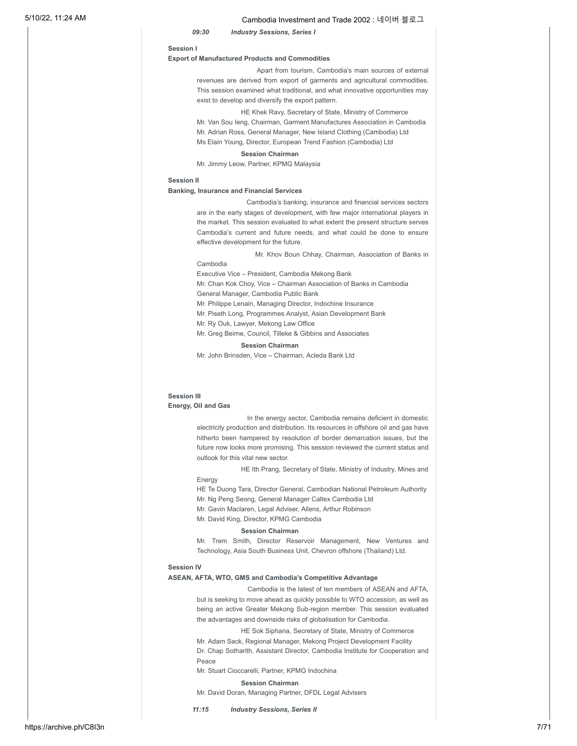*09:30 Industry Sessions, Series I*

**Session I**

**Export of Manufactured Products and Commodities**

Apart from tourism, Cambodia's main sources of external revenues are derived from export of garments and agricultural commodities. This session examined what traditional, and what innovative opportunities may exist to develop and diversify the export pattern.

HE Khek Ravy, Secretary of State, Ministry of Commerce
Mr. Van Sou Ieng, Chairman, Garment Manufactures Association in Cambodia
Mr. Adrian Ross, General Manager, New Island Clothing (Cambodia) Ltd
Ms Elain Young, Director, European Trend Fashion (Cambodia) Ltd

**Session Chairman**

Mr. Jimmy Leow, Partner, KPMG Malaysia

**Session II**

**Banking, Insurance and Financial Services**

Cambodia's banking, insurance and financial services sectors are in the early stages of development, with few major international players in the market. This session evaluated to what extent the present structure serves Cambodia's current and future needs, and what could be done to ensure effective development for the future.

Mr. Khov Boun Chhay, Chairman, Association of Banks in Cambodia
Executive Vice – President, Cambodia Mekong Bank
Mr. Chan Kok Choy, Vice – Chairman Association of Banks in Cambodia
General Manager, Cambodia Public Bank
Mr. Philippe Lenain, Managing Director, Indochine Insurance
Mr. Piseth Long, Programmes Analyst, Asian Development Bank
Mr. Ry Ouk, Lawyer, Mekong Law Office
Mr. Greg Beirne, Council, Tilleke & Gibbins and Associates

**Session Chairman**

Mr. John Brinsden, Vice – Chairman, Acleda Bank Ltd

**Session III**

**Energy, Oil and Gas**

In the energy sector, Cambodia remains deficient in domestic electricity production and distribution. Its resources in offshore oil and gas have hitherto been hampered by resolution of border demarcation issues, but the future now looks more promising. This session reviewed the current status and outlook for this vital new sector.

HE Ith Prang, Secretary of State, Ministry of Industry, Mines and Energy
HE Te Duong Tara, Director General, Cambodian National Petroleum Authority
Mr. Ng Peng Seong, General Manager Caltex Cambodia Ltd
Mr. Gavin Maclaren, Legal Adviser, Allens, Arthur Robinson
Mr. David King, Director, KPMG Cambodia

**Session Chairman**

Mr. Trem Smith, Director Reservoir Management, New Ventures and Technology, Asia South Business Unit, Chevron offshore (Thailand) Ltd.

**Session IV**

**ASEAN, AFTA, WTO, GMS and Cambodia's Competitive Advantage**

Cambodia is the latest of ten members of ASEAN and AFTA, but is seeking to move ahead as quickly possible to WTO accession, as well as being an active Greater Mekong Sub-region member. This session evaluated the advantages and downside risks of globalisation for Cambodia.

HE Sok Siphana, Secretary of State, Ministry of Commerce
Mr. Adam Sack, Regional Manager, Mekong Project Development Facility
Dr. Chap Sotharith, Assistant Director, Cambodia Institute for Cooperation and Peace
Mr. Stuart Cioccarelli, Partner, KPMG Indochina

**Session Chairman**

Mr. David Doran, Managing Partner, DFDL Legal Advisers

*11:15 Industry Sessions, Series II*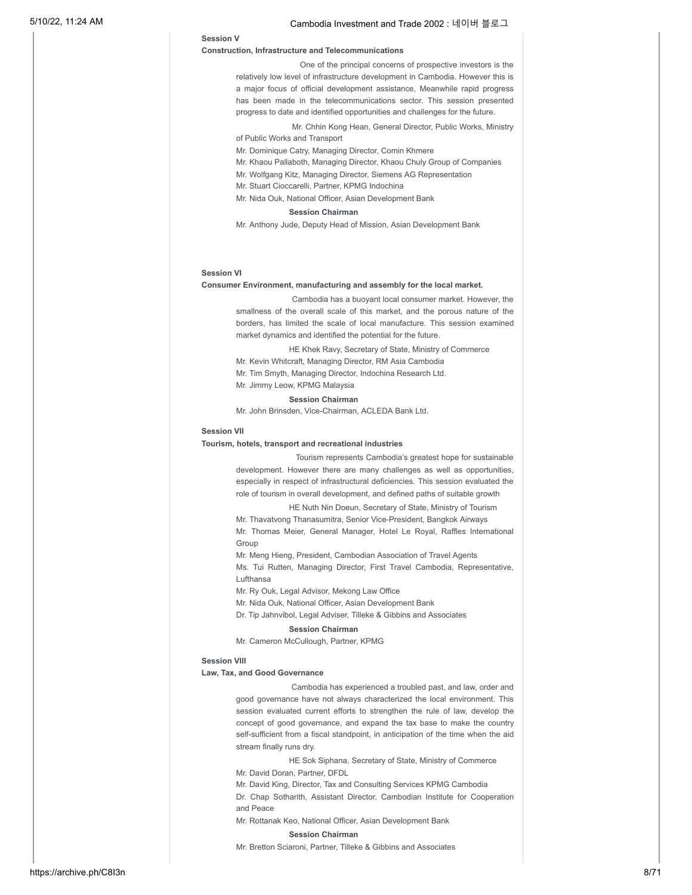**Session V**

**Construction, Infrastructure and Telecommunications**

One of the principal concerns of prospective investors is the relatively low level of infrastructure development in Cambodia. However this is a major focus of official development assistance, Meanwhile rapid progress has been made in the telecommunications sector. This session presented progress to date and identified opportunities and challenges for the future.

Mr. Chhin Kong Hean, General Director, Public Works, Ministry of Public Works and Transport
Mr. Dominique Catry, Managing Director, Comin Khmere
Mr. Khaou Pallaboth, Managing Director, Khaou Chuly Group of Companies
Mr. Wolfgang Kitz, Managing Director, Siemens AG Representation
Mr. Stuart Cioccarelli, Partner, KPMG Indochina
Mr. Nida Ouk, National Officer, Asian Development Bank

**Session Chairman**

Mr. Anthony Jude, Deputy Head of Mission, Asian Development Bank

**Session VI**

**Consumer Environment, manufacturing and assembly for the local market.**

Cambodia has a buoyant local consumer market. However, the smallness of the overall scale of this market, and the porous nature of the borders, has limited the scale of local manufacture. This session examined market dynamics and identified the potential for the future.

HE Khek Ravy, Secretary of State, Ministry of Commerce
Mr. Kevin Whitcraft, Managing Director, RM Asia Cambodia
Mr. Tim Smyth, Managing Director, Indochina Research Ltd.
Mr. Jimmy Leow, KPMG Malaysia

**Session Chairman**

Mr. John Brinsden, Vice-Chairman, ACLEDA Bank Ltd.

**Session VII**

**Tourism, hotels, transport and recreational industries**

Tourism represents Cambodia's greatest hope for sustainable development. However there are many challenges as well as opportunities, especially in respect of infrastructural deficiencies. This session evaluated the role of tourism in overall development, and defined paths of suitable growth

HE Nuth Nin Doeun, Secretary of State, Ministry of Tourism
Mr. Thavatvong Thanasumitra, Senior Vice-President, Bangkok Airways
Mr. Thomas Meier, General Manager, Hotel Le Royal, Raffles International Group
Mr. Meng Hieng, President, Cambodian Association of Travel Agents
Ms. Tui Rutten, Managing Director, First Travel Cambodia, Representative, Lufthansa
Mr. Ry Ouk, Legal Advisor, Mekong Law Office
Mr. Nida Ouk, National Officer, Asian Development Bank
Dr. Tip Jahnvibol, Legal Adviser, Tilleke & Gibbins and Associates

**Session Chairman**

Mr. Cameron McCullough, Partner, KPMG

**Session VIII**

**Law, Tax, and Good Governance**

Cambodia has experienced a troubled past, and law, order and good governance have not always characterized the local environment. This session evaluated current efforts to strengthen the rule of law, develop the concept of good governance, and expand the tax base to make the country self-sufficient from a fiscal standpoint, in anticipation of the time when the aid stream finally runs dry.

HE Sok Siphana, Secretary of State, Ministry of Commerce
Mr. David Doran, Partner, DFDL
Mr. David King, Director, Tax and Consulting Services KPMG Cambodia
Dr. Chap Sotharith, Assistant Director, Cambodian Institute for Cooperation and Peace
Mr. Rottanak Keo, National Officer, Asian Development Bank

**Session Chairman**

Mr. Bretton Sciaroni, Partner, Tilleke & Gibbins and Associates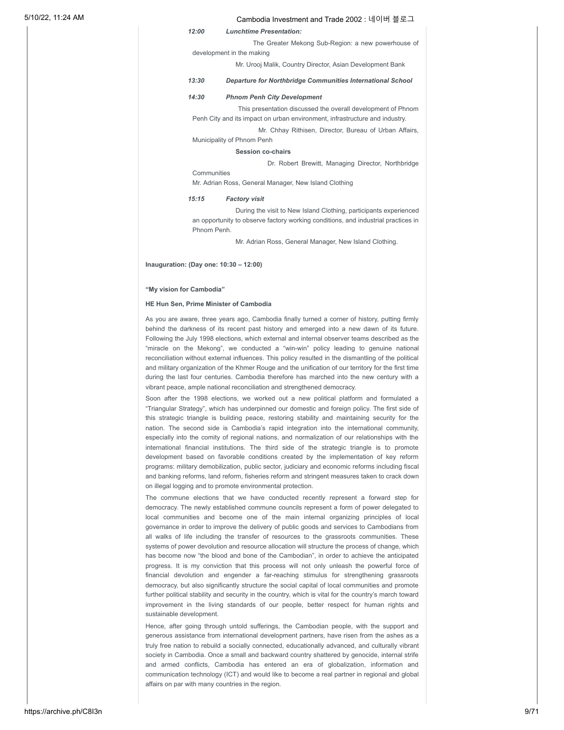**12:00** ***Lunchtime Presentation:***

The Greater Mekong Sub-Region: a new powerhouse of development in the making

Mr. Urooj Malik, Country Director, Asian Development Bank

**13:30** ***Departure for Northbridge Communities International School***

**14:30** ***Phnom Penh City Development***

This presentation discussed the overall development of Phnom Penh City and its impact on urban environment, infrastructure and industry.

Mr. Chhay Rithisen, Director, Bureau of Urban Affairs, Municipality of Phnom Penh

**Session co-chairs**

Dr. Robert Brewitt, Managing Director, Northbridge Communities

Mr. Adrian Ross, General Manager, New Island Clothing

**15:15** ***Factory visit***

During the visit to New Island Clothing, participants experienced an opportunity to observe factory working conditions, and industrial practices in Phnom Penh.

Mr. Adrian Ross, General Manager, New Island Clothing.

**Inauguration: (Day one: 10:30 – 12:00)**

**"My vision for Cambodia"**

**HE Hun Sen, Prime Minister of Cambodia**

As you are aware, three years ago, Cambodia finally turned a corner of history, putting firmly behind the darkness of its recent past history and emerged into a new dawn of its future. Following the July 1998 elections, which external and internal observer teams described as the "miracle on the Mekong", we conducted a "win-win" policy leading to genuine national reconciliation without external influences. This policy resulted in the dismantling of the political and military organization of the Khmer Rouge and the unification of our territory for the first time during the last four centuries. Cambodia therefore has marched into the new century with a vibrant peace, ample national reconciliation and strengthened democracy.

Soon after the 1998 elections, we worked out a new political platform and formulated a "Triangular Strategy", which has underpinned our domestic and foreign policy. The first side of this strategic triangle is building peace, restoring stability and maintaining security for the nation. The second side is Cambodia's rapid integration into the international community, especially into the comity of regional nations, and normalization of our relationships with the international financial institutions. The third side of the strategic triangle is to promote development based on favorable conditions created by the implementation of key reform programs: military demobilization, public sector, judiciary and economic reforms including fiscal and banking reforms, land reform, fisheries reform and stringent measures taken to crack down on illegal logging and to promote environmental protection.

The commune elections that we have conducted recently represent a forward step for democracy. The newly established commune councils represent a form of power delegated to local communities and become one of the main internal organizing principles of local governance in order to improve the delivery of public goods and services to Cambodians from all walks of life including the transfer of resources to the grassroots communities. These systems of power devolution and resource allocation will structure the process of change, which has become now "the blood and bone of the Cambodian", in order to achieve the anticipated progress. It is my conviction that this process will not only unleash the powerful force of financial devolution and engender a far-reaching stimulus for strengthening grassroots democracy, but also significantly structure the social capital of local communities and promote further political stability and security in the country, which is vital for the country's march toward improvement in the living standards of our people, better respect for human rights and sustainable development.

Hence, after going through untold sufferings, the Cambodian people, with the support and generous assistance from international development partners, have risen from the ashes as a truly free nation to rebuild a socially connected, educationally advanced, and culturally vibrant society in Cambodia. Once a small and backward country shattered by genocide, internal strife and armed conflicts, Cambodia has entered an era of globalization, information and communication technology (ICT) and would like to become a real partner in regional and global affairs on par with many countries in the region.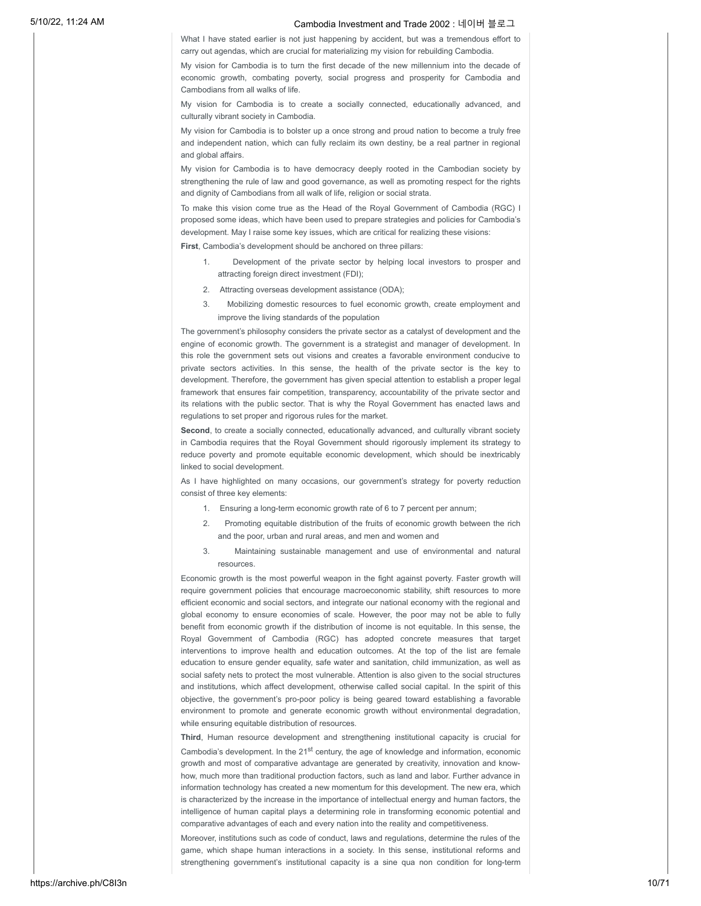What I have stated earlier is not just happening by accident, but was a tremendous effort to carry out agendas, which are crucial for materializing my vision for rebuilding Cambodia.

My vision for Cambodia is to turn the first decade of the new millennium into the decade of economic growth, combating poverty, social progress and prosperity for Cambodia and Cambodians from all walks of life.

My vision for Cambodia is to create a socially connected, educationally advanced, and culturally vibrant society in Cambodia.

My vision for Cambodia is to bolster up a once strong and proud nation to become a truly free and independent nation, which can fully reclaim its own destiny, be a real partner in regional and global affairs.

My vision for Cambodia is to have democracy deeply rooted in the Cambodian society by strengthening the rule of law and good governance, as well as promoting respect for the rights and dignity of Cambodians from all walk of life, religion or social strata.

To make this vision come true as the Head of the Royal Government of Cambodia (RGC) I proposed some ideas, which have been used to prepare strategies and policies for Cambodia's development. May I raise some key issues, which are critical for realizing these visions:

**First**, Cambodia's development should be anchored on three pillars:

1. Development of the private sector by helping local investors to prosper and attracting foreign direct investment (FDI);
2. Attracting overseas development assistance (ODA);
3. Mobilizing domestic resources to fuel economic growth, create employment and improve the living standards of the population

The government's philosophy considers the private sector as a catalyst of development and the engine of economic growth. The government is a strategist and manager of development. In this role the government sets out visions and creates a favorable environment conducive to private sectors activities. In this sense, the health of the private sector is the key to development. Therefore, the government has given special attention to establish a proper legal framework that ensures fair competition, transparency, accountability of the private sector and its relations with the public sector. That is why the Royal Government has enacted laws and regulations to set proper and rigorous rules for the market.

**Second**, to create a socially connected, educationally advanced, and culturally vibrant society in Cambodia requires that the Royal Government should rigorously implement its strategy to reduce poverty and promote equitable economic development, which should be inextricably linked to social development.

As I have highlighted on many occasions, our government's strategy for poverty reduction consist of three key elements:

1. Ensuring a long-term economic growth rate of 6 to 7 percent per annum;
2. Promoting equitable distribution of the fruits of economic growth between the rich and the poor, urban and rural areas, and men and women and
3. Maintaining sustainable management and use of environmental and natural resources.

Economic growth is the most powerful weapon in the fight against poverty. Faster growth will require government policies that encourage macroeconomic stability, shift resources to more efficient economic and social sectors, and integrate our national economy with the regional and global economy to ensure economies of scale. However, the poor may not be able to fully benefit from economic growth if the distribution of income is not equitable. In this sense, the Royal Government of Cambodia (RGC) has adopted concrete measures that target interventions to improve health and education outcomes. At the top of the list are female education to ensure gender equality, safe water and sanitation, child immunization, as well as social safety nets to protect the most vulnerable. Attention is also given to the social structures and institutions, which affect development, otherwise called social capital. In the spirit of this objective, the government's pro-poor policy is being geared toward establishing a favorable environment to promote and generate economic growth without environmental degradation, while ensuring equitable distribution of resources.

**Third**, Human resource development and strengthening institutional capacity is crucial for Cambodia's development. In the 21st century, the age of knowledge and information, economic growth and most of comparative advantage are generated by creativity, innovation and know-how, much more than traditional production factors, such as land and labor. Further advance in information technology has created a new momentum for this development. The new era, which is characterized by the increase in the importance of intellectual energy and human factors, the intelligence of human capital plays a determining role in transforming economic potential and comparative advantages of each and every nation into the reality and competitiveness.

Moreover, institutions such as code of conduct, laws and regulations, determine the rules of the game, which shape human interactions in a society. In this sense, institutional reforms and strengthening government's institutional capacity is a sine qua non condition for long-term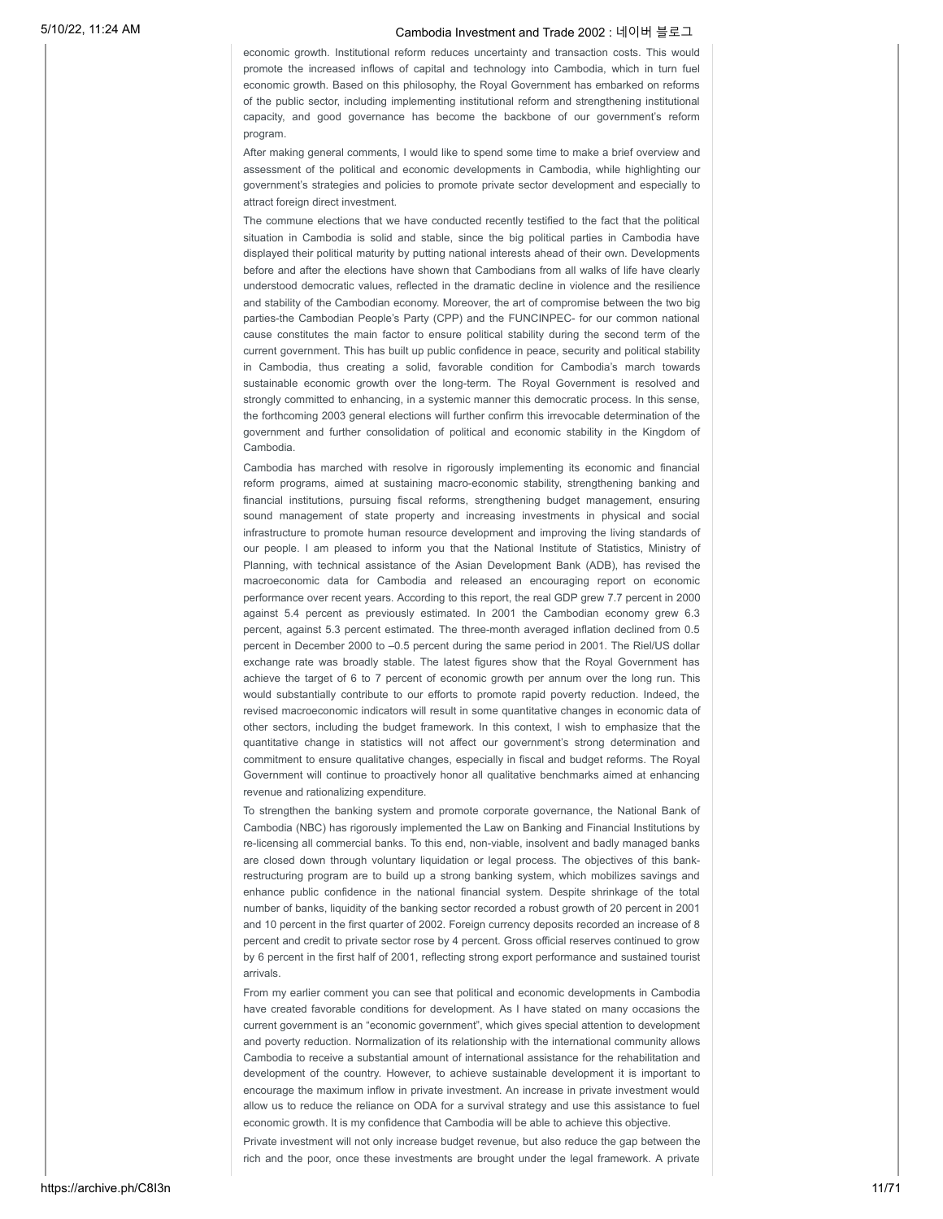economic growth. Institutional reform reduces uncertainty and transaction costs. This would promote the increased inflows of capital and technology into Cambodia, which in turn fuel economic growth. Based on this philosophy, the Royal Government has embarked on reforms of the public sector, including implementing institutional reform and strengthening institutional capacity, and good governance has become the backbone of our government's reform program.

After making general comments, I would like to spend some time to make a brief overview and assessment of the political and economic developments in Cambodia, while highlighting our government's strategies and policies to promote private sector development and especially to attract foreign direct investment.

The commune elections that we have conducted recently testified to the fact that the political situation in Cambodia is solid and stable, since the big political parties in Cambodia have displayed their political maturity by putting national interests ahead of their own. Developments before and after the elections have shown that Cambodians from all walks of life have clearly understood democratic values, reflected in the dramatic decline in violence and the resilience and stability of the Cambodian economy. Moreover, the art of compromise between the two big parties-the Cambodian People's Party (CPP) and the FUNCINPEC- for our common national cause constitutes the main factor to ensure political stability during the second term of the current government. This has built up public confidence in peace, security and political stability in Cambodia, thus creating a solid, favorable condition for Cambodia's march towards sustainable economic growth over the long-term. The Royal Government is resolved and strongly committed to enhancing, in a systemic manner this democratic process. In this sense, the forthcoming 2003 general elections will further confirm this irrevocable determination of the government and further consolidation of political and economic stability in the Kingdom of Cambodia.

Cambodia has marched with resolve in rigorously implementing its economic and financial reform programs, aimed at sustaining macro-economic stability, strengthening banking and financial institutions, pursuing fiscal reforms, strengthening budget management, ensuring sound management of state property and increasing investments in physical and social infrastructure to promote human resource development and improving the living standards of our people. I am pleased to inform you that the National Institute of Statistics, Ministry of Planning, with technical assistance of the Asian Development Bank (ADB), has revised the macroeconomic data for Cambodia and released an encouraging report on economic performance over recent years. According to this report, the real GDP grew 7.7 percent in 2000 against 5.4 percent as previously estimated. In 2001 the Cambodian economy grew 6.3 percent, against 5.3 percent estimated. The three-month averaged inflation declined from 0.5 percent in December 2000 to –0.5 percent during the same period in 2001. The Riel/US dollar exchange rate was broadly stable. The latest figures show that the Royal Government has achieve the target of 6 to 7 percent of economic growth per annum over the long run. This would substantially contribute to our efforts to promote rapid poverty reduction. Indeed, the revised macroeconomic indicators will result in some quantitative changes in economic data of other sectors, including the budget framework. In this context, I wish to emphasize that the quantitative change in statistics will not affect our government's strong determination and commitment to ensure qualitative changes, especially in fiscal and budget reforms. The Royal Government will continue to proactively honor all qualitative benchmarks aimed at enhancing revenue and rationalizing expenditure.

To strengthen the banking system and promote corporate governance, the National Bank of Cambodia (NBC) has rigorously implemented the Law on Banking and Financial Institutions by re-licensing all commercial banks. To this end, non-viable, insolvent and badly managed banks are closed down through voluntary liquidation or legal process. The objectives of this bank-restructuring program are to build up a strong banking system, which mobilizes savings and enhance public confidence in the national financial system. Despite shrinkage of the total number of banks, liquidity of the banking sector recorded a robust growth of 20 percent in 2001 and 10 percent in the first quarter of 2002. Foreign currency deposits recorded an increase of 8 percent and credit to private sector rose by 4 percent. Gross official reserves continued to grow by 6 percent in the first half of 2001, reflecting strong export performance and sustained tourist arrivals.

From my earlier comment you can see that political and economic developments in Cambodia have created favorable conditions for development. As I have stated on many occasions the current government is an "economic government", which gives special attention to development and poverty reduction. Normalization of its relationship with the international community allows Cambodia to receive a substantial amount of international assistance for the rehabilitation and development of the country. However, to achieve sustainable development it is important to encourage the maximum inflow in private investment. An increase in private investment would allow us to reduce the reliance on ODA for a survival strategy and use this assistance to fuel economic growth. It is my confidence that Cambodia will be able to achieve this objective.

Private investment will not only increase budget revenue, but also reduce the gap between the rich and the poor, once these investments are brought under the legal framework. A private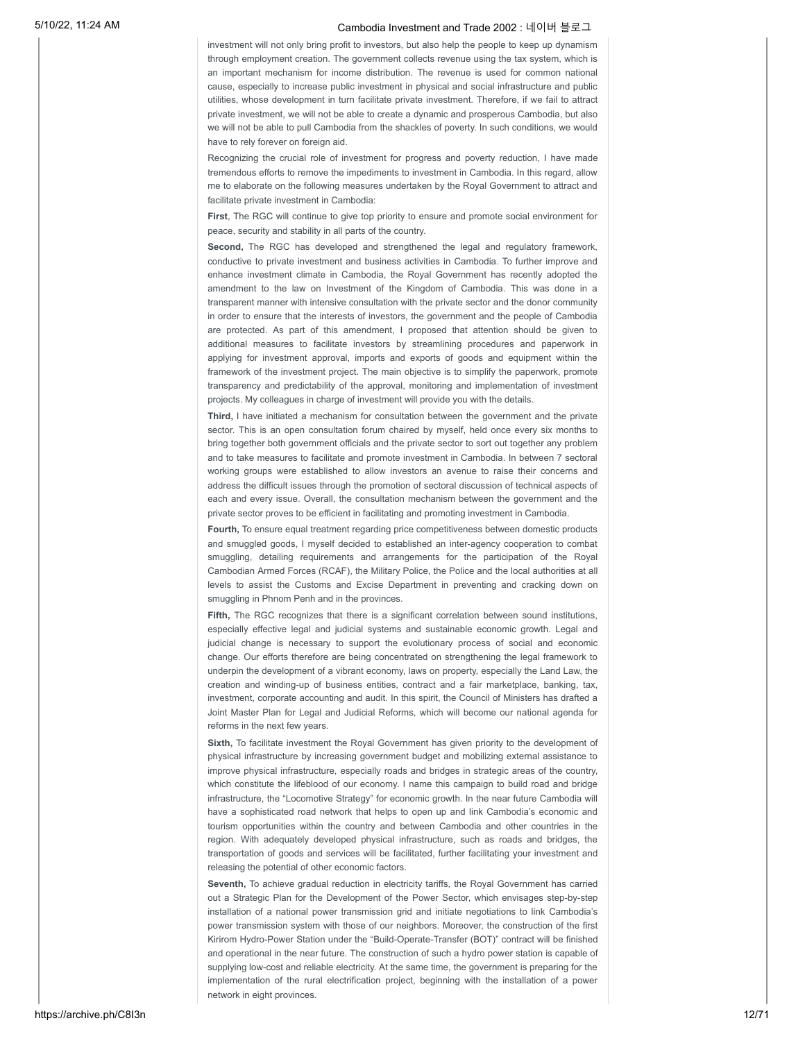investment will not only bring profit to investors, but also help the people to keep up dynamism through employment creation. The government collects revenue using the tax system, which is an important mechanism for income distribution. The revenue is used for common national cause, especially to increase public investment in physical and social infrastructure and public utilities, whose development in turn facilitate private investment. Therefore, if we fail to attract private investment, we will not be able to create a dynamic and prosperous Cambodia, but also we will not be able to pull Cambodia from the shackles of poverty. In such conditions, we would have to rely forever on foreign aid.

Recognizing the crucial role of investment for progress and poverty reduction, I have made tremendous efforts to remove the impediments to investment in Cambodia. In this regard, allow me to elaborate on the following measures undertaken by the Royal Government to attract and facilitate private investment in Cambodia:

**First**, The RGC will continue to give top priority to ensure and promote social environment for peace, security and stability in all parts of the country.

**Second,** The RGC has developed and strengthened the legal and regulatory framework, conductive to private investment and business activities in Cambodia. To further improve and enhance investment climate in Cambodia, the Royal Government has recently adopted the amendment to the law on Investment of the Kingdom of Cambodia. This was done in a transparent manner with intensive consultation with the private sector and the donor community in order to ensure that the interests of investors, the government and the people of Cambodia are protected. As part of this amendment, I proposed that attention should be given to additional measures to facilitate investors by streamlining procedures and paperwork in applying for investment approval, imports and exports of goods and equipment within the framework of the investment project. The main objective is to simplify the paperwork, promote transparency and predictability of the approval, monitoring and implementation of investment projects. My colleagues in charge of investment will provide you with the details.

**Third,** I have initiated a mechanism for consultation between the government and the private sector. This is an open consultation forum chaired by myself, held once every six months to bring together both government officials and the private sector to sort out together any problem and to take measures to facilitate and promote investment in Cambodia. In between 7 sectoral working groups were established to allow investors an avenue to raise their concerns and address the difficult issues through the promotion of sectoral discussion of technical aspects of each and every issue. Overall, the consultation mechanism between the government and the private sector proves to be efficient in facilitating and promoting investment in Cambodia.

**Fourth,** To ensure equal treatment regarding price competitiveness between domestic products and smuggled goods, I myself decided to established an inter-agency cooperation to combat smuggling, detailing requirements and arrangements for the participation of the Royal Cambodian Armed Forces (RCAF), the Military Police, the Police and the local authorities at all levels to assist the Customs and Excise Department in preventing and cracking down on smuggling in Phnom Penh and in the provinces.

**Fifth,** The RGC recognizes that there is a significant correlation between sound institutions, especially effective legal and judicial systems and sustainable economic growth. Legal and judicial change is necessary to support the evolutionary process of social and economic change. Our efforts therefore are being concentrated on strengthening the legal framework to underpin the development of a vibrant economy, laws on property, especially the Land Law, the creation and winding-up of business entities, contract and a fair marketplace, banking, tax, investment, corporate accounting and audit. In this spirit, the Council of Ministers has drafted a Joint Master Plan for Legal and Judicial Reforms, which will become our national agenda for reforms in the next few years.

**Sixth,** To facilitate investment the Royal Government has given priority to the development of physical infrastructure by increasing government budget and mobilizing external assistance to improve physical infrastructure, especially roads and bridges in strategic areas of the country, which constitute the lifeblood of our economy. I name this campaign to build road and bridge infrastructure, the "Locomotive Strategy" for economic growth. In the near future Cambodia will have a sophisticated road network that helps to open up and link Cambodia's economic and tourism opportunities within the country and between Cambodia and other countries in the region. With adequately developed physical infrastructure, such as roads and bridges, the transportation of goods and services will be facilitated, further facilitating your investment and releasing the potential of other economic factors.

**Seventh,** To achieve gradual reduction in electricity tariffs, the Royal Government has carried out a Strategic Plan for the Development of the Power Sector, which envisages step-by-step installation of a national power transmission grid and initiate negotiations to link Cambodia's power transmission system with those of our neighbors. Moreover, the construction of the first Kirirom Hydro-Power Station under the "Build-Operate-Transfer (BOT)" contract will be finished and operational in the near future. The construction of such a hydro power station is capable of supplying low-cost and reliable electricity. At the same time, the government is preparing for the implementation of the rural electrification project, beginning with the installation of a power network in eight provinces.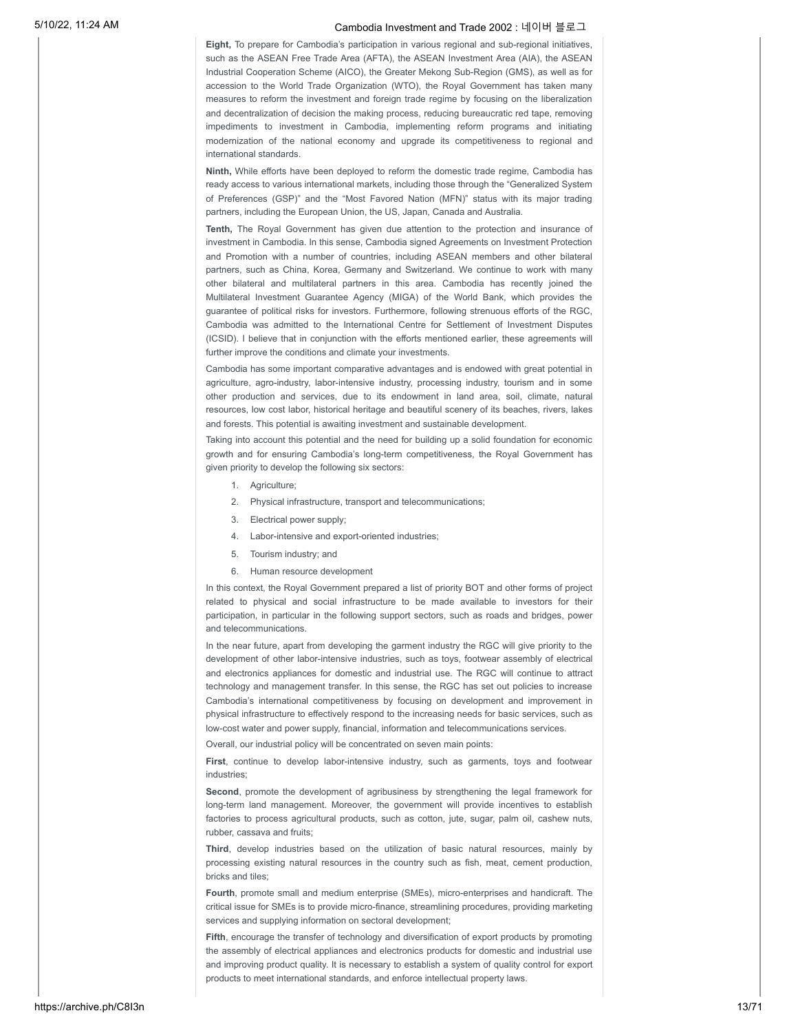**Eight,** To prepare for Cambodia's participation in various regional and sub-regional initiatives, such as the ASEAN Free Trade Area (AFTA), the ASEAN Investment Area (AIA), the ASEAN Industrial Cooperation Scheme (AICO), the Greater Mekong Sub-Region (GMS), as well as for accession to the World Trade Organization (WTO), the Royal Government has taken many measures to reform the investment and foreign trade regime by focusing on the liberalization and decentralization of decision the making process, reducing bureaucratic red tape, removing impediments to investment in Cambodia, implementing reform programs and initiating modernization of the national economy and upgrade its competitiveness to regional and international standards.

**Ninth,** While efforts have been deployed to reform the domestic trade regime, Cambodia has ready access to various international markets, including those through the "Generalized System of Preferences (GSP)" and the "Most Favored Nation (MFN)" status with its major trading partners, including the European Union, the US, Japan, Canada and Australia.

**Tenth,** The Royal Government has given due attention to the protection and insurance of investment in Cambodia. In this sense, Cambodia signed Agreements on Investment Protection and Promotion with a number of countries, including ASEAN members and other bilateral partners, such as China, Korea, Germany and Switzerland. We continue to work with many other bilateral and multilateral partners in this area. Cambodia has recently joined the Multilateral Investment Guarantee Agency (MIGA) of the World Bank, which provides the guarantee of political risks for investors. Furthermore, following strenuous efforts of the RGC, Cambodia was admitted to the International Centre for Settlement of Investment Disputes (ICSID). I believe that in conjunction with the efforts mentioned earlier, these agreements will further improve the conditions and climate your investments.

Cambodia has some important comparative advantages and is endowed with great potential in agriculture, agro-industry, labor-intensive industry, processing industry, tourism and in some other production and services, due to its endowment in land area, soil, climate, natural resources, low cost labor, historical heritage and beautiful scenery of its beaches, rivers, lakes and forests. This potential is awaiting investment and sustainable development.

Taking into account this potential and the need for building up a solid foundation for economic growth and for ensuring Cambodia's long-term competitiveness, the Royal Government has given priority to develop the following six sectors:

1. Agriculture;
2. Physical infrastructure, transport and telecommunications;
3. Electrical power supply;
4. Labor-intensive and export-oriented industries;
5. Tourism industry; and
6. Human resource development

In this context, the Royal Government prepared a list of priority BOT and other forms of project related to physical and social infrastructure to be made available to investors for their participation, in particular in the following support sectors, such as roads and bridges, power and telecommunications.

In the near future, apart from developing the garment industry the RGC will give priority to the development of other labor-intensive industries, such as toys, footwear assembly of electrical and electronics appliances for domestic and industrial use. The RGC will continue to attract technology and management transfer. In this sense, the RGC has set out policies to increase Cambodia's international competitiveness by focusing on development and improvement in physical infrastructure to effectively respond to the increasing needs for basic services, such as low-cost water and power supply, financial, information and telecommunications services.

Overall, our industrial policy will be concentrated on seven main points:

**First**, continue to develop labor-intensive industry, such as garments, toys and footwear industries;

**Second**, promote the development of agribusiness by strengthening the legal framework for long-term land management. Moreover, the government will provide incentives to establish factories to process agricultural products, such as cotton, jute, sugar, palm oil, cashew nuts, rubber, cassava and fruits;

**Third**, develop industries based on the utilization of basic natural resources, mainly by processing existing natural resources in the country such as fish, meat, cement production, bricks and tiles;

**Fourth**, promote small and medium enterprise (SMEs), micro-enterprises and handicraft. The critical issue for SMEs is to provide micro-finance, streamlining procedures, providing marketing services and supplying information on sectoral development;

**Fifth**, encourage the transfer of technology and diversification of export products by promoting the assembly of electrical appliances and electronics products for domestic and industrial use and improving product quality. It is necessary to establish a system of quality control for export products to meet international standards, and enforce intellectual property laws.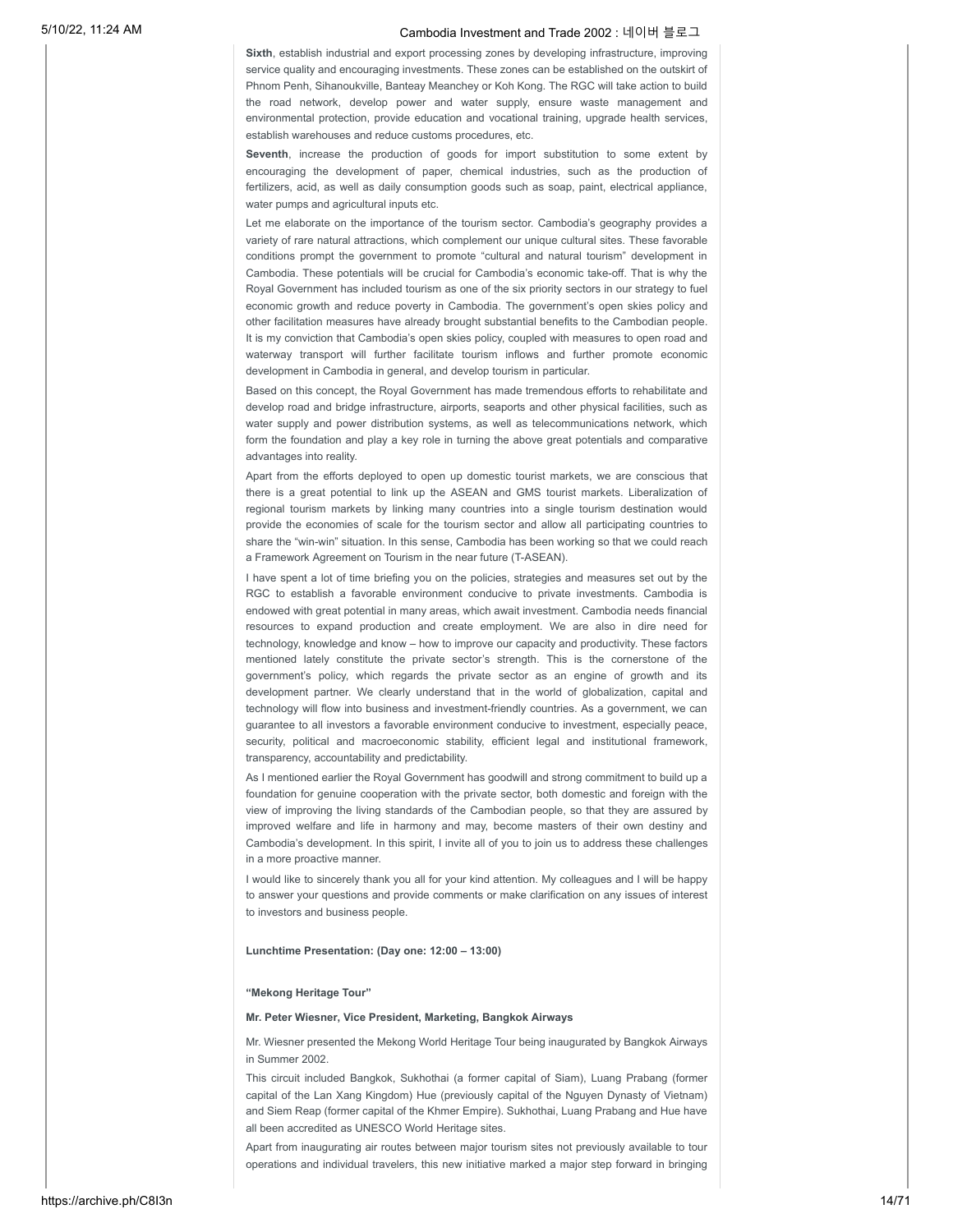**Sixth**, establish industrial and export processing zones by developing infrastructure, improving service quality and encouraging investments. These zones can be established on the outskirt of Phnom Penh, Sihanoukville, Banteay Meanchey or Koh Kong. The RGC will take action to build the road network, develop power and water supply, ensure waste management and environmental protection, provide education and vocational training, upgrade health services, establish warehouses and reduce customs procedures, etc.

**Seventh**, increase the production of goods for import substitution to some extent by encouraging the development of paper, chemical industries, such as the production of fertilizers, acid, as well as daily consumption goods such as soap, paint, electrical appliance, water pumps and agricultural inputs etc.

Let me elaborate on the importance of the tourism sector. Cambodia's geography provides a variety of rare natural attractions, which complement our unique cultural sites. These favorable conditions prompt the government to promote "cultural and natural tourism" development in Cambodia. These potentials will be crucial for Cambodia's economic take-off. That is why the Royal Government has included tourism as one of the six priority sectors in our strategy to fuel economic growth and reduce poverty in Cambodia. The government's open skies policy and other facilitation measures have already brought substantial benefits to the Cambodian people. It is my conviction that Cambodia's open skies policy, coupled with measures to open road and waterway transport will further facilitate tourism inflows and further promote economic development in Cambodia in general, and develop tourism in particular.

Based on this concept, the Royal Government has made tremendous efforts to rehabilitate and develop road and bridge infrastructure, airports, seaports and other physical facilities, such as water supply and power distribution systems, as well as telecommunications network, which form the foundation and play a key role in turning the above great potentials and comparative advantages into reality.

Apart from the efforts deployed to open up domestic tourist markets, we are conscious that there is a great potential to link up the ASEAN and GMS tourist markets. Liberalization of regional tourism markets by linking many countries into a single tourism destination would provide the economies of scale for the tourism sector and allow all participating countries to share the "win-win" situation. In this sense, Cambodia has been working so that we could reach a Framework Agreement on Tourism in the near future (T-ASEAN).

I have spent a lot of time briefing you on the policies, strategies and measures set out by the RGC to establish a favorable environment conducive to private investments. Cambodia is endowed with great potential in many areas, which await investment. Cambodia needs financial resources to expand production and create employment. We are also in dire need for technology, knowledge and know – how to improve our capacity and productivity. These factors mentioned lately constitute the private sector's strength. This is the cornerstone of the government's policy, which regards the private sector as an engine of growth and its development partner. We clearly understand that in the world of globalization, capital and technology will flow into business and investment-friendly countries. As a government, we can guarantee to all investors a favorable environment conducive to investment, especially peace, security, political and macroeconomic stability, efficient legal and institutional framework, transparency, accountability and predictability.

As I mentioned earlier the Royal Government has goodwill and strong commitment to build up a foundation for genuine cooperation with the private sector, both domestic and foreign with the view of improving the living standards of the Cambodian people, so that they are assured by improved welfare and life in harmony and may, become masters of their own destiny and Cambodia's development. In this spirit, I invite all of you to join us to address these challenges in a more proactive manner.

I would like to sincerely thank you all for your kind attention. My colleagues and I will be happy to answer your questions and provide comments or make clarification on any issues of interest to investors and business people.

**Lunchtime Presentation: (Day one: 12:00 – 13:00)**

**"Mekong Heritage Tour"**

**Mr. Peter Wiesner, Vice President, Marketing, Bangkok Airways**

Mr. Wiesner presented the Mekong World Heritage Tour being inaugurated by Bangkok Airways in Summer 2002.

This circuit included Bangkok, Sukhothai (a former capital of Siam), Luang Prabang (former capital of the Lan Xang Kingdom) Hue (previously capital of the Nguyen Dynasty of Vietnam) and Siem Reap (former capital of the Khmer Empire). Sukhothai, Luang Prabang and Hue have all been accredited as UNESCO World Heritage sites.

Apart from inaugurating air routes between major tourism sites not previously available to tour operations and individual travelers, this new initiative marked a major step forward in bringing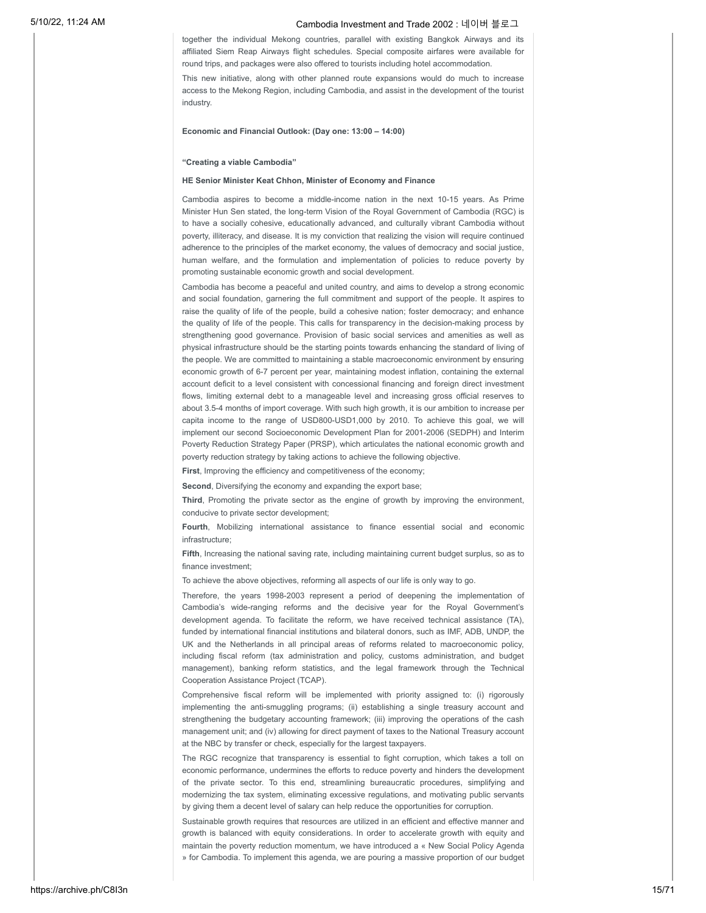together the individual Mekong countries, parallel with existing Bangkok Airways and its affiliated Siem Reap Airways flight schedules. Special composite airfares were available for round trips, and packages were also offered to tourists including hotel accommodation.

This new initiative, along with other planned route expansions would do much to increase access to the Mekong Region, including Cambodia, and assist in the development of the tourist industry.

**Economic and Financial Outlook: (Day one: 13:00 – 14:00)**

**"Creating a viable Cambodia"**

**HE Senior Minister Keat Chhon, Minister of Economy and Finance**

Cambodia aspires to become a middle-income nation in the next 10-15 years. As Prime Minister Hun Sen stated, the long-term Vision of the Royal Government of Cambodia (RGC) is to have a socially cohesive, educationally advanced, and culturally vibrant Cambodia without poverty, illiteracy, and disease. It is my conviction that realizing the vision will require continued adherence to the principles of the market economy, the values of democracy and social justice, human welfare, and the formulation and implementation of policies to reduce poverty by promoting sustainable economic growth and social development.

Cambodia has become a peaceful and united country, and aims to develop a strong economic and social foundation, garnering the full commitment and support of the people. It aspires to raise the quality of life of the people, build a cohesive nation; foster democracy; and enhance the quality of life of the people. This calls for transparency in the decision-making process by strengthening good governance. Provision of basic social services and amenities as well as physical infrastructure should be the starting points towards enhancing the standard of living of the people. We are committed to maintaining a stable macroeconomic environment by ensuring economic growth of 6-7 percent per year, maintaining modest inflation, containing the external account deficit to a level consistent with concessional financing and foreign direct investment flows, limiting external debt to a manageable level and increasing gross official reserves to about 3.5-4 months of import coverage. With such high growth, it is our ambition to increase per capita income to the range of USD800-USD1,000 by 2010. To achieve this goal, we will implement our second Socioeconomic Development Plan for 2001-2006 (SEDPH) and Interim Poverty Reduction Strategy Paper (PRSP), which articulates the national economic growth and poverty reduction strategy by taking actions to achieve the following objective.

**First**, Improving the efficiency and competitiveness of the economy;

**Second**, Diversifying the economy and expanding the export base;

**Third**, Promoting the private sector as the engine of growth by improving the environment, conducive to private sector development;

**Fourth**, Mobilizing international assistance to finance essential social and economic infrastructure;

**Fifth**, Increasing the national saving rate, including maintaining current budget surplus, so as to finance investment;

To achieve the above objectives, reforming all aspects of our life is only way to go.

Therefore, the years 1998-2003 represent a period of deepening the implementation of Cambodia's wide-ranging reforms and the decisive year for the Royal Government's development agenda. To facilitate the reform, we have received technical assistance (TA), funded by international financial institutions and bilateral donors, such as IMF, ADB, UNDP, the UK and the Netherlands in all principal areas of reforms related to macroeconomic policy, including fiscal reform (tax administration and policy, customs administration, and budget management), banking reform statistics, and the legal framework through the Technical Cooperation Assistance Project (TCAP).

Comprehensive fiscal reform will be implemented with priority assigned to: (i) rigorously implementing the anti-smuggling programs; (ii) establishing a single treasury account and strengthening the budgetary accounting framework; (iii) improving the operations of the cash management unit; and (iv) allowing for direct payment of taxes to the National Treasury account at the NBC by transfer or check, especially for the largest taxpayers.

The RGC recognize that transparency is essential to fight corruption, which takes a toll on economic performance, undermines the efforts to reduce poverty and hinders the development of the private sector. To this end, streamlining bureaucratic procedures, simplifying and modernizing the tax system, eliminating excessive regulations, and motivating public servants by giving them a decent level of salary can help reduce the opportunities for corruption.

Sustainable growth requires that resources are utilized in an efficient and effective manner and growth is balanced with equity considerations. In order to accelerate growth with equity and maintain the poverty reduction momentum, we have introduced a « New Social Policy Agenda » for Cambodia. To implement this agenda, we are pouring a massive proportion of our budget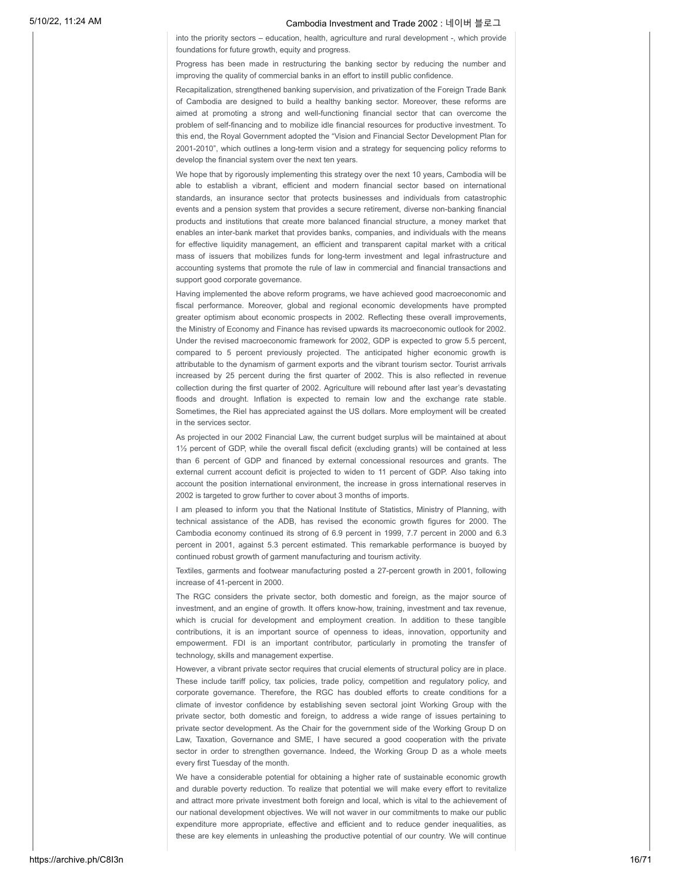into the priority sectors – education, health, agriculture and rural development -, which provide foundations for future growth, equity and progress.

Progress has been made in restructuring the banking sector by reducing the number and improving the quality of commercial banks in an effort to instill public confidence.

Recapitalization, strengthened banking supervision, and privatization of the Foreign Trade Bank of Cambodia are designed to build a healthy banking sector. Moreover, these reforms are aimed at promoting a strong and well-functioning financial sector that can overcome the problem of self-financing and to mobilize idle financial resources for productive investment. To this end, the Royal Government adopted the "Vision and Financial Sector Development Plan for 2001-2010", which outlines a long-term vision and a strategy for sequencing policy reforms to develop the financial system over the next ten years.

We hope that by rigorously implementing this strategy over the next 10 years, Cambodia will be able to establish a vibrant, efficient and modern financial sector based on international standards, an insurance sector that protects businesses and individuals from catastrophic events and a pension system that provides a secure retirement, diverse non-banking financial products and institutions that create more balanced financial structure, a money market that enables an inter-bank market that provides banks, companies, and individuals with the means for effective liquidity management, an efficient and transparent capital market with a critical mass of issuers that mobilizes funds for long-term investment and legal infrastructure and accounting systems that promote the rule of law in commercial and financial transactions and support good corporate governance.

Having implemented the above reform programs, we have achieved good macroeconomic and fiscal performance. Moreover, global and regional economic developments have prompted greater optimism about economic prospects in 2002. Reflecting these overall improvements, the Ministry of Economy and Finance has revised upwards its macroeconomic outlook for 2002. Under the revised macroeconomic framework for 2002, GDP is expected to grow 5.5 percent, compared to 5 percent previously projected. The anticipated higher economic growth is attributable to the dynamism of garment exports and the vibrant tourism sector. Tourist arrivals increased by 25 percent during the first quarter of 2002. This is also reflected in revenue collection during the first quarter of 2002. Agriculture will rebound after last year's devastating floods and drought. Inflation is expected to remain low and the exchange rate stable. Sometimes, the Riel has appreciated against the US dollars. More employment will be created in the services sector.

As projected in our 2002 Financial Law, the current budget surplus will be maintained at about 1½ percent of GDP, while the overall fiscal deficit (excluding grants) will be contained at less than 6 percent of GDP and financed by external concessional resources and grants. The external current account deficit is projected to widen to 11 percent of GDP. Also taking into account the position international environment, the increase in gross international reserves in 2002 is targeted to grow further to cover about 3 months of imports.

I am pleased to inform you that the National Institute of Statistics, Ministry of Planning, with technical assistance of the ADB, has revised the economic growth figures for 2000. The Cambodia economy continued its strong of 6.9 percent in 1999, 7.7 percent in 2000 and 6.3 percent in 2001, against 5.3 percent estimated. This remarkable performance is buoyed by continued robust growth of garment manufacturing and tourism activity.

Textiles, garments and footwear manufacturing posted a 27-percent growth in 2001, following increase of 41-percent in 2000.

The RGC considers the private sector, both domestic and foreign, as the major source of investment, and an engine of growth. It offers know-how, training, investment and tax revenue, which is crucial for development and employment creation. In addition to these tangible contributions, it is an important source of openness to ideas, innovation, opportunity and empowerment. FDI is an important contributor, particularly in promoting the transfer of technology, skills and management expertise.

However, a vibrant private sector requires that crucial elements of structural policy are in place. These include tariff policy, tax policies, trade policy, competition and regulatory policy, and corporate governance. Therefore, the RGC has doubled efforts to create conditions for a climate of investor confidence by establishing seven sectoral joint Working Group with the private sector, both domestic and foreign, to address a wide range of issues pertaining to private sector development. As the Chair for the government side of the Working Group D on Law, Taxation, Governance and SME, I have secured a good cooperation with the private sector in order to strengthen governance. Indeed, the Working Group D as a whole meets every first Tuesday of the month.

We have a considerable potential for obtaining a higher rate of sustainable economic growth and durable poverty reduction. To realize that potential we will make every effort to revitalize and attract more private investment both foreign and local, which is vital to the achievement of our national development objectives. We will not waver in our commitments to make our public expenditure more appropriate, effective and efficient and to reduce gender inequalities, as these are key elements in unleashing the productive potential of our country. We will continue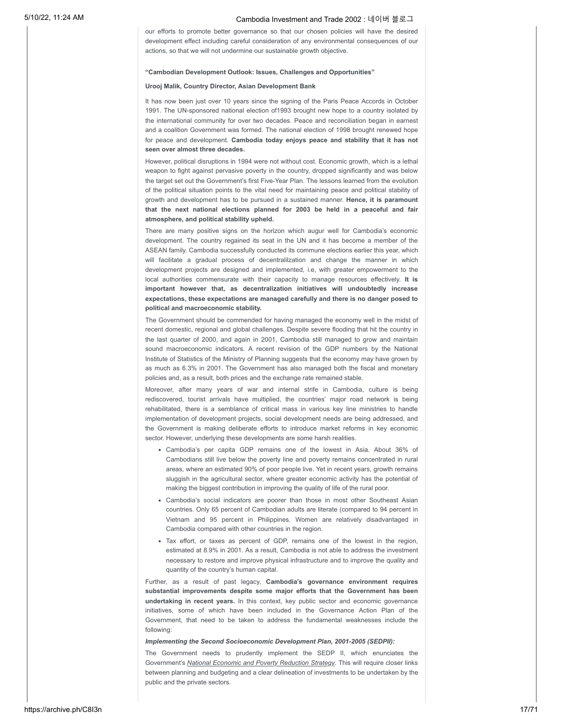our efforts to promote better governance so that our chosen policies will have the desired development effect including careful consideration of any environmental consequences of our actions, so that we will not undermine our sustainable growth objective.

**"Cambodian Development Outlook: Issues, Challenges and Opportunities"**

**Urooj Malik, Country Director, Asian Development Bank**

It has now been just over 10 years since the signing of the Paris Peace Accords in October 1991. The UN-sponsored national election of1993 brought new hope to a country isolated by the international community for over two decades. Peace and reconciliation began in earnest and a coalition Government was formed. The national election of 1998 brought renewed hope for peace and development. **Cambodia today enjoys peace and stability that it has not seen over almost three decades.**

However, political disruptions in 1994 were not without cost. Economic growth, which is a lethal weapon to fight against pervasive poverty in the country, dropped significantly and was below the target set out the Government's first Five-Year Plan. The lessons learned from the evolution of the political situation points to the vital need for maintaining peace and political stability of growth and development has to be pursued in a sustained manner. **Hence, it is paramount that the next national elections planned for 2003 be held in a peaceful and fair atmosphere, and political stability upheld.**

There are many positive signs on the horizon which augur well for Cambodia's economic development. The country regained its seat in the UN and it has become a member of the ASEAN family. Cambodia successfully conducted its commune elections earlier this year, which will facilitate a gradual process of decentralilzation and change the manner in which development projects are designed and implemented, i.e, with greater empowerment to the local authorities commensurate with their capacity to manage resources effectively. **It is important however that, as decentralization initiatives will undoubtedly increase expectations, these expectations are managed carefully and there is no danger posed to political and macroeconomic stability.**

The Government should be commended for having managed the economy well in the midst of recent domestic, regional and global challenges. Despite severe flooding that hit the country in the last quarter of 2000, and again in 2001, Cambodia still managed to grow and maintain sound macroeconomic indicators. A recent revision of the GDP numbers by the National Institute of Statistics of the Ministry of Planning suggests that the economy may have grown by as much as 6.3% in 2001. The Government has also managed both the fiscal and monetary policies and, as a result, both prices and the exchange rate remained stable.

Moreover, after many years of war and internal strife in Cambodia, culture is being rediscovered, tourist arrivals have multiplied, the countries' major road network is being rehabilitated, there is a semblance of critical mass in various key line ministries to handle implementation of development projects, social development needs are being addressed, and the Government is making deliberate efforts to introduce market reforms in key economic sector. However, underlying these developments are some harsh realities.

- Cambodia's per capita GDP remains one of the lowest in Asia. About 36% of Cambodians still live below the poverty line and poverty remains concentrated in rural areas, where an estimated 90% of poor people live. Yet in recent years, growth remains sluggish in the agricultural sector, where greater economic activity has the potential of making the biggest contribution in improving the quality of life of the rural poor.
- Cambodia's social indicators are poorer than those in most other Southeast Asian countries. Only 65 percent of Cambodian adults are literate (compared to 94 percent in Vietnam and 95 percent in Philippines. Women are relatively disadvantaged in Cambodia compared with other countries in the region.
- Tax effort, or taxes as percent of GDP, remains one of the lowest in the region, estimated at 8.9% in 2001. As a result, Cambodia is not able to address the investment necessary to restore and improve physical infrastructure and to improve the quality and quantity of the country's human capital.

Further, as a result of past legacy, **Cambodia's governance environment requires substantial improvements despite some major efforts that the Government has been undertaking in recent years.** In this context, key public sector and economic governance initiatives, some of which have been included in the Governance Action Plan of the Government, that need to be taken to address the fundamental weaknesses include the following:

***Implementing the Second Socioeconomic Development Plan, 2001-2005 (SEDPII):***

The Government needs to prudently implement the SEDP II, which enunciates the Government's *National Economic and Poverty Reduction Strategy*. This will require closer links between planning and budgeting and a clear delineation of investments to be undertaken by the public and the private sectors.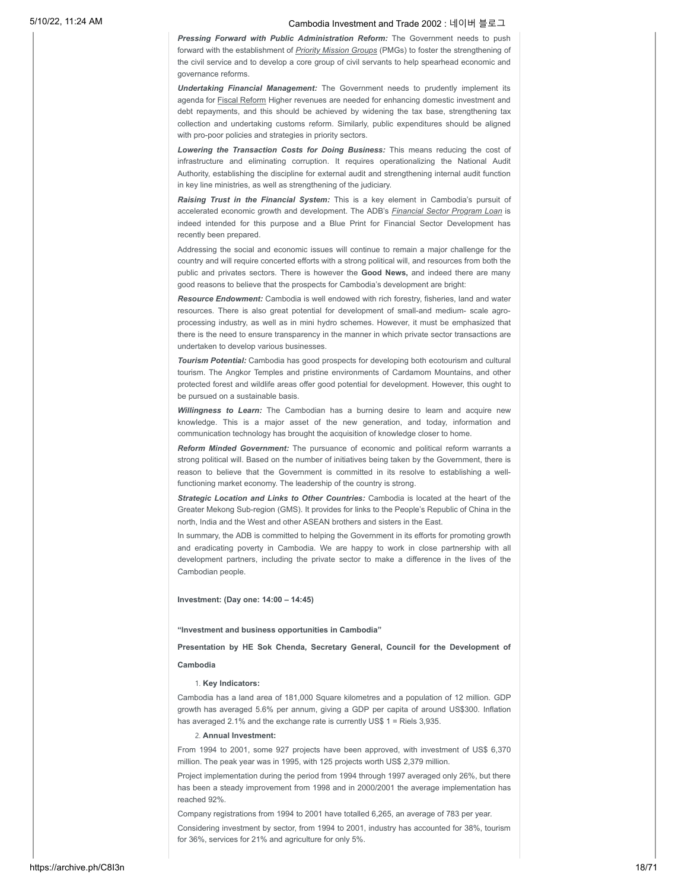***Pressing Forward with Public Administration Reform:*** The Government needs to push forward with the establishment of *Priority Mission Groups* (PMGs) to foster the strengthening of the civil service and to develop a core group of civil servants to help spearhead economic and governance reforms.

***Undertaking Financial Management:*** The Government needs to prudently implement its agenda for Fiscal Reform Higher revenues are needed for enhancing domestic investment and debt repayments, and this should be achieved by widening the tax base, strengthening tax collection and undertaking customs reform. Similarly, public expenditures should be aligned with pro-poor policies and strategies in priority sectors.

***Lowering the Transaction Costs for Doing Business:*** This means reducing the cost of infrastructure and eliminating corruption. It requires operationalizing the National Audit Authority, establishing the discipline for external audit and strengthening internal audit function in key line ministries, as well as strengthening of the judiciary.

***Raising Trust in the Financial System:*** This is a key element in Cambodia's pursuit of accelerated economic growth and development. The ADB's *Financial Sector Program Loan* is indeed intended for this purpose and a Blue Print for Financial Sector Development has recently been prepared.

Addressing the social and economic issues will continue to remain a major challenge for the country and will require concerted efforts with a strong political will, and resources from both the public and privates sectors. There is however the **Good News,** and indeed there are many good reasons to believe that the prospects for Cambodia's development are bright:

***Resource Endowment:*** Cambodia is well endowed with rich forestry, fisheries, land and water resources. There is also great potential for development of small-and medium- scale agro-processing industry, as well as in mini hydro schemes. However, it must be emphasized that there is the need to ensure transparency in the manner in which private sector transactions are undertaken to develop various businesses.

***Tourism Potential:*** Cambodia has good prospects for developing both ecotourism and cultural tourism. The Angkor Temples and pristine environments of Cardamom Mountains, and other protected forest and wildlife areas offer good potential for development. However, this ought to be pursued on a sustainable basis.

***Willingness to Learn:*** The Cambodian has a burning desire to learn and acquire new knowledge. This is a major asset of the new generation, and today, information and communication technology has brought the acquisition of knowledge closer to home.

***Reform Minded Government:*** The pursuance of economic and political reform warrants a strong political will. Based on the number of initiatives being taken by the Government, there is reason to believe that the Government is committed in its resolve to establishing a well-functioning market economy. The leadership of the country is strong.

***Strategic Location and Links to Other Countries:*** Cambodia is located at the heart of the Greater Mekong Sub-region (GMS). It provides for links to the People's Republic of China in the north, India and the West and other ASEAN brothers and sisters in the East.

In summary, the ADB is committed to helping the Government in its efforts for promoting growth and eradicating poverty in Cambodia. We are happy to work in close partnership with all development partners, including the private sector to make a difference in the lives of the Cambodian people.

**Investment: (Day one: 14:00 – 14:45)**

**"Investment and business opportunities in Cambodia"**

**Presentation by HE Sok Chenda, Secretary General, Council for the Development of Cambodia**

1. **Key Indicators:**

Cambodia has a land area of 181,000 Square kilometres and a population of 12 million. GDP growth has averaged 5.6% per annum, giving a GDP per capita of around US$300. Inflation has averaged 2.1% and the exchange rate is currently US$ 1 = Riels 3,935.

2. **Annual Investment:**

From 1994 to 2001, some 927 projects have been approved, with investment of US$ 6,370 million. The peak year was in 1995, with 125 projects worth US$ 2,379 million.

Project implementation during the period from 1994 through 1997 averaged only 26%, but there has been a steady improvement from 1998 and in 2000/2001 the average implementation has reached 92%.

Company registrations from 1994 to 2001 have totalled 6,265, an average of 783 per year.

Considering investment by sector, from 1994 to 2001, industry has accounted for 38%, tourism for 36%, services for 21% and agriculture for only 5%.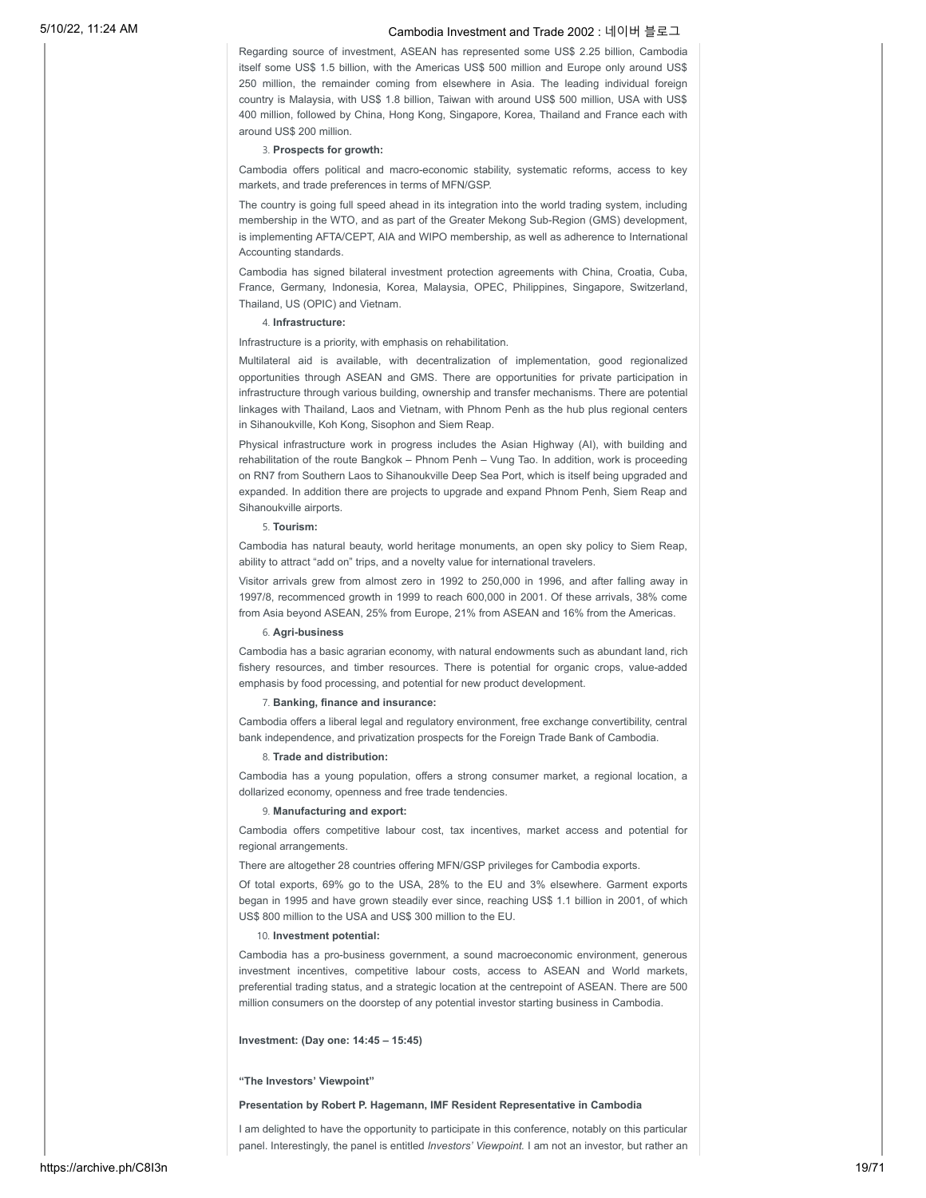Regarding source of investment, ASEAN has represented some US$ 2.25 billion, Cambodia itself some US$ 1.5 billion, with the Americas US$ 500 million and Europe only around US$ 250 million, the remainder coming from elsewhere in Asia. The leading individual foreign country is Malaysia, with US$ 1.8 billion, Taiwan with around US$ 500 million, USA with US$ 400 million, followed by China, Hong Kong, Singapore, Korea, Thailand and France each with around US$ 200 million.

3. **Prospects for growth:**

Cambodia offers political and macro-economic stability, systematic reforms, access to key markets, and trade preferences in terms of MFN/GSP.

The country is going full speed ahead in its integration into the world trading system, including membership in the WTO, and as part of the Greater Mekong Sub-Region (GMS) development, is implementing AFTA/CEPT, AIA and WIPO membership, as well as adherence to International Accounting standards.

Cambodia has signed bilateral investment protection agreements with China, Croatia, Cuba, France, Germany, Indonesia, Korea, Malaysia, OPEC, Philippines, Singapore, Switzerland, Thailand, US (OPIC) and Vietnam.

4. **Infrastructure:**

Infrastructure is a priority, with emphasis on rehabilitation.

Multilateral aid is available, with decentralization of implementation, good regionalized opportunities through ASEAN and GMS. There are opportunities for private participation in infrastructure through various building, ownership and transfer mechanisms. There are potential linkages with Thailand, Laos and Vietnam, with Phnom Penh as the hub plus regional centers in Sihanoukville, Koh Kong, Sisophon and Siem Reap.

Physical infrastructure work in progress includes the Asian Highway (AI), with building and rehabilitation of the route Bangkok – Phnom Penh – Vung Tao. In addition, work is proceeding on RN7 from Southern Laos to Sihanoukville Deep Sea Port, which is itself being upgraded and expanded. In addition there are projects to upgrade and expand Phnom Penh, Siem Reap and Sihanoukville airports.

5. **Tourism:**

Cambodia has natural beauty, world heritage monuments, an open sky policy to Siem Reap, ability to attract "add on" trips, and a novelty value for international travelers.

Visitor arrivals grew from almost zero in 1992 to 250,000 in 1996, and after falling away in 1997/8, recommenced growth in 1999 to reach 600,000 in 2001. Of these arrivals, 38% come from Asia beyond ASEAN, 25% from Europe, 21% from ASEAN and 16% from the Americas.

6. **Agri-business**

Cambodia has a basic agrarian economy, with natural endowments such as abundant land, rich fishery resources, and timber resources. There is potential for organic crops, value-added emphasis by food processing, and potential for new product development.

7. **Banking, finance and insurance:**

Cambodia offers a liberal legal and regulatory environment, free exchange convertibility, central bank independence, and privatization prospects for the Foreign Trade Bank of Cambodia.

8. **Trade and distribution:**

Cambodia has a young population, offers a strong consumer market, a regional location, a dollarized economy, openness and free trade tendencies.

9. **Manufacturing and export:**

Cambodia offers competitive labour cost, tax incentives, market access and potential for regional arrangements.

There are altogether 28 countries offering MFN/GSP privileges for Cambodia exports.

Of total exports, 69% go to the USA, 28% to the EU and 3% elsewhere. Garment exports began in 1995 and have grown steadily ever since, reaching US$ 1.1 billion in 2001, of which US$ 800 million to the USA and US$ 300 million to the EU.

10. **Investment potential:**

Cambodia has a pro-business government, a sound macroeconomic environment, generous investment incentives, competitive labour costs, access to ASEAN and World markets, preferential trading status, and a strategic location at the centrepoint of ASEAN. There are 500 million consumers on the doorstep of any potential investor starting business in Cambodia.

**Investment: (Day one: 14:45 – 15:45)**

**"The Investors' Viewpoint"**

**Presentation by Robert P. Hagemann, IMF Resident Representative in Cambodia**

I am delighted to have the opportunity to participate in this conference, notably on this particular panel. Interestingly, the panel is entitled *Investors' Viewpoint.* I am not an investor, but rather an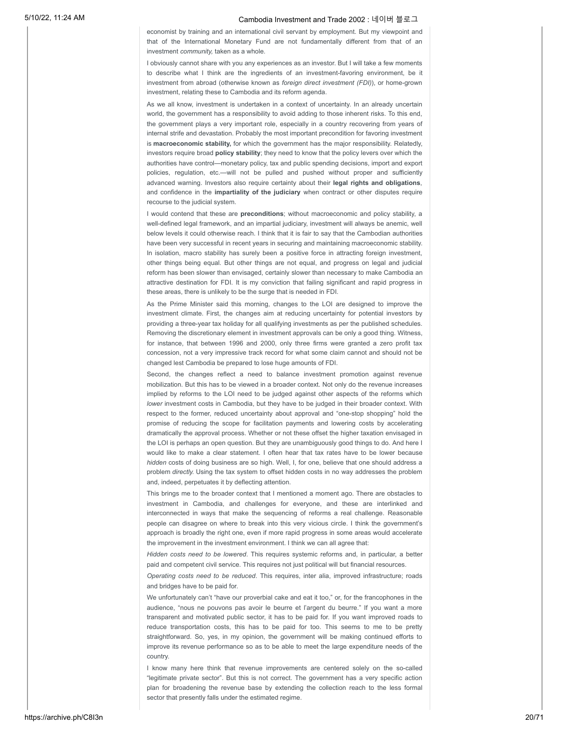economist by training and an international civil servant by employment. But my viewpoint and that of the International Monetary Fund are not fundamentally different from that of an investment *community,* taken as a whole.

I obviously cannot share with you any experiences as an investor. But I will take a few moments to describe what I think are the ingredients of an investment-favoring environment, be it investment from abroad (otherwise known as *foreign direct investment (FDI)*), or home-grown investment, relating these to Cambodia and its reform agenda.

As we all know, investment is undertaken in a context of uncertainty. In an already uncertain world, the government has a responsibility to avoid adding to those inherent risks. To this end, the government plays a very important role, especially in a country recovering from years of internal strife and devastation. Probably the most important precondition for favoring investment is **macroeconomic stability,** for which the government has the major responsibility. Relatedly, investors require broad **policy stability**; they need to know that the policy levers over which the authorities have control—monetary policy, tax and public spending decisions, import and export policies, regulation, etc.—will not be pulled and pushed without proper and sufficiently advanced warning. Investors also require certainty about their **legal rights and obligations**, and confidence in the **impartiality of the judiciary** when contract or other disputes require recourse to the judicial system.

I would contend that these are **preconditions**; without macroeconomic and policy stability, a well-defined legal framework, and an impartial judiciary, investment will always be anemic, well below levels it could otherwise reach. I think that it is fair to say that the Cambodian authorities have been very successful in recent years in securing and maintaining macroeconomic stability. In isolation, macro stability has surely been a positive force in attracting foreign investment, other things being equal. But other things are not equal, and progress on legal and judicial reform has been slower than envisaged, certainly slower than necessary to make Cambodia an attractive destination for FDI. It is my conviction that failing significant and rapid progress in these areas, there is unlikely to be the surge that is needed in FDI.

As the Prime Minister said this morning, changes to the LOI are designed to improve the investment climate. First, the changes aim at reducing uncertainty for potential investors by providing a three-year tax holiday for all qualifying investments as per the published schedules. Removing the discretionary element in investment approvals can be only a good thing. Witness, for instance, that between 1996 and 2000, only three firms were granted a zero profit tax concession, not a very impressive track record for what some claim cannot and should not be changed lest Cambodia be prepared to lose huge amounts of FDI.

Second, the changes reflect a need to balance investment promotion against revenue mobilization. But this has to be viewed in a broader context. Not only do the revenue increases implied by reforms to the LOI need to be judged against other aspects of the reforms which *lower* investment costs in Cambodia, but they have to be judged in their broader context. With respect to the former, reduced uncertainty about approval and "one-stop shopping" hold the promise of reducing the scope for facilitation payments and lowering costs by accelerating dramatically the approval process. Whether or not these offset the higher taxation envisaged in the LOI is perhaps an open question. But they are unambiguously good things to do. And here I would like to make a clear statement. I often hear that tax rates have to be lower because *hidden* costs of doing business are so high. Well, I, for one, believe that one should address a problem *directly.* Using the tax system to offset hidden costs in no way addresses the problem and, indeed, perpetuates it by deflecting attention.

This brings me to the broader context that I mentioned a moment ago. There are obstacles to investment in Cambodia, and challenges for everyone, and these are interlinked and interconnected in ways that make the sequencing of reforms a real challenge. Reasonable people can disagree on where to break into this very vicious circle. I think the government's approach is broadly the right one, even if more rapid progress in some areas would accelerate the improvement in the investment environment. I think we can all agree that:

*Hidden costs need to be lowered*. This requires systemic reforms and, in particular, a better paid and competent civil service. This requires not just political will but financial resources.

*Operating costs need to be reduced*. This requires, inter alia, improved infrastructure; roads and bridges have to be paid for.

We unfortunately can't "have our proverbial cake and eat it too," or, for the francophones in the audience, "nous ne pouvons pas avoir le beurre et l'argent du beurre." If you want a more transparent and motivated public sector, it has to be paid for. If you want improved roads to reduce transportation costs, this has to be paid for too. This seems to me to be pretty straightforward. So, yes, in my opinion, the government will be making continued efforts to improve its revenue performance so as to be able to meet the large expenditure needs of the country.

I know many here think that revenue improvements are centered solely on the so-called "legitimate private sector". But this is not correct. The government has a very specific action plan for broadening the revenue base by extending the collection reach to the less formal sector that presently falls under the estimated regime.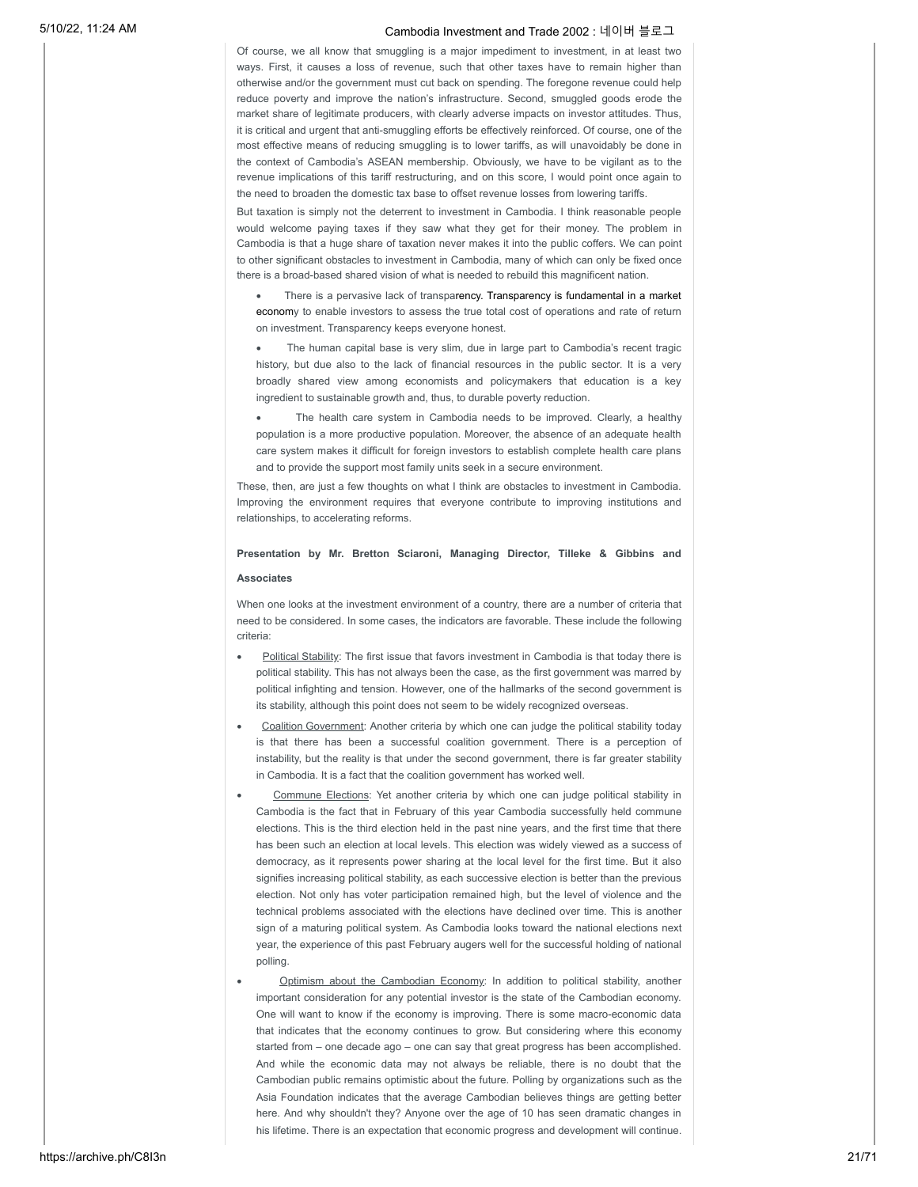Of course, we all know that smuggling is a major impediment to investment, in at least two ways. First, it causes a loss of revenue, such that other taxes have to remain higher than otherwise and/or the government must cut back on spending. The foregone revenue could help reduce poverty and improve the nation's infrastructure. Second, smuggled goods erode the market share of legitimate producers, with clearly adverse impacts on investor attitudes. Thus, it is critical and urgent that anti-smuggling efforts be effectively reinforced. Of course, one of the most effective means of reducing smuggling is to lower tariffs, as will unavoidably be done in the context of Cambodia's ASEAN membership. Obviously, we have to be vigilant as to the revenue implications of this tariff restructuring, and on this score, I would point once again to the need to broaden the domestic tax base to offset revenue losses from lowering tariffs.

But taxation is simply not the deterrent to investment in Cambodia. I think reasonable people would welcome paying taxes if they saw what they get for their money. The problem in Cambodia is that a huge share of taxation never makes it into the public coffers. We can point to other significant obstacles to investment in Cambodia, many of which can only be fixed once there is a broad-based shared vision of what is needed to rebuild this magnificent nation.

- There is a pervasive lack of transparency. Transparency is fundamental in a market economy to enable investors to assess the true total cost of operations and rate of return on investment. Transparency keeps everyone honest.
- The human capital base is very slim, due in large part to Cambodia's recent tragic history, but due also to the lack of financial resources in the public sector. It is a very broadly shared view among economists and policymakers that education is a key ingredient to sustainable growth and, thus, to durable poverty reduction.
- The health care system in Cambodia needs to be improved. Clearly, a healthy population is a more productive population. Moreover, the absence of an adequate health care system makes it difficult for foreign investors to establish complete health care plans and to provide the support most family units seek in a secure environment.

These, then, are just a few thoughts on what I think are obstacles to investment in Cambodia. Improving the environment requires that everyone contribute to improving institutions and relationships, to accelerating reforms.

**Presentation by Mr. Bretton Sciaroni, Managing Director, Tilleke & Gibbins and Associates**

When one looks at the investment environment of a country, there are a number of criteria that need to be considered. In some cases, the indicators are favorable. These include the following criteria:

- Political Stability: The first issue that favors investment in Cambodia is that today there is political stability. This has not always been the case, as the first government was marred by political infighting and tension. However, one of the hallmarks of the second government is its stability, although this point does not seem to be widely recognized overseas.
- Coalition Government: Another criteria by which one can judge the political stability today is that there has been a successful coalition government. There is a perception of instability, but the reality is that under the second government, there is far greater stability in Cambodia. It is a fact that the coalition government has worked well.
- Commune Elections: Yet another criteria by which one can judge political stability in Cambodia is the fact that in February of this year Cambodia successfully held commune elections. This is the third election held in the past nine years, and the first time that there has been such an election at local levels. This election was widely viewed as a success of democracy, as it represents power sharing at the local level for the first time. But it also signifies increasing political stability, as each successive election is better than the previous election. Not only has voter participation remained high, but the level of violence and the technical problems associated with the elections have declined over time. This is another sign of a maturing political system. As Cambodia looks toward the national elections next year, the experience of this past February augers well for the successful holding of national polling.
- Optimism about the Cambodian Economy: In addition to political stability, another important consideration for any potential investor is the state of the Cambodian economy. One will want to know if the economy is improving. There is some macro-economic data that indicates that the economy continues to grow. But considering where this economy started from – one decade ago – one can say that great progress has been accomplished. And while the economic data may not always be reliable, there is no doubt that the Cambodian public remains optimistic about the future. Polling by organizations such as the Asia Foundation indicates that the average Cambodian believes things are getting better here. And why shouldn't they? Anyone over the age of 10 has seen dramatic changes in his lifetime. There is an expectation that economic progress and development will continue.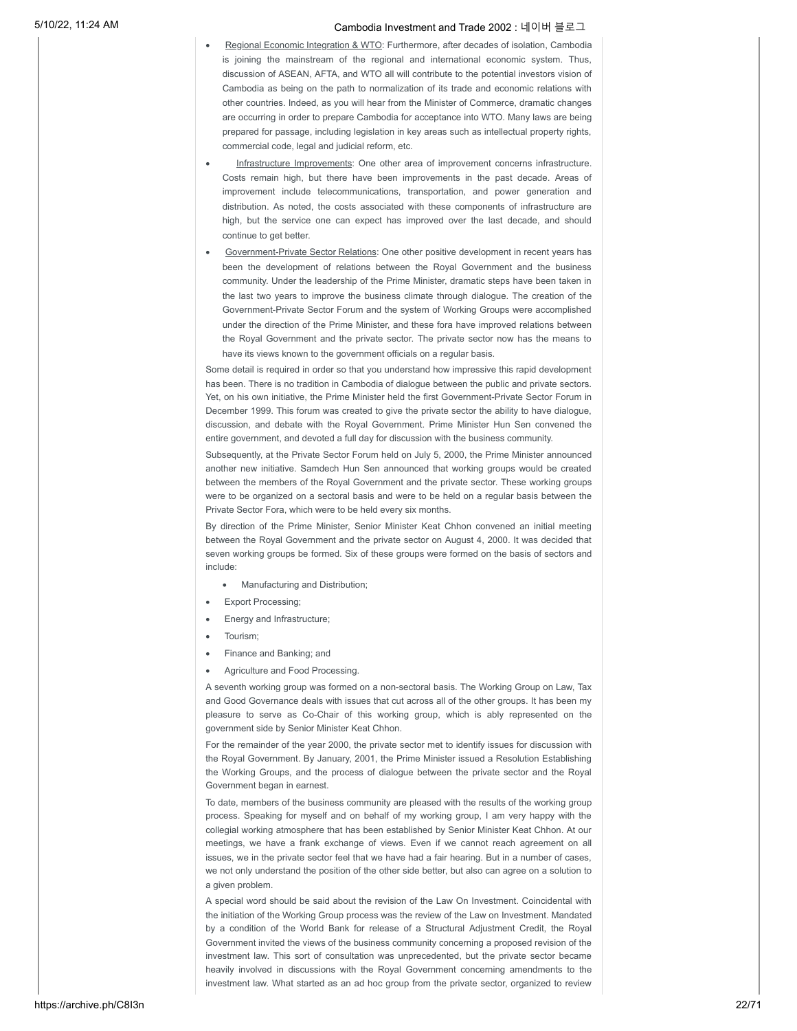- Regional Economic Integration & WTO: Furthermore, after decades of isolation, Cambodia is joining the mainstream of the regional and international economic system. Thus, discussion of ASEAN, AFTA, and WTO all will contribute to the potential investors vision of Cambodia as being on the path to normalization of its trade and economic relations with other countries. Indeed, as you will hear from the Minister of Commerce, dramatic changes are occurring in order to prepare Cambodia for acceptance into WTO. Many laws are being prepared for passage, including legislation in key areas such as intellectual property rights, commercial code, legal and judicial reform, etc.
- Infrastructure Improvements: One other area of improvement concerns infrastructure. Costs remain high, but there have been improvements in the past decade. Areas of improvement include telecommunications, transportation, and power generation and distribution. As noted, the costs associated with these components of infrastructure are high, but the service one can expect has improved over the last decade, and should continue to get better.
- Government-Private Sector Relations: One other positive development in recent years has been the development of relations between the Royal Government and the business community. Under the leadership of the Prime Minister, dramatic steps have been taken in the last two years to improve the business climate through dialogue. The creation of the Government-Private Sector Forum and the system of Working Groups were accomplished under the direction of the Prime Minister, and these fora have improved relations between the Royal Government and the private sector. The private sector now has the means to have its views known to the government officials on a regular basis.

Some detail is required in order so that you understand how impressive this rapid development has been. There is no tradition in Cambodia of dialogue between the public and private sectors. Yet, on his own initiative, the Prime Minister held the first Government-Private Sector Forum in December 1999. This forum was created to give the private sector the ability to have dialogue, discussion, and debate with the Royal Government. Prime Minister Hun Sen convened the entire government, and devoted a full day for discussion with the business community.

Subsequently, at the Private Sector Forum held on July 5, 2000, the Prime Minister announced another new initiative. Samdech Hun Sen announced that working groups would be created between the members of the Royal Government and the private sector. These working groups were to be organized on a sectoral basis and were to be held on a regular basis between the Private Sector Fora, which were to be held every six months.

By direction of the Prime Minister, Senior Minister Keat Chhon convened an initial meeting between the Royal Government and the private sector on August 4, 2000. It was decided that seven working groups be formed. Six of these groups were formed on the basis of sectors and include:

- Manufacturing and Distribution;
- Export Processing;
- Energy and Infrastructure;
- Tourism;
- Finance and Banking; and
- Agriculture and Food Processing.

A seventh working group was formed on a non-sectoral basis. The Working Group on Law, Tax and Good Governance deals with issues that cut across all of the other groups. It has been my pleasure to serve as Co-Chair of this working group, which is ably represented on the government side by Senior Minister Keat Chhon.

For the remainder of the year 2000, the private sector met to identify issues for discussion with the Royal Government. By January, 2001, the Prime Minister issued a Resolution Establishing the Working Groups, and the process of dialogue between the private sector and the Royal Government began in earnest.

To date, members of the business community are pleased with the results of the working group process. Speaking for myself and on behalf of my working group, I am very happy with the collegial working atmosphere that has been established by Senior Minister Keat Chhon. At our meetings, we have a frank exchange of views. Even if we cannot reach agreement on all issues, we in the private sector feel that we have had a fair hearing. But in a number of cases, we not only understand the position of the other side better, but also can agree on a solution to a given problem.

A special word should be said about the revision of the Law On Investment. Coincidental with the initiation of the Working Group process was the review of the Law on Investment. Mandated by a condition of the World Bank for release of a Structural Adjustment Credit, the Royal Government invited the views of the business community concerning a proposed revision of the investment law. This sort of consultation was unprecedented, but the private sector became heavily involved in discussions with the Royal Government concerning amendments to the investment law. What started as an ad hoc group from the private sector, organized to review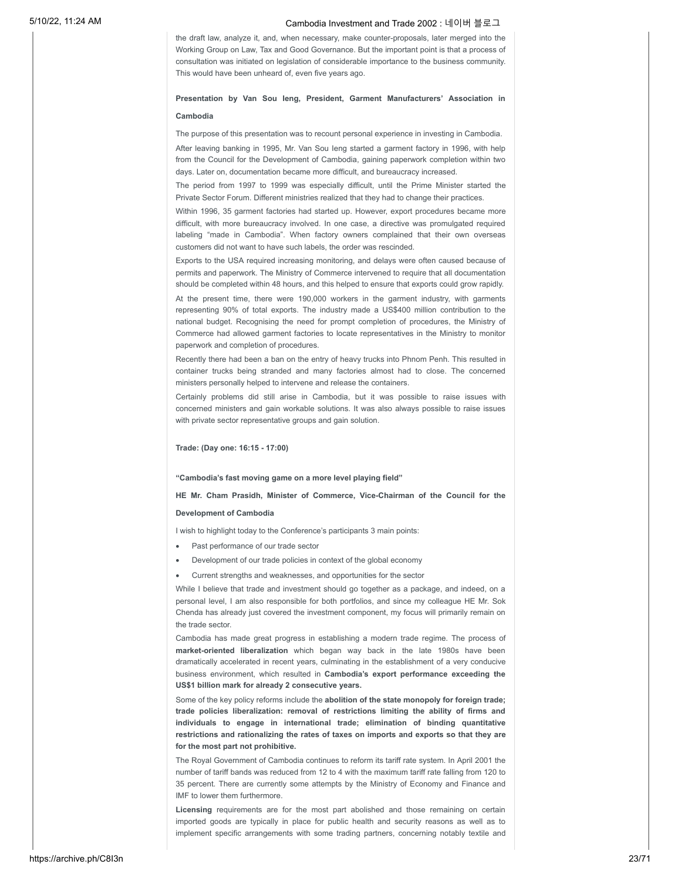the draft law, analyze it, and, when necessary, make counter-proposals, later merged into the Working Group on Law, Tax and Good Governance. But the important point is that a process of consultation was initiated on legislation of considerable importance to the business community. This would have been unheard of, even five years ago.

**Presentation by Van Sou Ieng, President, Garment Manufacturers' Association in Cambodia**

The purpose of this presentation was to recount personal experience in investing in Cambodia.

After leaving banking in 1995, Mr. Van Sou Ieng started a garment factory in 1996, with help from the Council for the Development of Cambodia, gaining paperwork completion within two days. Later on, documentation became more difficult, and bureaucracy increased.

The period from 1997 to 1999 was especially difficult, until the Prime Minister started the Private Sector Forum. Different ministries realized that they had to change their practices.

Within 1996, 35 garment factories had started up. However, export procedures became more difficult, with more bureaucracy involved. In one case, a directive was promulgated required labeling "made in Cambodia". When factory owners complained that their own overseas customers did not want to have such labels, the order was rescinded.

Exports to the USA required increasing monitoring, and delays were often caused because of permits and paperwork. The Ministry of Commerce intervened to require that all documentation should be completed within 48 hours, and this helped to ensure that exports could grow rapidly.

At the present time, there were 190,000 workers in the garment industry, with garments representing 90% of total exports. The industry made a US$400 million contribution to the national budget. Recognising the need for prompt completion of procedures, the Ministry of Commerce had allowed garment factories to locate representatives in the Ministry to monitor paperwork and completion of procedures.

Recently there had been a ban on the entry of heavy trucks into Phnom Penh. This resulted in container trucks being stranded and many factories almost had to close. The concerned ministers personally helped to intervene and release the containers.

Certainly problems did still arise in Cambodia, but it was possible to raise issues with concerned ministers and gain workable solutions. It was also always possible to raise issues with private sector representative groups and gain solution.

**Trade: (Day one: 16:15 - 17:00)**

**"Cambodia's fast moving game on a more level playing field"**

**HE Mr. Cham Prasidh, Minister of Commerce, Vice-Chairman of the Council for the Development of Cambodia**

I wish to highlight today to the Conference's participants 3 main points:

- Past performance of our trade sector
- Development of our trade policies in context of the global economy
- Current strengths and weaknesses, and opportunities for the sector

While I believe that trade and investment should go together as a package, and indeed, on a personal level, I am also responsible for both portfolios, and since my colleague HE Mr. Sok Chenda has already just covered the investment component, my focus will primarily remain on the trade sector.

Cambodia has made great progress in establishing a modern trade regime. The process of **market-oriented liberalization** which began way back in the late 1980s have been dramatically accelerated in recent years, culminating in the establishment of a very conducive business environment, which resulted in **Cambodia's export performance exceeding the US$1 billion mark for already 2 consecutive years.**

Some of the key policy reforms include the **abolition of the state monopoly for foreign trade; trade policies liberalization: removal of restrictions limiting the ability of firms and individuals to engage in international trade; elimination of binding quantitative restrictions and rationalizing the rates of taxes on imports and exports so that they are for the most part not prohibitive.**

The Royal Government of Cambodia continues to reform its tariff rate system. In April 2001 the number of tariff bands was reduced from 12 to 4 with the maximum tariff rate falling from 120 to 35 percent. There are currently some attempts by the Ministry of Economy and Finance and IMF to lower them furthermore.

**Licensing** requirements are for the most part abolished and those remaining on certain imported goods are typically in place for public health and security reasons as well as to implement specific arrangements with some trading partners, concerning notably textile and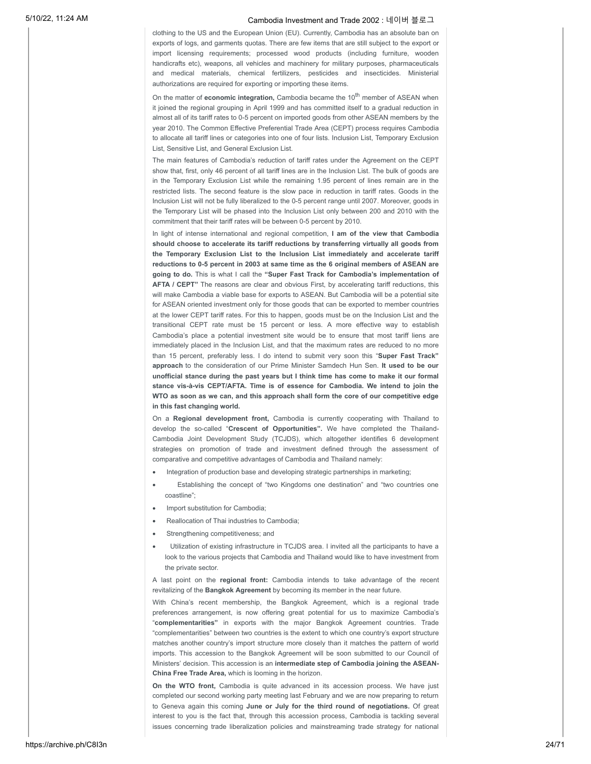clothing to the US and the European Union (EU). Currently, Cambodia has an absolute ban on exports of logs, and garments quotas. There are few items that are still subject to the export or import licensing requirements; processed wood products (including furniture, wooden handicrafts etc), weapons, all vehicles and machinery for military purposes, pharmaceuticals and medical materials, chemical fertilizers, pesticides and insecticides. Ministerial authorizations are required for exporting or importing these items.

On the matter of **economic integration,** Cambodia became the 10th member of ASEAN when it joined the regional grouping in April 1999 and has committed itself to a gradual reduction in almost all of its tariff rates to 0-5 percent on imported goods from other ASEAN members by the year 2010. The Common Effective Preferential Trade Area (CEPT) process requires Cambodia to allocate all tariff lines or categories into one of four lists. Inclusion List, Temporary Exclusion List, Sensitive List, and General Exclusion List.

The main features of Cambodia's reduction of tariff rates under the Agreement on the CEPT show that, first, only 46 percent of all tariff lines are in the Inclusion List. The bulk of goods are in the Temporary Exclusion List while the remaining 1.95 percent of lines remain are in the restricted lists. The second feature is the slow pace in reduction in tariff rates. Goods in the Inclusion List will not be fully liberalized to the 0-5 percent range until 2007. Moreover, goods in the Temporary List will be phased into the Inclusion List only between 200 and 2010 with the commitment that their tariff rates will be between 0-5 percent by 2010.

In light of intense international and regional competition, **I am of the view that Cambodia should choose to accelerate its tariff reductions by transferring virtually all goods from the Temporary Exclusion List to the Inclusion List immediately and accelerate tariff reductions to 0-5 percent in 2003 at same time as the 6 original members of ASEAN are going to do.** This is what I call the **"Super Fast Track for Cambodia's implementation of AFTA / CEPT"** The reasons are clear and obvious First, by accelerating tariff reductions, this will make Cambodia a viable base for exports to ASEAN. But Cambodia will be a potential site for ASEAN oriented investment only for those goods that can be exported to member countries at the lower CEPT tariff rates. For this to happen, goods must be on the Inclusion List and the transitional CEPT rate must be 15 percent or less. A more effective way to establish Cambodia's place a potential investment site would be to ensure that most tariff liens are immediately placed in the Inclusion List, and that the maximum rates are reduced to no more than 15 percent, preferably less. I do intend to submit very soon this "**Super Fast Track" approach** to the consideration of our Prime Minister Samdech Hun Sen. **It used to be our unofficial stance during the past years but I think time has come to make it our formal stance vis-à-vis CEPT/AFTA. Time is of essence for Cambodia. We intend to join the WTO as soon as we can, and this approach shall form the core of our competitive edge in this fast changing world.**

On a **Regional development front,** Cambodia is currently cooperating with Thailand to develop the so-called "**Crescent of Opportunities".** We have completed the Thailand-Cambodia Joint Development Study (TCJDS), which altogether identifies 6 development strategies on promotion of trade and investment defined through the assessment of comparative and competitive advantages of Cambodia and Thailand namely:

- Integration of production base and developing strategic partnerships in marketing;
- Establishing the concept of "two Kingdoms one destination" and "two countries one coastline";
- Import substitution for Cambodia;
- Reallocation of Thai industries to Cambodia;
- Strengthening competitiveness; and
- Utilization of existing infrastructure in TCJDS area. I invited all the participants to have a look to the various projects that Cambodia and Thailand would like to have investment from the private sector.

A last point on the **regional front:** Cambodia intends to take advantage of the recent revitalizing of the **Bangkok Agreement** by becoming its member in the near future.

With China's recent membership, the Bangkok Agreement, which is a regional trade preferences arrangement, is now offering great potential for us to maximize Cambodia's "**complementarities"** in exports with the major Bangkok Agreement countries. Trade "complementarities" between two countries is the extent to which one country's export structure matches another country's import structure more closely than it matches the pattern of world imports. This accession to the Bangkok Agreement will be soon submitted to our Council of Ministers' decision. This accession is an **intermediate step of Cambodia joining the ASEAN-China Free Trade Area,** which is looming in the horizon.

**On the WTO front,** Cambodia is quite advanced in its accession process. We have just completed our second working party meeting last February and we are now preparing to return to Geneva again this coming **June or July for the third round of negotiations.** Of great interest to you is the fact that, through this accession process, Cambodia is tackling several issues concerning trade liberalization policies and mainstreaming trade strategy for national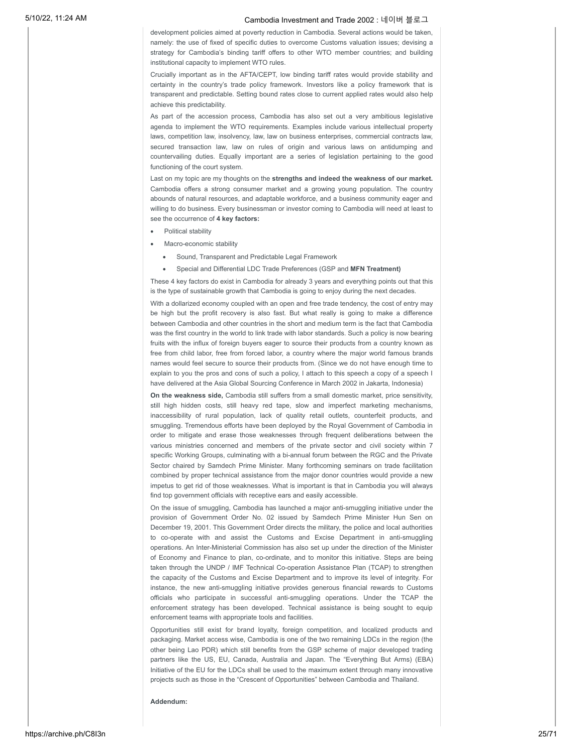development policies aimed at poverty reduction in Cambodia. Several actions would be taken, namely: the use of fixed of specific duties to overcome Customs valuation issues; devising a strategy for Cambodia's binding tariff offers to other WTO member countries; and building institutional capacity to implement WTO rules.

Crucially important as in the AFTA/CEPT, low binding tariff rates would provide stability and certainty in the country's trade policy framework. Investors like a policy framework that is transparent and predictable. Setting bound rates close to current applied rates would also help achieve this predictability.

As part of the accession process, Cambodia has also set out a very ambitious legislative agenda to implement the WTO requirements. Examples include various intellectual property laws, competition law, insolvency, law, law on business enterprises, commercial contracts law, secured transaction law, law on rules of origin and various laws on antidumping and countervailing duties. Equally important are a series of legislation pertaining to the good functioning of the court system.

Last on my topic are my thoughts on the **strengths and indeed the weakness of our market.** Cambodia offers a strong consumer market and a growing young population. The country abounds of natural resources, and adaptable workforce, and a business community eager and willing to do business. Every businessman or investor coming to Cambodia will need at least to see the occurrence of **4 key factors:**

- Political stability
- Macro-economic stability
  - Sound, Transparent and Predictable Legal Framework
  - Special and Differential LDC Trade Preferences (GSP and **MFN Treatment)**

These 4 key factors do exist in Cambodia for already 3 years and everything points out that this is the type of sustainable growth that Cambodia is going to enjoy during the next decades.

With a dollarized economy coupled with an open and free trade tendency, the cost of entry may be high but the profit recovery is also fast. But what really is going to make a difference between Cambodia and other countries in the short and medium term is the fact that Cambodia was the first country in the world to link trade with labor standards. Such a policy is now bearing fruits with the influx of foreign buyers eager to source their products from a country known as free from child labor, free from forced labor, a country where the major world famous brands names would feel secure to source their products from. (Since we do not have enough time to explain to you the pros and cons of such a policy, I attach to this speech a copy of a speech I have delivered at the Asia Global Sourcing Conference in March 2002 in Jakarta, Indonesia)

**On the weakness side,** Cambodia still suffers from a small domestic market, price sensitivity, still high hidden costs, still heavy red tape, slow and imperfect marketing mechanisms, inaccessibility of rural population, lack of quality retail outlets, counterfeit products, and smuggling. Tremendous efforts have been deployed by the Royal Government of Cambodia in order to mitigate and erase those weaknesses through frequent deliberations between the various ministries concerned and members of the private sector and civil society within 7 specific Working Groups, culminating with a bi-annual forum between the RGC and the Private Sector chaired by Samdech Prime Minister. Many forthcoming seminars on trade facilitation combined by proper technical assistance from the major donor countries would provide a new impetus to get rid of those weaknesses. What is important is that in Cambodia you will always find top government officials with receptive ears and easily accessible.

On the issue of smuggling, Cambodia has launched a major anti-smuggling initiative under the provision of Government Order No. 02 issued by Samdech Prime Minister Hun Sen on December 19, 2001. This Government Order directs the military, the police and local authorities to co-operate with and assist the Customs and Excise Department in anti-smuggling operations. An Inter-Ministerial Commission has also set up under the direction of the Minister of Economy and Finance to plan, co-ordinate, and to monitor this initiative. Steps are being taken through the UNDP / IMF Technical Co-operation Assistance Plan (TCAP) to strengthen the capacity of the Customs and Excise Department and to improve its level of integrity. For instance, the new anti-smuggling initiative provides generous financial rewards to Customs officials who participate in successful anti-smuggling operations. Under the TCAP the enforcement strategy has been developed. Technical assistance is being sought to equip enforcement teams with appropriate tools and facilities.

Opportunities still exist for brand loyalty, foreign competition, and localized products and packaging. Market access wise, Cambodia is one of the two remaining LDCs in the region (the other being Lao PDR) which still benefits from the GSP scheme of major developed trading partners like the US, EU, Canada, Australia and Japan. The "Everything But Arms) (EBA) Initiative of the EU for the LDCs shall be used to the maximum extent through many innovative projects such as those in the "Crescent of Opportunities" between Cambodia and Thailand.

**Addendum:**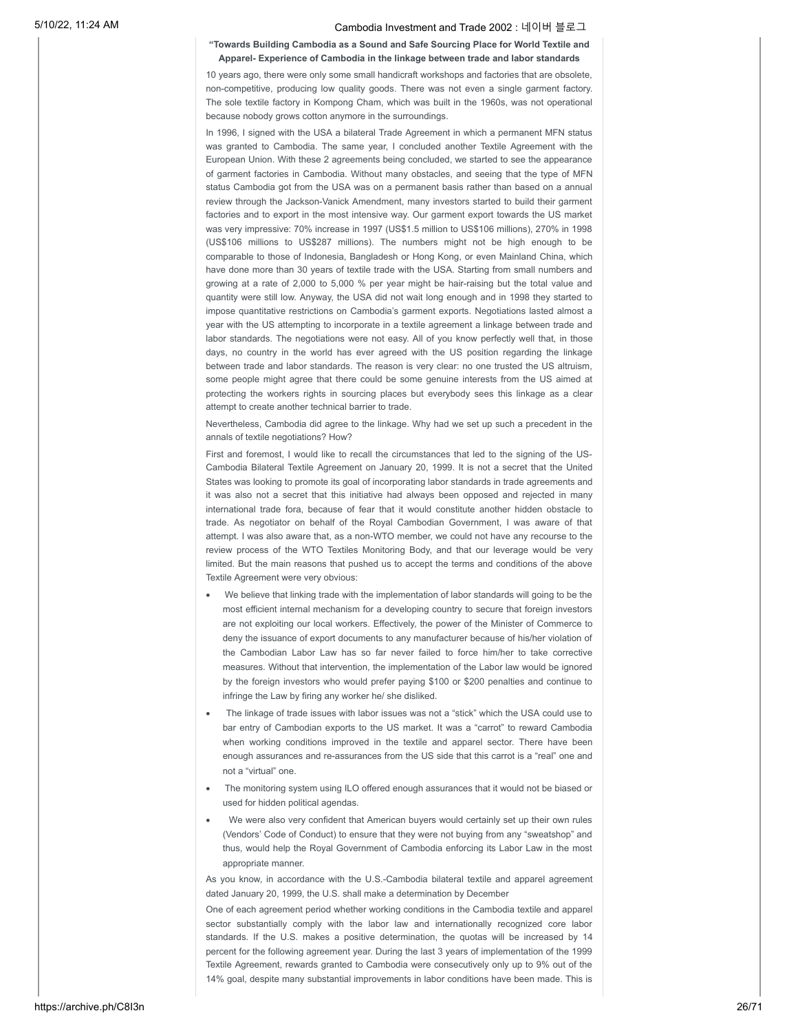**"Towards Building Cambodia as a Sound and Safe Sourcing Place for World Textile and Apparel- Experience of Cambodia in the linkage between trade and labor standards**

10 years ago, there were only some small handicraft workshops and factories that are obsolete, non-competitive, producing low quality goods. There was not even a single garment factory. The sole textile factory in Kompong Cham, which was built in the 1960s, was not operational because nobody grows cotton anymore in the surroundings.

In 1996, I signed with the USA a bilateral Trade Agreement in which a permanent MFN status was granted to Cambodia. The same year, I concluded another Textile Agreement with the European Union. With these 2 agreements being concluded, we started to see the appearance of garment factories in Cambodia. Without many obstacles, and seeing that the type of MFN status Cambodia got from the USA was on a permanent basis rather than based on a annual review through the Jackson-Vanick Amendment, many investors started to build their garment factories and to export in the most intensive way. Our garment export towards the US market was very impressive: 70% increase in 1997 (US$1.5 million to US$106 millions), 270% in 1998 (US$106 millions to US$287 millions). The numbers might not be high enough to be comparable to those of Indonesia, Bangladesh or Hong Kong, or even Mainland China, which have done more than 30 years of textile trade with the USA. Starting from small numbers and growing at a rate of 2,000 to 5,000 % per year might be hair-raising but the total value and quantity were still low. Anyway, the USA did not wait long enough and in 1998 they started to impose quantitative restrictions on Cambodia's garment exports. Negotiations lasted almost a year with the US attempting to incorporate in a textile agreement a linkage between trade and labor standards. The negotiations were not easy. All of you know perfectly well that, in those days, no country in the world has ever agreed with the US position regarding the linkage between trade and labor standards. The reason is very clear: no one trusted the US altruism, some people might agree that there could be some genuine interests from the US aimed at protecting the workers rights in sourcing places but everybody sees this linkage as a clear attempt to create another technical barrier to trade.

Nevertheless, Cambodia did agree to the linkage. Why had we set up such a precedent in the annals of textile negotiations? How?

First and foremost, I would like to recall the circumstances that led to the signing of the US-Cambodia Bilateral Textile Agreement on January 20, 1999. It is not a secret that the United States was looking to promote its goal of incorporating labor standards in trade agreements and it was also not a secret that this initiative had always been opposed and rejected in many international trade fora, because of fear that it would constitute another hidden obstacle to trade. As negotiator on behalf of the Royal Cambodian Government, I was aware of that attempt. I was also aware that, as a non-WTO member, we could not have any recourse to the review process of the WTO Textiles Monitoring Body, and that our leverage would be very limited. But the main reasons that pushed us to accept the terms and conditions of the above Textile Agreement were very obvious:

- We believe that linking trade with the implementation of labor standards will going to be the most efficient internal mechanism for a developing country to secure that foreign investors are not exploiting our local workers. Effectively, the power of the Minister of Commerce to deny the issuance of export documents to any manufacturer because of his/her violation of the Cambodian Labor Law has so far never failed to force him/her to take corrective measures. Without that intervention, the implementation of the Labor law would be ignored by the foreign investors who would prefer paying $100 or $200 penalties and continue to infringe the Law by firing any worker he/ she disliked.
- The linkage of trade issues with labor issues was not a "stick" which the USA could use to bar entry of Cambodian exports to the US market. It was a "carrot" to reward Cambodia when working conditions improved in the textile and apparel sector. There have been enough assurances and re-assurances from the US side that this carrot is a "real" one and not a "virtual" one.
- The monitoring system using ILO offered enough assurances that it would not be biased or used for hidden political agendas.
- We were also very confident that American buyers would certainly set up their own rules (Vendors' Code of Conduct) to ensure that they were not buying from any "sweatshop" and thus, would help the Royal Government of Cambodia enforcing its Labor Law in the most appropriate manner.

As you know, in accordance with the U.S.-Cambodia bilateral textile and apparel agreement dated January 20, 1999, the U.S. shall make a determination by December

One of each agreement period whether working conditions in the Cambodia textile and apparel sector substantially comply with the labor law and internationally recognized core labor standards. If the U.S. makes a positive determination, the quotas will be increased by 14 percent for the following agreement year. During the last 3 years of implementation of the 1999 Textile Agreement, rewards granted to Cambodia were consecutively only up to 9% out of the 14% goal, despite many substantial improvements in labor conditions have been made. This is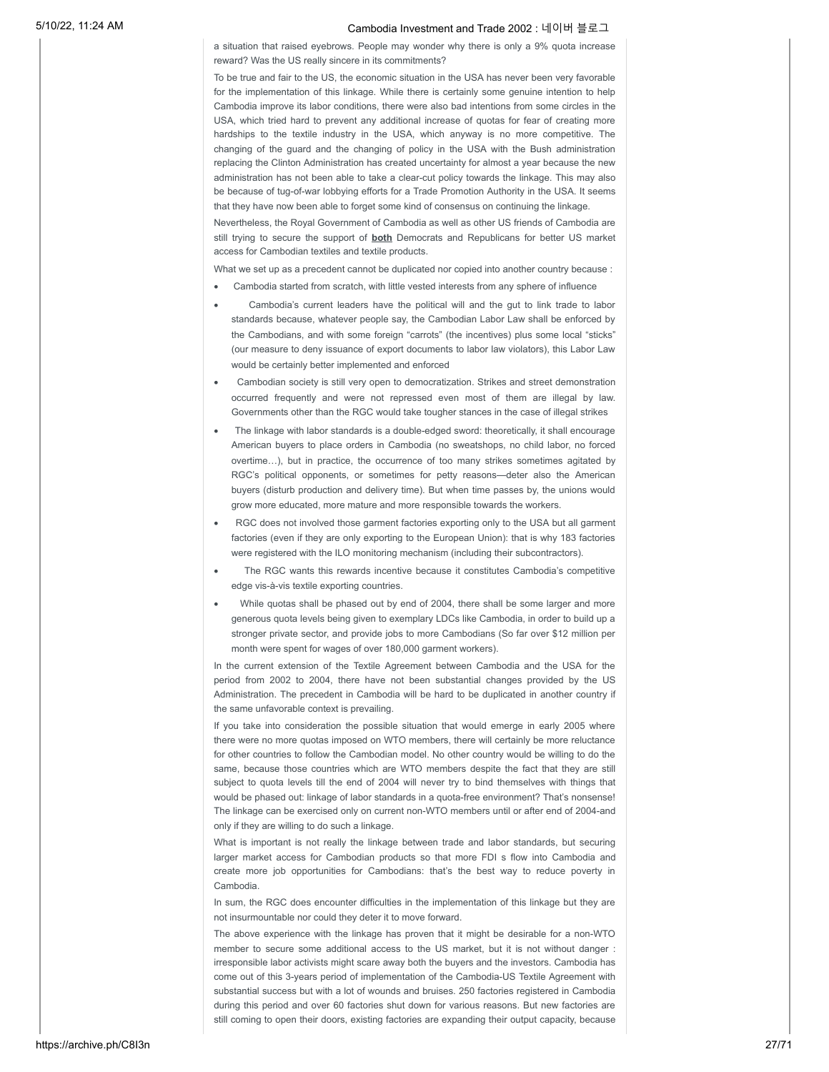a situation that raised eyebrows. People may wonder why there is only a 9% quota increase reward? Was the US really sincere in its commitments?

To be true and fair to the US, the economic situation in the USA has never been very favorable for the implementation of this linkage. While there is certainly some genuine intention to help Cambodia improve its labor conditions, there were also bad intentions from some circles in the USA, which tried hard to prevent any additional increase of quotas for fear of creating more hardships to the textile industry in the USA, which anyway is no more competitive. The changing of the guard and the changing of policy in the USA with the Bush administration replacing the Clinton Administration has created uncertainty for almost a year because the new administration has not been able to take a clear-cut policy towards the linkage. This may also be because of tug-of-war lobbying efforts for a Trade Promotion Authority in the USA. It seems that they have now been able to forget some kind of consensus on continuing the linkage.

Nevertheless, the Royal Government of Cambodia as well as other US friends of Cambodia are still trying to secure the support of **both** Democrats and Republicans for better US market access for Cambodian textiles and textile products.

What we set up as a precedent cannot be duplicated nor copied into another country because :

- Cambodia started from scratch, with little vested interests from any sphere of influence
- Cambodia's current leaders have the political will and the gut to link trade to labor standards because, whatever people say, the Cambodian Labor Law shall be enforced by the Cambodians, and with some foreign "carrots" (the incentives) plus some local "sticks" (our measure to deny issuance of export documents to labor law violators), this Labor Law would be certainly better implemented and enforced
- Cambodian society is still very open to democratization. Strikes and street demonstration occurred frequently and were not repressed even most of them are illegal by law. Governments other than the RGC would take tougher stances in the case of illegal strikes
- The linkage with labor standards is a double-edged sword: theoretically, it shall encourage American buyers to place orders in Cambodia (no sweatshops, no child labor, no forced overtime…), but in practice, the occurrence of too many strikes sometimes agitated by RGC's political opponents, or sometimes for petty reasons—deter also the American buyers (disturb production and delivery time). But when time passes by, the unions would grow more educated, more mature and more responsible towards the workers.
- RGC does not involved those garment factories exporting only to the USA but all garment factories (even if they are only exporting to the European Union): that is why 183 factories were registered with the ILO monitoring mechanism (including their subcontractors).
- The RGC wants this rewards incentive because it constitutes Cambodia's competitive edge vis-à-vis textile exporting countries.
- While quotas shall be phased out by end of 2004, there shall be some larger and more generous quota levels being given to exemplary LDCs like Cambodia, in order to build up a stronger private sector, and provide jobs to more Cambodians (So far over $12 million per month were spent for wages of over 180,000 garment workers).

In the current extension of the Textile Agreement between Cambodia and the USA for the period from 2002 to 2004, there have not been substantial changes provided by the US Administration. The precedent in Cambodia will be hard to be duplicated in another country if the same unfavorable context is prevailing.

If you take into consideration the possible situation that would emerge in early 2005 where there were no more quotas imposed on WTO members, there will certainly be more reluctance for other countries to follow the Cambodian model. No other country would be willing to do the same, because those countries which are WTO members despite the fact that they are still subject to quota levels till the end of 2004 will never try to bind themselves with things that would be phased out: linkage of labor standards in a quota-free environment? That's nonsense! The linkage can be exercised only on current non-WTO members until or after end of 2004-and only if they are willing to do such a linkage.

What is important is not really the linkage between trade and labor standards, but securing larger market access for Cambodian products so that more FDI s flow into Cambodia and create more job opportunities for Cambodians: that's the best way to reduce poverty in Cambodia.

In sum, the RGC does encounter difficulties in the implementation of this linkage but they are not insurmountable nor could they deter it to move forward.

The above experience with the linkage has proven that it might be desirable for a non-WTO member to secure some additional access to the US market, but it is not without danger : irresponsible labor activists might scare away both the buyers and the investors. Cambodia has come out of this 3-years period of implementation of the Cambodia-US Textile Agreement with substantial success but with a lot of wounds and bruises. 250 factories registered in Cambodia during this period and over 60 factories shut down for various reasons. But new factories are still coming to open their doors, existing factories are expanding their output capacity, because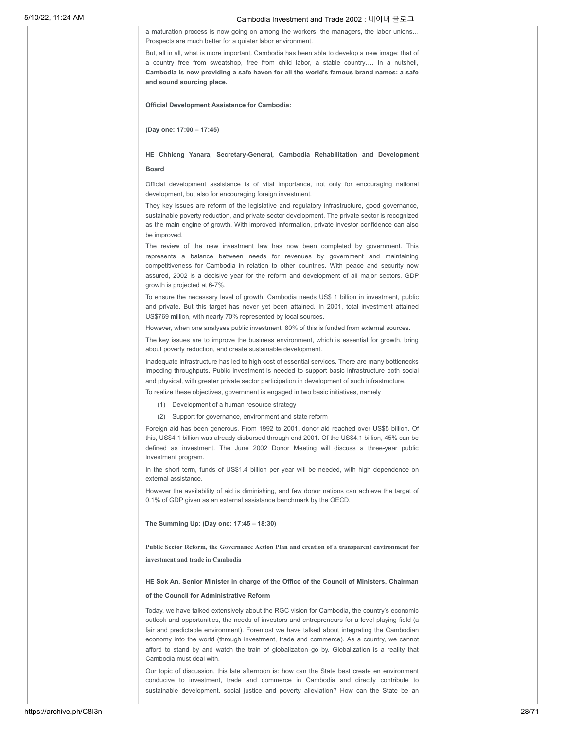a maturation process is now going on among the workers, the managers, the labor unions… Prospects are much better for a quieter labor environment.

But, all in all, what is more important, Cambodia has been able to develop a new image: that of a country free from sweatshop, free from child labor, a stable country…. In a nutshell, **Cambodia is now providing a safe haven for all the world's famous brand names: a safe and sound sourcing place.**

**Official Development Assistance for Cambodia:**

**(Day one: 17:00 – 17:45)**

**HE Chhieng Yanara, Secretary-General, Cambodia Rehabilitation and Development Board**

Official development assistance is of vital importance, not only for encouraging national development, but also for encouraging foreign investment.

They key issues are reform of the legislative and regulatory infrastructure, good governance, sustainable poverty reduction, and private sector development. The private sector is recognized as the main engine of growth. With improved information, private investor confidence can also be improved.

The review of the new investment law has now been completed by government. This represents a balance between needs for revenues by government and maintaining competitiveness for Cambodia in relation to other countries. With peace and security now assured, 2002 is a decisive year for the reform and development of all major sectors. GDP growth is projected at 6-7%.

To ensure the necessary level of growth, Cambodia needs US$ 1 billion in investment, public and private. But this target has never yet been attained. In 2001, total investment attained US$769 million, with nearly 70% represented by local sources.

However, when one analyses public investment, 80% of this is funded from external sources.

The key issues are to improve the business environment, which is essential for growth, bring about poverty reduction, and create sustainable development.

Inadequate infrastructure has led to high cost of essential services. There are many bottlenecks impeding throughputs. Public investment is needed to support basic infrastructure both social and physical, with greater private sector participation in development of such infrastructure.

To realize these objectives, government is engaged in two basic initiatives, namely

(1) Development of a human resource strategy

(2) Support for governance, environment and state reform

Foreign aid has been generous. From 1992 to 2001, donor aid reached over US$5 billion. Of this, US$4.1 billion was already disbursed through end 2001. Of the US$4.1 billion, 45% can be defined as investment. The June 2002 Donor Meeting will discuss a three-year public investment program.

In the short term, funds of US$1.4 billion per year will be needed, with high dependence on external assistance.

However the availability of aid is diminishing, and few donor nations can achieve the target of 0.1% of GDP given as an external assistance benchmark by the OECD.

**The Summing Up: (Day one: 17:45 – 18:30)**

**Public Sector Reform, the Governance Action Plan and creation of a transparent environment for investment and trade in Cambodia**

**HE Sok An, Senior Minister in charge of the Office of the Council of Ministers, Chairman of the Council for Administrative Reform**

Today, we have talked extensively about the RGC vision for Cambodia, the country's economic outlook and opportunities, the needs of investors and entrepreneurs for a level playing field (a fair and predictable environment). Foremost we have talked about integrating the Cambodian economy into the world (through investment, trade and commerce). As a country, we cannot afford to stand by and watch the train of globalization go by. Globalization is a reality that Cambodia must deal with.

Our topic of discussion, this late afternoon is: how can the State best create en environment conducive to investment, trade and commerce in Cambodia and directly contribute to sustainable development, social justice and poverty alleviation? How can the State be an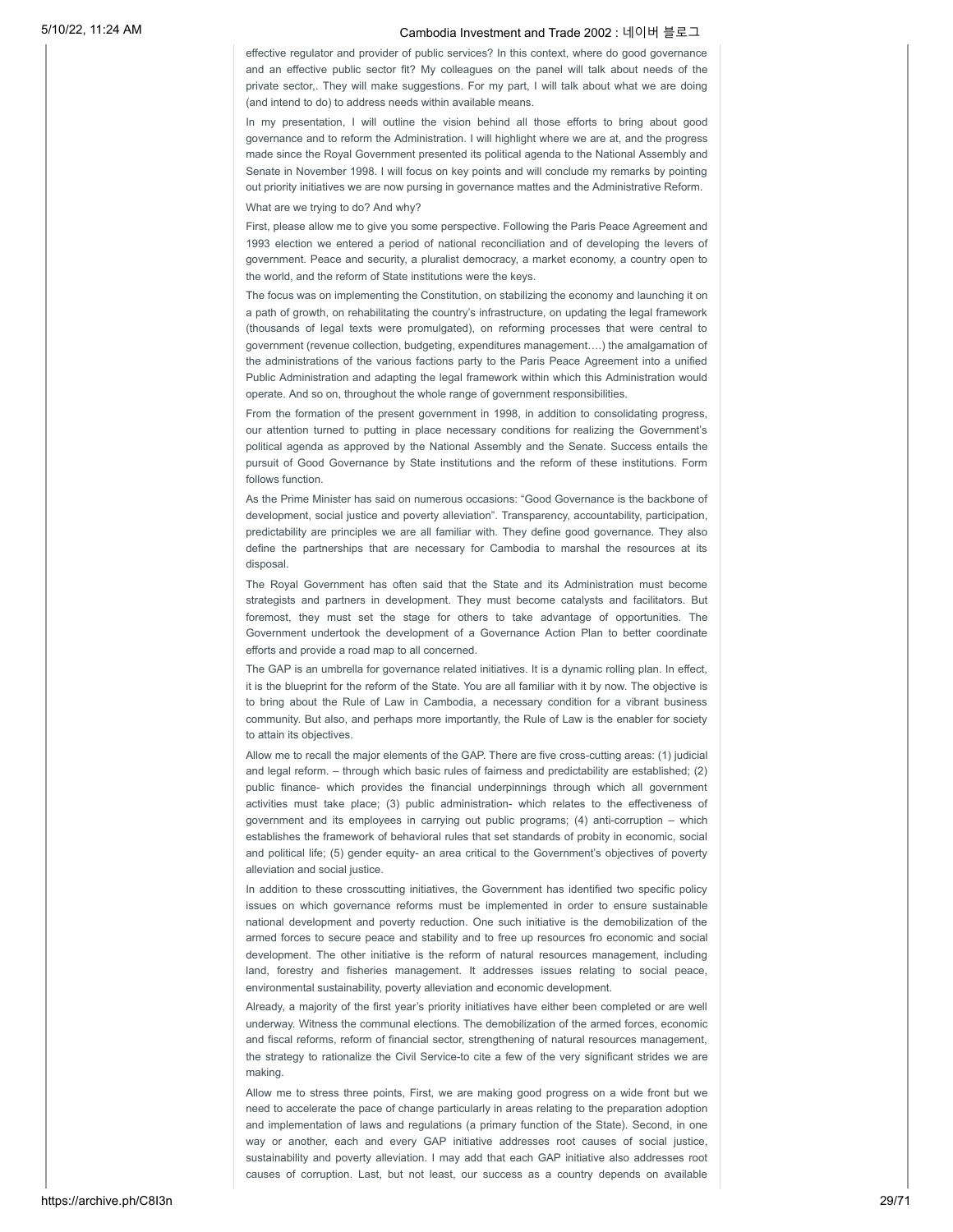effective regulator and provider of public services? In this context, where do good governance and an effective public sector fit? My colleagues on the panel will talk about needs of the private sector,. They will make suggestions. For my part, I will talk about what we are doing (and intend to do) to address needs within available means.

In my presentation, I will outline the vision behind all those efforts to bring about good governance and to reform the Administration. I will highlight where we are at, and the progress made since the Royal Government presented its political agenda to the National Assembly and Senate in November 1998. I will focus on key points and will conclude my remarks by pointing out priority initiatives we are now pursing in governance mattes and the Administrative Reform.

What are we trying to do? And why?

First, please allow me to give you some perspective. Following the Paris Peace Agreement and 1993 election we entered a period of national reconciliation and of developing the levers of government. Peace and security, a pluralist democracy, a market economy, a country open to the world, and the reform of State institutions were the keys.

The focus was on implementing the Constitution, on stabilizing the economy and launching it on a path of growth, on rehabilitating the country's infrastructure, on updating the legal framework (thousands of legal texts were promulgated), on reforming processes that were central to government (revenue collection, budgeting, expenditures management….) the amalgamation of the administrations of the various factions party to the Paris Peace Agreement into a unified Public Administration and adapting the legal framework within which this Administration would operate. And so on, throughout the whole range of government responsibilities.

From the formation of the present government in 1998, in addition to consolidating progress, our attention turned to putting in place necessary conditions for realizing the Government's political agenda as approved by the National Assembly and the Senate. Success entails the pursuit of Good Governance by State institutions and the reform of these institutions. Form follows function.

As the Prime Minister has said on numerous occasions: "Good Governance is the backbone of development, social justice and poverty alleviation". Transparency, accountability, participation, predictability are principles we are all familiar with. They define good governance. They also define the partnerships that are necessary for Cambodia to marshal the resources at its disposal.

The Royal Government has often said that the State and its Administration must become strategists and partners in development. They must become catalysts and facilitators. But foremost, they must set the stage for others to take advantage of opportunities. The Government undertook the development of a Governance Action Plan to better coordinate efforts and provide a road map to all concerned.

The GAP is an umbrella for governance related initiatives. It is a dynamic rolling plan. In effect, it is the blueprint for the reform of the State. You are all familiar with it by now. The objective is to bring about the Rule of Law in Cambodia, a necessary condition for a vibrant business community. But also, and perhaps more importantly, the Rule of Law is the enabler for society to attain its objectives.

Allow me to recall the major elements of the GAP. There are five cross-cutting areas: (1) judicial and legal reform. – through which basic rules of fairness and predictability are established; (2) public finance- which provides the financial underpinnings through which all government activities must take place; (3) public administration- which relates to the effectiveness of government and its employees in carrying out public programs; (4) anti-corruption – which establishes the framework of behavioral rules that set standards of probity in economic, social and political life; (5) gender equity- an area critical to the Government's objectives of poverty alleviation and social justice.

In addition to these crosscutting initiatives, the Government has identified two specific policy issues on which governance reforms must be implemented in order to ensure sustainable national development and poverty reduction. One such initiative is the demobilization of the armed forces to secure peace and stability and to free up resources fro economic and social development. The other initiative is the reform of natural resources management, including land, forestry and fisheries management. It addresses issues relating to social peace, environmental sustainability, poverty alleviation and economic development.

Already, a majority of the first year's priority initiatives have either been completed or are well underway. Witness the communal elections. The demobilization of the armed forces, economic and fiscal reforms, reform of financial sector, strengthening of natural resources management, the strategy to rationalize the Civil Service-to cite a few of the very significant strides we are making.

Allow me to stress three points, First, we are making good progress on a wide front but we need to accelerate the pace of change particularly in areas relating to the preparation adoption and implementation of laws and regulations (a primary function of the State). Second, in one way or another, each and every GAP initiative addresses root causes of social justice, sustainability and poverty alleviation. I may add that each GAP initiative also addresses root causes of corruption. Last, but not least, our success as a country depends on available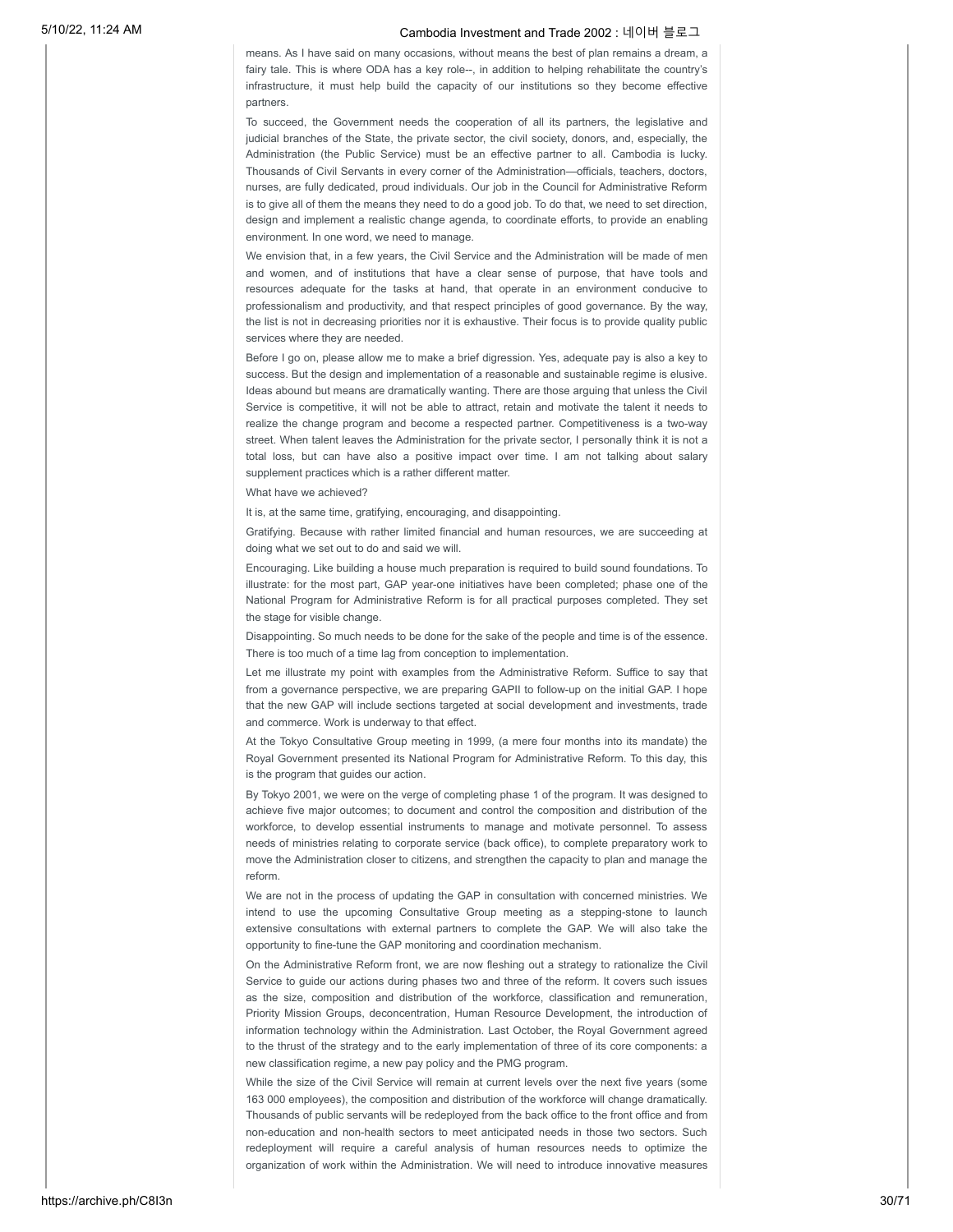means. As I have said on many occasions, without means the best of plan remains a dream, a fairy tale. This is where ODA has a key role--, in addition to helping rehabilitate the country's infrastructure, it must help build the capacity of our institutions so they become effective partners.

To succeed, the Government needs the cooperation of all its partners, the legislative and judicial branches of the State, the private sector, the civil society, donors, and, especially, the Administration (the Public Service) must be an effective partner to all. Cambodia is lucky. Thousands of Civil Servants in every corner of the Administration—officials, teachers, doctors, nurses, are fully dedicated, proud individuals. Our job in the Council for Administrative Reform is to give all of them the means they need to do a good job. To do that, we need to set direction, design and implement a realistic change agenda, to coordinate efforts, to provide an enabling environment. In one word, we need to manage.

We envision that, in a few years, the Civil Service and the Administration will be made of men and women, and of institutions that have a clear sense of purpose, that have tools and resources adequate for the tasks at hand, that operate in an environment conducive to professionalism and productivity, and that respect principles of good governance. By the way, the list is not in decreasing priorities nor it is exhaustive. Their focus is to provide quality public services where they are needed.

Before I go on, please allow me to make a brief digression. Yes, adequate pay is also a key to success. But the design and implementation of a reasonable and sustainable regime is elusive. Ideas abound but means are dramatically wanting. There are those arguing that unless the Civil Service is competitive, it will not be able to attract, retain and motivate the talent it needs to realize the change program and become a respected partner. Competitiveness is a two-way street. When talent leaves the Administration for the private sector, I personally think it is not a total loss, but can have also a positive impact over time. I am not talking about salary supplement practices which is a rather different matter.

What have we achieved?

It is, at the same time, gratifying, encouraging, and disappointing.

Gratifying. Because with rather limited financial and human resources, we are succeeding at doing what we set out to do and said we will.

Encouraging. Like building a house much preparation is required to build sound foundations. To illustrate: for the most part, GAP year-one initiatives have been completed; phase one of the National Program for Administrative Reform is for all practical purposes completed. They set the stage for visible change.

Disappointing. So much needs to be done for the sake of the people and time is of the essence. There is too much of a time lag from conception to implementation.

Let me illustrate my point with examples from the Administrative Reform. Suffice to say that from a governance perspective, we are preparing GAPII to follow-up on the initial GAP. I hope that the new GAP will include sections targeted at social development and investments, trade and commerce. Work is underway to that effect.

At the Tokyo Consultative Group meeting in 1999, (a mere four months into its mandate) the Royal Government presented its National Program for Administrative Reform. To this day, this is the program that guides our action.

By Tokyo 2001, we were on the verge of completing phase 1 of the program. It was designed to achieve five major outcomes; to document and control the composition and distribution of the workforce, to develop essential instruments to manage and motivate personnel. To assess needs of ministries relating to corporate service (back office), to complete preparatory work to move the Administration closer to citizens, and strengthen the capacity to plan and manage the reform.

We are not in the process of updating the GAP in consultation with concerned ministries. We intend to use the upcoming Consultative Group meeting as a stepping-stone to launch extensive consultations with external partners to complete the GAP. We will also take the opportunity to fine-tune the GAP monitoring and coordination mechanism.

On the Administrative Reform front, we are now fleshing out a strategy to rationalize the Civil Service to guide our actions during phases two and three of the reform. It covers such issues as the size, composition and distribution of the workforce, classification and remuneration, Priority Mission Groups, deconcentration, Human Resource Development, the introduction of information technology within the Administration. Last October, the Royal Government agreed to the thrust of the strategy and to the early implementation of three of its core components: a new classification regime, a new pay policy and the PMG program.

While the size of the Civil Service will remain at current levels over the next five years (some 163 000 employees), the composition and distribution of the workforce will change dramatically. Thousands of public servants will be redeployed from the back office to the front office and from non-education and non-health sectors to meet anticipated needs in those two sectors. Such redeployment will require a careful analysis of human resources needs to optimize the organization of work within the Administration. We will need to introduce innovative measures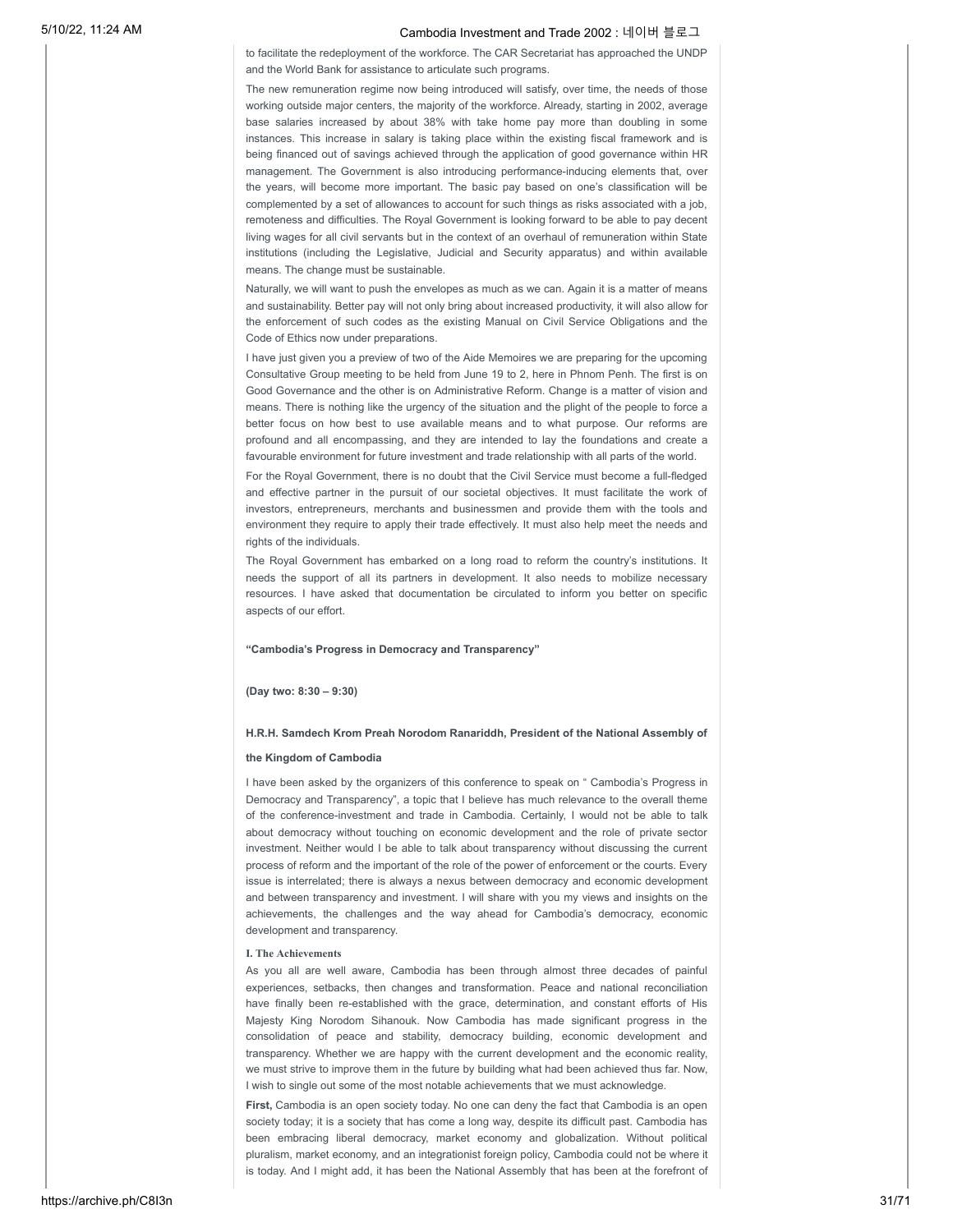to facilitate the redeployment of the workforce. The CAR Secretariat has approached the UNDP and the World Bank for assistance to articulate such programs.

The new remuneration regime now being introduced will satisfy, over time, the needs of those working outside major centers, the majority of the workforce. Already, starting in 2002, average base salaries increased by about 38% with take home pay more than doubling in some instances. This increase in salary is taking place within the existing fiscal framework and is being financed out of savings achieved through the application of good governance within HR management. The Government is also introducing performance-inducing elements that, over the years, will become more important. The basic pay based on one's classification will be complemented by a set of allowances to account for such things as risks associated with a job, remoteness and difficulties. The Royal Government is looking forward to be able to pay decent living wages for all civil servants but in the context of an overhaul of remuneration within State institutions (including the Legislative, Judicial and Security apparatus) and within available means. The change must be sustainable.

Naturally, we will want to push the envelopes as much as we can. Again it is a matter of means and sustainability. Better pay will not only bring about increased productivity, it will also allow for the enforcement of such codes as the existing Manual on Civil Service Obligations and the Code of Ethics now under preparations.

I have just given you a preview of two of the Aide Memoires we are preparing for the upcoming Consultative Group meeting to be held from June 19 to 2, here in Phnom Penh. The first is on Good Governance and the other is on Administrative Reform. Change is a matter of vision and means. There is nothing like the urgency of the situation and the plight of the people to force a better focus on how best to use available means and to what purpose. Our reforms are profound and all encompassing, and they are intended to lay the foundations and create a favourable environment for future investment and trade relationship with all parts of the world.

For the Royal Government, there is no doubt that the Civil Service must become a full-fledged and effective partner in the pursuit of our societal objectives. It must facilitate the work of investors, entrepreneurs, merchants and businessmen and provide them with the tools and environment they require to apply their trade effectively. It must also help meet the needs and rights of the individuals.

The Royal Government has embarked on a long road to reform the country's institutions. It needs the support of all its partners in development. It also needs to mobilize necessary resources. I have asked that documentation be circulated to inform you better on specific aspects of our effort.

**"Cambodia's Progress in Democracy and Transparency"**

**(Day two: 8:30 – 9:30)**

**H.R.H. Samdech Krom Preah Norodom Ranariddh, President of the National Assembly of the Kingdom of Cambodia**

I have been asked by the organizers of this conference to speak on " Cambodia's Progress in Democracy and Transparency", a topic that I believe has much relevance to the overall theme of the conference-investment and trade in Cambodia. Certainly, I would not be able to talk about democracy without touching on economic development and the role of private sector investment. Neither would I be able to talk about transparency without discussing the current process of reform and the important of the role of the power of enforcement or the courts. Every issue is interrelated; there is always a nexus between democracy and economic development and between transparency and investment. I will share with you my views and insights on the achievements, the challenges and the way ahead for Cambodia's democracy, economic development and transparency.

**I. The Achievements**

As you all are well aware, Cambodia has been through almost three decades of painful experiences, setbacks, then changes and transformation. Peace and national reconciliation have finally been re-established with the grace, determination, and constant efforts of His Majesty King Norodom Sihanouk. Now Cambodia has made significant progress in the consolidation of peace and stability, democracy building, economic development and transparency. Whether we are happy with the current development and the economic reality, we must strive to improve them in the future by building what had been achieved thus far. Now, I wish to single out some of the most notable achievements that we must acknowledge.

**First,** Cambodia is an open society today. No one can deny the fact that Cambodia is an open society today; it is a society that has come a long way, despite its difficult past. Cambodia has been embracing liberal democracy, market economy and globalization. Without political pluralism, market economy, and an integrationist foreign policy, Cambodia could not be where it is today. And I might add, it has been the National Assembly that has been at the forefront of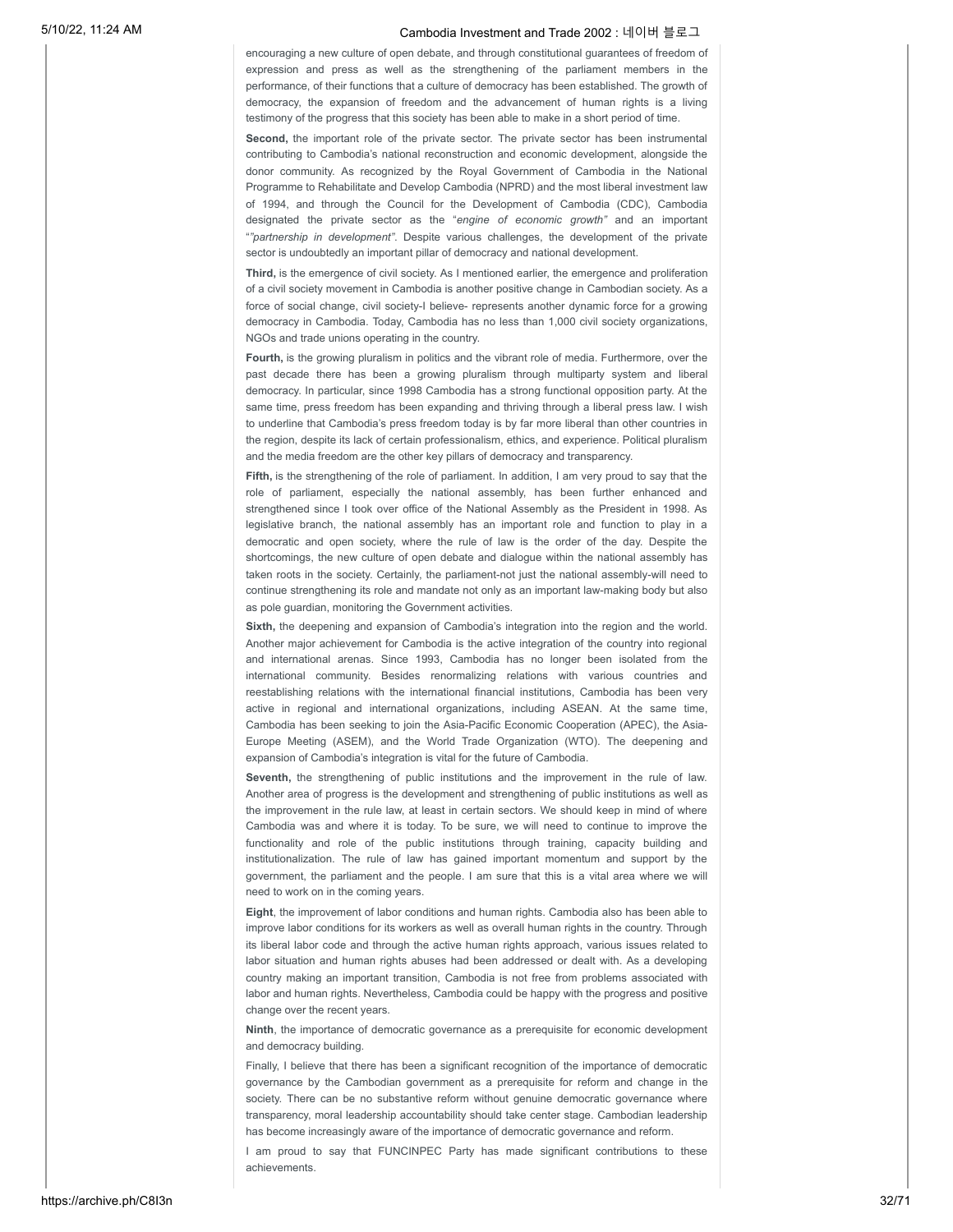encouraging a new culture of open debate, and through constitutional guarantees of freedom of expression and press as well as the strengthening of the parliament members in the performance, of their functions that a culture of democracy has been established. The growth of democracy, the expansion of freedom and the advancement of human rights is a living testimony of the progress that this society has been able to make in a short period of time.

**Second,** the important role of the private sector. The private sector has been instrumental contributing to Cambodia's national reconstruction and economic development, alongside the donor community. As recognized by the Royal Government of Cambodia in the National Programme to Rehabilitate and Develop Cambodia (NPRD) and the most liberal investment law of 1994, and through the Council for the Development of Cambodia (CDC), Cambodia designated the private sector as the "*engine of economic growth"* and an important "*"partnership in development"*. Despite various challenges, the development of the private sector is undoubtedly an important pillar of democracy and national development.

**Third,** is the emergence of civil society. As I mentioned earlier, the emergence and proliferation of a civil society movement in Cambodia is another positive change in Cambodian society. As a force of social change, civil society-I believe- represents another dynamic force for a growing democracy in Cambodia. Today, Cambodia has no less than 1,000 civil society organizations, NGOs and trade unions operating in the country.

**Fourth,** is the growing pluralism in politics and the vibrant role of media. Furthermore, over the past decade there has been a growing pluralism through multiparty system and liberal democracy. In particular, since 1998 Cambodia has a strong functional opposition party. At the same time, press freedom has been expanding and thriving through a liberal press law. I wish to underline that Cambodia's press freedom today is by far more liberal than other countries in the region, despite its lack of certain professionalism, ethics, and experience. Political pluralism and the media freedom are the other key pillars of democracy and transparency.

**Fifth,** is the strengthening of the role of parliament. In addition, I am very proud to say that the role of parliament, especially the national assembly, has been further enhanced and strengthened since I took over office of the National Assembly as the President in 1998. As legislative branch, the national assembly has an important role and function to play in a democratic and open society, where the rule of law is the order of the day. Despite the shortcomings, the new culture of open debate and dialogue within the national assembly has taken roots in the society. Certainly, the parliament-not just the national assembly-will need to continue strengthening its role and mandate not only as an important law-making body but also as pole guardian, monitoring the Government activities.

**Sixth,** the deepening and expansion of Cambodia's integration into the region and the world. Another major achievement for Cambodia is the active integration of the country into regional and international arenas. Since 1993, Cambodia has no longer been isolated from the international community. Besides renormalizing relations with various countries and reestablishing relations with the international financial institutions, Cambodia has been very active in regional and international organizations, including ASEAN. At the same time, Cambodia has been seeking to join the Asia-Pacific Economic Cooperation (APEC), the Asia-Europe Meeting (ASEM), and the World Trade Organization (WTO). The deepening and expansion of Cambodia's integration is vital for the future of Cambodia.

**Seventh,** the strengthening of public institutions and the improvement in the rule of law. Another area of progress is the development and strengthening of public institutions as well as the improvement in the rule law, at least in certain sectors. We should keep in mind of where Cambodia was and where it is today. To be sure, we will need to continue to improve the functionality and role of the public institutions through training, capacity building and institutionalization. The rule of law has gained important momentum and support by the government, the parliament and the people. I am sure that this is a vital area where we will need to work on in the coming years.

**Eight**, the improvement of labor conditions and human rights. Cambodia also has been able to improve labor conditions for its workers as well as overall human rights in the country. Through its liberal labor code and through the active human rights approach, various issues related to labor situation and human rights abuses had been addressed or dealt with. As a developing country making an important transition, Cambodia is not free from problems associated with labor and human rights. Nevertheless, Cambodia could be happy with the progress and positive change over the recent years.

**Ninth**, the importance of democratic governance as a prerequisite for economic development and democracy building.

Finally, I believe that there has been a significant recognition of the importance of democratic governance by the Cambodian government as a prerequisite for reform and change in the society. There can be no substantive reform without genuine democratic governance where transparency, moral leadership accountability should take center stage. Cambodian leadership has become increasingly aware of the importance of democratic governance and reform.

I am proud to say that FUNCINPEC Party has made significant contributions to these achievements.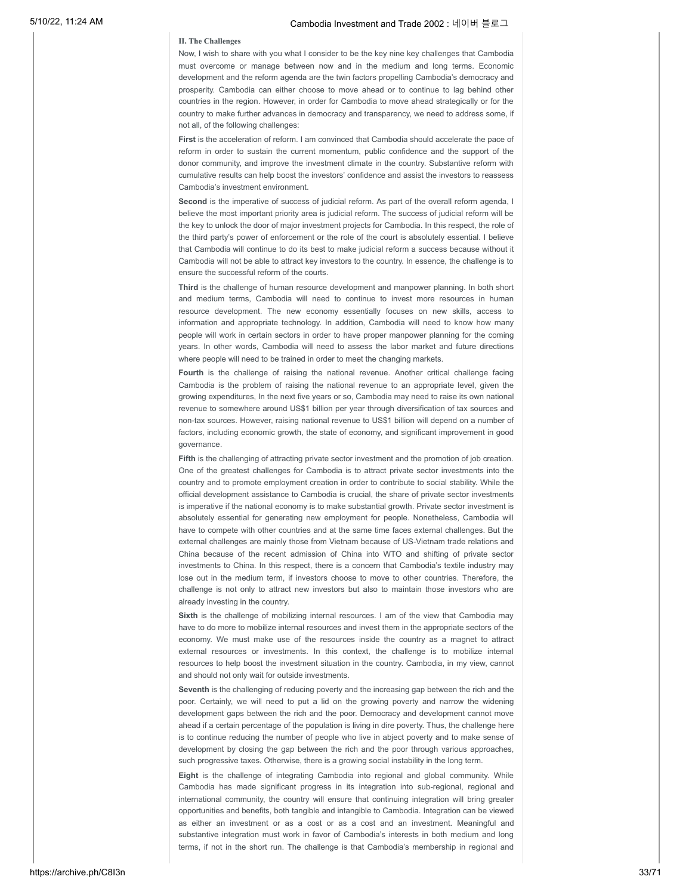## II. The Challenges

Now, I wish to share with you what I consider to be the key nine key challenges that Cambodia must overcome or manage between now and in the medium and long terms. Economic development and the reform agenda are the twin factors propelling Cambodia's democracy and prosperity. Cambodia can either choose to move ahead or to continue to lag behind other countries in the region. However, in order for Cambodia to move ahead strategically or for the country to make further advances in democracy and transparency, we need to address some, if not all, of the following challenges:

**First** is the acceleration of reform. I am convinced that Cambodia should accelerate the pace of reform in order to sustain the current momentum, public confidence and the support of the donor community, and improve the investment climate in the country. Substantive reform with cumulative results can help boost the investors' confidence and assist the investors to reassess Cambodia's investment environment.

**Second** is the imperative of success of judicial reform. As part of the overall reform agenda, I believe the most important priority area is judicial reform. The success of judicial reform will be the key to unlock the door of major investment projects for Cambodia. In this respect, the role of the third party's power of enforcement or the role of the court is absolutely essential. I believe that Cambodia will continue to do its best to make judicial reform a success because without it Cambodia will not be able to attract key investors to the country. In essence, the challenge is to ensure the successful reform of the courts.

**Third** is the challenge of human resource development and manpower planning. In both short and medium terms, Cambodia will need to continue to invest more resources in human resource development. The new economy essentially focuses on new skills, access to information and appropriate technology. In addition, Cambodia will need to know how many people will work in certain sectors in order to have proper manpower planning for the coming years. In other words, Cambodia will need to assess the labor market and future directions where people will need to be trained in order to meet the changing markets.

**Fourth** is the challenge of raising the national revenue. Another critical challenge facing Cambodia is the problem of raising the national revenue to an appropriate level, given the growing expenditures, In the next five years or so, Cambodia may need to raise its own national revenue to somewhere around US$1 billion per year through diversification of tax sources and non-tax sources. However, raising national revenue to US$1 billion will depend on a number of factors, including economic growth, the state of economy, and significant improvement in good governance.

**Fifth** is the challenging of attracting private sector investment and the promotion of job creation. One of the greatest challenges for Cambodia is to attract private sector investments into the country and to promote employment creation in order to contribute to social stability. While the official development assistance to Cambodia is crucial, the share of private sector investments is imperative if the national economy is to make substantial growth. Private sector investment is absolutely essential for generating new employment for people. Nonetheless, Cambodia will have to compete with other countries and at the same time faces external challenges. But the external challenges are mainly those from Vietnam because of US-Vietnam trade relations and China because of the recent admission of China into WTO and shifting of private sector investments to China. In this respect, there is a concern that Cambodia's textile industry may lose out in the medium term, if investors choose to move to other countries. Therefore, the challenge is not only to attract new investors but also to maintain those investors who are already investing in the country.

**Sixth** is the challenge of mobilizing internal resources. I am of the view that Cambodia may have to do more to mobilize internal resources and invest them in the appropriate sectors of the economy. We must make use of the resources inside the country as a magnet to attract external resources or investments. In this context, the challenge is to mobilize internal resources to help boost the investment situation in the country. Cambodia, in my view, cannot and should not only wait for outside investments.

**Seventh** is the challenging of reducing poverty and the increasing gap between the rich and the poor. Certainly, we will need to put a lid on the growing poverty and narrow the widening development gaps between the rich and the poor. Democracy and development cannot move ahead if a certain percentage of the population is living in dire poverty. Thus, the challenge here is to continue reducing the number of people who live in abject poverty and to make sense of development by closing the gap between the rich and the poor through various approaches, such progressive taxes. Otherwise, there is a growing social instability in the long term.

**Eight** is the challenge of integrating Cambodia into regional and global community. While Cambodia has made significant progress in its integration into sub-regional, regional and international community, the country will ensure that continuing integration will bring greater opportunities and benefits, both tangible and intangible to Cambodia. Integration can be viewed as either an investment or as a cost or as a cost and an investment. Meaningful and substantive integration must work in favor of Cambodia's interests in both medium and long terms, if not in the short run. The challenge is that Cambodia's membership in regional and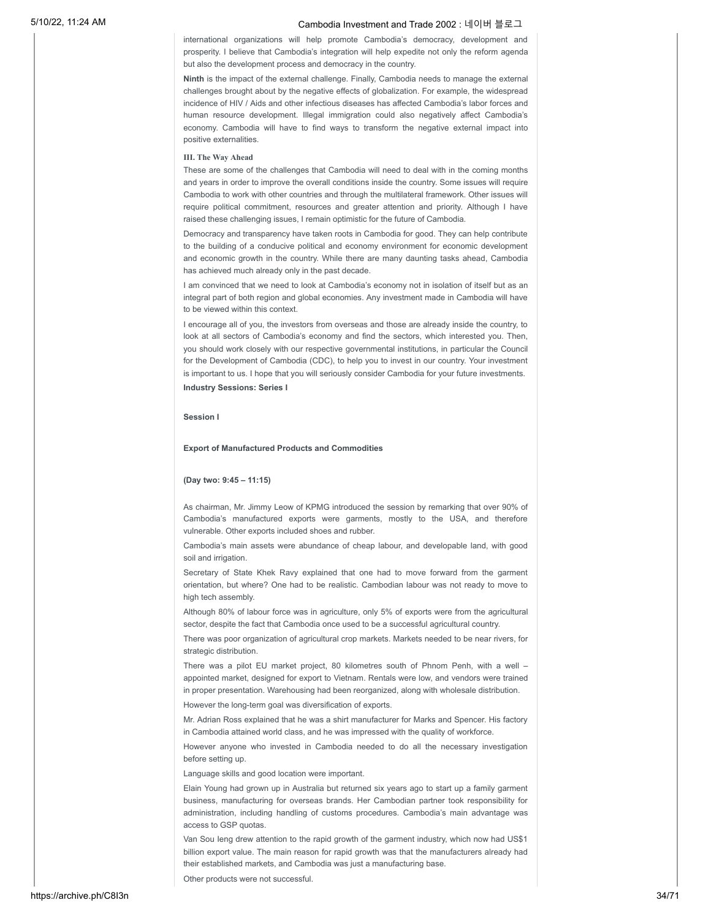international organizations will help promote Cambodia's democracy, development and prosperity. I believe that Cambodia's integration will help expedite not only the reform agenda but also the development process and democracy in the country.

**Ninth** is the impact of the external challenge. Finally, Cambodia needs to manage the external challenges brought about by the negative effects of globalization. For example, the widespread incidence of HIV / Aids and other infectious diseases has affected Cambodia's labor forces and human resource development. Illegal immigration could also negatively affect Cambodia's economy. Cambodia will have to find ways to transform the negative external impact into positive externalities.

### III. The Way Ahead

These are some of the challenges that Cambodia will need to deal with in the coming months and years in order to improve the overall conditions inside the country. Some issues will require Cambodia to work with other countries and through the multilateral framework. Other issues will require political commitment, resources and greater attention and priority. Although I have raised these challenging issues, I remain optimistic for the future of Cambodia.

Democracy and transparency have taken roots in Cambodia for good. They can help contribute to the building of a conducive political and economy environment for economic development and economic growth in the country. While there are many daunting tasks ahead, Cambodia has achieved much already only in the past decade.

I am convinced that we need to look at Cambodia's economy not in isolation of itself but as an integral part of both region and global economies. Any investment made in Cambodia will have to be viewed within this context.

I encourage all of you, the investors from overseas and those are already inside the country, to look at all sectors of Cambodia's economy and find the sectors, which interested you. Then, you should work closely with our respective governmental institutions, in particular the Council for the Development of Cambodia (CDC), to help you to invest in our country. Your investment is important to us. I hope that you will seriously consider Cambodia for your future investments.

**Industry Sessions: Series I**

**Session I**

**Export of Manufactured Products and Commodities**

**(Day two: 9:45 – 11:15)**

As chairman, Mr. Jimmy Leow of KPMG introduced the session by remarking that over 90% of Cambodia's manufactured exports were garments, mostly to the USA, and therefore vulnerable. Other exports included shoes and rubber.

Cambodia's main assets were abundance of cheap labour, and developable land, with good soil and irrigation.

Secretary of State Khek Ravy explained that one had to move forward from the garment orientation, but where? One had to be realistic. Cambodian labour was not ready to move to high tech assembly.

Although 80% of labour force was in agriculture, only 5% of exports were from the agricultural sector, despite the fact that Cambodia once used to be a successful agricultural country.

There was poor organization of agricultural crop markets. Markets needed to be near rivers, for strategic distribution.

There was a pilot EU market project, 80 kilometres south of Phnom Penh, with a well – appointed market, designed for export to Vietnam. Rentals were low, and vendors were trained in proper presentation. Warehousing had been reorganized, along with wholesale distribution.

However the long-term goal was diversification of exports.

Mr. Adrian Ross explained that he was a shirt manufacturer for Marks and Spencer. His factory in Cambodia attained world class, and he was impressed with the quality of workforce.

However anyone who invested in Cambodia needed to do all the necessary investigation before setting up.

Language skills and good location were important.

Elain Young had grown up in Australia but returned six years ago to start up a family garment business, manufacturing for overseas brands. Her Cambodian partner took responsibility for administration, including handling of customs procedures. Cambodia's main advantage was access to GSP quotas.

Van Sou Ieng drew attention to the rapid growth of the garment industry, which now had US$1 billion export value. The main reason for rapid growth was that the manufacturers already had their established markets, and Cambodia was just a manufacturing base.

Other products were not successful.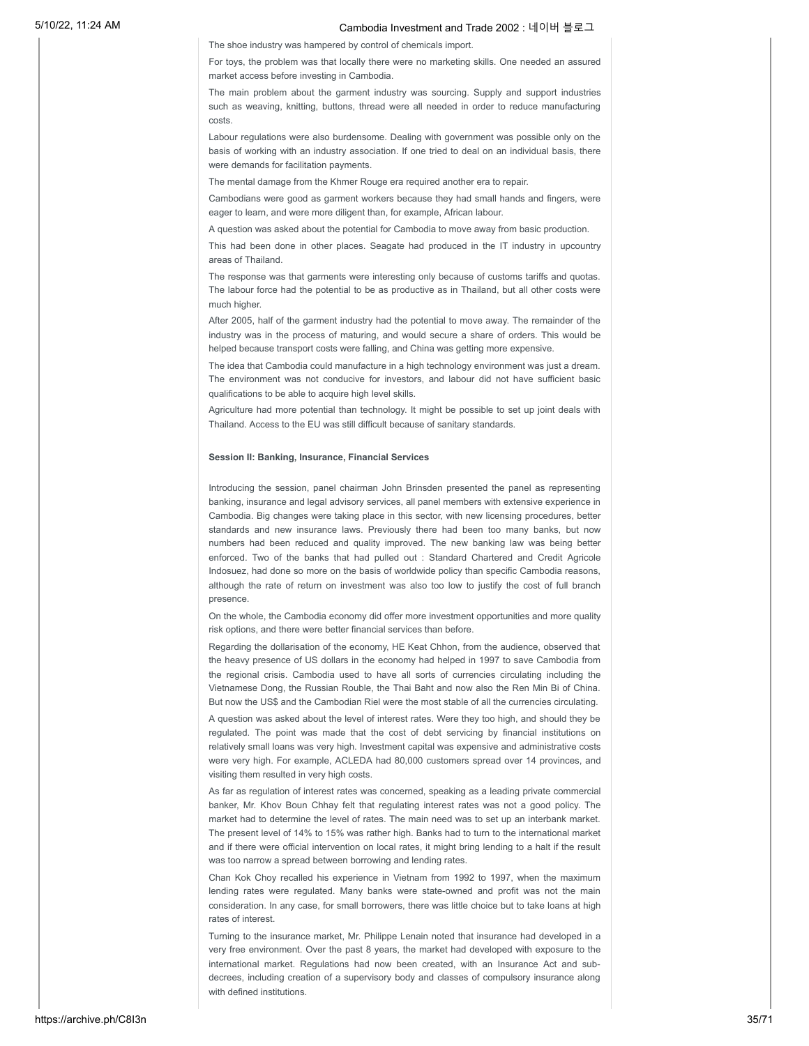The shoe industry was hampered by control of chemicals import.

For toys, the problem was that locally there were no marketing skills. One needed an assured market access before investing in Cambodia.

The main problem about the garment industry was sourcing. Supply and support industries such as weaving, knitting, buttons, thread were all needed in order to reduce manufacturing costs.

Labour regulations were also burdensome. Dealing with government was possible only on the basis of working with an industry association. If one tried to deal on an individual basis, there were demands for facilitation payments.

The mental damage from the Khmer Rouge era required another era to repair.

Cambodians were good as garment workers because they had small hands and fingers, were eager to learn, and were more diligent than, for example, African labour.

A question was asked about the potential for Cambodia to move away from basic production.

This had been done in other places. Seagate had produced in the IT industry in upcountry areas of Thailand.

The response was that garments were interesting only because of customs tariffs and quotas. The labour force had the potential to be as productive as in Thailand, but all other costs were much higher.

After 2005, half of the garment industry had the potential to move away. The remainder of the industry was in the process of maturing, and would secure a share of orders. This would be helped because transport costs were falling, and China was getting more expensive.

The idea that Cambodia could manufacture in a high technology environment was just a dream. The environment was not conducive for investors, and labour did not have sufficient basic qualifications to be able to acquire high level skills.

Agriculture had more potential than technology. It might be possible to set up joint deals with Thailand. Access to the EU was still difficult because of sanitary standards.

**Session II: Banking, Insurance, Financial Services**

Introducing the session, panel chairman John Brinsden presented the panel as representing banking, insurance and legal advisory services, all panel members with extensive experience in Cambodia. Big changes were taking place in this sector, with new licensing procedures, better standards and new insurance laws. Previously there had been too many banks, but now numbers had been reduced and quality improved. The new banking law was being better enforced. Two of the banks that had pulled out : Standard Chartered and Credit Agricole Indosuez, had done so more on the basis of worldwide policy than specific Cambodia reasons, although the rate of return on investment was also too low to justify the cost of full branch presence.

On the whole, the Cambodia economy did offer more investment opportunities and more quality risk options, and there were better financial services than before.

Regarding the dollarisation of the economy, HE Keat Chhon, from the audience, observed that the heavy presence of US dollars in the economy had helped in 1997 to save Cambodia from the regional crisis. Cambodia used to have all sorts of currencies circulating including the Vietnamese Dong, the Russian Rouble, the Thai Baht and now also the Ren Min Bi of China. But now the US$ and the Cambodian Riel were the most stable of all the currencies circulating.

A question was asked about the level of interest rates. Were they too high, and should they be regulated. The point was made that the cost of debt servicing by financial institutions on relatively small loans was very high. Investment capital was expensive and administrative costs were very high. For example, ACLEDA had 80,000 customers spread over 14 provinces, and visiting them resulted in very high costs.

As far as regulation of interest rates was concerned, speaking as a leading private commercial banker, Mr. Khov Boun Chhay felt that regulating interest rates was not a good policy. The market had to determine the level of rates. The main need was to set up an interbank market. The present level of 14% to 15% was rather high. Banks had to turn to the international market and if there were official intervention on local rates, it might bring lending to a halt if the result was too narrow a spread between borrowing and lending rates.

Chan Kok Choy recalled his experience in Vietnam from 1992 to 1997, when the maximum lending rates were regulated. Many banks were state-owned and profit was not the main consideration. In any case, for small borrowers, there was little choice but to take loans at high rates of interest.

Turning to the insurance market, Mr. Philippe Lenain noted that insurance had developed in a very free environment. Over the past 8 years, the market had developed with exposure to the international market. Regulations had now been created, with an Insurance Act and sub-decrees, including creation of a supervisory body and classes of compulsory insurance along with defined institutions.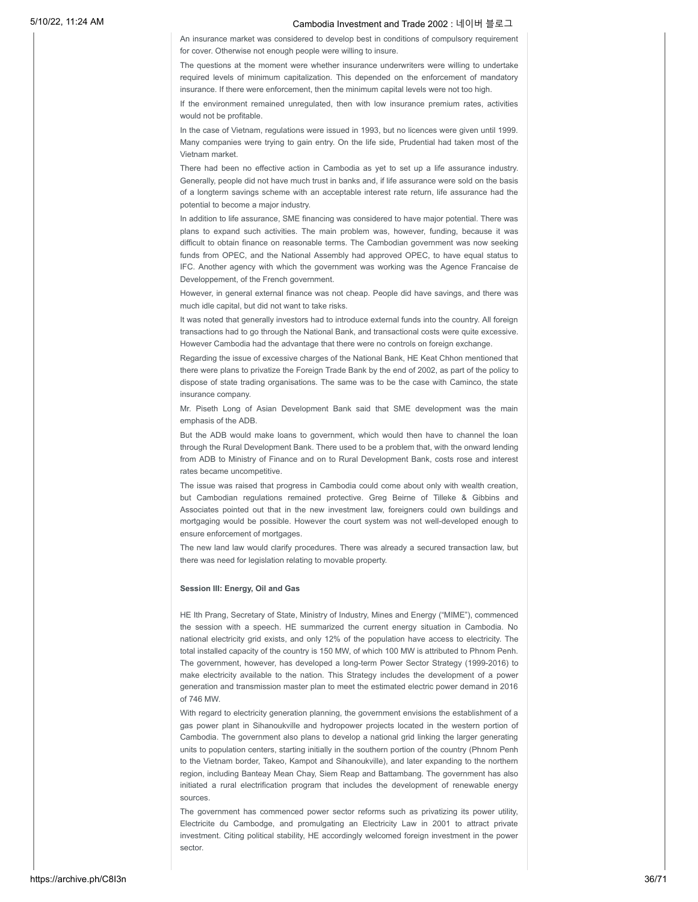An insurance market was considered to develop best in conditions of compulsory requirement for cover. Otherwise not enough people were willing to insure.

The questions at the moment were whether insurance underwriters were willing to undertake required levels of minimum capitalization. This depended on the enforcement of mandatory insurance. If there were enforcement, then the minimum capital levels were not too high.

If the environment remained unregulated, then with low insurance premium rates, activities would not be profitable.

In the case of Vietnam, regulations were issued in 1993, but no licences were given until 1999. Many companies were trying to gain entry. On the life side, Prudential had taken most of the Vietnam market.

There had been no effective action in Cambodia as yet to set up a life assurance industry. Generally, people did not have much trust in banks and, if life assurance were sold on the basis of a longterm savings scheme with an acceptable interest rate return, life assurance had the potential to become a major industry.

In addition to life assurance, SME financing was considered to have major potential. There was plans to expand such activities. The main problem was, however, funding, because it was difficult to obtain finance on reasonable terms. The Cambodian government was now seeking funds from OPEC, and the National Assembly had approved OPEC, to have equal status to IFC. Another agency with which the government was working was the Agence Francaise de Developpement, of the French government.

However, in general external finance was not cheap. People did have savings, and there was much idle capital, but did not want to take risks.

It was noted that generally investors had to introduce external funds into the country. All foreign transactions had to go through the National Bank, and transactional costs were quite excessive. However Cambodia had the advantage that there were no controls on foreign exchange.

Regarding the issue of excessive charges of the National Bank, HE Keat Chhon mentioned that there were plans to privatize the Foreign Trade Bank by the end of 2002, as part of the policy to dispose of state trading organisations. The same was to be the case with Caminco, the state insurance company.

Mr. Piseth Long of Asian Development Bank said that SME development was the main emphasis of the ADB.

But the ADB would make loans to government, which would then have to channel the loan through the Rural Development Bank. There used to be a problem that, with the onward lending from ADB to Ministry of Finance and on to Rural Development Bank, costs rose and interest rates became uncompetitive.

The issue was raised that progress in Cambodia could come about only with wealth creation, but Cambodian regulations remained protective. Greg Beirne of Tilleke & Gibbins and Associates pointed out that in the new investment law, foreigners could own buildings and mortgaging would be possible. However the court system was not well-developed enough to ensure enforcement of mortgages.

The new land law would clarify procedures. There was already a secured transaction law, but there was need for legislation relating to movable property.

**Session III: Energy, Oil and Gas**

HE Ith Prang, Secretary of State, Ministry of Industry, Mines and Energy ("MIME"), commenced the session with a speech. HE summarized the current energy situation in Cambodia. No national electricity grid exists, and only 12% of the population have access to electricity. The total installed capacity of the country is 150 MW, of which 100 MW is attributed to Phnom Penh. The government, however, has developed a long-term Power Sector Strategy (1999-2016) to make electricity available to the nation. This Strategy includes the development of a power generation and transmission master plan to meet the estimated electric power demand in 2016 of 746 MW.

With regard to electricity generation planning, the government envisions the establishment of a gas power plant in Sihanoukville and hydropower projects located in the western portion of Cambodia. The government also plans to develop a national grid linking the larger generating units to population centers, starting initially in the southern portion of the country (Phnom Penh to the Vietnam border, Takeo, Kampot and Sihanoukville), and later expanding to the northern region, including Banteay Mean Chay, Siem Reap and Battambang. The government has also initiated a rural electrification program that includes the development of renewable energy sources.

The government has commenced power sector reforms such as privatizing its power utility, Electricite du Cambodge, and promulgating an Electricity Law in 2001 to attract private investment. Citing political stability, HE accordingly welcomed foreign investment in the power sector.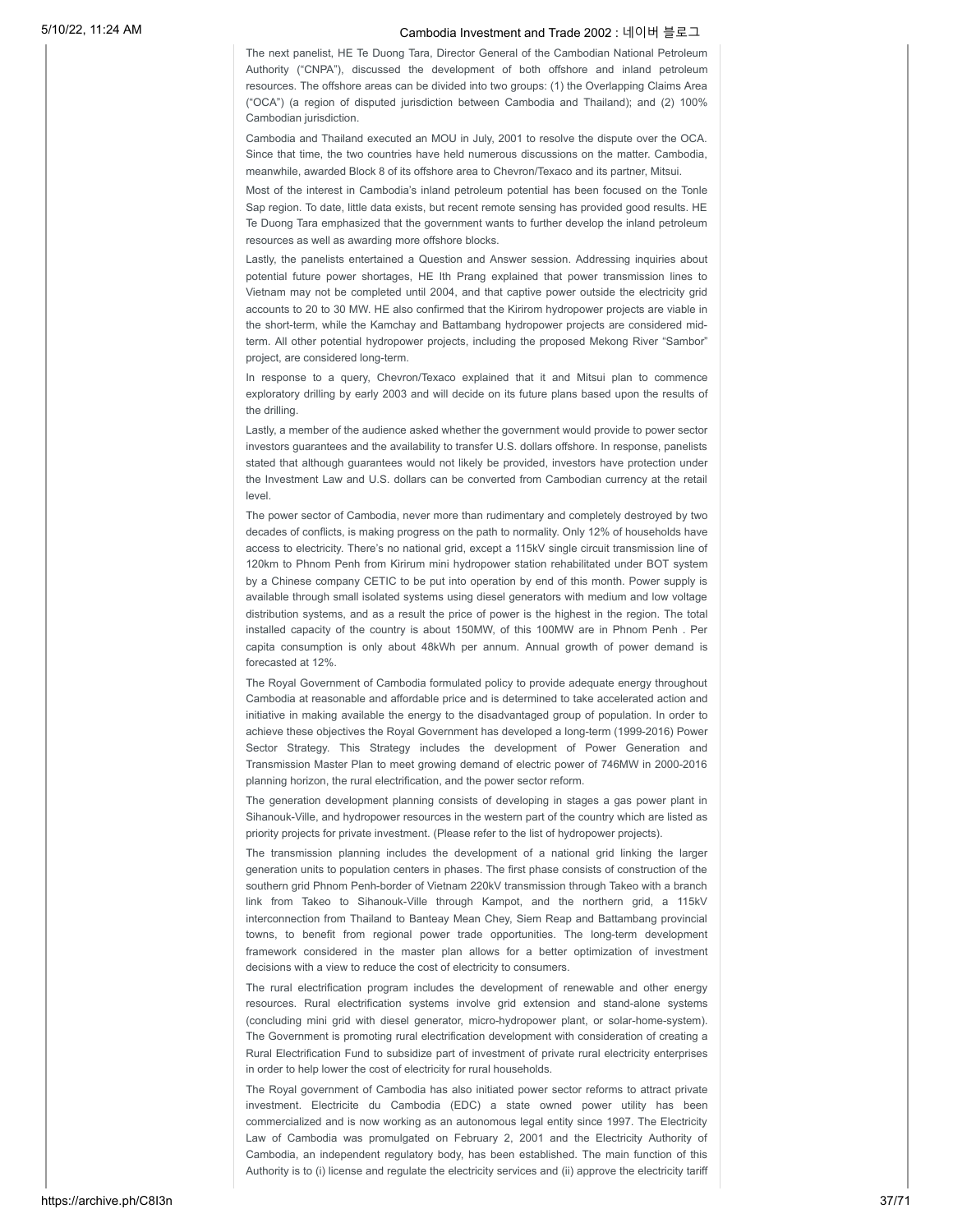The next panelist, HE Te Duong Tara, Director General of the Cambodian National Petroleum Authority ("CNPA"), discussed the development of both offshore and inland petroleum resources. The offshore areas can be divided into two groups: (1) the Overlapping Claims Area ("OCA") (a region of disputed jurisdiction between Cambodia and Thailand); and (2) 100% Cambodian jurisdiction.

Cambodia and Thailand executed an MOU in July, 2001 to resolve the dispute over the OCA. Since that time, the two countries have held numerous discussions on the matter. Cambodia, meanwhile, awarded Block 8 of its offshore area to Chevron/Texaco and its partner, Mitsui.

Most of the interest in Cambodia's inland petroleum potential has been focused on the Tonle Sap region. To date, little data exists, but recent remote sensing has provided good results. HE Te Duong Tara emphasized that the government wants to further develop the inland petroleum resources as well as awarding more offshore blocks.

Lastly, the panelists entertained a Question and Answer session. Addressing inquiries about potential future power shortages, HE Ith Prang explained that power transmission lines to Vietnam may not be completed until 2004, and that captive power outside the electricity grid accounts to 20 to 30 MW. HE also confirmed that the Kirirom hydropower projects are viable in the short-term, while the Kamchay and Battambang hydropower projects are considered mid-term. All other potential hydropower projects, including the proposed Mekong River "Sambor" project, are considered long-term.

In response to a query, Chevron/Texaco explained that it and Mitsui plan to commence exploratory drilling by early 2003 and will decide on its future plans based upon the results of the drilling.

Lastly, a member of the audience asked whether the government would provide to power sector investors guarantees and the availability to transfer U.S. dollars offshore. In response, panelists stated that although guarantees would not likely be provided, investors have protection under the Investment Law and U.S. dollars can be converted from Cambodian currency at the retail level.

The power sector of Cambodia, never more than rudimentary and completely destroyed by two decades of conflicts, is making progress on the path to normality. Only 12% of households have access to electricity. There's no national grid, except a 115kV single circuit transmission line of 120km to Phnom Penh from Kirirum mini hydropower station rehabilitated under BOT system by a Chinese company CETIC to be put into operation by end of this month. Power supply is available through small isolated systems using diesel generators with medium and low voltage distribution systems, and as a result the price of power is the highest in the region. The total installed capacity of the country is about 150MW, of this 100MW are in Phnom Penh . Per capita consumption is only about 48kWh per annum. Annual growth of power demand is forecasted at 12%.

The Royal Government of Cambodia formulated policy to provide adequate energy throughout Cambodia at reasonable and affordable price and is determined to take accelerated action and initiative in making available the energy to the disadvantaged group of population. In order to achieve these objectives the Royal Government has developed a long-term (1999-2016) Power Sector Strategy. This Strategy includes the development of Power Generation and Transmission Master Plan to meet growing demand of electric power of 746MW in 2000-2016 planning horizon, the rural electrification, and the power sector reform.

The generation development planning consists of developing in stages a gas power plant in Sihanouk-Ville, and hydropower resources in the western part of the country which are listed as priority projects for private investment. (Please refer to the list of hydropower projects).

The transmission planning includes the development of a national grid linking the larger generation units to population centers in phases. The first phase consists of construction of the southern grid Phnom Penh-border of Vietnam 220kV transmission through Takeo with a branch link from Takeo to Sihanouk-Ville through Kampot, and the northern grid, a 115kV interconnection from Thailand to Banteay Mean Chey, Siem Reap and Battambang provincial towns, to benefit from regional power trade opportunities. The long-term development framework considered in the master plan allows for a better optimization of investment decisions with a view to reduce the cost of electricity to consumers.

The rural electrification program includes the development of renewable and other energy resources. Rural electrification systems involve grid extension and stand-alone systems (concluding mini grid with diesel generator, micro-hydropower plant, or solar-home-system). The Government is promoting rural electrification development with consideration of creating a Rural Electrification Fund to subsidize part of investment of private rural electricity enterprises in order to help lower the cost of electricity for rural households.

The Royal government of Cambodia has also initiated power sector reforms to attract private investment. Electricite du Cambodia (EDC) a state owned power utility has been commercialized and is now working as an autonomous legal entity since 1997. The Electricity Law of Cambodia was promulgated on February 2, 2001 and the Electricity Authority of Cambodia, an independent regulatory body, has been established. The main function of this Authority is to (i) license and regulate the electricity services and (ii) approve the electricity tariff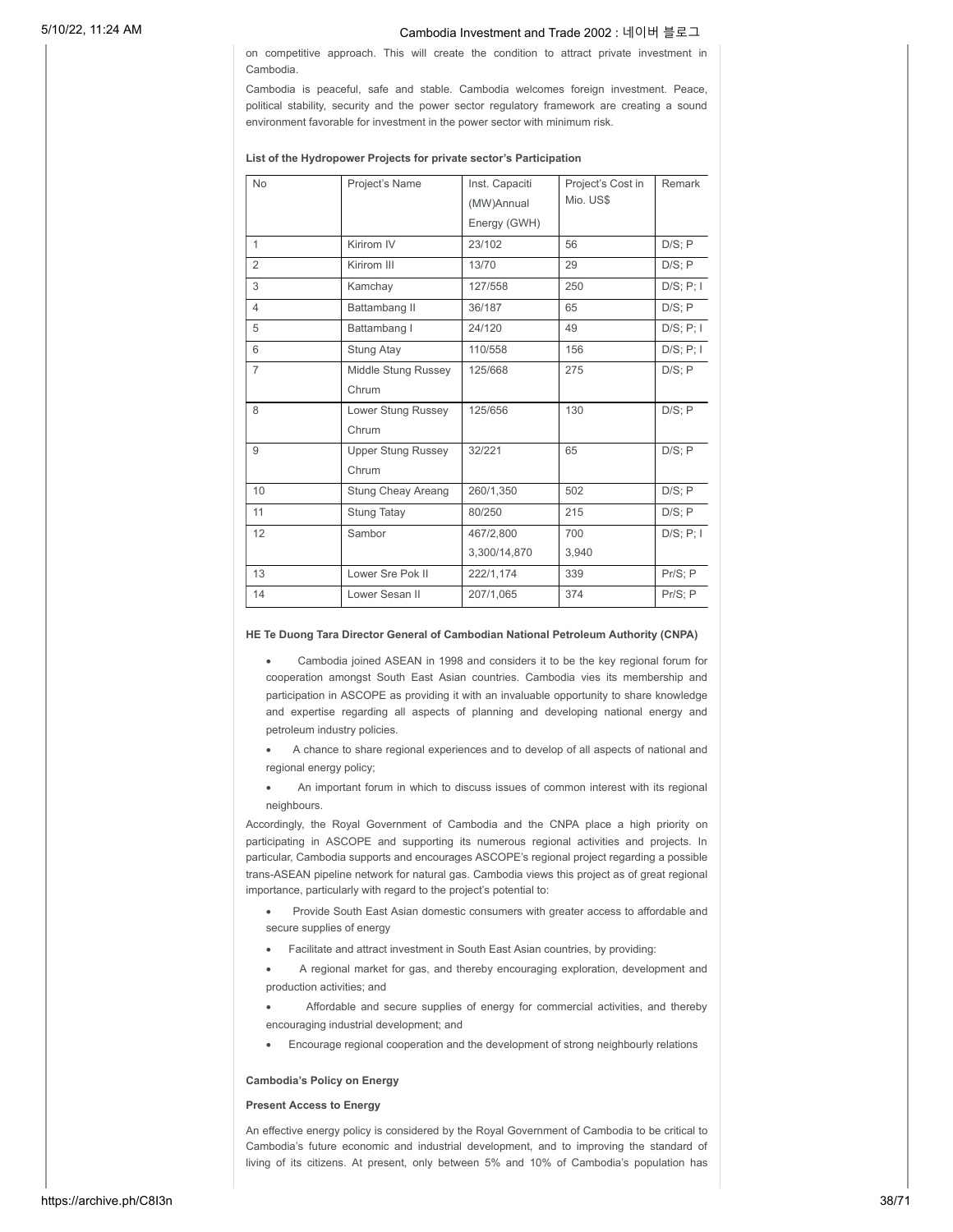on competitive approach. This will create the condition to attract private investment in Cambodia.

Cambodia is peaceful, safe and stable. Cambodia welcomes foreign investment. Peace, political stability, security and the power sector regulatory framework are creating a sound environment favorable for investment in the power sector with minimum risk.

**List of the Hydropower Projects for private sector's Participation**

| No | Project's Name | Inst. Capaciti (MW)Annual Energy (GWH) | Project's Cost in Mio. US$ | Remark |
|---|---|---|---|---|
| 1 | Kirirom IV | 23/102 | 56 | D/S; P |
| 2 | Kirirom III | 13/70 | 29 | D/S; P |
| 3 | Kamchay | 127/558 | 250 | D/S; P; I |
| 4 | Battambang II | 36/187 | 65 | D/S; P |
| 5 | Battambang I | 24/120 | 49 | D/S; P; I |
| 6 | Stung Atay | 110/558 | 156 | D/S; P; I |
| 7 | Middle Stung Russey Chrum | 125/668 | 275 | D/S; P |
| 8 | Lower Stung Russey Chrum | 125/656 | 130 | D/S; P |
| 9 | Upper Stung Russey Chrum | 32/221 | 65 | D/S; P |
| 10 | Stung Cheay Areang | 260/1,350 | 502 | D/S; P |
| 11 | Stung Tatay | 80/250 | 215 | D/S; P |
| 12 | Sambor | 467/2,800<br>3,300/14,870 | 700<br>3,940 | D/S; P; I |
| 13 | Lower Sre Pok II | 222/1,174 | 339 | Pr/S; P |
| 14 | Lower Sesan II | 207/1,065 | 374 | Pr/S; P |

**HE Te Duong Tara Director General of Cambodian National Petroleum Authority (CNPA)**

- Cambodia joined ASEAN in 1998 and considers it to be the key regional forum for cooperation amongst South East Asian countries. Cambodia vies its membership and participation in ASCOPE as providing it with an invaluable opportunity to share knowledge and expertise regarding all aspects of planning and developing national energy and petroleum industry policies.
- A chance to share regional experiences and to develop of all aspects of national and regional energy policy;
- An important forum in which to discuss issues of common interest with its regional neighbours.

Accordingly, the Royal Government of Cambodia and the CNPA place a high priority on participating in ASCOPE and supporting its numerous regional activities and projects. In particular, Cambodia supports and encourages ASCOPE's regional project regarding a possible trans-ASEAN pipeline network for natural gas. Cambodia views this project as of great regional importance, particularly with regard to the project's potential to:

- Provide South East Asian domestic consumers with greater access to affordable and secure supplies of energy
- Facilitate and attract investment in South East Asian countries, by providing:
- A regional market for gas, and thereby encouraging exploration, development and production activities; and
- Affordable and secure supplies of energy for commercial activities, and thereby encouraging industrial development; and
- Encourage regional cooperation and the development of strong neighbourly relations

**Cambodia's Policy on Energy**

**Present Access to Energy**

An effective energy policy is considered by the Royal Government of Cambodia to be critical to Cambodia's future economic and industrial development, and to improving the standard of living of its citizens. At present, only between 5% and 10% of Cambodia's population has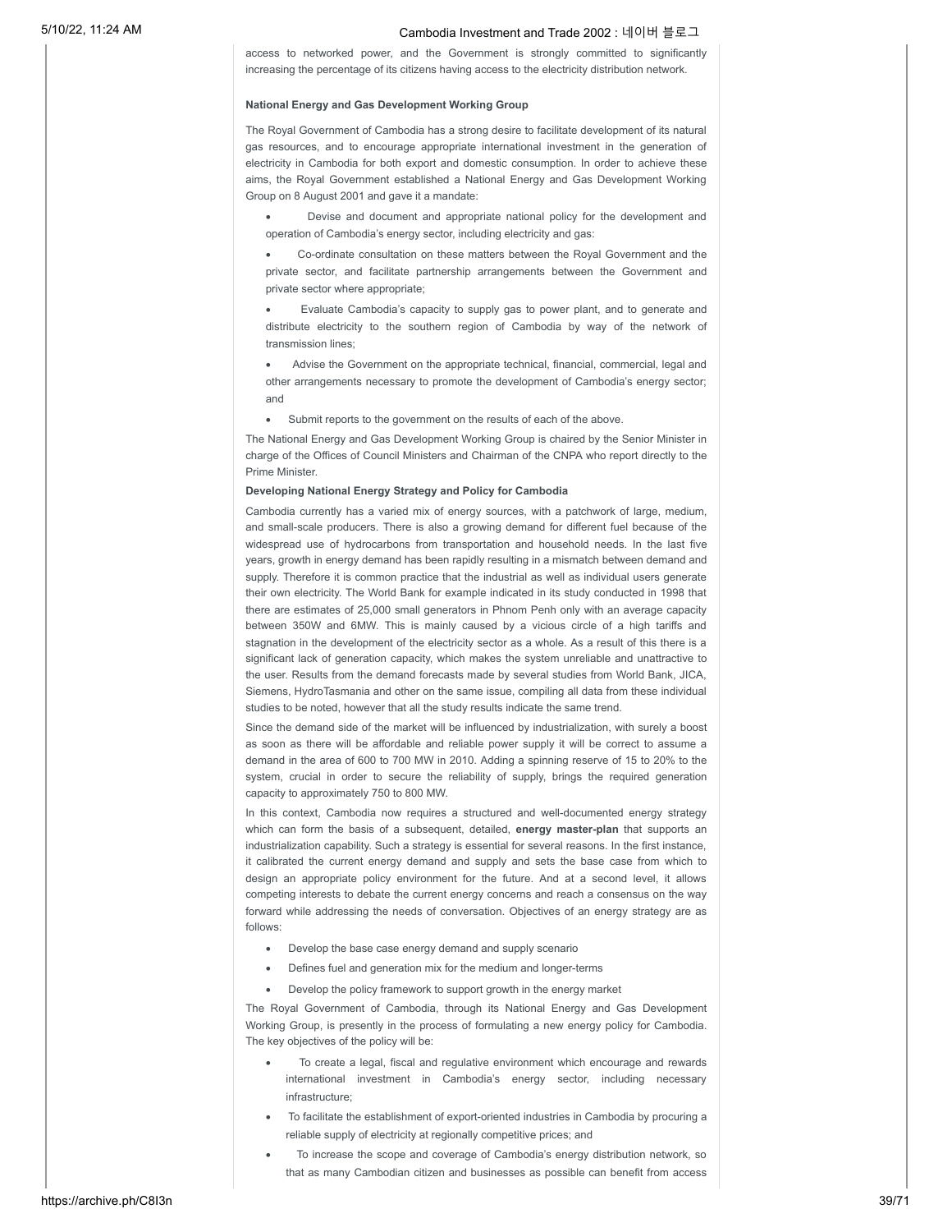access to networked power, and the Government is strongly committed to significantly increasing the percentage of its citizens having access to the electricity distribution network.

**National Energy and Gas Development Working Group**

The Royal Government of Cambodia has a strong desire to facilitate development of its natural gas resources, and to encourage appropriate international investment in the generation of electricity in Cambodia for both export and domestic consumption. In order to achieve these aims, the Royal Government established a National Energy and Gas Development Working Group on 8 August 2001 and gave it a mandate:

- Devise and document and appropriate national policy for the development and operation of Cambodia's energy sector, including electricity and gas:
- Co-ordinate consultation on these matters between the Royal Government and the private sector, and facilitate partnership arrangements between the Government and private sector where appropriate;
- Evaluate Cambodia's capacity to supply gas to power plant, and to generate and distribute electricity to the southern region of Cambodia by way of the network of transmission lines;
- Advise the Government on the appropriate technical, financial, commercial, legal and other arrangements necessary to promote the development of Cambodia's energy sector; and
- Submit reports to the government on the results of each of the above.

The National Energy and Gas Development Working Group is chaired by the Senior Minister in charge of the Offices of Council Ministers and Chairman of the CNPA who report directly to the Prime Minister.

**Developing National Energy Strategy and Policy for Cambodia**

Cambodia currently has a varied mix of energy sources, with a patchwork of large, medium, and small-scale producers. There is also a growing demand for different fuel because of the widespread use of hydrocarbons from transportation and household needs. In the last five years, growth in energy demand has been rapidly resulting in a mismatch between demand and supply. Therefore it is common practice that the industrial as well as individual users generate their own electricity. The World Bank for example indicated in its study conducted in 1998 that there are estimates of 25,000 small generators in Phnom Penh only with an average capacity between 350W and 6MW. This is mainly caused by a vicious circle of a high tariffs and stagnation in the development of the electricity sector as a whole. As a result of this there is a significant lack of generation capacity, which makes the system unreliable and unattractive to the user. Results from the demand forecasts made by several studies from World Bank, JICA, Siemens, HydroTasmania and other on the same issue, compiling all data from these individual studies to be noted, however that all the study results indicate the same trend.

Since the demand side of the market will be influenced by industrialization, with surely a boost as soon as there will be affordable and reliable power supply it will be correct to assume a demand in the area of 600 to 700 MW in 2010. Adding a spinning reserve of 15 to 20% to the system, crucial in order to secure the reliability of supply, brings the required generation capacity to approximately 750 to 800 MW.

In this context, Cambodia now requires a structured and well-documented energy strategy which can form the basis of a subsequent, detailed, **energy master-plan** that supports an industrialization capability. Such a strategy is essential for several reasons. In the first instance, it calibrated the current energy demand and supply and sets the base case from which to design an appropriate policy environment for the future. And at a second level, it allows competing interests to debate the current energy concerns and reach a consensus on the way forward while addressing the needs of conversation. Objectives of an energy strategy are as follows:

- Develop the base case energy demand and supply scenario
- Defines fuel and generation mix for the medium and longer-terms
- Develop the policy framework to support growth in the energy market

The Royal Government of Cambodia, through its National Energy and Gas Development Working Group, is presently in the process of formulating a new energy policy for Cambodia. The key objectives of the policy will be:

- To create a legal, fiscal and regulative environment which encourage and rewards international investment in Cambodia's energy sector, including necessary infrastructure;
- To facilitate the establishment of export-oriented industries in Cambodia by procuring a reliable supply of electricity at regionally competitive prices; and
- To increase the scope and coverage of Cambodia's energy distribution network, so that as many Cambodian citizen and businesses as possible can benefit from access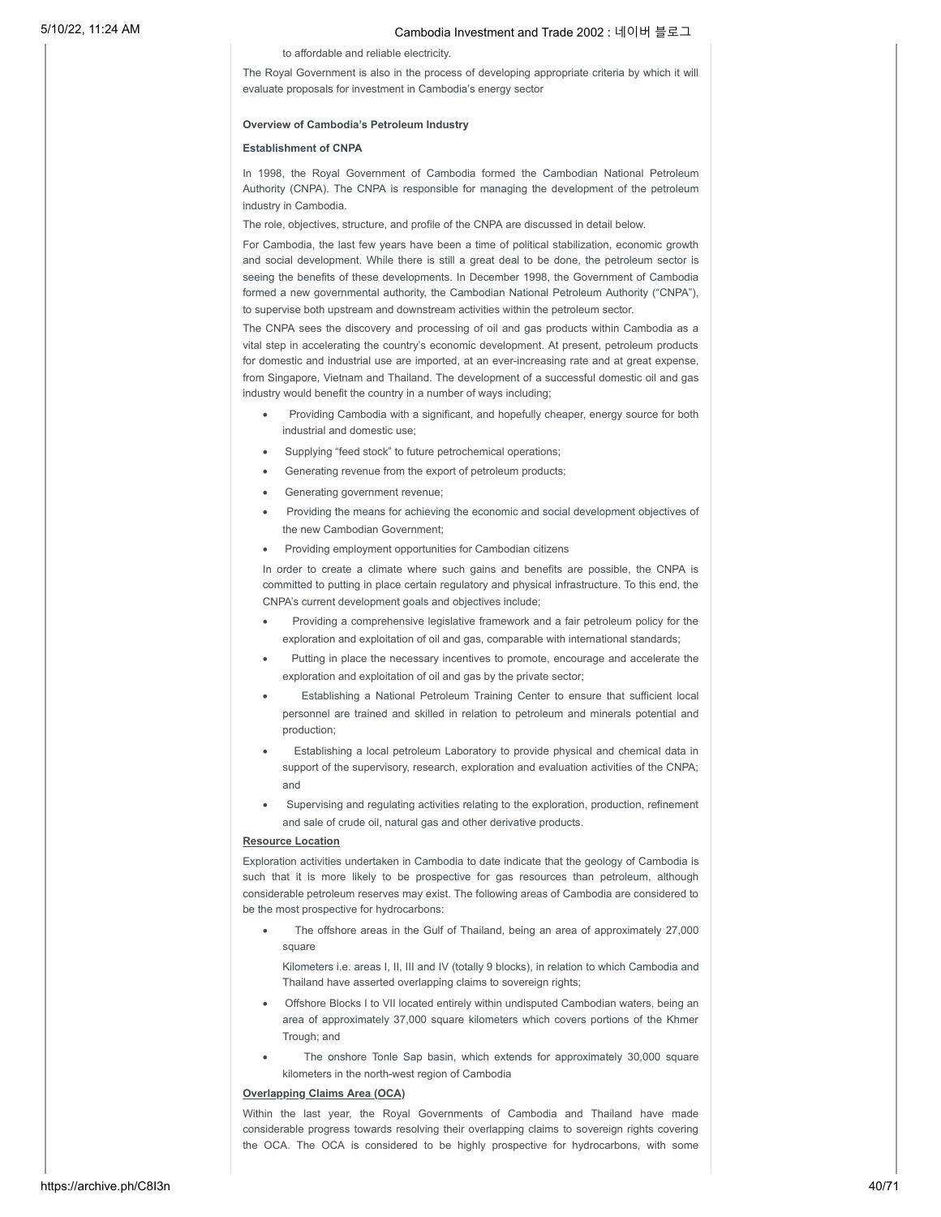to affordable and reliable electricity.

The Royal Government is also in the process of developing appropriate criteria by which it will evaluate proposals for investment in Cambodia's energy sector

**Overview of Cambodia's Petroleum Industry**

**Establishment of CNPA**

In 1998, the Royal Government of Cambodia formed the Cambodian National Petroleum Authority (CNPA). The CNPA is responsible for managing the development of the petroleum industry in Cambodia.

The role, objectives, structure, and profile of the CNPA are discussed in detail below.

For Cambodia, the last few years have been a time of political stabilization, economic growth and social development. While there is still a great deal to be done, the petroleum sector is seeing the benefits of these developments. In December 1998, the Government of Cambodia formed a new governmental authority, the Cambodian National Petroleum Authority ("CNPA"), to supervise both upstream and downstream activities within the petroleum sector.

The CNPA sees the discovery and processing of oil and gas products within Cambodia as a vital step in accelerating the country's economic development. At present, petroleum products for domestic and industrial use are imported, at an ever-increasing rate and at great expense, from Singapore, Vietnam and Thailand. The development of a successful domestic oil and gas industry would benefit the country in a number of ways including;

- Providing Cambodia with a significant, and hopefully cheaper, energy source for both industrial and domestic use;
- Supplying "feed stock" to future petrochemical operations;
- Generating revenue from the export of petroleum products;
- Generating government revenue;
- Providing the means for achieving the economic and social development objectives of the new Cambodian Government;
- Providing employment opportunities for Cambodian citizens

In order to create a climate where such gains and benefits are possible, the CNPA is committed to putting in place certain regulatory and physical infrastructure. To this end, the CNPA's current development goals and objectives include;

- Providing a comprehensive legislative framework and a fair petroleum policy for the exploration and exploitation of oil and gas, comparable with international standards;
- Putting in place the necessary incentives to promote, encourage and accelerate the exploration and exploitation of oil and gas by the private sector;
- Establishing a National Petroleum Training Center to ensure that sufficient local personnel are trained and skilled in relation to petroleum and minerals potential and production;
- Establishing a local petroleum Laboratory to provide physical and chemical data in support of the supervisory, research, exploration and evaluation activities of the CNPA; and
- Supervising and regulating activities relating to the exploration, production, refinement and sale of crude oil, natural gas and other derivative products.

**Resource Location**

Exploration activities undertaken in Cambodia to date indicate that the geology of Cambodia is such that it is more likely to be prospective for gas resources than petroleum, although considerable petroleum reserves may exist. The following areas of Cambodia are considered to be the most prospective for hydrocarbons:

- The offshore areas in the Gulf of Thailand, being an area of approximately 27,000 square

  Kilometers i.e. areas I, II, III and IV (totally 9 blocks), in relation to which Cambodia and Thailand have asserted overlapping claims to sovereign rights;
- Offshore Blocks I to VII located entirely within undisputed Cambodian waters, being an area of approximately 37,000 square kilometers which covers portions of the Khmer Trough; and
- The onshore Tonle Sap basin, which extends for approximately 30,000 square kilometers in the north-west region of Cambodia

**Overlapping Claims Area (OCA)**

Within the last year, the Royal Governments of Cambodia and Thailand have made considerable progress towards resolving their overlapping claims to sovereign rights covering the OCA. The OCA is considered to be highly prospective for hydrocarbons, with some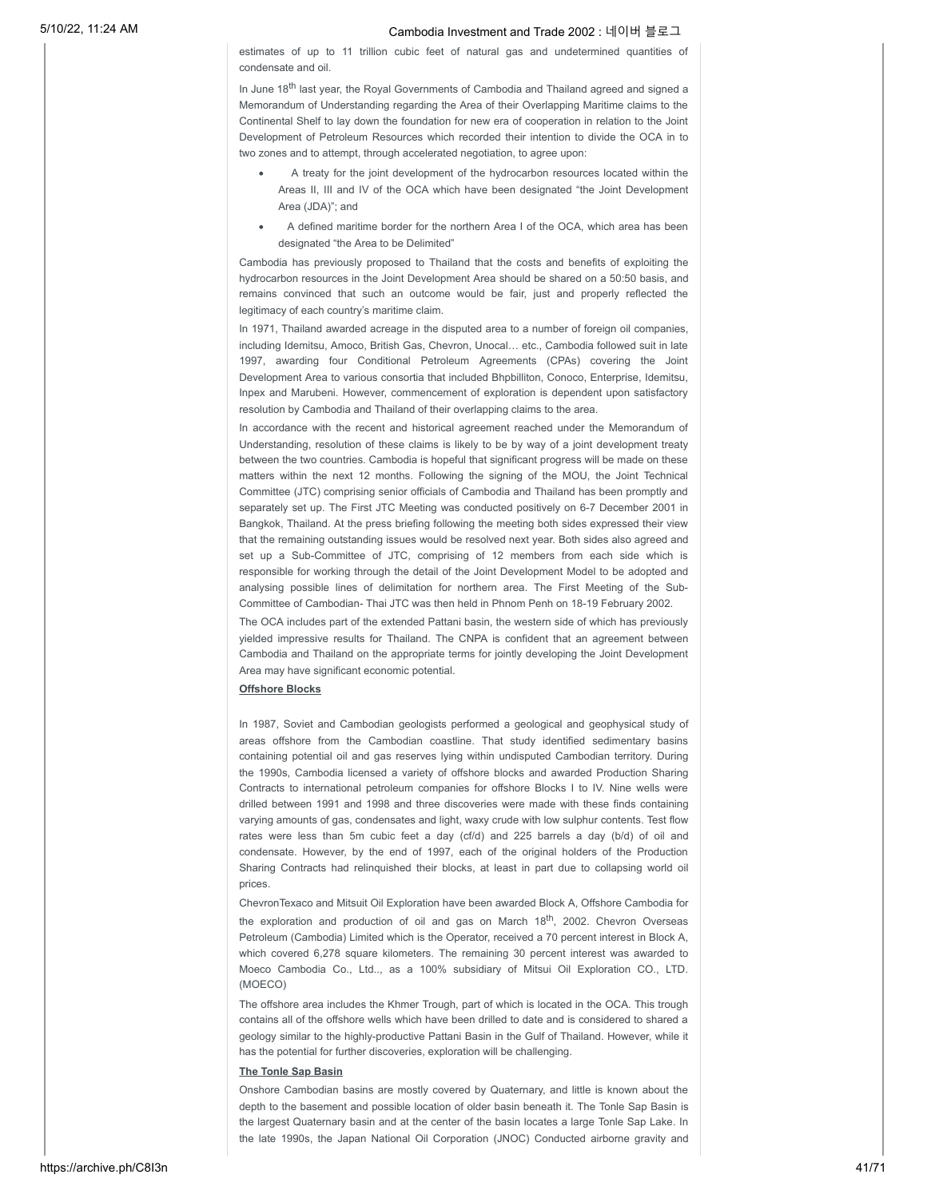estimates of up to 11 trillion cubic feet of natural gas and undetermined quantities of condensate and oil.

In June 18th last year, the Royal Governments of Cambodia and Thailand agreed and signed a Memorandum of Understanding regarding the Area of their Overlapping Maritime claims to the Continental Shelf to lay down the foundation for new era of cooperation in relation to the Joint Development of Petroleum Resources which recorded their intention to divide the OCA in to two zones and to attempt, through accelerated negotiation, to agree upon:

- A treaty for the joint development of the hydrocarbon resources located within the Areas II, III and IV of the OCA which have been designated "the Joint Development Area (JDA)"; and
- A defined maritime border for the northern Area I of the OCA, which area has been designated "the Area to be Delimited"

Cambodia has previously proposed to Thailand that the costs and benefits of exploiting the hydrocarbon resources in the Joint Development Area should be shared on a 50:50 basis, and remains convinced that such an outcome would be fair, just and properly reflected the legitimacy of each country's maritime claim.

In 1971, Thailand awarded acreage in the disputed area to a number of foreign oil companies, including Idemitsu, Amoco, British Gas, Chevron, Unocal… etc., Cambodia followed suit in late 1997, awarding four Conditional Petroleum Agreements (CPAs) covering the Joint Development Area to various consortia that included Bhpbilliton, Conoco, Enterprise, Idemitsu, Inpex and Marubeni. However, commencement of exploration is dependent upon satisfactory resolution by Cambodia and Thailand of their overlapping claims to the area.

In accordance with the recent and historical agreement reached under the Memorandum of Understanding, resolution of these claims is likely to be by way of a joint development treaty between the two countries. Cambodia is hopeful that significant progress will be made on these matters within the next 12 months. Following the signing of the MOU, the Joint Technical Committee (JTC) comprising senior officials of Cambodia and Thailand has been promptly and separately set up. The First JTC Meeting was conducted positively on 6-7 December 2001 in Bangkok, Thailand. At the press briefing following the meeting both sides expressed their view that the remaining outstanding issues would be resolved next year. Both sides also agreed and set up a Sub-Committee of JTC, comprising of 12 members from each side which is responsible for working through the detail of the Joint Development Model to be adopted and analysing possible lines of delimitation for northern area. The First Meeting of the Sub-Committee of Cambodian- Thai JTC was then held in Phnom Penh on 18-19 February 2002.

The OCA includes part of the extended Pattani basin, the western side of which has previously yielded impressive results for Thailand. The CNPA is confident that an agreement between Cambodia and Thailand on the appropriate terms for jointly developing the Joint Development Area may have significant economic potential.

**Offshore Blocks**

In 1987, Soviet and Cambodian geologists performed a geological and geophysical study of areas offshore from the Cambodian coastline. That study identified sedimentary basins containing potential oil and gas reserves lying within undisputed Cambodian territory. During the 1990s, Cambodia licensed a variety of offshore blocks and awarded Production Sharing Contracts to international petroleum companies for offshore Blocks I to IV. Nine wells were drilled between 1991 and 1998 and three discoveries were made with these finds containing varying amounts of gas, condensates and light, waxy crude with low sulphur contents. Test flow rates were less than 5m cubic feet a day (cf/d) and 225 barrels a day (b/d) of oil and condensate. However, by the end of 1997, each of the original holders of the Production Sharing Contracts had relinquished their blocks, at least in part due to collapsing world oil prices.

ChevronTexaco and Mitsuit Oil Exploration have been awarded Block A, Offshore Cambodia for the exploration and production of oil and gas on March 18th, 2002. Chevron Overseas Petroleum (Cambodia) Limited which is the Operator, received a 70 percent interest in Block A, which covered 6,278 square kilometers. The remaining 30 percent interest was awarded to Moeco Cambodia Co., Ltd.., as a 100% subsidiary of Mitsui Oil Exploration CO., LTD. (MOECO)

The offshore area includes the Khmer Trough, part of which is located in the OCA. This trough contains all of the offshore wells which have been drilled to date and is considered to shared a geology similar to the highly-productive Pattani Basin in the Gulf of Thailand. However, while it has the potential for further discoveries, exploration will be challenging.

**The Tonle Sap Basin**

Onshore Cambodian basins are mostly covered by Quaternary, and little is known about the depth to the basement and possible location of older basin beneath it. The Tonle Sap Basin is the largest Quaternary basin and at the center of the basin locates a large Tonle Sap Lake. In the late 1990s, the Japan National Oil Corporation (JNOC) Conducted airborne gravity and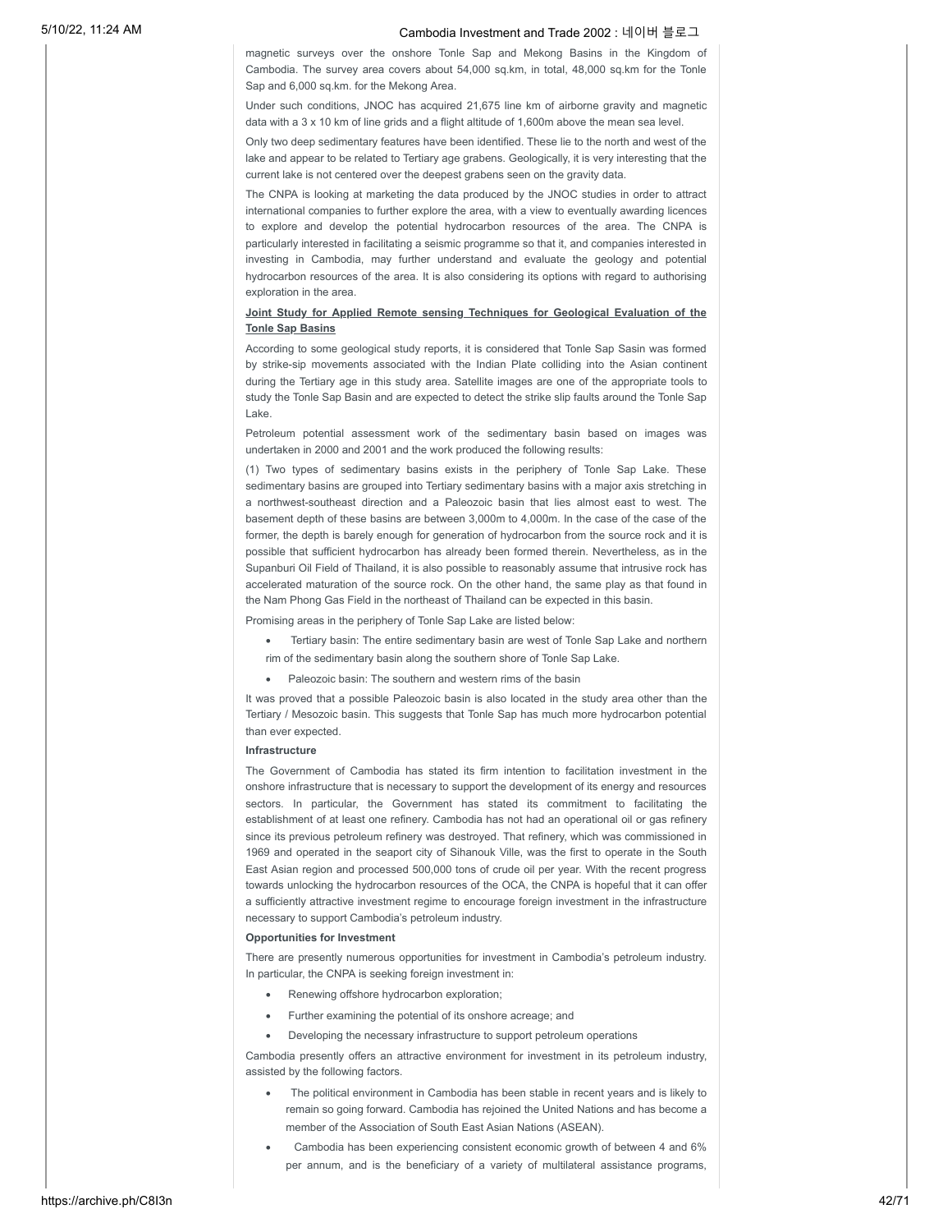magnetic surveys over the onshore Tonle Sap and Mekong Basins in the Kingdom of Cambodia. The survey area covers about 54,000 sq.km, in total, 48,000 sq.km for the Tonle Sap and 6,000 sq.km. for the Mekong Area.

Under such conditions, JNOC has acquired 21,675 line km of airborne gravity and magnetic data with a 3 x 10 km of line grids and a flight altitude of 1,600m above the mean sea level.

Only two deep sedimentary features have been identified. These lie to the north and west of the lake and appear to be related to Tertiary age grabens. Geologically, it is very interesting that the current lake is not centered over the deepest grabens seen on the gravity data.

The CNPA is looking at marketing the data produced by the JNOC studies in order to attract international companies to further explore the area, with a view to eventually awarding licences to explore and develop the potential hydrocarbon resources of the area. The CNPA is particularly interested in facilitating a seismic programme so that it, and companies interested in investing in Cambodia, may further understand and evaluate the geology and potential hydrocarbon resources of the area. It is also considering its options with regard to authorising exploration in the area.

**Joint Study for Applied Remote sensing Techniques for Geological Evaluation of the Tonle Sap Basins**

According to some geological study reports, it is considered that Tonle Sap Sasin was formed by strike-sip movements associated with the Indian Plate colliding into the Asian continent during the Tertiary age in this study area. Satellite images are one of the appropriate tools to study the Tonle Sap Basin and are expected to detect the strike slip faults around the Tonle Sap Lake.

Petroleum potential assessment work of the sedimentary basin based on images was undertaken in 2000 and 2001 and the work produced the following results:

(1) Two types of sedimentary basins exists in the periphery of Tonle Sap Lake. These sedimentary basins are grouped into Tertiary sedimentary basins with a major axis stretching in a northwest-southeast direction and a Paleozoic basin that lies almost east to west. The basement depth of these basins are between 3,000m to 4,000m. In the case of the case of the former, the depth is barely enough for generation of hydrocarbon from the source rock and it is possible that sufficient hydrocarbon has already been formed therein. Nevertheless, as in the Supanburi Oil Field of Thailand, it is also possible to reasonably assume that intrusive rock has accelerated maturation of the source rock. On the other hand, the same play as that found in the Nam Phong Gas Field in the northeast of Thailand can be expected in this basin.

Promising areas in the periphery of Tonle Sap Lake are listed below:

- Tertiary basin: The entire sedimentary basin are west of Tonle Sap Lake and northern rim of the sedimentary basin along the southern shore of Tonle Sap Lake.
- Paleozoic basin: The southern and western rims of the basin

It was proved that a possible Paleozoic basin is also located in the study area other than the Tertiary / Mesozoic basin. This suggests that Tonle Sap has much more hydrocarbon potential than ever expected.

**Infrastructure**

The Government of Cambodia has stated its firm intention to facilitation investment in the onshore infrastructure that is necessary to support the development of its energy and resources sectors. In particular, the Government has stated its commitment to facilitating the establishment of at least one refinery. Cambodia has not had an operational oil or gas refinery since its previous petroleum refinery was destroyed. That refinery, which was commissioned in 1969 and operated in the seaport city of Sihanouk Ville, was the first to operate in the South East Asian region and processed 500,000 tons of crude oil per year. With the recent progress towards unlocking the hydrocarbon resources of the OCA, the CNPA is hopeful that it can offer a sufficiently attractive investment regime to encourage foreign investment in the infrastructure necessary to support Cambodia's petroleum industry.

**Opportunities for Investment**

There are presently numerous opportunities for investment in Cambodia's petroleum industry. In particular, the CNPA is seeking foreign investment in:

- Renewing offshore hydrocarbon exploration;
- Further examining the potential of its onshore acreage; and
- Developing the necessary infrastructure to support petroleum operations

Cambodia presently offers an attractive environment for investment in its petroleum industry, assisted by the following factors.

- The political environment in Cambodia has been stable in recent years and is likely to remain so going forward. Cambodia has rejoined the United Nations and has become a member of the Association of South East Asian Nations (ASEAN).
- Cambodia has been experiencing consistent economic growth of between 4 and 6% per annum, and is the beneficiary of a variety of multilateral assistance programs,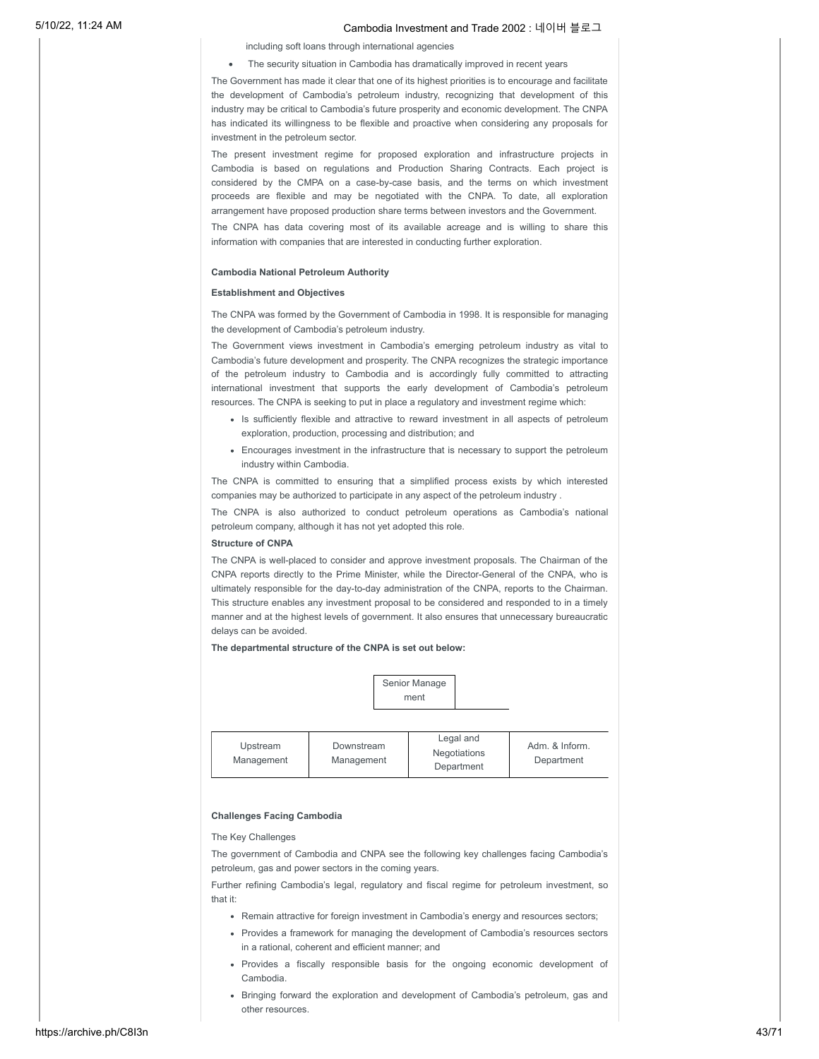including soft loans through international agencies

- The security situation in Cambodia has dramatically improved in recent years

The Government has made it clear that one of its highest priorities is to encourage and facilitate the development of Cambodia's petroleum industry, recognizing that development of this industry may be critical to Cambodia's future prosperity and economic development. The CNPA has indicated its willingness to be flexible and proactive when considering any proposals for investment in the petroleum sector.

The present investment regime for proposed exploration and infrastructure projects in Cambodia is based on regulations and Production Sharing Contracts. Each project is considered by the CMPA on a case-by-case basis, and the terms on which investment proceeds are flexible and may be negotiated with the CNPA. To date, all exploration arrangement have proposed production share terms between investors and the Government.

The CNPA has data covering most of its available acreage and is willing to share this information with companies that are interested in conducting further exploration.

**Cambodia National Petroleum Authority**

**Establishment and Objectives**

The CNPA was formed by the Government of Cambodia in 1998. It is responsible for managing the development of Cambodia's petroleum industry.

The Government views investment in Cambodia's emerging petroleum industry as vital to Cambodia's future development and prosperity. The CNPA recognizes the strategic importance of the petroleum industry to Cambodia and is accordingly fully committed to attracting international investment that supports the early development of Cambodia's petroleum resources. The CNPA is seeking to put in place a regulatory and investment regime which:

- Is sufficiently flexible and attractive to reward investment in all aspects of petroleum exploration, production, processing and distribution; and
- Encourages investment in the infrastructure that is necessary to support the petroleum industry within Cambodia.

The CNPA is committed to ensuring that a simplified process exists by which interested companies may be authorized to participate in any aspect of the petroleum industry .

The CNPA is also authorized to conduct petroleum operations as Cambodia's national petroleum company, although it has not yet adopted this role.

**Structure of CNPA**

The CNPA is well-placed to consider and approve investment proposals. The Chairman of the CNPA reports directly to the Prime Minister, while the Director-General of the CNPA, who is ultimately responsible for the day-to-day administration of the CNPA, reports to the Chairman. This structure enables any investment proposal to be considered and responded to in a timely manner and at the highest levels of government. It also ensures that unnecessary bureaucratic delays can be avoided.

**The departmental structure of the CNPA is set out below:**

Senior Manage ment

| Upstream Management | Downstream Management | Legal and Negotiations Department | Adm. & Inform. Department |
|---|---|---|---|

**Challenges Facing Cambodia**

The Key Challenges

The government of Cambodia and CNPA see the following key challenges facing Cambodia's petroleum, gas and power sectors in the coming years.

Further refining Cambodia's legal, regulatory and fiscal regime for petroleum investment, so that it:

- Remain attractive for foreign investment in Cambodia's energy and resources sectors;
- Provides a framework for managing the development of Cambodia's resources sectors in a rational, coherent and efficient manner; and
- Provides a fiscally responsible basis for the ongoing economic development of Cambodia.
- Bringing forward the exploration and development of Cambodia's petroleum, gas and other resources.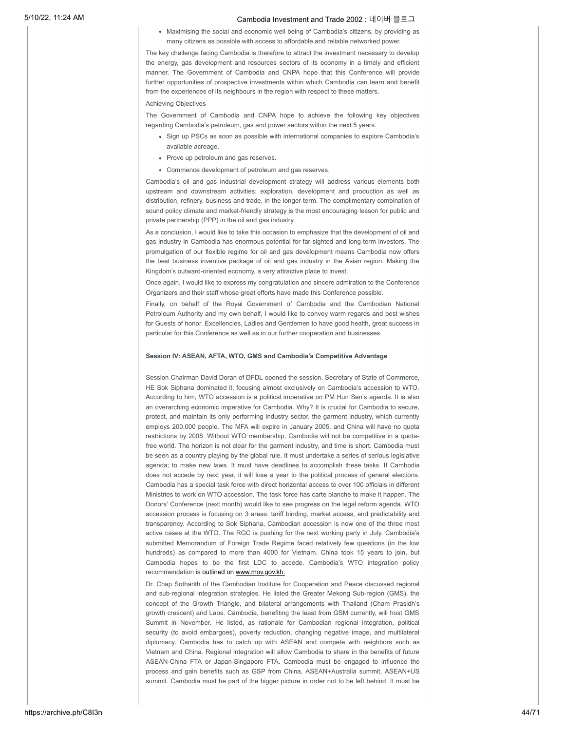- Maximising the social and economic well being of Cambodia's citizens, by providing as many citizens as possible with access to affordable and reliable networked power.

The key challenge facing Cambodia is therefore to attract the investment necessary to develop the energy, gas development and resources sectors of its economy in a timely and efficient manner. The Government of Cambodia and CNPA hope that this Conference will provide further opportunities of prospective investments within which Cambodia can learn and benefit from the experiences of its neighbours in the region with respect to these matters.

Achieving Objectives

The Government of Cambodia and CNPA hope to achieve the following key objectives regarding Cambodia's petroleum, gas and power sectors within the next 5 years.

- Sign up PSCs as soon as possible with international companies to explore Cambodia's available acreage.
- Prove up petroleum and gas reserves.
- Commence development of petroleum and gas reserves.

Cambodia's oil and gas industrial development strategy will address various elements both upstream and downstream activities: exploration, development and production as well as distribution, refinery, business and trade, in the longer-term. The complimentary combination of sound policy climate and market-friendly strategy is the most encouraging lesson for public and private partnership (PPP) in the oil and gas industry.

As a conclusion, I would like to take this occasion to emphasize that the development of oil and gas industry in Cambodia has enormous potential for far-sighted and long-term investors. The promulgation of our flexible regime for oil and gas development means Cambodia now offers the best business inventive package of oil and gas industry in the Asian region. Making the Kingdom's outward-oriented economy, a very attractive place to invest.

Once again, I would like to express my congratulation and sincere admiration to the Conference Organizers and their staff whose great efforts have made this Conference possible.

Finally, on behalf of the Royal Government of Cambodia and the Cambodian National Petroleum Authority and my own behalf, I would like to convey warm regards and best wishes for Guests of honor. Excellencies, Ladies and Gentlemen to have good health, great success in particular for this Conference as well as in our further cooperation and businesses.

**Session IV: ASEAN, AFTA, WTO, GMS and Cambodia's Competitive Advantage**

Session Chairman David Doran of DFDL opened the session. Secretary of State of Commerce, HE Sok Siphana dominated it, focusing almost exclusively on Cambodia's accession to WTO. According to him, WTO accession is a political imperative on PM Hun Sen's agenda. It is also an overarching economic imperative for Cambodia. Why? It is crucial for Cambodia to secure, protect, and maintain its only performing industry sector, the garment industry, which currently employs 200,000 people. The MFA will expire in January 2005, and China will have no quota restrictions by 2008. Without WTO membership, Cambodia will not be competitive in a quota-free world. The horizon is not clear for the garment industry, and time is short. Cambodia must be seen as a country playing by the global rule. It must undertake a series of serious legislative agenda; to make new laws. It must have deadlines to accomplish these tasks. If Cambodia does not accede by next year, it will lose a year to the political process of general elections. Cambodia has a special task force with direct horizontal access to over 100 officials in different Ministries to work on WTO accession. The task force has carte blanche to make it happen. The Donors' Conference (next month) would like to see progress on the legal reform agenda. WTO accession process is focusing on 3 areas: tariff binding, market access, and predictability and transparency. According to Sok Siphana, Cambodian accession is now one of the three most active cases at the WTO. The RGC is pushing for the next working party in July. Cambodia's submitted Memorandum of Foreign Trade Regime faced relatively few questions (in the low hundreds) as compared to more than 4000 for Vietnam. China took 15 years to join, but Cambodia hopes to be the first LDC to accede. Cambodia's WTO integration policy recommendation is outlined on www.mov.gov.kh.

Dr. Chap Sotharith of the Cambodian Institute for Cooperation and Peace discussed regional and sub-regional integration strategies. He listed the Greater Mekong Sub-region (GMS), the concept of the Growth Triangle, and bilateral arrangements with Thailand (Cham Prasidh's growth crescent) and Laos. Cambodia, benefiting the least from GSM currently, will host GMS Summit in November. He listed, as rationale for Cambodian regional integration, political security (to avoid embargoes), poverty reduction, changing negative image, and multilateral diplomacy. Cambodia has to catch up with ASEAN and compete with neighbors such as Vietnam and China. Regional integration will allow Cambodia to share in the benefits of future ASEAN-China FTA or Japan-Singapore FTA. Cambodia must be engaged to influence the process and gain benefits such as GSP from China, ASEAN+Australia summit, ASEAN+US summit. Cambodia must be part of the bigger picture in order not to be left behind. It must be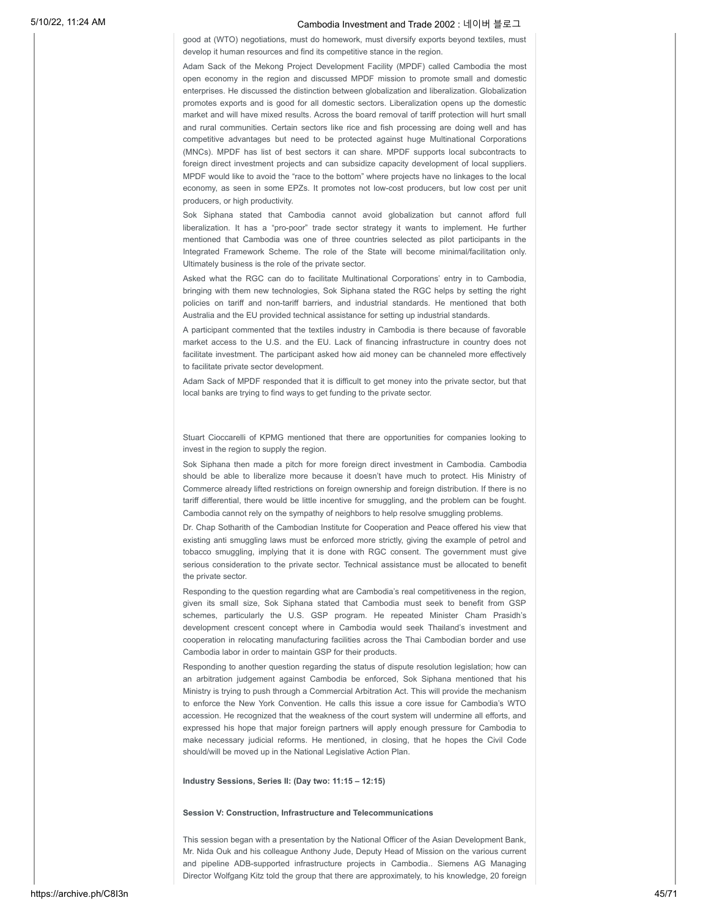good at (WTO) negotiations, must do homework, must diversify exports beyond textiles, must develop it human resources and find its competitive stance in the region.

Adam Sack of the Mekong Project Development Facility (MPDF) called Cambodia the most open economy in the region and discussed MPDF mission to promote small and domestic enterprises. He discussed the distinction between globalization and liberalization. Globalization promotes exports and is good for all domestic sectors. Liberalization opens up the domestic market and will have mixed results. Across the board removal of tariff protection will hurt small and rural communities. Certain sectors like rice and fish processing are doing well and has competitive advantages but need to be protected against huge Multinational Corporations (MNCs). MPDF has list of best sectors it can share. MPDF supports local subcontracts to foreign direct investment projects and can subsidize capacity development of local suppliers. MPDF would like to avoid the "race to the bottom" where projects have no linkages to the local economy, as seen in some EPZs. It promotes not low-cost producers, but low cost per unit producers, or high productivity.

Sok Siphana stated that Cambodia cannot avoid globalization but cannot afford full liberalization. It has a "pro-poor" trade sector strategy it wants to implement. He further mentioned that Cambodia was one of three countries selected as pilot participants in the Integrated Framework Scheme. The role of the State will become minimal/facilitation only. Ultimately business is the role of the private sector.

Asked what the RGC can do to facilitate Multinational Corporations' entry in to Cambodia, bringing with them new technologies, Sok Siphana stated the RGC helps by setting the right policies on tariff and non-tariff barriers, and industrial standards. He mentioned that both Australia and the EU provided technical assistance for setting up industrial standards.

A participant commented that the textiles industry in Cambodia is there because of favorable market access to the U.S. and the EU. Lack of financing infrastructure in country does not facilitate investment. The participant asked how aid money can be channeled more effectively to facilitate private sector development.

Adam Sack of MPDF responded that it is difficult to get money into the private sector, but that local banks are trying to find ways to get funding to the private sector.

Stuart Cioccarelli of KPMG mentioned that there are opportunities for companies looking to invest in the region to supply the region.

Sok Siphana then made a pitch for more foreign direct investment in Cambodia. Cambodia should be able to liberalize more because it doesn't have much to protect. His Ministry of Commerce already lifted restrictions on foreign ownership and foreign distribution. If there is no tariff differential, there would be little incentive for smuggling, and the problem can be fought. Cambodia cannot rely on the sympathy of neighbors to help resolve smuggling problems.

Dr. Chap Sotharith of the Cambodian Institute for Cooperation and Peace offered his view that existing anti smuggling laws must be enforced more strictly, giving the example of petrol and tobacco smuggling, implying that it is done with RGC consent. The government must give serious consideration to the private sector. Technical assistance must be allocated to benefit the private sector.

Responding to the question regarding what are Cambodia's real competitiveness in the region, given its small size, Sok Siphana stated that Cambodia must seek to benefit from GSP schemes, particularly the U.S. GSP program. He repeated Minister Cham Prasidh's development crescent concept where in Cambodia would seek Thailand's investment and cooperation in relocating manufacturing facilities across the Thai Cambodian border and use Cambodia labor in order to maintain GSP for their products.

Responding to another question regarding the status of dispute resolution legislation; how can an arbitration judgement against Cambodia be enforced, Sok Siphana mentioned that his Ministry is trying to push through a Commercial Arbitration Act. This will provide the mechanism to enforce the New York Convention. He calls this issue a core issue for Cambodia's WTO accession. He recognized that the weakness of the court system will undermine all efforts, and expressed his hope that major foreign partners will apply enough pressure for Cambodia to make necessary judicial reforms. He mentioned, in closing, that he hopes the Civil Code should/will be moved up in the National Legislative Action Plan.

**Industry Sessions, Series II: (Day two: 11:15 – 12:15)**

**Session V: Construction, Infrastructure and Telecommunications**

This session began with a presentation by the National Officer of the Asian Development Bank, Mr. Nida Ouk and his colleague Anthony Jude, Deputy Head of Mission on the various current and pipeline ADB-supported infrastructure projects in Cambodia.. Siemens AG Managing Director Wolfgang Kitz told the group that there are approximately, to his knowledge, 20 foreign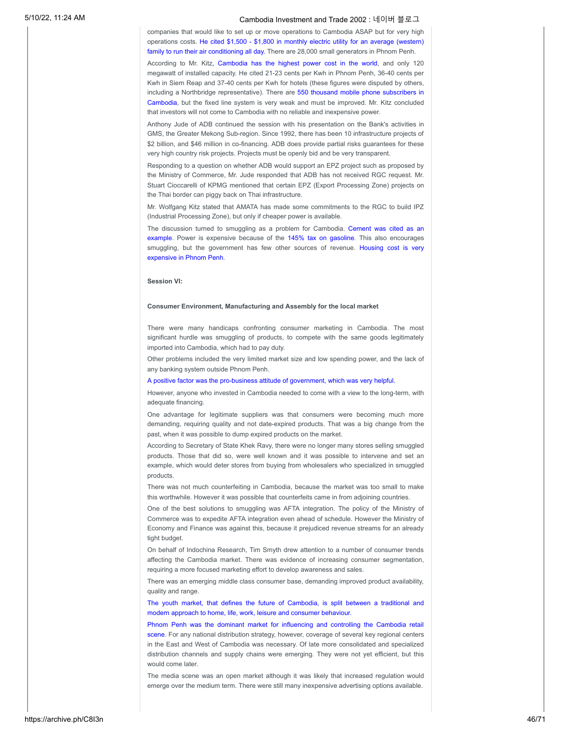companies that would like to set up or move operations to Cambodia ASAP but for very high operations costs. He cited $1,500 - $1,800 in monthly electric utility for an average (western) family to run their air conditioning all day. There are 28,000 small generators in Phnom Penh.

According to Mr. Kitz, Cambodia has the highest power cost in the world, and only 120 megawatt of installed capacity. He cited 21-23 cents per Kwh in Phnom Penh, 36-40 cents per Kwh in Siem Reap and 37-40 cents per Kwh for hotels (these figures were disputed by others, including a Northbridge representative). There are 550 thousand mobile phone subscribers in Cambodia, but the fixed line system is very weak and must be improved. Mr. Kitz concluded that investors will not come to Cambodia with no reliable and inexpensive power.

Anthony Jude of ADB continued the session with his presentation on the Bank's activities in GMS, the Greater Mekong Sub-region. Since 1992, there has been 10 infrastructure projects of $2 billion, and $46 million in co-financing. ADB does provide partial risks guarantees for these very high country risk projects. Projects must be openly bid and be very transparent.

Responding to a question on whether ADB would support an EPZ project such as proposed by the Ministry of Commerce, Mr. Jude responded that ADB has not received RGC request. Mr. Stuart Cioccarelli of KPMG mentioned that certain EPZ (Export Processing Zone) projects on the Thai border can piggy back on Thai infrastructure.

Mr. Wolfgang Kitz stated that AMATA has made some commitments to the RGC to build IPZ (Industrial Processing Zone), but only if cheaper power is available.

The discussion turned to smuggling as a problem for Cambodia. Cement was cited as an example. Power is expensive because of the 145% tax on gasoline. This also encourages smuggling, but the government has few other sources of revenue. Housing cost is very expensive in Phnom Penh.

**Session VI:**

**Consumer Environment, Manufacturing and Assembly for the local market**

There were many handicaps confronting consumer marketing in Cambodia. The most significant hurdle was smuggling of products, to compete with the same goods legitimately imported into Cambodia, which had to pay duty.

Other problems included the very limited market size and low spending power, and the lack of any banking system outside Phnom Penh.

A positive factor was the pro-business attitude of government, which was very helpful.

However, anyone who invested in Cambodia needed to come with a view to the long-term, with adequate financing.

One advantage for legitimate suppliers was that consumers were becoming much more demanding, requiring quality and not date-expired products. That was a big change from the past, when it was possible to dump expired products on the market.

According to Secretary of State Khek Ravy, there were no longer many stores selling smuggled products. Those that did so, were well known and it was possible to intervene and set an example, which would deter stores from buying from wholesalers who specialized in smuggled products.

There was not much counterfeiting in Cambodia, because the market was too small to make this worthwhile. However it was possible that counterfeits came in from adjoining countries.

One of the best solutions to smuggling was AFTA integration. The policy of the Ministry of Commerce was to expedite AFTA integration even ahead of schedule. However the Ministry of Economy and Finance was against this, because it prejudiced revenue streams for an already tight budget.

On behalf of Indochina Research, Tim Smyth drew attention to a number of consumer trends affecting the Cambodia market. There was evidence of increasing consumer segmentation, requiring a more focused marketing effort to develop awareness and sales.

There was an emerging middle class consumer base, demanding improved product availability, quality and range.

The youth market, that defines the future of Cambodia, is split between a traditional and modern approach to home, life, work, leisure and consumer behaviour.

Phnom Penh was the dominant market for influencing and controlling the Cambodia retail scene. For any national distribution strategy, however, coverage of several key regional centers in the East and West of Cambodia was necessary. Of late more consolidated and specialized distribution channels and supply chains were emerging. They were not yet efficient, but this would come later.

The media scene was an open market although it was likely that increased regulation would emerge over the medium term. There were still many inexpensive advertising options available.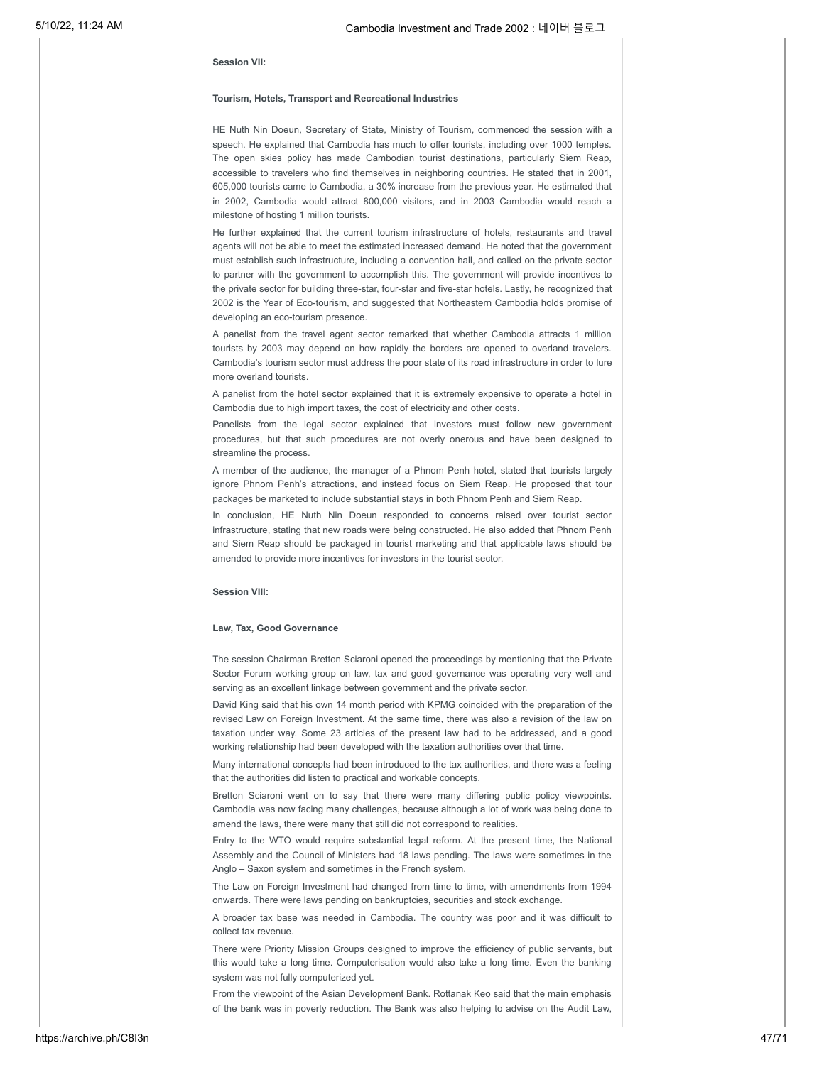**Session VII:**

**Tourism, Hotels, Transport and Recreational Industries**

HE Nuth Nin Doeun, Secretary of State, Ministry of Tourism, commenced the session with a speech. He explained that Cambodia has much to offer tourists, including over 1000 temples. The open skies policy has made Cambodian tourist destinations, particularly Siem Reap, accessible to travelers who find themselves in neighboring countries. He stated that in 2001, 605,000 tourists came to Cambodia, a 30% increase from the previous year. He estimated that in 2002, Cambodia would attract 800,000 visitors, and in 2003 Cambodia would reach a milestone of hosting 1 million tourists.

He further explained that the current tourism infrastructure of hotels, restaurants and travel agents will not be able to meet the estimated increased demand. He noted that the government must establish such infrastructure, including a convention hall, and called on the private sector to partner with the government to accomplish this. The government will provide incentives to the private sector for building three-star, four-star and five-star hotels. Lastly, he recognized that 2002 is the Year of Eco-tourism, and suggested that Northeastern Cambodia holds promise of developing an eco-tourism presence.

A panelist from the travel agent sector remarked that whether Cambodia attracts 1 million tourists by 2003 may depend on how rapidly the borders are opened to overland travelers. Cambodia's tourism sector must address the poor state of its road infrastructure in order to lure more overland tourists.

A panelist from the hotel sector explained that it is extremely expensive to operate a hotel in Cambodia due to high import taxes, the cost of electricity and other costs.

Panelists from the legal sector explained that investors must follow new government procedures, but that such procedures are not overly onerous and have been designed to streamline the process.

A member of the audience, the manager of a Phnom Penh hotel, stated that tourists largely ignore Phnom Penh's attractions, and instead focus on Siem Reap. He proposed that tour packages be marketed to include substantial stays in both Phnom Penh and Siem Reap.

In conclusion, HE Nuth Nin Doeun responded to concerns raised over tourist sector infrastructure, stating that new roads were being constructed. He also added that Phnom Penh and Siem Reap should be packaged in tourist marketing and that applicable laws should be amended to provide more incentives for investors in the tourist sector.

**Session VIII:**

**Law, Tax, Good Governance**

The session Chairman Bretton Sciaroni opened the proceedings by mentioning that the Private Sector Forum working group on law, tax and good governance was operating very well and serving as an excellent linkage between government and the private sector.

David King said that his own 14 month period with KPMG coincided with the preparation of the revised Law on Foreign Investment. At the same time, there was also a revision of the law on taxation under way. Some 23 articles of the present law had to be addressed, and a good working relationship had been developed with the taxation authorities over that time.

Many international concepts had been introduced to the tax authorities, and there was a feeling that the authorities did listen to practical and workable concepts.

Bretton Sciaroni went on to say that there were many differing public policy viewpoints. Cambodia was now facing many challenges, because although a lot of work was being done to amend the laws, there were many that still did not correspond to realities.

Entry to the WTO would require substantial legal reform. At the present time, the National Assembly and the Council of Ministers had 18 laws pending. The laws were sometimes in the Anglo – Saxon system and sometimes in the French system.

The Law on Foreign Investment had changed from time to time, with amendments from 1994 onwards. There were laws pending on bankruptcies, securities and stock exchange.

A broader tax base was needed in Cambodia. The country was poor and it was difficult to collect tax revenue.

There were Priority Mission Groups designed to improve the efficiency of public servants, but this would take a long time. Computerisation would also take a long time. Even the banking system was not fully computerized yet.

From the viewpoint of the Asian Development Bank. Rottanak Keo said that the main emphasis of the bank was in poverty reduction. The Bank was also helping to advise on the Audit Law,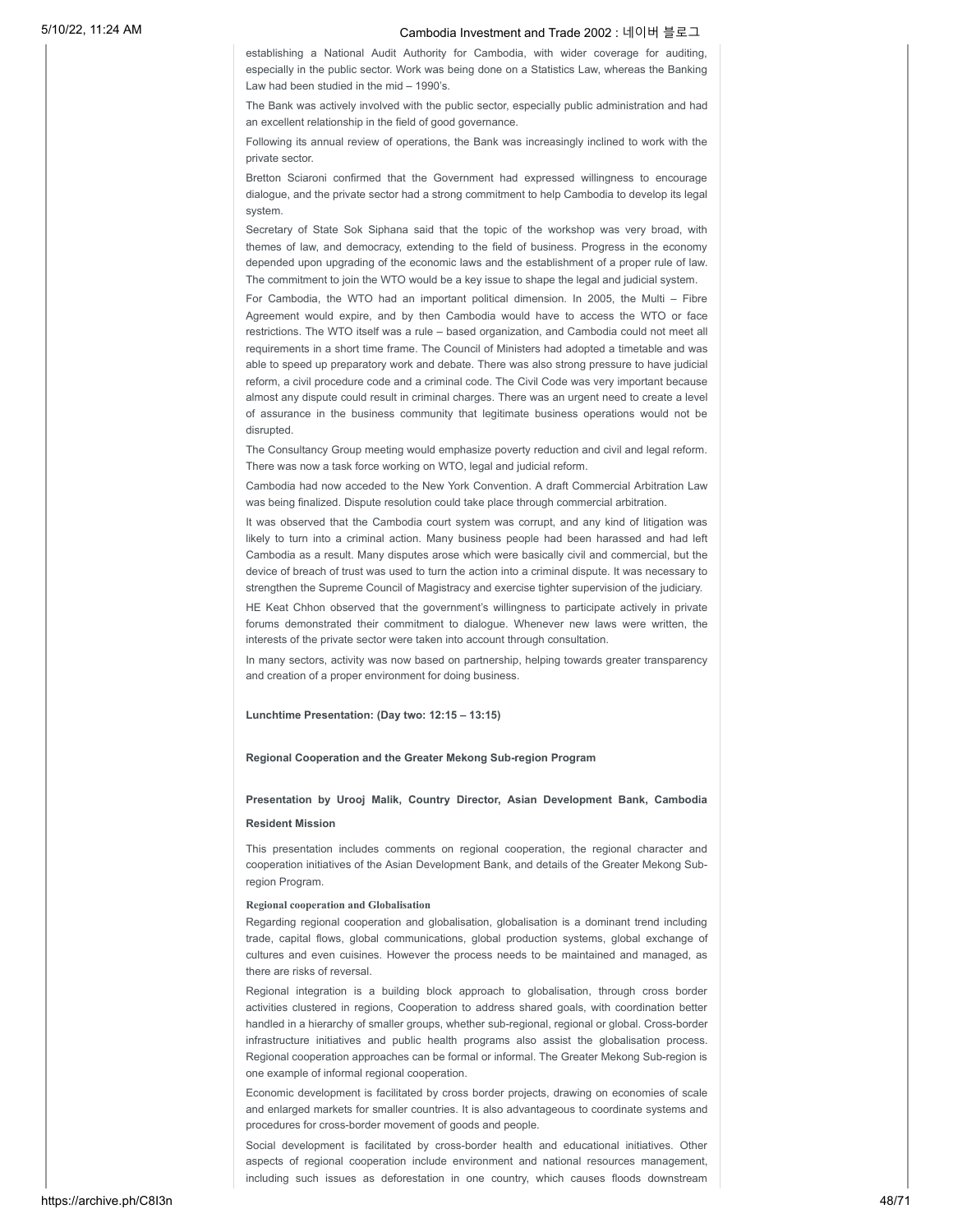establishing a National Audit Authority for Cambodia, with wider coverage for auditing, especially in the public sector. Work was being done on a Statistics Law, whereas the Banking Law had been studied in the mid – 1990's.

The Bank was actively involved with the public sector, especially public administration and had an excellent relationship in the field of good governance.

Following its annual review of operations, the Bank was increasingly inclined to work with the private sector.

Bretton Sciaroni confirmed that the Government had expressed willingness to encourage dialogue, and the private sector had a strong commitment to help Cambodia to develop its legal system.

Secretary of State Sok Siphana said that the topic of the workshop was very broad, with themes of law, and democracy, extending to the field of business. Progress in the economy depended upon upgrading of the economic laws and the establishment of a proper rule of law. The commitment to join the WTO would be a key issue to shape the legal and judicial system.

For Cambodia, the WTO had an important political dimension. In 2005, the Multi – Fibre Agreement would expire, and by then Cambodia would have to access the WTO or face restrictions. The WTO itself was a rule – based organization, and Cambodia could not meet all requirements in a short time frame. The Council of Ministers had adopted a timetable and was able to speed up preparatory work and debate. There was also strong pressure to have judicial reform, a civil procedure code and a criminal code. The Civil Code was very important because almost any dispute could result in criminal charges. There was an urgent need to create a level of assurance in the business community that legitimate business operations would not be disrupted.

The Consultancy Group meeting would emphasize poverty reduction and civil and legal reform. There was now a task force working on WTO, legal and judicial reform.

Cambodia had now acceded to the New York Convention. A draft Commercial Arbitration Law was being finalized. Dispute resolution could take place through commercial arbitration.

It was observed that the Cambodia court system was corrupt, and any kind of litigation was likely to turn into a criminal action. Many business people had been harassed and had left Cambodia as a result. Many disputes arose which were basically civil and commercial, but the device of breach of trust was used to turn the action into a criminal dispute. It was necessary to strengthen the Supreme Council of Magistracy and exercise tighter supervision of the judiciary.

HE Keat Chhon observed that the government's willingness to participate actively in private forums demonstrated their commitment to dialogue. Whenever new laws were written, the interests of the private sector were taken into account through consultation.

In many sectors, activity was now based on partnership, helping towards greater transparency and creation of a proper environment for doing business.

**Lunchtime Presentation: (Day two: 12:15 – 13:15)**

**Regional Cooperation and the Greater Mekong Sub-region Program**

**Presentation by Urooj Malik, Country Director, Asian Development Bank, Cambodia Resident Mission**

This presentation includes comments on regional cooperation, the regional character and cooperation initiatives of the Asian Development Bank, and details of the Greater Mekong Sub-region Program.

**Regional cooperation and Globalisation**

Regarding regional cooperation and globalisation, globalisation is a dominant trend including trade, capital flows, global communications, global production systems, global exchange of cultures and even cuisines. However the process needs to be maintained and managed, as there are risks of reversal.

Regional integration is a building block approach to globalisation, through cross border activities clustered in regions, Cooperation to address shared goals, with coordination better handled in a hierarchy of smaller groups, whether sub-regional, regional or global. Cross-border infrastructure initiatives and public health programs also assist the globalisation process. Regional cooperation approaches can be formal or informal. The Greater Mekong Sub-region is one example of informal regional cooperation.

Economic development is facilitated by cross border projects, drawing on economies of scale and enlarged markets for smaller countries. It is also advantageous to coordinate systems and procedures for cross-border movement of goods and people.

Social development is facilitated by cross-border health and educational initiatives. Other aspects of regional cooperation include environment and national resources management, including such issues as deforestation in one country, which causes floods downstream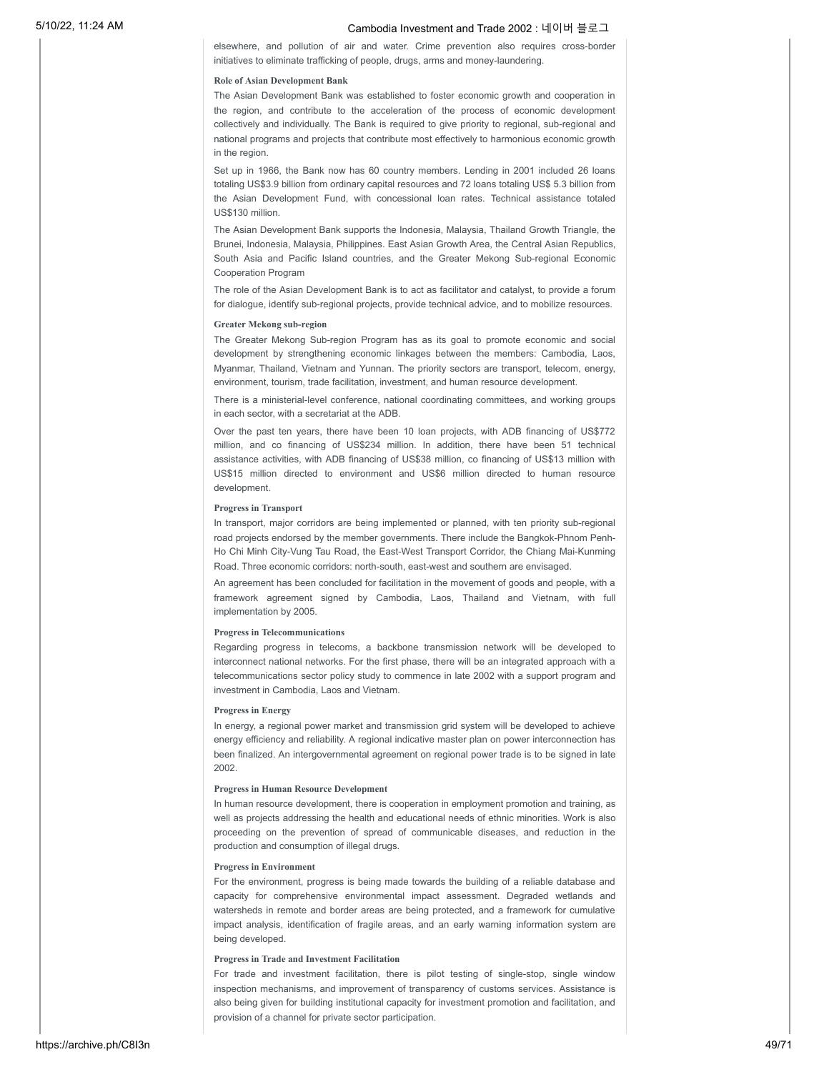elsewhere, and pollution of air and water. Crime prevention also requires cross-border initiatives to eliminate trafficking of people, drugs, arms and money-laundering.

**Role of Asian Development Bank**

The Asian Development Bank was established to foster economic growth and cooperation in the region, and contribute to the acceleration of the process of economic development collectively and individually. The Bank is required to give priority to regional, sub-regional and national programs and projects that contribute most effectively to harmonious economic growth in the region.

Set up in 1966, the Bank now has 60 country members. Lending in 2001 included 26 loans totaling US$3.9 billion from ordinary capital resources and 72 loans totaling US$ 5.3 billion from the Asian Development Fund, with concessional loan rates. Technical assistance totaled US$130 million.

The Asian Development Bank supports the Indonesia, Malaysia, Thailand Growth Triangle, the Brunei, Indonesia, Malaysia, Philippines. East Asian Growth Area, the Central Asian Republics, South Asia and Pacific Island countries, and the Greater Mekong Sub-regional Economic Cooperation Program

The role of the Asian Development Bank is to act as facilitator and catalyst, to provide a forum for dialogue, identify sub-regional projects, provide technical advice, and to mobilize resources.

**Greater Mekong sub-region**

The Greater Mekong Sub-region Program has as its goal to promote economic and social development by strengthening economic linkages between the members: Cambodia, Laos, Myanmar, Thailand, Vietnam and Yunnan. The priority sectors are transport, telecom, energy, environment, tourism, trade facilitation, investment, and human resource development.

There is a ministerial-level conference, national coordinating committees, and working groups in each sector, with a secretariat at the ADB.

Over the past ten years, there have been 10 loan projects, with ADB financing of US$772 million, and co financing of US$234 million. In addition, there have been 51 technical assistance activities, with ADB financing of US$38 million, co financing of US$13 million with US$15 million directed to environment and US$6 million directed to human resource development.

**Progress in Transport**

In transport, major corridors are being implemented or planned, with ten priority sub-regional road projects endorsed by the member governments. There include the Bangkok-Phnom Penh-Ho Chi Minh City-Vung Tau Road, the East-West Transport Corridor, the Chiang Mai-Kunming Road. Three economic corridors: north-south, east-west and southern are envisaged.

An agreement has been concluded for facilitation in the movement of goods and people, with a framework agreement signed by Cambodia, Laos, Thailand and Vietnam, with full implementation by 2005.

**Progress in Telecommunications**

Regarding progress in telecoms, a backbone transmission network will be developed to interconnect national networks. For the first phase, there will be an integrated approach with a telecommunications sector policy study to commence in late 2002 with a support program and investment in Cambodia, Laos and Vietnam.

**Progress in Energy**

In energy, a regional power market and transmission grid system will be developed to achieve energy efficiency and reliability. A regional indicative master plan on power interconnection has been finalized. An intergovernmental agreement on regional power trade is to be signed in late 2002.

**Progress in Human Resource Development**

In human resource development, there is cooperation in employment promotion and training, as well as projects addressing the health and educational needs of ethnic minorities. Work is also proceeding on the prevention of spread of communicable diseases, and reduction in the production and consumption of illegal drugs.

**Progress in Environment**

For the environment, progress is being made towards the building of a reliable database and capacity for comprehensive environmental impact assessment. Degraded wetlands and watersheds in remote and border areas are being protected, and a framework for cumulative impact analysis, identification of fragile areas, and an early warning information system are being developed.

**Progress in Trade and Investment Facilitation**

For trade and investment facilitation, there is pilot testing of single-stop, single window inspection mechanisms, and improvement of transparency of customs services. Assistance is also being given for building institutional capacity for investment promotion and facilitation, and provision of a channel for private sector participation.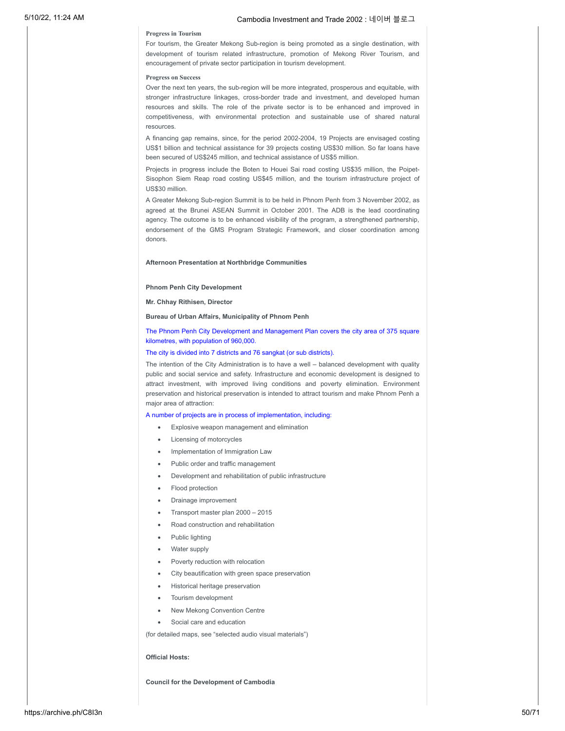**Progress in Tourism**

For tourism, the Greater Mekong Sub-region is being promoted as a single destination, with development of tourism related infrastructure, promotion of Mekong River Tourism, and encouragement of private sector participation in tourism development.

**Progress on Success**

Over the next ten years, the sub-region will be more integrated, prosperous and equitable, with stronger infrastructure linkages, cross-border trade and investment, and developed human resources and skills. The role of the private sector is to be enhanced and improved in competitiveness, with environmental protection and sustainable use of shared natural resources.

A financing gap remains, since, for the period 2002-2004, 19 Projects are envisaged costing US$1 billion and technical assistance for 39 projects costing US$30 million. So far loans have been secured of US$245 million, and technical assistance of US$5 million.

Projects in progress include the Boten to Houei Sai road costing US$35 million, the Poipet-Sisophon Siem Reap road costing US$45 million, and the tourism infrastructure project of US$30 million.

A Greater Mekong Sub-region Summit is to be held in Phnom Penh from 3 November 2002, as agreed at the Brunei ASEAN Summit in October 2001. The ADB is the lead coordinating agency. The outcome is to be enhanced visibility of the program, a strengthened partnership, endorsement of the GMS Program Strategic Framework, and closer coordination among donors.

**Afternoon Presentation at Northbridge Communities**

**Phnom Penh City Development**

**Mr. Chhay Rithisen, Director**

**Bureau of Urban Affairs, Municipality of Phnom Penh**

The Phnom Penh City Development and Management Plan covers the city area of 375 square kilometres, with population of 960,000.

The city is divided into 7 districts and 76 sangkat (or sub districts).

The intention of the City Administration is to have a well – balanced development with quality public and social service and safety. Infrastructure and economic development is designed to attract investment, with improved living conditions and poverty elimination. Environment preservation and historical preservation is intended to attract tourism and make Phnom Penh a major area of attraction:

A number of projects are in process of implementation, including:

- Explosive weapon management and elimination
- Licensing of motorcycles
- Implementation of Immigration Law
- Public order and traffic management
- Development and rehabilitation of public infrastructure
- Flood protection
- Drainage improvement
- Transport master plan 2000 – 2015
- Road construction and rehabilitation
- Public lighting
- Water supply
- Poverty reduction with relocation
- City beautification with green space preservation
- Historical heritage preservation
- Tourism development
- New Mekong Convention Centre
- Social care and education

(for detailed maps, see "selected audio visual materials")

**Official Hosts:**

**Council for the Development of Cambodia**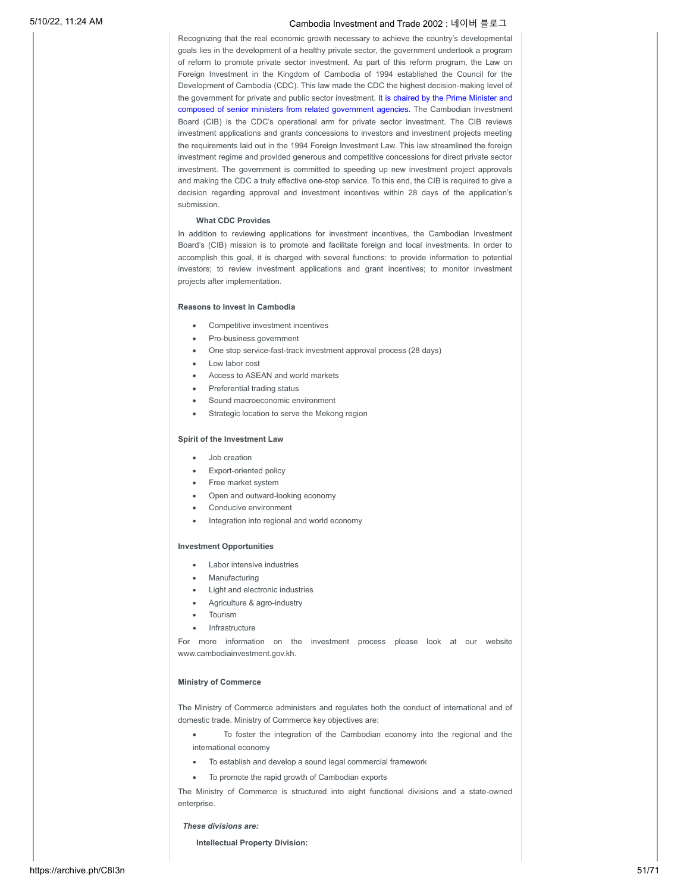Recognizing that the real economic growth necessary to achieve the country's developmental goals lies in the development of a healthy private sector, the government undertook a program of reform to promote private sector investment. As part of this reform program, the Law on Foreign Investment in the Kingdom of Cambodia of 1994 established the Council for the Development of Cambodia (CDC). This law made the CDC the highest decision-making level of the government for private and public sector investment. It is chaired by the Prime Minister and composed of senior ministers from related government agencies. The Cambodian Investment Board (CIB) is the CDC's operational arm for private sector investment. The CIB reviews investment applications and grants concessions to investors and investment projects meeting the requirements laid out in the 1994 Foreign Investment Law. This law streamlined the foreign investment regime and provided generous and competitive concessions for direct private sector investment. The government is committed to speeding up new investment project approvals and making the CDC a truly effective one-stop service. To this end, the CIB is required to give a decision regarding approval and investment incentives within 28 days of the application's submission.

**What CDC Provides**

In addition to reviewing applications for investment incentives, the Cambodian Investment Board's (CIB) mission is to promote and facilitate foreign and local investments. In order to accomplish this goal, it is charged with several functions: to provide information to potential investors; to review investment applications and grant incentives; to monitor investment projects after implementation.

**Reasons to Invest in Cambodia**

- Competitive investment incentives
- Pro-business government
- One stop service-fast-track investment approval process (28 days)
- Low labor cost
- Access to ASEAN and world markets
- Preferential trading status
- Sound macroeconomic environment
- Strategic location to serve the Mekong region

**Spirit of the Investment Law**

- Job creation
- Export-oriented policy
- Free market system
- Open and outward-looking economy
- Conducive environment
- Integration into regional and world economy

**Investment Opportunities**

- Labor intensive industries
- Manufacturing
- Light and electronic industries
- Agriculture & agro-industry
- Tourism
- Infrastructure

For more information on the investment process please look at our website www.cambodiainvestment.gov.kh.

**Ministry of Commerce**

The Ministry of Commerce administers and regulates both the conduct of international and of domestic trade. Ministry of Commerce key objectives are:

- To foster the integration of the Cambodian economy into the regional and the international economy
- To establish and develop a sound legal commercial framework
- To promote the rapid growth of Cambodian exports

The Ministry of Commerce is structured into eight functional divisions and a state-owned enterprise.

***These divisions are:***

**Intellectual Property Division:**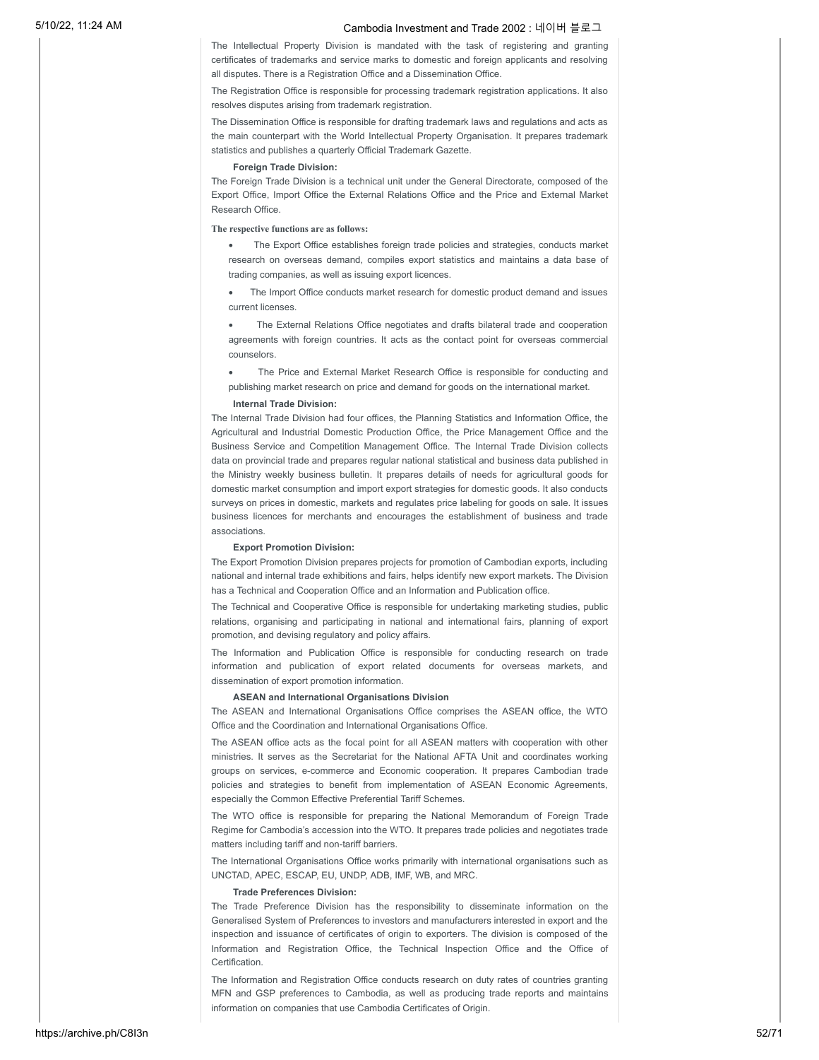The Intellectual Property Division is mandated with the task of registering and granting certificates of trademarks and service marks to domestic and foreign applicants and resolving all disputes. There is a Registration Office and a Dissemination Office.

The Registration Office is responsible for processing trademark registration applications. It also resolves disputes arising from trademark registration.

The Dissemination Office is responsible for drafting trademark laws and regulations and acts as the main counterpart with the World Intellectual Property Organisation. It prepares trademark statistics and publishes a quarterly Official Trademark Gazette.

**Foreign Trade Division:**

The Foreign Trade Division is a technical unit under the General Directorate, composed of the Export Office, Import Office the External Relations Office and the Price and External Market Research Office.

**The respective functions are as follows:**

- The Export Office establishes foreign trade policies and strategies, conducts market research on overseas demand, compiles export statistics and maintains a data base of trading companies, as well as issuing export licences.
- The Import Office conducts market research for domestic product demand and issues current licenses.
- The External Relations Office negotiates and drafts bilateral trade and cooperation agreements with foreign countries. It acts as the contact point for overseas commercial counselors.
- The Price and External Market Research Office is responsible for conducting and publishing market research on price and demand for goods on the international market.

**Internal Trade Division:**

The Internal Trade Division had four offices, the Planning Statistics and Information Office, the Agricultural and Industrial Domestic Production Office, the Price Management Office and the Business Service and Competition Management Office. The Internal Trade Division collects data on provincial trade and prepares regular national statistical and business data published in the Ministry weekly business bulletin. It prepares details of needs for agricultural goods for domestic market consumption and import export strategies for domestic goods. It also conducts surveys on prices in domestic, markets and regulates price labeling for goods on sale. It issues business licences for merchants and encourages the establishment of business and trade associations.

**Export Promotion Division:**

The Export Promotion Division prepares projects for promotion of Cambodian exports, including national and internal trade exhibitions and fairs, helps identify new export markets. The Division has a Technical and Cooperation Office and an Information and Publication office.

The Technical and Cooperative Office is responsible for undertaking marketing studies, public relations, organising and participating in national and international fairs, planning of export promotion, and devising regulatory and policy affairs.

The Information and Publication Office is responsible for conducting research on trade information and publication of export related documents for overseas markets, and dissemination of export promotion information.

**ASEAN and International Organisations Division**

The ASEAN and International Organisations Office comprises the ASEAN office, the WTO Office and the Coordination and International Organisations Office.

The ASEAN office acts as the focal point for all ASEAN matters with cooperation with other ministries. It serves as the Secretariat for the National AFTA Unit and coordinates working groups on services, e-commerce and Economic cooperation. It prepares Cambodian trade policies and strategies to benefit from implementation of ASEAN Economic Agreements, especially the Common Effective Preferential Tariff Schemes.

The WTO office is responsible for preparing the National Memorandum of Foreign Trade Regime for Cambodia's accession into the WTO. It prepares trade policies and negotiates trade matters including tariff and non-tariff barriers.

The International Organisations Office works primarily with international organisations such as UNCTAD, APEC, ESCAP, EU, UNDP, ADB, IMF, WB, and MRC.

**Trade Preferences Division:**

The Trade Preference Division has the responsibility to disseminate information on the Generalised System of Preferences to investors and manufacturers interested in export and the inspection and issuance of certificates of origin to exporters. The division is composed of the Information and Registration Office, the Technical Inspection Office and the Office of Certification.

The Information and Registration Office conducts research on duty rates of countries granting MFN and GSP preferences to Cambodia, as well as producing trade reports and maintains information on companies that use Cambodia Certificates of Origin.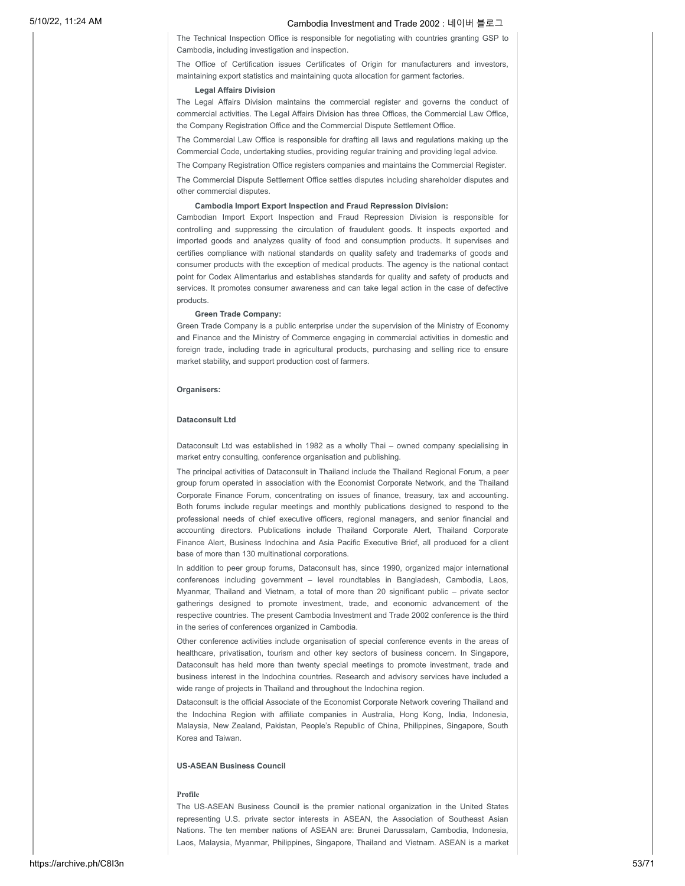The Technical Inspection Office is responsible for negotiating with countries granting GSP to Cambodia, including investigation and inspection.

The Office of Certification issues Certificates of Origin for manufacturers and investors, maintaining export statistics and maintaining quota allocation for garment factories.

**Legal Affairs Division**

The Legal Affairs Division maintains the commercial register and governs the conduct of commercial activities. The Legal Affairs Division has three Offices, the Commercial Law Office, the Company Registration Office and the Commercial Dispute Settlement Office.

The Commercial Law Office is responsible for drafting all laws and regulations making up the Commercial Code, undertaking studies, providing regular training and providing legal advice.

The Company Registration Office registers companies and maintains the Commercial Register.

The Commercial Dispute Settlement Office settles disputes including shareholder disputes and other commercial disputes.

**Cambodia Import Export Inspection and Fraud Repression Division:**

Cambodian Import Export Inspection and Fraud Repression Division is responsible for controlling and suppressing the circulation of fraudulent goods. It inspects exported and imported goods and analyzes quality of food and consumption products. It supervises and certifies compliance with national standards on quality safety and trademarks of goods and consumer products with the exception of medical products. The agency is the national contact point for Codex Alimentarius and establishes standards for quality and safety of products and services. It promotes consumer awareness and can take legal action in the case of defective products.

**Green Trade Company:**

Green Trade Company is a public enterprise under the supervision of the Ministry of Economy and Finance and the Ministry of Commerce engaging in commercial activities in domestic and foreign trade, including trade in agricultural products, purchasing and selling rice to ensure market stability, and support production cost of farmers.

**Organisers:**

**Dataconsult Ltd**

Dataconsult Ltd was established in 1982 as a wholly Thai – owned company specialising in market entry consulting, conference organisation and publishing.

The principal activities of Dataconsult in Thailand include the Thailand Regional Forum, a peer group forum operated in association with the Economist Corporate Network, and the Thailand Corporate Finance Forum, concentrating on issues of finance, treasury, tax and accounting. Both forums include regular meetings and monthly publications designed to respond to the professional needs of chief executive officers, regional managers, and senior financial and accounting directors. Publications include Thailand Corporate Alert, Thailand Corporate Finance Alert, Business Indochina and Asia Pacific Executive Brief, all produced for a client base of more than 130 multinational corporations.

In addition to peer group forums, Dataconsult has, since 1990, organized major international conferences including government – level roundtables in Bangladesh, Cambodia, Laos, Myanmar, Thailand and Vietnam, a total of more than 20 significant public – private sector gatherings designed to promote investment, trade, and economic advancement of the respective countries. The present Cambodia Investment and Trade 2002 conference is the third in the series of conferences organized in Cambodia.

Other conference activities include organisation of special conference events in the areas of healthcare, privatisation, tourism and other key sectors of business concern. In Singapore, Dataconsult has held more than twenty special meetings to promote investment, trade and business interest in the Indochina countries. Research and advisory services have included a wide range of projects in Thailand and throughout the Indochina region.

Dataconsult is the official Associate of the Economist Corporate Network covering Thailand and the Indochina Region with affiliate companies in Australia, Hong Kong, India, Indonesia, Malaysia, New Zealand, Pakistan, People's Republic of China, Philippines, Singapore, South Korea and Taiwan.

**US-ASEAN Business Council**

**Profile**

The US-ASEAN Business Council is the premier national organization in the United States representing U.S. private sector interests in ASEAN, the Association of Southeast Asian Nations. The ten member nations of ASEAN are: Brunei Darussalam, Cambodia, Indonesia, Laos, Malaysia, Myanmar, Philippines, Singapore, Thailand and Vietnam. ASEAN is a market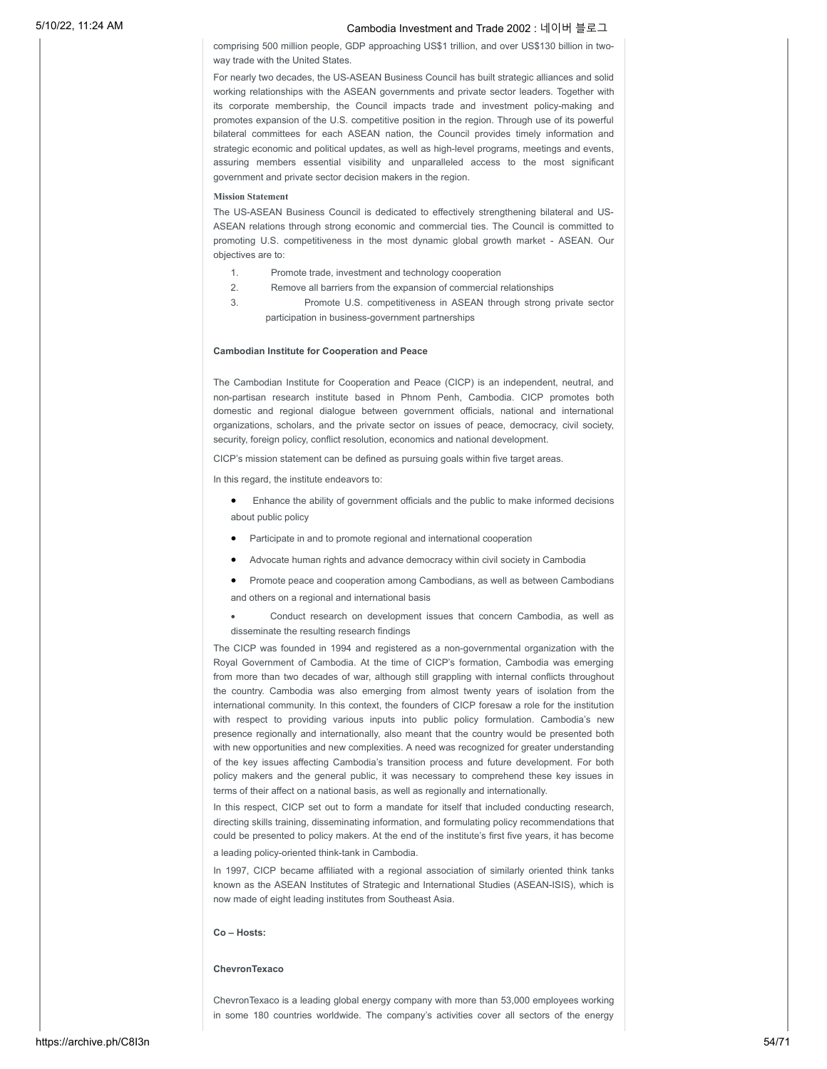comprising 500 million people, GDP approaching US$1 trillion, and over US$130 billion in two-way trade with the United States.

For nearly two decades, the US-ASEAN Business Council has built strategic alliances and solid working relationships with the ASEAN governments and private sector leaders. Together with its corporate membership, the Council impacts trade and investment policy-making and promotes expansion of the U.S. competitive position in the region. Through use of its powerful bilateral committees for each ASEAN nation, the Council provides timely information and strategic economic and political updates, as well as high-level programs, meetings and events, assuring members essential visibility and unparalleled access to the most significant government and private sector decision makers in the region.

**Mission Statement**

The US-ASEAN Business Council is dedicated to effectively strengthening bilateral and US-ASEAN relations through strong economic and commercial ties. The Council is committed to promoting U.S. competitiveness in the most dynamic global growth market - ASEAN. Our objectives are to:

1. Promote trade, investment and technology cooperation
2. Remove all barriers from the expansion of commercial relationships
3. Promote U.S. competitiveness in ASEAN through strong private sector participation in business-government partnerships

**Cambodian Institute for Cooperation and Peace**

The Cambodian Institute for Cooperation and Peace (CICP) is an independent, neutral, and non-partisan research institute based in Phnom Penh, Cambodia. CICP promotes both domestic and regional dialogue between government officials, national and international organizations, scholars, and the private sector on issues of peace, democracy, civil society, security, foreign policy, conflict resolution, economics and national development.

CICP's mission statement can be defined as pursuing goals within five target areas.

In this regard, the institute endeavors to:

- Enhance the ability of government officials and the public to make informed decisions about public policy
- Participate in and to promote regional and international cooperation
- Advocate human rights and advance democracy within civil society in Cambodia
- Promote peace and cooperation among Cambodians, as well as between Cambodians and others on a regional and international basis
- Conduct research on development issues that concern Cambodia, as well as disseminate the resulting research findings

The CICP was founded in 1994 and registered as a non-governmental organization with the Royal Government of Cambodia. At the time of CICP's formation, Cambodia was emerging from more than two decades of war, although still grappling with internal conflicts throughout the country. Cambodia was also emerging from almost twenty years of isolation from the international community. In this context, the founders of CICP foresaw a role for the institution with respect to providing various inputs into public policy formulation. Cambodia's new presence regionally and internationally, also meant that the country would be presented both with new opportunities and new complexities. A need was recognized for greater understanding of the key issues affecting Cambodia's transition process and future development. For both policy makers and the general public, it was necessary to comprehend these key issues in terms of their affect on a national basis, as well as regionally and internationally.

In this respect, CICP set out to form a mandate for itself that included conducting research, directing skills training, disseminating information, and formulating policy recommendations that could be presented to policy makers. At the end of the institute's first five years, it has become a leading policy-oriented think-tank in Cambodia.

In 1997, CICP became affiliated with a regional association of similarly oriented think tanks known as the ASEAN Institutes of Strategic and International Studies (ASEAN-ISIS), which is now made of eight leading institutes from Southeast Asia.

**Co – Hosts:**

**ChevronTexaco**

ChevronTexaco is a leading global energy company with more than 53,000 employees working in some 180 countries worldwide. The company's activities cover all sectors of the energy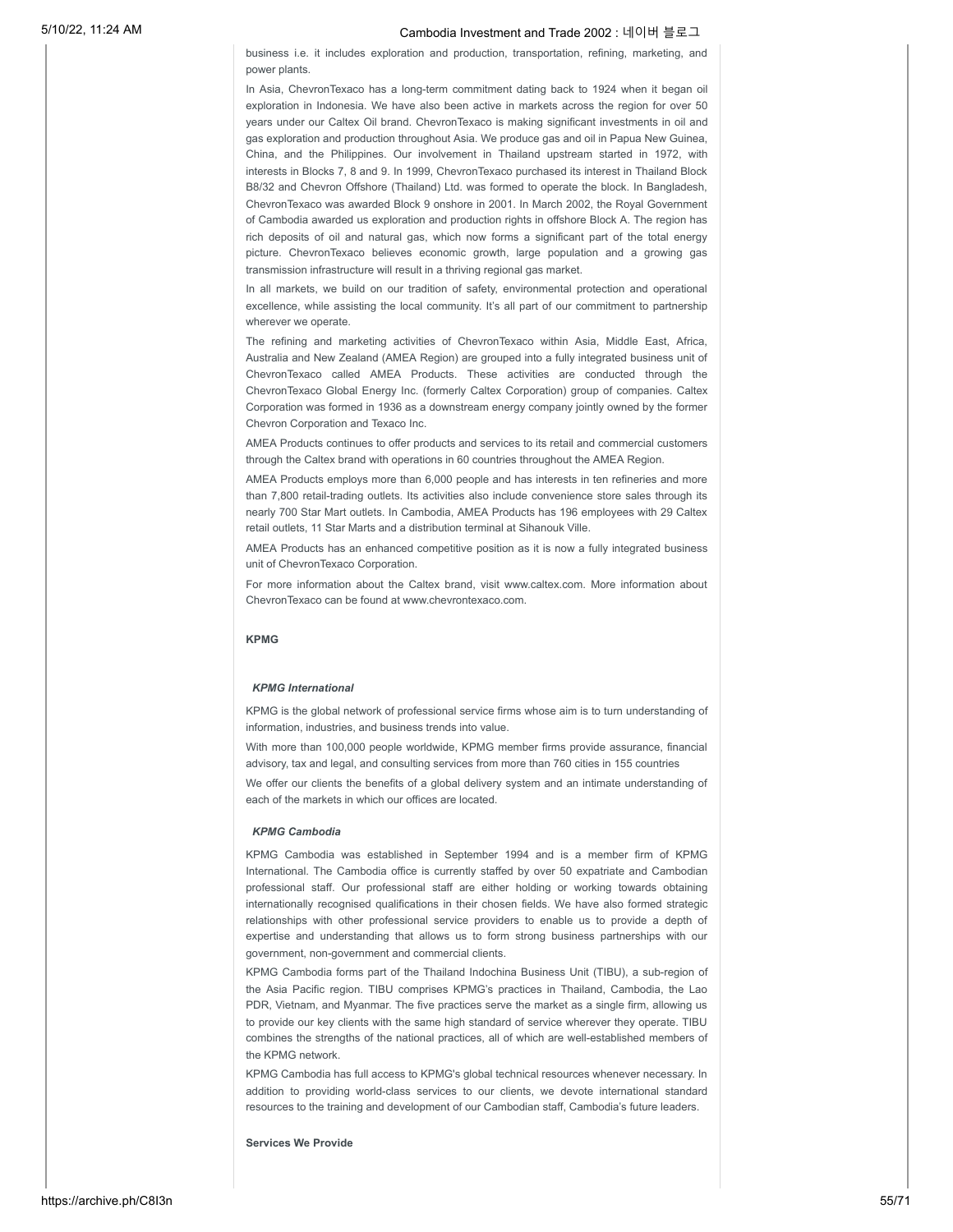business i.e. it includes exploration and production, transportation, refining, marketing, and power plants.

In Asia, ChevronTexaco has a long-term commitment dating back to 1924 when it began oil exploration in Indonesia. We have also been active in markets across the region for over 50 years under our Caltex Oil brand. ChevronTexaco is making significant investments in oil and gas exploration and production throughout Asia. We produce gas and oil in Papua New Guinea, China, and the Philippines. Our involvement in Thailand upstream started in 1972, with interests in Blocks 7, 8 and 9. In 1999, ChevronTexaco purchased its interest in Thailand Block B8/32 and Chevron Offshore (Thailand) Ltd. was formed to operate the block. In Bangladesh, ChevronTexaco was awarded Block 9 onshore in 2001. In March 2002, the Royal Government of Cambodia awarded us exploration and production rights in offshore Block A. The region has rich deposits of oil and natural gas, which now forms a significant part of the total energy picture. ChevronTexaco believes economic growth, large population and a growing gas transmission infrastructure will result in a thriving regional gas market.

In all markets, we build on our tradition of safety, environmental protection and operational excellence, while assisting the local community. It's all part of our commitment to partnership wherever we operate.

The refining and marketing activities of ChevronTexaco within Asia, Middle East, Africa, Australia and New Zealand (AMEA Region) are grouped into a fully integrated business unit of ChevronTexaco called AMEA Products. These activities are conducted through the ChevronTexaco Global Energy Inc. (formerly Caltex Corporation) group of companies. Caltex Corporation was formed in 1936 as a downstream energy company jointly owned by the former Chevron Corporation and Texaco Inc.

AMEA Products continues to offer products and services to its retail and commercial customers through the Caltex brand with operations in 60 countries throughout the AMEA Region.

AMEA Products employs more than 6,000 people and has interests in ten refineries and more than 7,800 retail-trading outlets. Its activities also include convenience store sales through its nearly 700 Star Mart outlets. In Cambodia, AMEA Products has 196 employees with 29 Caltex retail outlets, 11 Star Marts and a distribution terminal at Sihanouk Ville.

AMEA Products has an enhanced competitive position as it is now a fully integrated business unit of ChevronTexaco Corporation.

For more information about the Caltex brand, visit www.caltex.com. More information about ChevronTexaco can be found at www.chevrontexaco.com.

**KPMG**

***KPMG International***

KPMG is the global network of professional service firms whose aim is to turn understanding of information, industries, and business trends into value.

With more than 100,000 people worldwide, KPMG member firms provide assurance, financial advisory, tax and legal, and consulting services from more than 760 cities in 155 countries

We offer our clients the benefits of a global delivery system and an intimate understanding of each of the markets in which our offices are located.

***KPMG Cambodia***

KPMG Cambodia was established in September 1994 and is a member firm of KPMG International. The Cambodia office is currently staffed by over 50 expatriate and Cambodian professional staff. Our professional staff are either holding or working towards obtaining internationally recognised qualifications in their chosen fields. We have also formed strategic relationships with other professional service providers to enable us to provide a depth of expertise and understanding that allows us to form strong business partnerships with our government, non-government and commercial clients.

KPMG Cambodia forms part of the Thailand Indochina Business Unit (TIBU), a sub-region of the Asia Pacific region. TIBU comprises KPMG's practices in Thailand, Cambodia, the Lao PDR, Vietnam, and Myanmar. The five practices serve the market as a single firm, allowing us to provide our key clients with the same high standard of service wherever they operate. TIBU combines the strengths of the national practices, all of which are well-established members of the KPMG network.

KPMG Cambodia has full access to KPMG's global technical resources whenever necessary. In addition to providing world-class services to our clients, we devote international standard resources to the training and development of our Cambodian staff, Cambodia's future leaders.

**Services We Provide**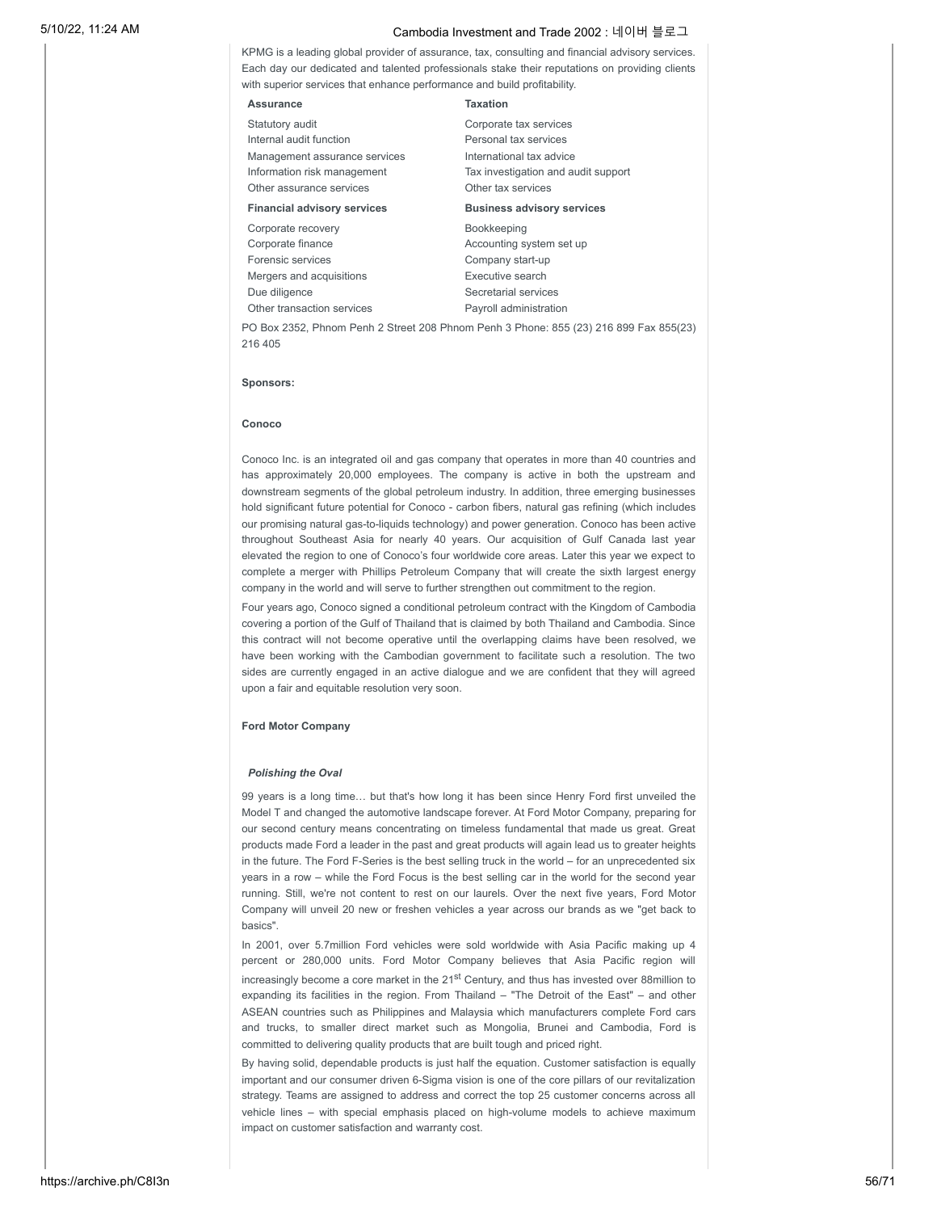KPMG is a leading global provider of assurance, tax, consulting and financial advisory services. Each day our dedicated and talented professionals stake their reputations on providing clients with superior services that enhance performance and build profitability.

| **Assurance** | **Taxation** |
| --- | --- |
| Statutory audit | Corporate tax services |
| Internal audit function | Personal tax services |
| Management assurance services | International tax advice |
| Information risk management | Tax investigation and audit support |
| Other assurance services | Other tax services |
| **Financial advisory services** | **Business advisory services** |
| Corporate recovery | Bookkeeping |
| Corporate finance | Accounting system set up |
| Forensic services | Company start-up |
| Mergers and acquisitions | Executive search |
| Due diligence | Secretarial services |
| Other transaction services | Payroll administration |

PO Box 2352, Phnom Penh 2 Street 208 Phnom Penh 3 Phone: 855 (23) 216 899 Fax 855(23) 216 405

**Sponsors:**

**Conoco**

Conoco Inc. is an integrated oil and gas company that operates in more than 40 countries and has approximately 20,000 employees. The company is active in both the upstream and downstream segments of the global petroleum industry. In addition, three emerging businesses hold significant future potential for Conoco - carbon fibers, natural gas refining (which includes our promising natural gas-to-liquids technology) and power generation. Conoco has been active throughout Southeast Asia for nearly 40 years. Our acquisition of Gulf Canada last year elevated the region to one of Conoco's four worldwide core areas. Later this year we expect to complete a merger with Phillips Petroleum Company that will create the sixth largest energy company in the world and will serve to further strengthen out commitment to the region.

Four years ago, Conoco signed a conditional petroleum contract with the Kingdom of Cambodia covering a portion of the Gulf of Thailand that is claimed by both Thailand and Cambodia. Since this contract will not become operative until the overlapping claims have been resolved, we have been working with the Cambodian government to facilitate such a resolution. The two sides are currently engaged in an active dialogue and we are confident that they will agreed upon a fair and equitable resolution very soon.

**Ford Motor Company**

***Polishing the Oval***

99 years is a long time… but that's how long it has been since Henry Ford first unveiled the Model T and changed the automotive landscape forever. At Ford Motor Company, preparing for our second century means concentrating on timeless fundamental that made us great. Great products made Ford a leader in the past and great products will again lead us to greater heights in the future. The Ford F-Series is the best selling truck in the world – for an unprecedented six years in a row – while the Ford Focus is the best selling car in the world for the second year running. Still, we're not content to rest on our laurels. Over the next five years, Ford Motor Company will unveil 20 new or freshen vehicles a year across our brands as we "get back to basics".

In 2001, over 5.7million Ford vehicles were sold worldwide with Asia Pacific making up 4 percent or 280,000 units. Ford Motor Company believes that Asia Pacific region will increasingly become a core market in the 21st Century, and thus has invested over 88million to expanding its facilities in the region. From Thailand – "The Detroit of the East" – and other ASEAN countries such as Philippines and Malaysia which manufacturers complete Ford cars and trucks, to smaller direct market such as Mongolia, Brunei and Cambodia, Ford is committed to delivering quality products that are built tough and priced right.

By having solid, dependable products is just half the equation. Customer satisfaction is equally important and our consumer driven 6-Sigma vision is one of the core pillars of our revitalization strategy. Teams are assigned to address and correct the top 25 customer concerns across all vehicle lines – with special emphasis placed on high-volume models to achieve maximum impact on customer satisfaction and warranty cost.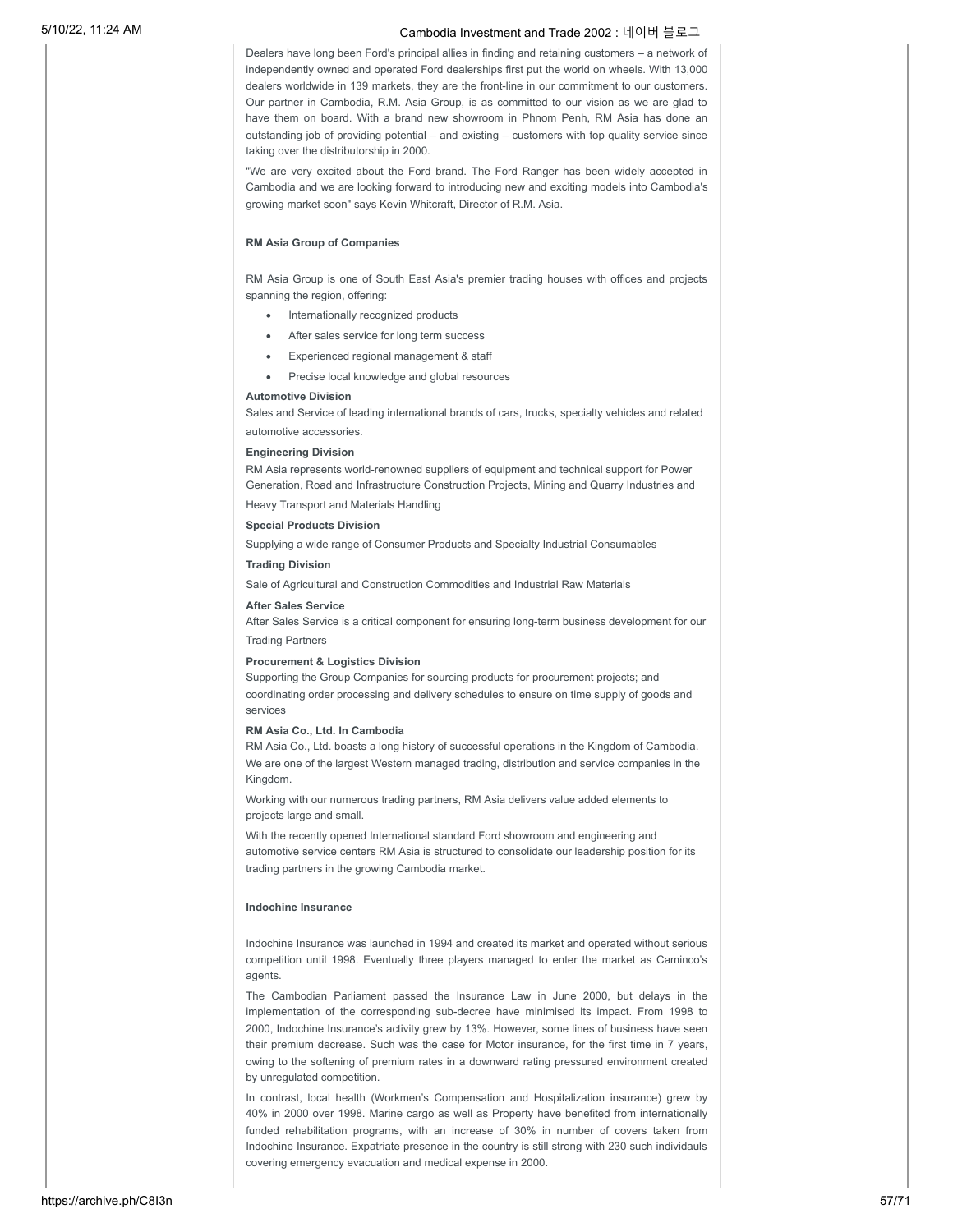Dealers have long been Ford's principal allies in finding and retaining customers – a network of independently owned and operated Ford dealerships first put the world on wheels. With 13,000 dealers worldwide in 139 markets, they are the front-line in our commitment to our customers. Our partner in Cambodia, R.M. Asia Group, is as committed to our vision as we are glad to have them on board. With a brand new showroom in Phnom Penh, RM Asia has done an outstanding job of providing potential – and existing – customers with top quality service since taking over the distributorship in 2000.

"We are very excited about the Ford brand. The Ford Ranger has been widely accepted in Cambodia and we are looking forward to introducing new and exciting models into Cambodia's growing market soon" says Kevin Whitcraft, Director of R.M. Asia.

**RM Asia Group of Companies**

RM Asia Group is one of South East Asia's premier trading houses with offices and projects spanning the region, offering:

- Internationally recognized products
- After sales service for long term success
- Experienced regional management & staff
- Precise local knowledge and global resources

**Automotive Division**

Sales and Service of leading international brands of cars, trucks, specialty vehicles and related automotive accessories.

**Engineering Division**

RM Asia represents world-renowned suppliers of equipment and technical support for Power Generation, Road and Infrastructure Construction Projects, Mining and Quarry Industries and Heavy Transport and Materials Handling

**Special Products Division**

Supplying a wide range of Consumer Products and Specialty Industrial Consumables

**Trading Division**

Sale of Agricultural and Construction Commodities and Industrial Raw Materials

**After Sales Service**

After Sales Service is a critical component for ensuring long-term business development for our Trading Partners

**Procurement & Logistics Division**

Supporting the Group Companies for sourcing products for procurement projects; and coordinating order processing and delivery schedules to ensure on time supply of goods and services

**RM Asia Co., Ltd. In Cambodia**

RM Asia Co., Ltd. boasts a long history of successful operations in the Kingdom of Cambodia. We are one of the largest Western managed trading, distribution and service companies in the Kingdom.

Working with our numerous trading partners, RM Asia delivers value added elements to projects large and small.

With the recently opened International standard Ford showroom and engineering and automotive service centers RM Asia is structured to consolidate our leadership position for its trading partners in the growing Cambodia market.

**Indochine Insurance**

Indochine Insurance was launched in 1994 and created its market and operated without serious competition until 1998. Eventually three players managed to enter the market as Caminco's agents.

The Cambodian Parliament passed the Insurance Law in June 2000, but delays in the implementation of the corresponding sub-decree have minimised its impact. From 1998 to 2000, Indochine Insurance's activity grew by 13%. However, some lines of business have seen their premium decrease. Such was the case for Motor insurance, for the first time in 7 years, owing to the softening of premium rates in a downward rating pressured environment created by unregulated competition.

In contrast, local health (Workmen's Compensation and Hospitalization insurance) grew by 40% in 2000 over 1998. Marine cargo as well as Property have benefited from internationally funded rehabilitation programs, with an increase of 30% in number of covers taken from Indochine Insurance. Expatriate presence in the country is still strong with 230 such individauls covering emergency evacuation and medical expense in 2000.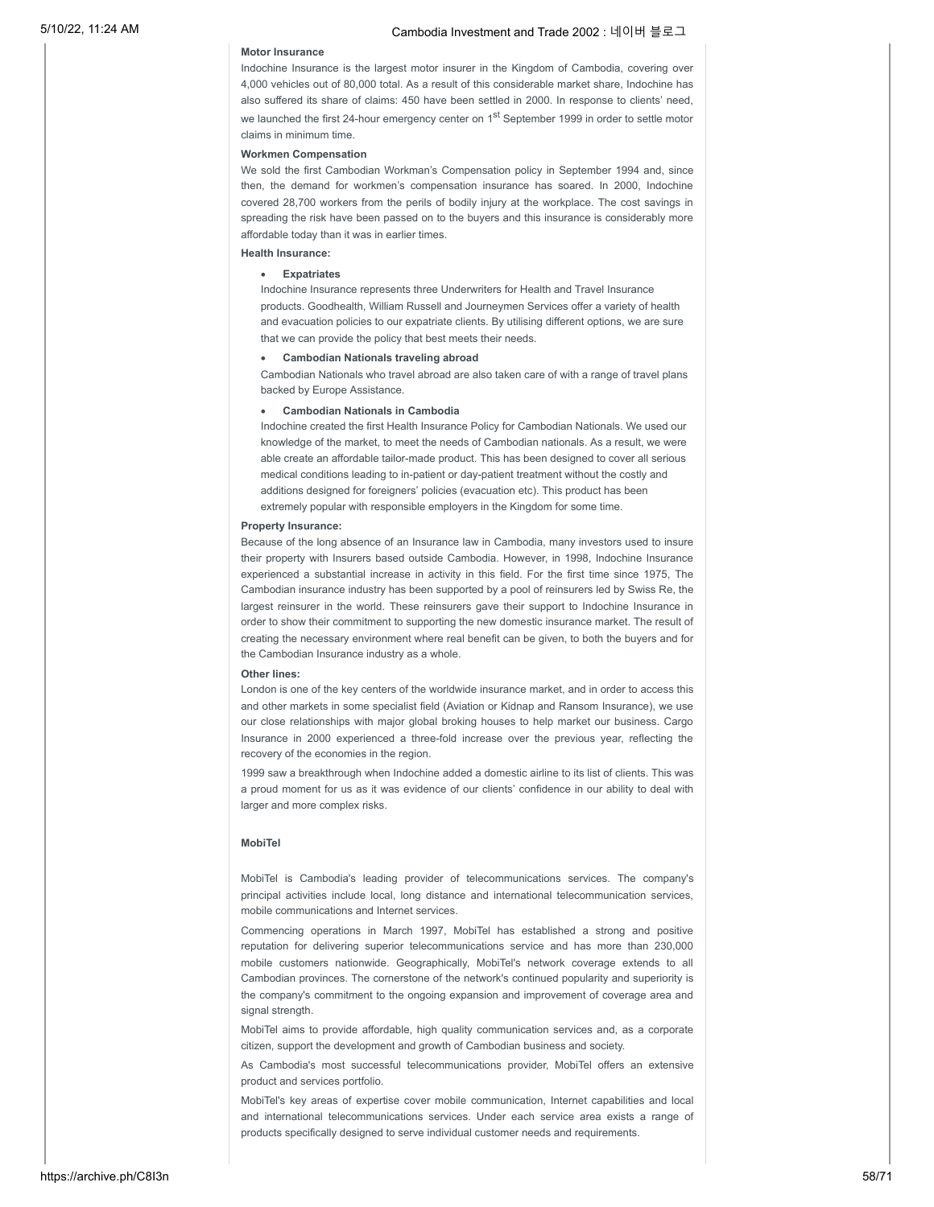**Motor Insurance**

Indochine Insurance is the largest motor insurer in the Kingdom of Cambodia, covering over 4,000 vehicles out of 80,000 total. As a result of this considerable market share, Indochine has also suffered its share of claims: 450 have been settled in 2000. In response to clients' need, we launched the first 24-hour emergency center on 1st September 1999 in order to settle motor claims in minimum time.

**Workmen Compensation**

We sold the first Cambodian Workman's Compensation policy in September 1994 and, since then, the demand for workmen's compensation insurance has soared. In 2000, Indochine covered 28,700 workers from the perils of bodily injury at the workplace. The cost savings in spreading the risk have been passed on to the buyers and this insurance is considerably more affordable today than it was in earlier times.

**Health Insurance:**

- **Expatriates**

  Indochine Insurance represents three Underwriters for Health and Travel Insurance products. Goodhealth, William Russell and Journeymen Services offer a variety of health and evacuation policies to our expatriate clients. By utilising different options, we are sure that we can provide the policy that best meets their needs.

- **Cambodian Nationals traveling abroad**

  Cambodian Nationals who travel abroad are also taken care of with a range of travel plans backed by Europe Assistance.

- **Cambodian Nationals in Cambodia**

  Indochine created the first Health Insurance Policy for Cambodian Nationals. We used our knowledge of the market, to meet the needs of Cambodian nationals. As a result, we were able create an affordable tailor-made product. This has been designed to cover all serious medical conditions leading to in-patient or day-patient treatment without the costly and additions designed for foreigners' policies (evacuation etc). This product has been extremely popular with responsible employers in the Kingdom for some time.

**Property Insurance:**

Because of the long absence of an Insurance law in Cambodia, many investors used to insure their property with Insurers based outside Cambodia. However, in 1998, Indochine Insurance experienced a substantial increase in activity in this field. For the first time since 1975, The Cambodian insurance industry has been supported by a pool of reinsurers led by Swiss Re, the largest reinsurer in the world. These reinsurers gave their support to Indochine Insurance in order to show their commitment to supporting the new domestic insurance market. The result of creating the necessary environment where real benefit can be given, to both the buyers and for the Cambodian Insurance industry as a whole.

**Other lines:**

London is one of the key centers of the worldwide insurance market, and in order to access this and other markets in some specialist field (Aviation or Kidnap and Ransom Insurance), we use our close relationships with major global broking houses to help market our business. Cargo Insurance in 2000 experienced a three-fold increase over the previous year, reflecting the recovery of the economies in the region.

1999 saw a breakthrough when Indochine added a domestic airline to its list of clients. This was a proud moment for us as it was evidence of our clients' confidence in our ability to deal with larger and more complex risks.

**MobiTel**

MobiTel is Cambodia's leading provider of telecommunications services. The company's principal activities include local, long distance and international telecommunication services, mobile communications and Internet services.

Commencing operations in March 1997, MobiTel has established a strong and positive reputation for delivering superior telecommunications service and has more than 230,000 mobile customers nationwide. Geographically, MobiTel's network coverage extends to all Cambodian provinces. The cornerstone of the network's continued popularity and superiority is the company's commitment to the ongoing expansion and improvement of coverage area and signal strength.

MobiTel aims to provide affordable, high quality communication services and, as a corporate citizen, support the development and growth of Cambodian business and society.

As Cambodia's most successful telecommunications provider, MobiTel offers an extensive product and services portfolio.

MobiTel's key areas of expertise cover mobile communication, Internet capabilities and local and international telecommunications services. Under each service area exists a range of products specifically designed to serve individual customer needs and requirements.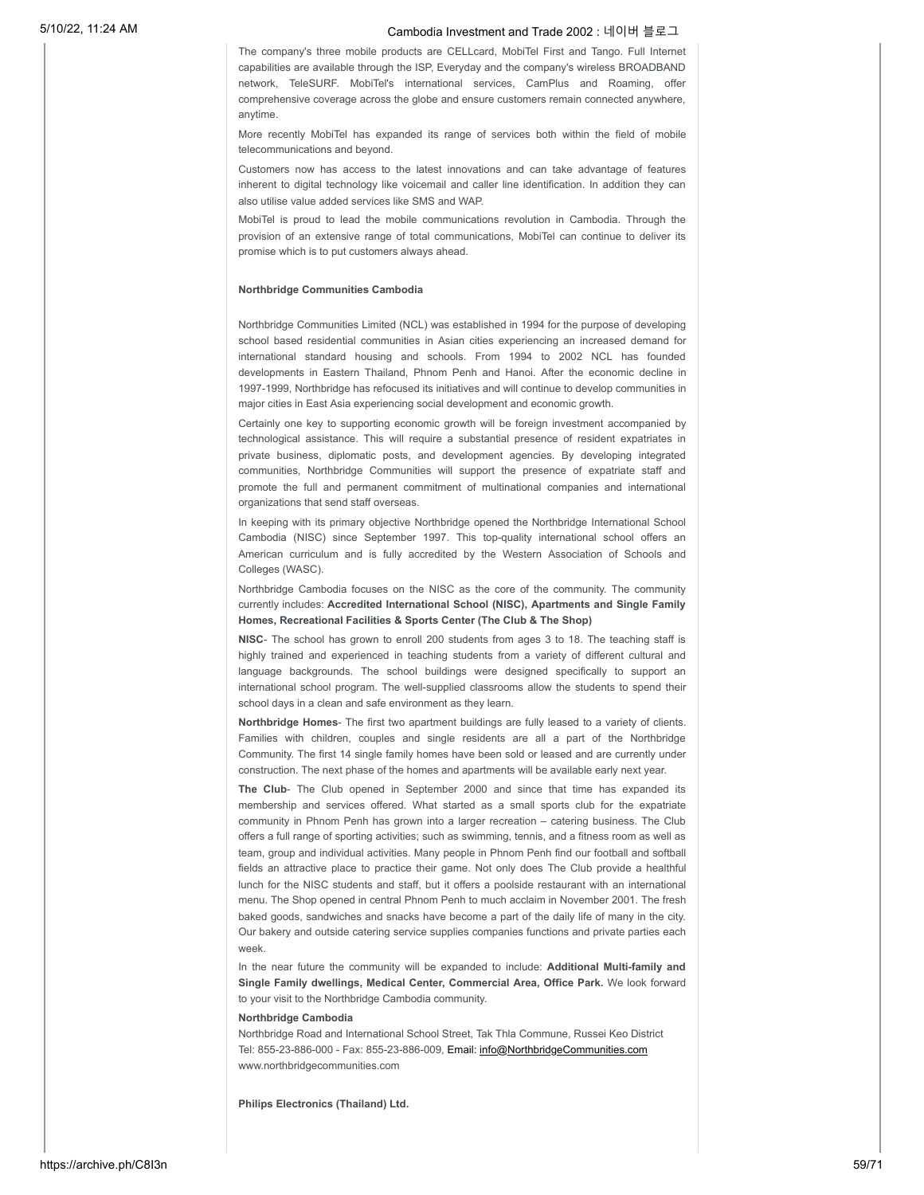The company's three mobile products are CELLcard, MobiTel First and Tango. Full Internet capabilities are available through the ISP, Everyday and the company's wireless BROADBAND network, TeleSURF. MobiTel's international services, CamPlus and Roaming, offer comprehensive coverage across the globe and ensure customers remain connected anywhere, anytime.

More recently MobiTel has expanded its range of services both within the field of mobile telecommunications and beyond.

Customers now has access to the latest innovations and can take advantage of features inherent to digital technology like voicemail and caller line identification. In addition they can also utilise value added services like SMS and WAP.

MobiTel is proud to lead the mobile communications revolution in Cambodia. Through the provision of an extensive range of total communications, MobiTel can continue to deliver its promise which is to put customers always ahead.

**Northbridge Communities Cambodia**

Northbridge Communities Limited (NCL) was established in 1994 for the purpose of developing school based residential communities in Asian cities experiencing an increased demand for international standard housing and schools. From 1994 to 2002 NCL has founded developments in Eastern Thailand, Phnom Penh and Hanoi. After the economic decline in 1997-1999, Northbridge has refocused its initiatives and will continue to develop communities in major cities in East Asia experiencing social development and economic growth.

Certainly one key to supporting economic growth will be foreign investment accompanied by technological assistance. This will require a substantial presence of resident expatriates in private business, diplomatic posts, and development agencies. By developing integrated communities, Northbridge Communities will support the presence of expatriate staff and promote the full and permanent commitment of multinational companies and international organizations that send staff overseas.

In keeping with its primary objective Northbridge opened the Northbridge International School Cambodia (NISC) since September 1997. This top-quality international school offers an American curriculum and is fully accredited by the Western Association of Schools and Colleges (WASC).

Northbridge Cambodia focuses on the NISC as the core of the community. The community currently includes: **Accredited International School (NISC), Apartments and Single Family Homes, Recreational Facilities & Sports Center (The Club & The Shop)**

**NISC**- The school has grown to enroll 200 students from ages 3 to 18. The teaching staff is highly trained and experienced in teaching students from a variety of different cultural and language backgrounds. The school buildings were designed specifically to support an international school program. The well-supplied classrooms allow the students to spend their school days in a clean and safe environment as they learn.

**Northbridge Homes**- The first two apartment buildings are fully leased to a variety of clients. Families with children, couples and single residents are all a part of the Northbridge Community. The first 14 single family homes have been sold or leased and are currently under construction. The next phase of the homes and apartments will be available early next year.

**The Club**- The Club opened in September 2000 and since that time has expanded its membership and services offered. What started as a small sports club for the expatriate community in Phnom Penh has grown into a larger recreation – catering business. The Club offers a full range of sporting activities; such as swimming, tennis, and a fitness room as well as team, group and individual activities. Many people in Phnom Penh find our football and softball fields an attractive place to practice their game. Not only does The Club provide a healthful lunch for the NISC students and staff, but it offers a poolside restaurant with an international menu. The Shop opened in central Phnom Penh to much acclaim in November 2001. The fresh baked goods, sandwiches and snacks have become a part of the daily life of many in the city. Our bakery and outside catering service supplies companies functions and private parties each week.

In the near future the community will be expanded to include: **Additional Multi-family and Single Family dwellings, Medical Center, Commercial Area, Office Park.** We look forward to your visit to the Northbridge Cambodia community.

**Northbridge Cambodia**

Northbridge Road and International School Street, Tak Thla Commune, Russei Keo District
Tel: 855-23-886-000 - Fax: 855-23-886-009, Email: info@NorthbridgeCommunities.com
www.northbridgecommunities.com

**Philips Electronics (Thailand) Ltd.**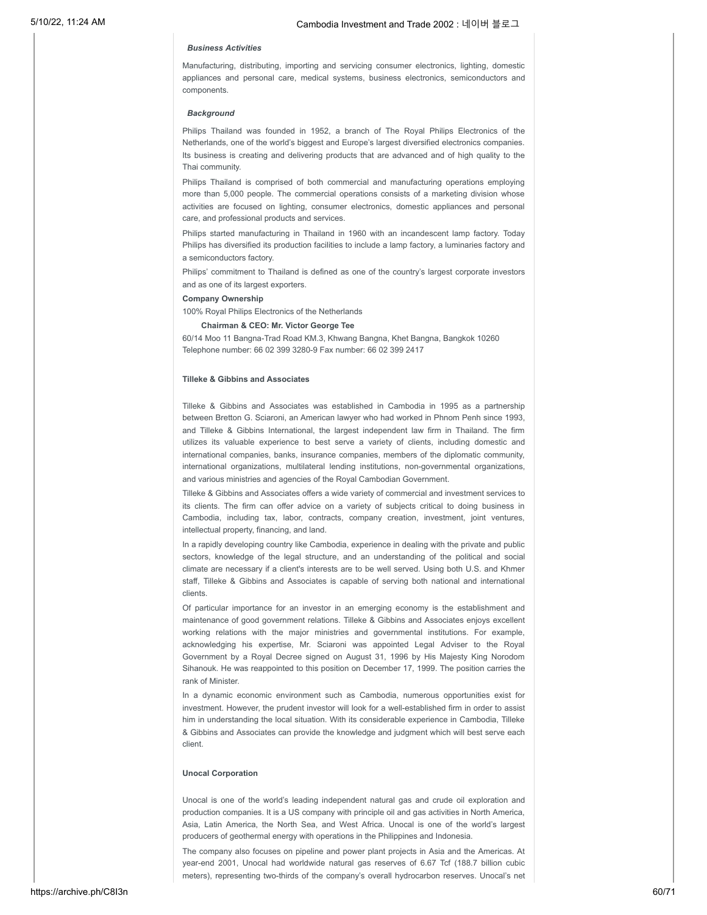*Business Activities*

Manufacturing, distributing, importing and servicing consumer electronics, lighting, domestic appliances and personal care, medical systems, business electronics, semiconductors and components.

*Background*

Philips Thailand was founded in 1952, a branch of The Royal Philips Electronics of the Netherlands, one of the world's biggest and Europe's largest diversified electronics companies. Its business is creating and delivering products that are advanced and of high quality to the Thai community.

Philips Thailand is comprised of both commercial and manufacturing operations employing more than 5,000 people. The commercial operations consists of a marketing division whose activities are focused on lighting, consumer electronics, domestic appliances and personal care, and professional products and services.

Philips started manufacturing in Thailand in 1960 with an incandescent lamp factory. Today Philips has diversified its production facilities to include a lamp factory, a luminaries factory and a semiconductors factory.

Philips' commitment to Thailand is defined as one of the country's largest corporate investors and as one of its largest exporters.

**Company Ownership**

100% Royal Philips Electronics of the Netherlands

**Chairman & CEO: Mr. Victor George Tee**

60/14 Moo 11 Bangna-Trad Road KM.3, Khwang Bangna, Khet Bangna, Bangkok 10260
Telephone number: 66 02 399 3280-9 Fax number: 66 02 399 2417

**Tilleke & Gibbins and Associates**

Tilleke & Gibbins and Associates was established in Cambodia in 1995 as a partnership between Bretton G. Sciaroni, an American lawyer who had worked in Phnom Penh since 1993, and Tilleke & Gibbins International, the largest independent law firm in Thailand. The firm utilizes its valuable experience to best serve a variety of clients, including domestic and international companies, banks, insurance companies, members of the diplomatic community, international organizations, multilateral lending institutions, non-governmental organizations, and various ministries and agencies of the Royal Cambodian Government.

Tilleke & Gibbins and Associates offers a wide variety of commercial and investment services to its clients. The firm can offer advice on a variety of subjects critical to doing business in Cambodia, including tax, labor, contracts, company creation, investment, joint ventures, intellectual property, financing, and land.

In a rapidly developing country like Cambodia, experience in dealing with the private and public sectors, knowledge of the legal structure, and an understanding of the political and social climate are necessary if a client's interests are to be well served. Using both U.S. and Khmer staff, Tilleke & Gibbins and Associates is capable of serving both national and international clients.

Of particular importance for an investor in an emerging economy is the establishment and maintenance of good government relations. Tilleke & Gibbins and Associates enjoys excellent working relations with the major ministries and governmental institutions. For example, acknowledging his expertise, Mr. Sciaroni was appointed Legal Adviser to the Royal Government by a Royal Decree signed on August 31, 1996 by His Majesty King Norodom Sihanouk. He was reappointed to this position on December 17, 1999. The position carries the rank of Minister.

In a dynamic economic environment such as Cambodia, numerous opportunities exist for investment. However, the prudent investor will look for a well-established firm in order to assist him in understanding the local situation. With its considerable experience in Cambodia, Tilleke & Gibbins and Associates can provide the knowledge and judgment which will best serve each client.

**Unocal Corporation**

Unocal is one of the world's leading independent natural gas and crude oil exploration and production companies. It is a US company with principle oil and gas activities in North America, Asia, Latin America, the North Sea, and West Africa. Unocal is one of the world's largest producers of geothermal energy with operations in the Philippines and Indonesia.

The company also focuses on pipeline and power plant projects in Asia and the Americas. At year-end 2001, Unocal had worldwide natural gas reserves of 6.67 Tcf (188.7 billion cubic meters), representing two-thirds of the company's overall hydrocarbon reserves. Unocal's net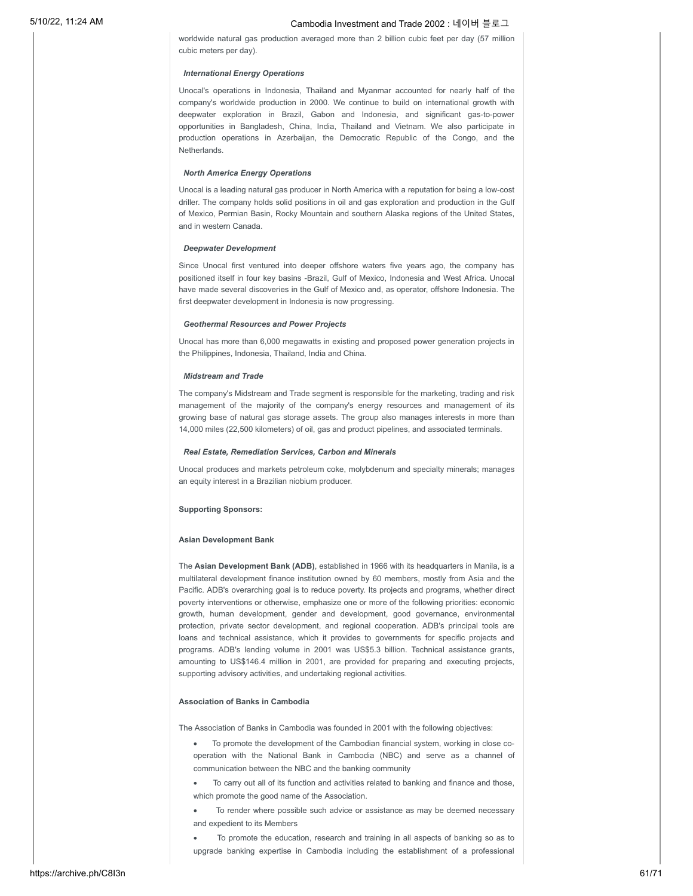worldwide natural gas production averaged more than 2 billion cubic feet per day (57 million cubic meters per day).

***International Energy Operations***

Unocal's operations in Indonesia, Thailand and Myanmar accounted for nearly half of the company's worldwide production in 2000. We continue to build on international growth with deepwater exploration in Brazil, Gabon and Indonesia, and significant gas-to-power opportunities in Bangladesh, China, India, Thailand and Vietnam. We also participate in production operations in Azerbaijan, the Democratic Republic of the Congo, and the Netherlands.

***North America Energy Operations***

Unocal is a leading natural gas producer in North America with a reputation for being a low-cost driller. The company holds solid positions in oil and gas exploration and production in the Gulf of Mexico, Permian Basin, Rocky Mountain and southern Alaska regions of the United States, and in western Canada.

***Deepwater Development***

Since Unocal first ventured into deeper offshore waters five years ago, the company has positioned itself in four key basins -Brazil, Gulf of Mexico, Indonesia and West Africa. Unocal have made several discoveries in the Gulf of Mexico and, as operator, offshore Indonesia. The first deepwater development in Indonesia is now progressing.

***Geothermal Resources and Power Projects***

Unocal has more than 6,000 megawatts in existing and proposed power generation projects in the Philippines, Indonesia, Thailand, India and China.

***Midstream and Trade***

The company's Midstream and Trade segment is responsible for the marketing, trading and risk management of the majority of the company's energy resources and management of its growing base of natural gas storage assets. The group also manages interests in more than 14,000 miles (22,500 kilometers) of oil, gas and product pipelines, and associated terminals.

***Real Estate, Remediation Services, Carbon and Minerals***

Unocal produces and markets petroleum coke, molybdenum and specialty minerals; manages an equity interest in a Brazilian niobium producer.

**Supporting Sponsors:**

**Asian Development Bank**

The **Asian Development Bank (ADB)**, established in 1966 with its headquarters in Manila, is a multilateral development finance institution owned by 60 members, mostly from Asia and the Pacific. ADB's overarching goal is to reduce poverty. Its projects and programs, whether direct poverty interventions or otherwise, emphasize one or more of the following priorities: economic growth, human development, gender and development, good governance, environmental protection, private sector development, and regional cooperation. ADB's principal tools are loans and technical assistance, which it provides to governments for specific projects and programs. ADB's lending volume in 2001 was US$5.3 billion. Technical assistance grants, amounting to US$146.4 million in 2001, are provided for preparing and executing projects, supporting advisory activities, and undertaking regional activities.

**Association of Banks in Cambodia**

The Association of Banks in Cambodia was founded in 2001 with the following objectives:

- To promote the development of the Cambodian financial system, working in close co-operation with the National Bank in Cambodia (NBC) and serve as a channel of communication between the NBC and the banking community
- To carry out all of its function and activities related to banking and finance and those, which promote the good name of the Association.
- To render where possible such advice or assistance as may be deemed necessary and expedient to its Members
- To promote the education, research and training in all aspects of banking so as to upgrade banking expertise in Cambodia including the establishment of a professional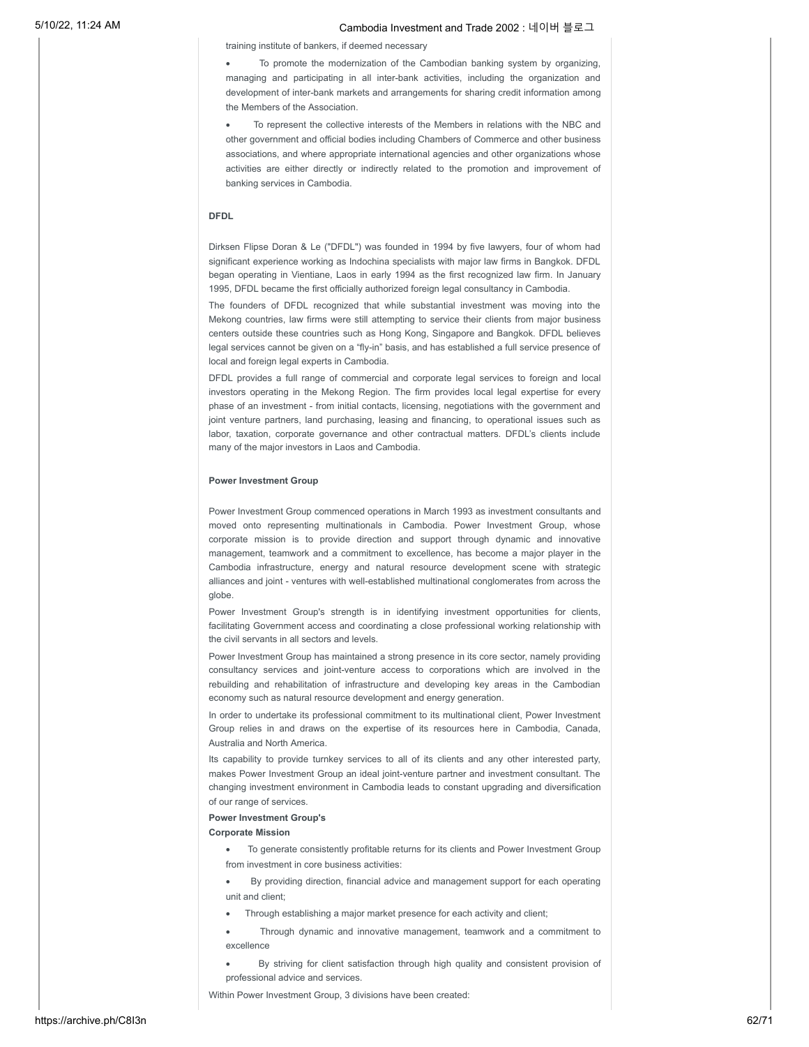training institute of bankers, if deemed necessary

- To promote the modernization of the Cambodian banking system by organizing, managing and participating in all inter-bank activities, including the organization and development of inter-bank markets and arrangements for sharing credit information among the Members of the Association.
- To represent the collective interests of the Members in relations with the NBC and other government and official bodies including Chambers of Commerce and other business associations, and where appropriate international agencies and other organizations whose activities are either directly or indirectly related to the promotion and improvement of banking services in Cambodia.

**DFDL**

Dirksen Flipse Doran & Le ("DFDL") was founded in 1994 by five lawyers, four of whom had significant experience working as Indochina specialists with major law firms in Bangkok. DFDL began operating in Vientiane, Laos in early 1994 as the first recognized law firm. In January 1995, DFDL became the first officially authorized foreign legal consultancy in Cambodia.

The founders of DFDL recognized that while substantial investment was moving into the Mekong countries, law firms were still attempting to service their clients from major business centers outside these countries such as Hong Kong, Singapore and Bangkok. DFDL believes legal services cannot be given on a "fly-in" basis, and has established a full service presence of local and foreign legal experts in Cambodia.

DFDL provides a full range of commercial and corporate legal services to foreign and local investors operating in the Mekong Region. The firm provides local legal expertise for every phase of an investment - from initial contacts, licensing, negotiations with the government and joint venture partners, land purchasing, leasing and financing, to operational issues such as labor, taxation, corporate governance and other contractual matters. DFDL's clients include many of the major investors in Laos and Cambodia.

**Power Investment Group**

Power Investment Group commenced operations in March 1993 as investment consultants and moved onto representing multinationals in Cambodia. Power Investment Group, whose corporate mission is to provide direction and support through dynamic and innovative management, teamwork and a commitment to excellence, has become a major player in the Cambodia infrastructure, energy and natural resource development scene with strategic alliances and joint - ventures with well-established multinational conglomerates from across the globe.

Power Investment Group's strength is in identifying investment opportunities for clients, facilitating Government access and coordinating a close professional working relationship with the civil servants in all sectors and levels.

Power Investment Group has maintained a strong presence in its core sector, namely providing consultancy services and joint-venture access to corporations which are involved in the rebuilding and rehabilitation of infrastructure and developing key areas in the Cambodian economy such as natural resource development and energy generation.

In order to undertake its professional commitment to its multinational client, Power Investment Group relies in and draws on the expertise of its resources here in Cambodia, Canada, Australia and North America.

Its capability to provide turnkey services to all of its clients and any other interested party, makes Power Investment Group an ideal joint-venture partner and investment consultant. The changing investment environment in Cambodia leads to constant upgrading and diversification of our range of services.

**Power Investment Group's**
**Corporate Mission**

- To generate consistently profitable returns for its clients and Power Investment Group from investment in core business activities:
- By providing direction, financial advice and management support for each operating unit and client;
- Through establishing a major market presence for each activity and client;
- Through dynamic and innovative management, teamwork and a commitment to excellence
- By striving for client satisfaction through high quality and consistent provision of professional advice and services.

Within Power Investment Group, 3 divisions have been created: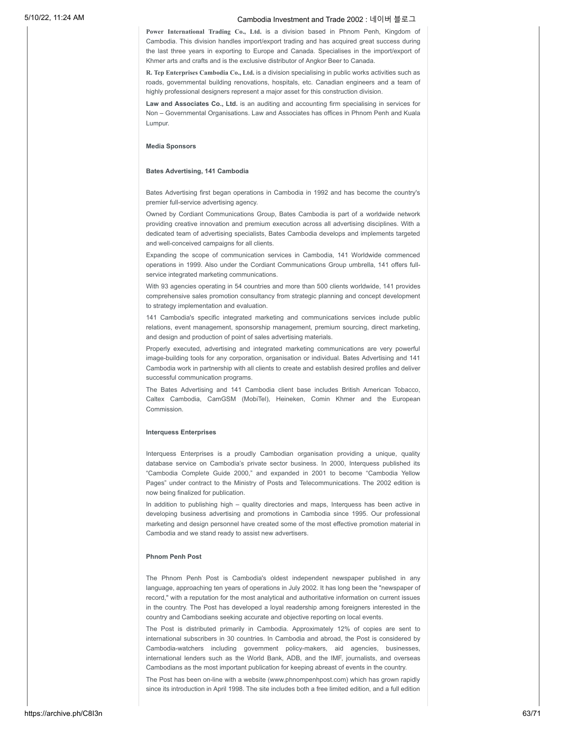**Power International Trading Co., Ltd.** is a division based in Phnom Penh, Kingdom of Cambodia. This division handles import/export trading and has acquired great success during the last three years in exporting to Europe and Canada. Specialises in the import/export of Khmer arts and crafts and is the exclusive distributor of Angkor Beer to Canada.

**R. Tep Enterprises Cambodia Co., Ltd.** is a division specialising in public works activities such as roads, governmental building renovations, hospitals, etc. Canadian engineers and a team of highly professional designers represent a major asset for this construction division.

**Law and Associates Co., Ltd.** is an auditing and accounting firm specialising in services for Non – Governmental Organisations. Law and Associates has offices in Phnom Penh and Kuala Lumpur.

**Media Sponsors**

**Bates Advertising, 141 Cambodia**

Bates Advertising first began operations in Cambodia in 1992 and has become the country's premier full-service advertising agency.

Owned by Cordiant Communications Group, Bates Cambodia is part of a worldwide network providing creative innovation and premium execution across all advertising disciplines. With a dedicated team of advertising specialists, Bates Cambodia develops and implements targeted and well-conceived campaigns for all clients.

Expanding the scope of communication services in Cambodia, 141 Worldwide commenced operations in 1999. Also under the Cordiant Communications Group umbrella, 141 offers full-service integrated marketing communications.

With 93 agencies operating in 54 countries and more than 500 clients worldwide, 141 provides comprehensive sales promotion consultancy from strategic planning and concept development to strategy implementation and evaluation.

141 Cambodia's specific integrated marketing and communications services include public relations, event management, sponsorship management, premium sourcing, direct marketing, and design and production of point of sales advertising materials.

Properly executed, advertising and integrated marketing communications are very powerful image-building tools for any corporation, organisation or individual. Bates Advertising and 141 Cambodia work in partnership with all clients to create and establish desired profiles and deliver successful communication programs.

The Bates Advertising and 141 Cambodia client base includes British American Tobacco, Caltex Cambodia, CamGSM (MobiTel), Heineken, Comin Khmer and the European Commission.

**Interquess Enterprises**

Interquess Enterprises is a proudly Cambodian organisation providing a unique, quality database service on Cambodia's private sector business. In 2000, Interquess published its "Cambodia Complete Guide 2000," and expanded in 2001 to become "Cambodia Yellow Pages" under contract to the Ministry of Posts and Telecommunications. The 2002 edition is now being finalized for publication.

In addition to publishing high – quality directories and maps, Interquess has been active in developing business advertising and promotions in Cambodia since 1995. Our professional marketing and design personnel have created some of the most effective promotion material in Cambodia and we stand ready to assist new advertisers.

**Phnom Penh Post**

The Phnom Penh Post is Cambodia's oldest independent newspaper published in any language, approaching ten years of operations in July 2002. It has long been the "newspaper of record," with a reputation for the most analytical and authoritative information on current issues in the country. The Post has developed a loyal readership among foreigners interested in the country and Cambodians seeking accurate and objective reporting on local events.

The Post is distributed primarily in Cambodia. Approximately 12% of copies are sent to international subscribers in 30 countries. In Cambodia and abroad, the Post is considered by Cambodia-watchers including government policy-makers, aid agencies, businesses, international lenders such as the World Bank, ADB, and the IMF, journalists, and overseas Cambodians as the most important publication for keeping abreast of events in the country.

The Post has been on-line with a website (www.phnompenhpost.com) which has grown rapidly since its introduction in April 1998. The site includes both a free limited edition, and a full edition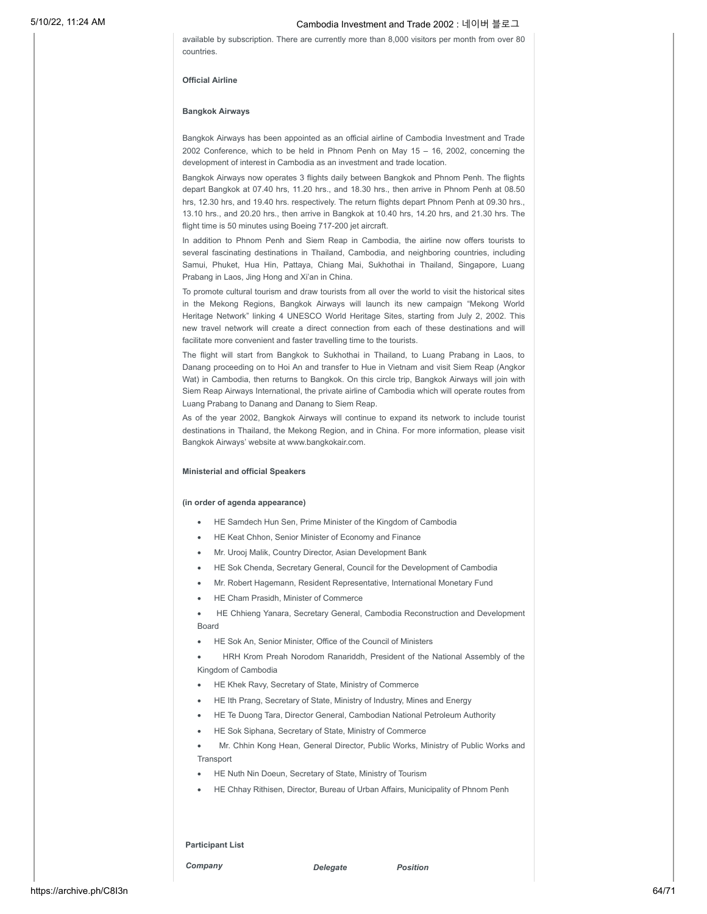available by subscription. There are currently more than 8,000 visitors per month from over 80 countries.

**Official Airline**

**Bangkok Airways**

Bangkok Airways has been appointed as an official airline of Cambodia Investment and Trade 2002 Conference, which to be held in Phnom Penh on May 15 – 16, 2002, concerning the development of interest in Cambodia as an investment and trade location.

Bangkok Airways now operates 3 flights daily between Bangkok and Phnom Penh. The flights depart Bangkok at 07.40 hrs, 11.20 hrs., and 18.30 hrs., then arrive in Phnom Penh at 08.50 hrs, 12.30 hrs, and 19.40 hrs. respectively. The return flights depart Phnom Penh at 09.30 hrs., 13.10 hrs., and 20.20 hrs., then arrive in Bangkok at 10.40 hrs, 14.20 hrs, and 21.30 hrs. The flight time is 50 minutes using Boeing 717-200 jet aircraft.

In addition to Phnom Penh and Siem Reap in Cambodia, the airline now offers tourists to several fascinating destinations in Thailand, Cambodia, and neighboring countries, including Samui, Phuket, Hua Hin, Pattaya, Chiang Mai, Sukhothai in Thailand, Singapore, Luang Prabang in Laos, Jing Hong and Xi'an in China.

To promote cultural tourism and draw tourists from all over the world to visit the historical sites in the Mekong Regions, Bangkok Airways will launch its new campaign "Mekong World Heritage Network" linking 4 UNESCO World Heritage Sites, starting from July 2, 2002. This new travel network will create a direct connection from each of these destinations and will facilitate more convenient and faster travelling time to the tourists.

The flight will start from Bangkok to Sukhothai in Thailand, to Luang Prabang in Laos, to Danang proceeding on to Hoi An and transfer to Hue in Vietnam and visit Siem Reap (Angkor Wat) in Cambodia, then returns to Bangkok. On this circle trip, Bangkok Airways will join with Siem Reap Airways International, the private airline of Cambodia which will operate routes from Luang Prabang to Danang and Danang to Siem Reap.

As of the year 2002, Bangkok Airways will continue to expand its network to include tourist destinations in Thailand, the Mekong Region, and in China. For more information, please visit Bangkok Airways' website at www.bangkokair.com.

**Ministerial and official Speakers**

**(in order of agenda appearance)**

- HE Samdech Hun Sen, Prime Minister of the Kingdom of Cambodia
- HE Keat Chhon, Senior Minister of Economy and Finance
- Mr. Urooj Malik, Country Director, Asian Development Bank
- HE Sok Chenda, Secretary General, Council for the Development of Cambodia
- Mr. Robert Hagemann, Resident Representative, International Monetary Fund
- HE Cham Prasidh, Minister of Commerce
- HE Chhieng Yanara, Secretary General, Cambodia Reconstruction and Development Board
- HE Sok An, Senior Minister, Office of the Council of Ministers
- HRH Krom Preah Norodom Ranariddh, President of the National Assembly of the Kingdom of Cambodia
- HE Khek Ravy, Secretary of State, Ministry of Commerce
- HE Ith Prang, Secretary of State, Ministry of Industry, Mines and Energy
- HE Te Duong Tara, Director General, Cambodian National Petroleum Authority
- HE Sok Siphana, Secretary of State, Ministry of Commerce
- Mr. Chhin Kong Hean, General Director, Public Works, Ministry of Public Works and Transport
- HE Nuth Nin Doeun, Secretary of State, Ministry of Tourism
- HE Chhay Rithisen, Director, Bureau of Urban Affairs, Municipality of Phnom Penh

**Participant List**

| *Company* | *Delegate* | *Position* |
|---|---|---|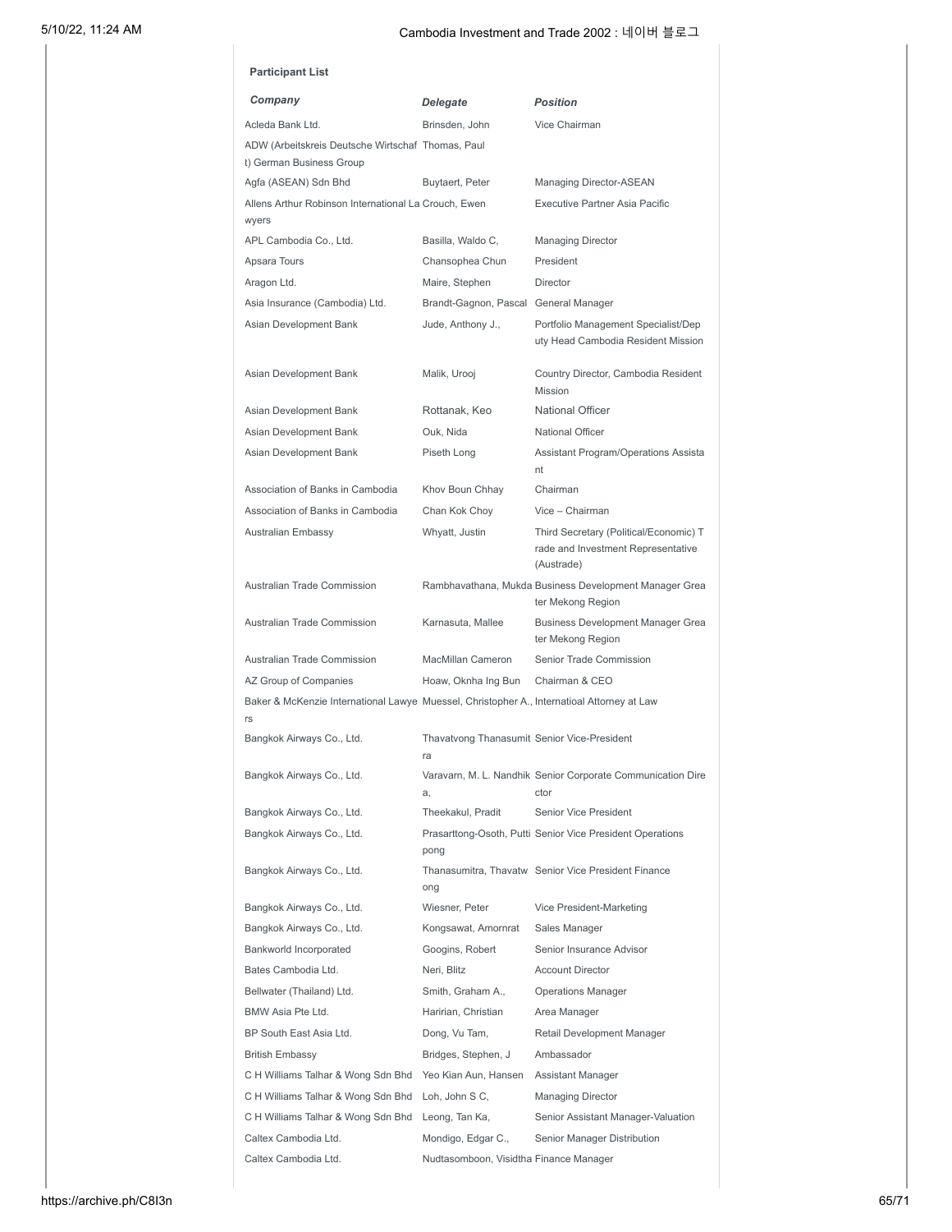**Participant List**

| *Company* | *Delegate* | *Position* |
|---|---|---|
| Acleda Bank Ltd. | Brinsden, John | Vice Chairman |
| ADW (Arbeitskreis Deutsche Wirtschaft) German Business Group | Thomas, Paul | |
| Agfa (ASEAN) Sdn Bhd | Buytaert, Peter | Managing Director-ASEAN |
| Allens Arthur Robinson International Lawyers | Crouch, Ewen | Executive Partner Asia Pacific |
| APL Cambodia Co., Ltd. | Basilla, Waldo C, | Managing Director |
| Apsara Tours | Chansophea Chun | President |
| Aragon Ltd. | Maire, Stephen | Director |
| Asia Insurance (Cambodia) Ltd. | Brandt-Gagnon, Pascal | General Manager |
| Asian Development Bank | Jude, Anthony J., | Portfolio Management Specialist/Deputy Head Cambodia Resident Mission |
| Asian Development Bank | Malik, Urooj | Country Director, Cambodia Resident Mission |
| Asian Development Bank | Rottanak, Keo | National Officer |
| Asian Development Bank | Ouk, Nida | National Officer |
| Asian Development Bank | Piseth Long | Assistant Program/Operations Assistant |
| Association of Banks in Cambodia | Khov Boun Chhay | Chairman |
| Association of Banks in Cambodia | Chan Kok Choy | Vice – Chairman |
| Australian Embassy | Whyatt, Justin | Third Secretary (Political/Economic) Trade and Investment Representative (Austrade) |
| Australian Trade Commission | Rambhavathana, Mukda | Business Development Manager Greater Mekong Region |
| Australian Trade Commission | Karnasuta, Mallee | Business Development Manager Greater Mekong Region |
| Australian Trade Commission | MacMillan Cameron | Senior Trade Commission |
| AZ Group of Companies | Hoaw, Oknha Ing Bun | Chairman & CEO |
| Baker & McKenzie International Lawyers | Muessel, Christopher A., | Internatioal Attorney at Law |
| Bangkok Airways Co., Ltd. | Thavatvong Thanasumitra | Senior Vice-President |
| Bangkok Airways Co., Ltd. | Varavarn, M. L. Nandhika, | Senior Corporate Communication Director |
| Bangkok Airways Co., Ltd. | Theekakul, Pradit | Senior Vice President |
| Bangkok Airways Co., Ltd. | Prasarttong-Osoth, Puttipong | Senior Vice President Operations |
| Bangkok Airways Co., Ltd. | Thanasumitra, Thavatwong | Senior Vice President Finance |
| Bangkok Airways Co., Ltd. | Wiesner, Peter | Vice President-Marketing |
| Bangkok Airways Co., Ltd. | Kongsawat, Amornrat | Sales Manager |
| Bankworld Incorporated | Googins, Robert | Senior Insurance Advisor |
| Bates Cambodia Ltd. | Neri, Blitz | Account Director |
| Bellwater (Thailand) Ltd. | Smith, Graham A., | Operations Manager |
| BMW Asia Pte Ltd. | Haririan, Christian | Area Manager |
| BP South East Asia Ltd. | Dong, Vu Tam, | Retail Development Manager |
| British Embassy | Bridges, Stephen, J | Ambassador |
| C H Williams Talhar & Wong Sdn Bhd | Yeo Kian Aun, Hansen | Assistant Manager |
| C H Williams Talhar & Wong Sdn Bhd | Loh, John S C, | Managing Director |
| C H Williams Talhar & Wong Sdn Bhd | Leong, Tan Ka, | Senior Assistant Manager-Valuation |
| Caltex Cambodia Ltd. | Mondigo, Edgar C., | Senior Manager Distribution |
| Caltex Cambodia Ltd. | Nudtasomboon, Visidtha | Finance Manager |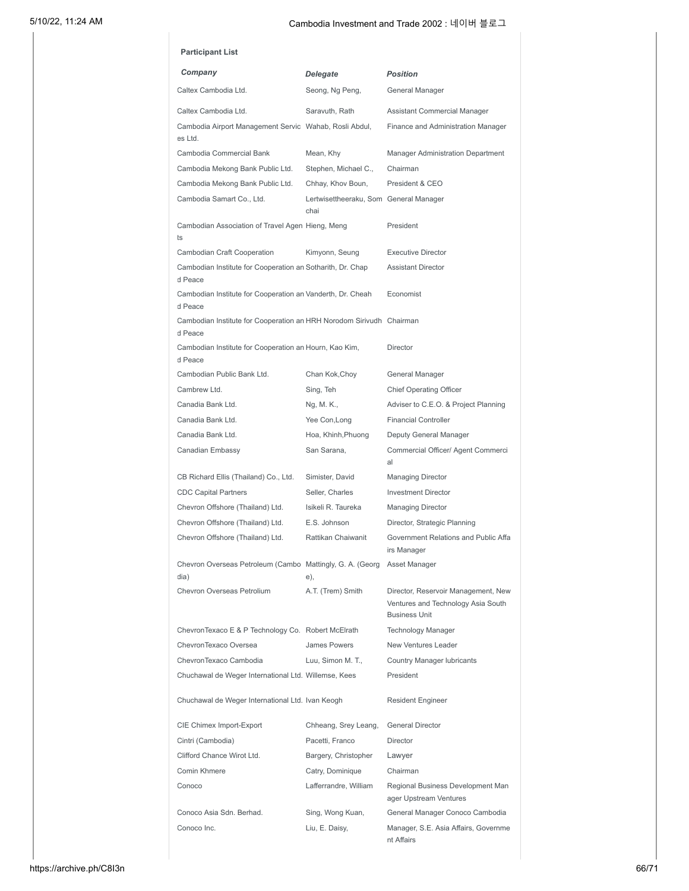**Participant List**

| *Company* | *Delegate* | *Position* |
| --- | --- | --- |
| Caltex Cambodia Ltd. | Seong, Ng Peng, | General Manager |
| Caltex Cambodia Ltd. | Saravuth, Rath | Assistant Commercial Manager |
| Cambodia Airport Management Services Ltd. | Wahab, Rosli Abdul, | Finance and Administration Manager |
| Cambodia Commercial Bank | Mean, Khy | Manager Administration Department |
| Cambodia Mekong Bank Public Ltd. | Stephen, Michael C., | Chairman |
| Cambodia Mekong Bank Public Ltd. | Chhay, Khov Boun, | President & CEO |
| Cambodia Samart Co., Ltd. | Lertwisettheeraku, Somchai | General Manager |
| Cambodian Association of Travel Agents | Hieng, Meng | President |
| Cambodian Craft Cooperation | Kimyonn, Seung | Executive Director |
| Cambodian Institute for Cooperation and Peace | Sotharith, Dr. Chap | Assistant Director |
| Cambodian Institute for Cooperation and Peace | Vanderth, Dr. Cheah | Economist |
| Cambodian Institute for Cooperation and Peace | HRH Norodom Sirivudh | Chairman |
| Cambodian Institute for Cooperation and Peace | Hourn, Kao Kim, | Director |
| Cambodian Public Bank Ltd. | Chan Kok,Choy | General Manager |
| Cambrew Ltd. | Sing, Teh | Chief Operating Officer |
| Canadia Bank Ltd. | Ng, M. K., | Adviser to C.E.O. & Project Planning |
| Canadia Bank Ltd. | Yee Con,Long | Financial Controller |
| Canadia Bank Ltd. | Hoa, Khinh,Phuong | Deputy General Manager |
| Canadian Embassy | San Sarana, | Commercial Officer/ Agent Commercial |
| CB Richard Ellis (Thailand) Co., Ltd. | Simister, David | Managing Director |
| CDC Capital Partners | Seller, Charles | Investment Director |
| Chevron Offshore (Thailand) Ltd. | Isikeli R. Taureka | Managing Director |
| Chevron Offshore (Thailand) Ltd. | E.S. Johnson | Director, Strategic Planning |
| Chevron Offshore (Thailand) Ltd. | Rattikan Chaiwanit | Government Relations and Public Affairs Manager |
| Chevron Overseas Petroleum (Cambodia) | Mattingly, G. A. (George), | Asset Manager |
| Chevron Overseas Petrolium | A.T. (Trem) Smith | Director, Reservoir Management, New Ventures and Technology Asia South Business Unit |
| ChevronTexaco E & P Technology Co. | Robert McElrath | Technology Manager |
| ChevronTexaco Oversea | James Powers | New Ventures Leader |
| ChevronTexaco Cambodia | Luu, Simon M. T., | Country Manager lubricants |
| Chuchawal de Weger International Ltd. | Willemse, Kees | President |
| Chuchawal de Weger International Ltd. | Ivan Keogh | Resident Engineer |
| CIE Chimex Import-Export | Chheang, Srey Leang, | General Director |
| Cintri (Cambodia) | Pacetti, Franco | Director |
| Clifford Chance Wirot Ltd. | Bargery, Christopher | Lawyer |
| Comin Khmere | Catry, Dominique | Chairman |
| Conoco | Lafferrandre, William | Regional Business Development Manager Upstream Ventures |
| Conoco Asia Sdn. Berhad. | Sing, Wong Kuan, | General Manager Conoco Cambodia |
| Conoco Inc. | Liu, E. Daisy, | Manager, S.E. Asia Affairs, Government Affairs |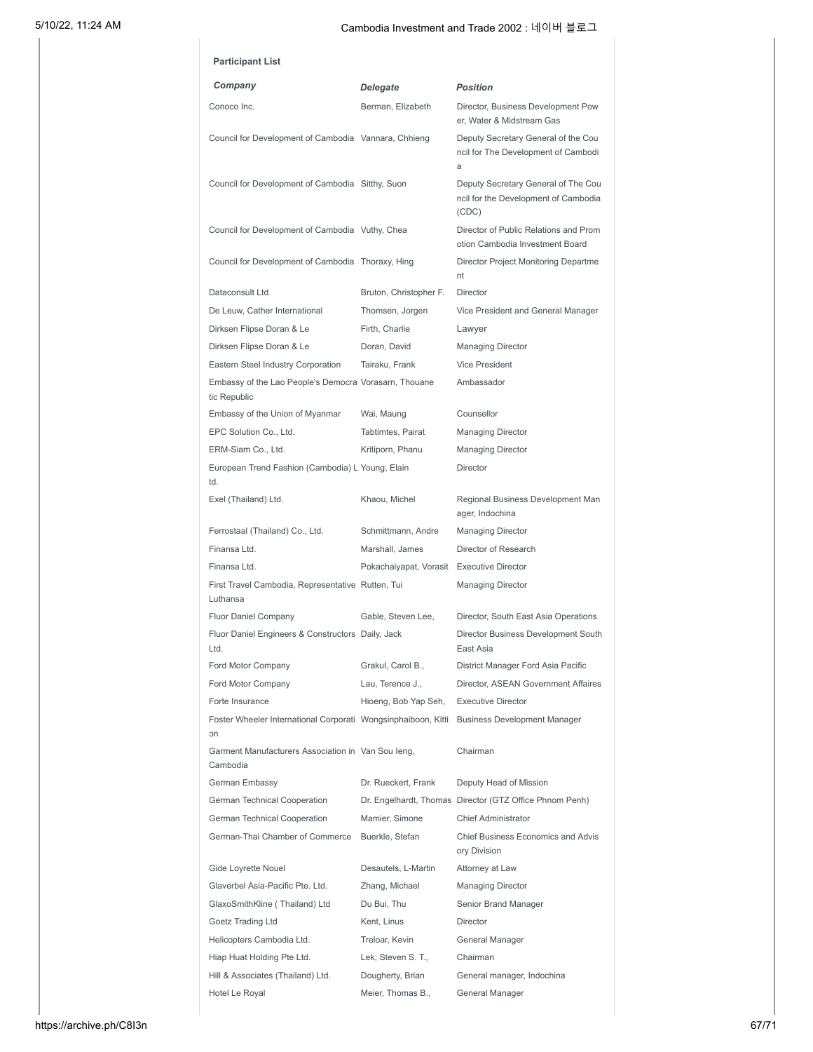**Participant List**

| *Company* | *Delegate* | *Position* |
|---|---|---|
| Conoco Inc. | Berman, Elizabeth | Director, Business Development Power, Water & Midstream Gas |
| Council for Development of Cambodia | Vannara, Chhieng | Deputy Secretary General of the Council for The Development of Cambodia |
| Council for Development of Cambodia | Sitthy, Suon | Deputy Secretary General of The Council for the Development of Cambodia (CDC) |
| Council for Development of Cambodia | Vuthy, Chea | Director of Public Relations and Promotion Cambodia Investment Board |
| Council for Development of Cambodia | Thoraxy, Hing | Director Project Monitoring Department |
| Dataconsult Ltd | Bruton, Christopher F. | Director |
| De Leuw, Cather International | Thomsen, Jorgen | Vice President and General Manager |
| Dirksen Flipse Doran & Le | Firth, Charlie | Lawyer |
| Dirksen Flipse Doran & Le | Doran, David | Managing Director |
| Eastern Steel Industry Corporation | Tairaku, Frank | Vice President |
| Embassy of the Lao People's Democratic Republic | Vorasarn, Thouane | Ambassador |
| Embassy of the Union of Myanmar | Wai, Maung | Counsellor |
| EPC Solution Co., Ltd. | Tabtimtes, Pairat | Managing Director |
| ERM-Siam Co., Ltd. | Kritiporn, Phanu | Managing Director |
| European Trend Fashion (Cambodia) Ltd. | Young, Elain | Director |
| Exel (Thailand) Ltd. | Khaou, Michel | Regional Business Development Manager, Indochina |
| Ferrostaal (Thailand) Co., Ltd. | Schmittmann, Andre | Managing Director |
| Finansa Ltd. | Marshall, James | Director of Research |
| Finansa Ltd. | Pokachaiyapat, Vorasit | Executive Director |
| First Travel Cambodia, Representative Luthansa | Rutten, Tui | Managing Director |
| Fluor Daniel Company | Gable, Steven Lee, | Director, South East Asia Operations |
| Fluor Daniel Engineers & Constructors Ltd. | Daily, Jack | Director Business Development South East Asia |
| Ford Motor Company | Grakul, Carol B., | District Manager Ford Asia Pacific |
| Ford Motor Company | Lau, Terence J., | Director, ASEAN Government Affaires |
| Forte Insurance | Hioeng, Bob Yap Seh, | Executive Director |
| Foster Wheeler International Corporation | Wongsinphaiboon, Kitti | Business Development Manager |
| Garment Manufacturers Association in Cambodia | Van Sou Ieng, | Chairman |
| German Embassy | Dr. Rueckert, Frank | Deputy Head of Mission |
| German Technical Cooperation | Dr. Engelhardt, Thomas | Director (GTZ Office Phnom Penh) |
| German Technical Cooperation | Mamier, Simone | Chief Administrator |
| German-Thai Chamber of Commerce | Buerkle, Stefan | Chief Business Economics and Advisory Division |
| Gide Loyrette Nouel | Desautels, L-Martin | Attorney at Law |
| Glaverbel Asia-Pacific Pte. Ltd. | Zhang, Michael | Managing Director |
| GlaxoSmithKline ( Thailand) Ltd | Du Bui, Thu | Senior Brand Manager |
| Goetz Trading Ltd | Kent, Linus | Director |
| Helicopters Cambodia Ltd. | Treloar, Kevin | General Manager |
| Hiap Huat Holding Pte Ltd. | Lek, Steven S. T., | Chairman |
| Hill & Associates (Thailand) Ltd. | Dougherty, Brian | General manager, Indochina |
| Hotel Le Royal | Meier, Thomas B., | General Manager |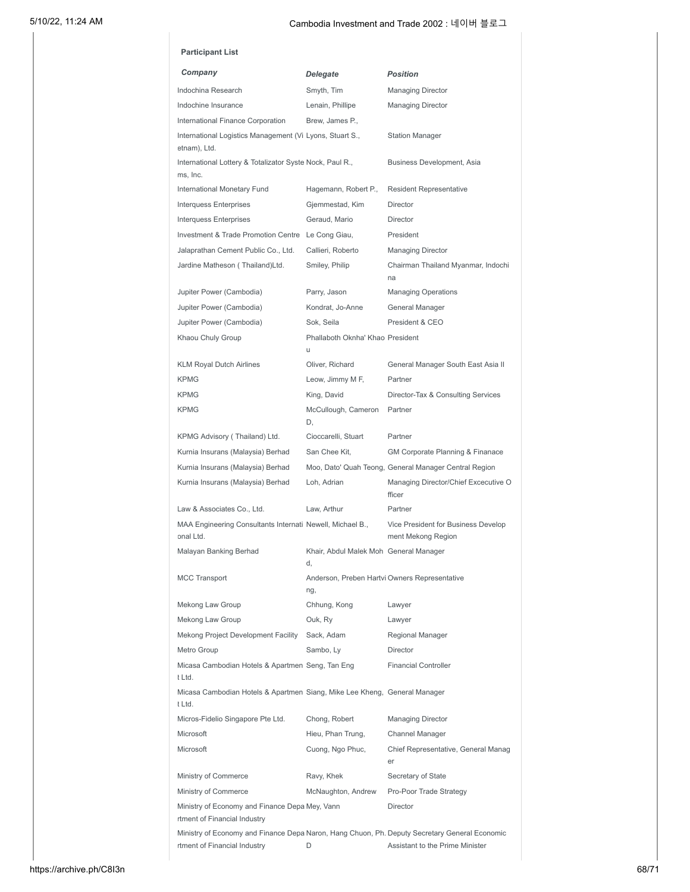**Participant List**

| *Company* | *Delegate* | *Position* |
|---|---|---|
| Indochina Research | Smyth, Tim | Managing Director |
| Indochine Insurance | Lenain, Phillipe | Managing Director |
| International Finance Corporation | Brew, James P., | |
| International Logistics Management (Vietnam), Ltd. | Lyons, Stuart S., | Station Manager |
| International Lottery & Totalizator Systems, Inc. | Nock, Paul R., | Business Development, Asia |
| International Monetary Fund | Hagemann, Robert P., | Resident Representative |
| Interquess Enterprises | Gjemmestad, Kim | Director |
| Interquess Enterprises | Geraud, Mario | Director |
| Investment & Trade Promotion Centre | Le Cong Giau, | President |
| Jalaprathan Cement Public Co., Ltd. | Callieri, Roberto | Managing Director |
| Jardine Matheson ( Thailand)Ltd. | Smiley, Philip | Chairman Thailand Myanmar, Indochina |
| Jupiter Power (Cambodia) | Parry, Jason | Managing Operations |
| Jupiter Power (Cambodia) | Kondrat, Jo-Anne | General Manager |
| Jupiter Power (Cambodia) | Sok, Seila | President & CEO |
| Khaou Chuly Group | Phallaboth Okhna' Khaou | President |
| KLM Royal Dutch Airlines | Oliver, Richard | General Manager South East Asia II |
| KPMG | Leow, Jimmy M F, | Partner |
| KPMG | King, David | Director-Tax & Consulting Services |
| KPMG | McCullough, Cameron D, | Partner |
| KPMG Advisory ( Thailand) Ltd. | Cioccarelli, Stuart | Partner |
| Kurnia Insurans (Malaysia) Berhad | San Chee Kit, | GM Corporate Planning & Finanace |
| Kurnia Insurans (Malaysia) Berhad | Moo, Dato' Quah Teong, | General Manager Central Region |
| Kurnia Insurans (Malaysia) Berhad | Loh, Adrian | Managing Director/Chief Excecutive Officer |
| Law & Associates Co., Ltd. | Law, Arthur | Partner |
| MAA Engineering Consultants International Ltd. | Newell, Michael B., | Vice President for Business Development Mekong Region |
| Malayan Banking Berhad | Khair, Abdul Malek Mohd, | General Manager |
| MCC Transport | Anderson, Preben Hartving, | Owners Representative |
| Mekong Law Group | Chhung, Kong | Lawyer |
| Mekong Law Group | Ouk, Ry | Lawyer |
| Mekong Project Development Facility | Sack, Adam | Regional Manager |
| Metro Group | Sambo, Ly | Director |
| Micasa Cambodian Hotels & Apartment Ltd. | Seng, Tan Eng | Financial Controller |
| Micasa Cambodian Hotels & Apartment Ltd. | Siang, Mike Lee Kheng, | General Manager |
| Micros-Fidelio Singapore Pte Ltd. | Chong, Robert | Managing Director |
| Microsoft | Hieu, Phan Trung, | Channel Manager |
| Microsoft | Cuong, Ngo Phuc, | Chief Representative, General Manager |
| Ministry of Commerce | Ravy, Khek | Secretary of State |
| Ministry of Commerce | McNaughton, Andrew | Pro-Poor Trade Strategy |
| Ministry of Economy and Finance Department of Financial Industry | Mey, Vann | Director |
| Ministry of Economy and Finance Department of Financial Industry | Naron, Hang Chuon, Ph.D | Deputy Secretary General Economic Assistant to the Prime Minister |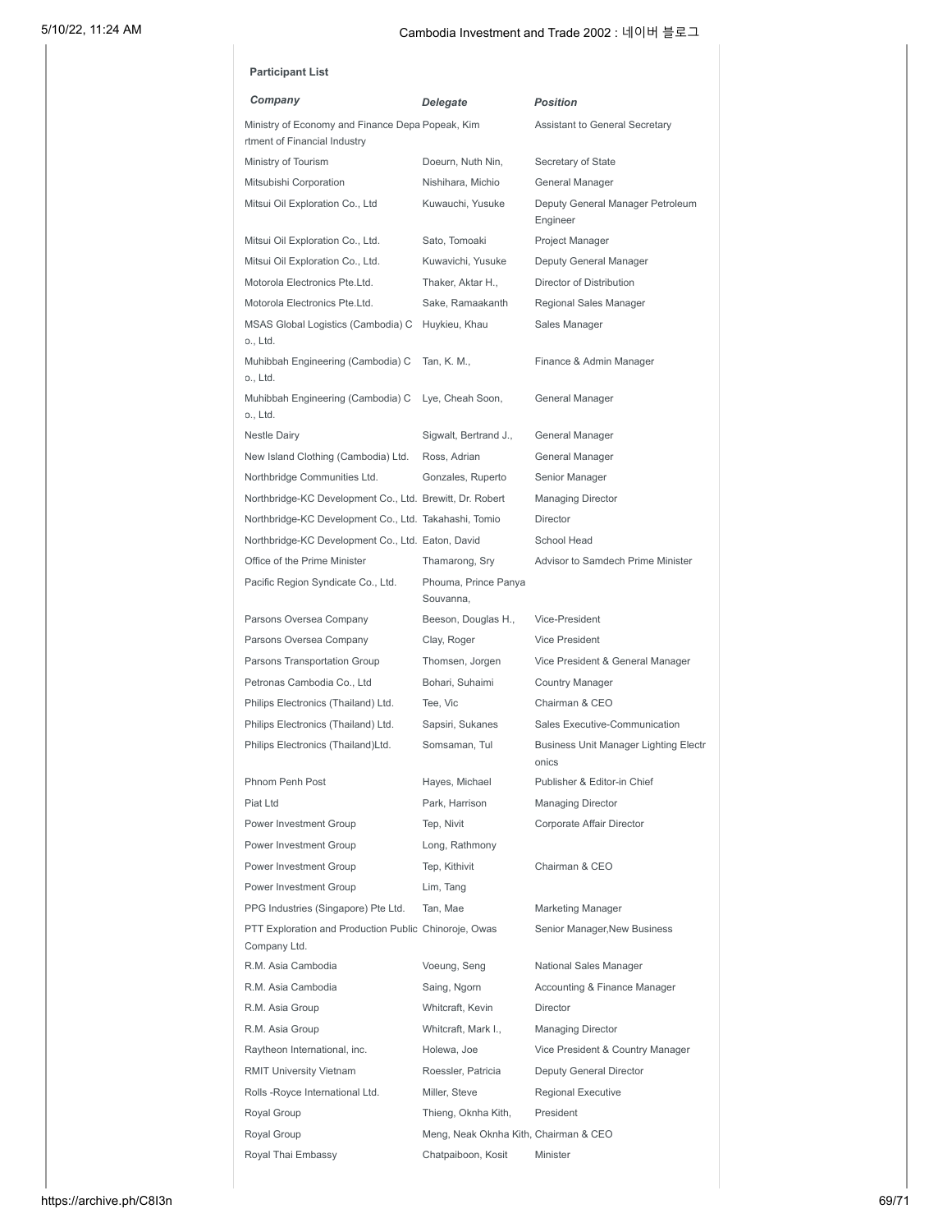**Participant List**

| *Company* | *Delegate* | *Position* |
|---|---|---|
| Ministry of Economy and Finance Department of Financial Industry | Popeak, Kim | Assistant to General Secretary |
| Ministry of Tourism | Doeurn, Nuth Nin, | Secretary of State |
| Mitsubishi Corporation | Nishihara, Michio | General Manager |
| Mitsui Oil Exploration Co., Ltd | Kuwauchi, Yusuke | Deputy General Manager Petroleum Engineer |
| Mitsui Oil Exploration Co., Ltd. | Sato, Tomoaki | Project Manager |
| Mitsui Oil Exploration Co., Ltd. | Kuwavichi, Yusuke | Deputy General Manager |
| Motorola Electronics Pte.Ltd. | Thaker, Aktar H., | Director of Distribution |
| Motorola Electronics Pte.Ltd. | Sake, Ramaakanth | Regional Sales Manager |
| MSAS Global Logistics (Cambodia) Co., Ltd. | Huykieu, Khau | Sales Manager |
| Muhibbah Engineering (Cambodia) Co., Ltd. | Tan, K. M., | Finance & Admin Manager |
| Muhibbah Engineering (Cambodia) Co., Ltd. | Lye, Cheah Soon, | General Manager |
| Nestle Dairy | Sigwalt, Bertrand J., | General Manager |
| New Island Clothing (Cambodia) Ltd. | Ross, Adrian | General Manager |
| Northbridge Communities Ltd. | Gonzales, Ruperto | Senior Manager |
| Northbridge-KC Development Co., Ltd. | Brewitt, Dr. Robert | Managing Director |
| Northbridge-KC Development Co., Ltd. | Takahashi, Tomio | Director |
| Northbridge-KC Development Co., Ltd. | Eaton, David | School Head |
| Office of the Prime Minister | Thamarong, Sry | Advisor to Samdech Prime Minister |
| Pacific Region Syndicate Co., Ltd. | Phouma, Prince Panya Souvanna, | |
| Parsons Oversea Company | Beeson, Douglas H., | Vice-President |
| Parsons Oversea Company | Clay, Roger | Vice President |
| Parsons Transportation Group | Thomsen, Jorgen | Vice President & General Manager |
| Petronas Cambodia Co., Ltd | Bohari, Suhaimi | Country Manager |
| Philips Electronics (Thailand) Ltd. | Tee, Vic | Chairman & CEO |
| Philips Electronics (Thailand) Ltd. | Sapsiri, Sukanes | Sales Executive-Communication |
| Philips Electronics (Thailand)Ltd. | Somsaman, Tul | Business Unit Manager Lighting Electronics |
| Phnom Penh Post | Hayes, Michael | Publisher & Editor-in Chief |
| Piat Ltd | Park, Harrison | Managing Director |
| Power Investment Group | Tep, Nivit | Corporate Affair Director |
| Power Investment Group | Long, Rathmony | |
| Power Investment Group | Tep, Kithivit | Chairman & CEO |
| Power Investment Group | Lim, Tang | |
| PPG Industries (Singapore) Pte Ltd. | Tan, Mae | Marketing Manager |
| PTT Exploration and Production Public Company Ltd. | Chinoroje, Owas | Senior Manager,New Business |
| R.M. Asia Cambodia | Voeung, Seng | National Sales Manager |
| R.M. Asia Cambodia | Saing, Ngorn | Accounting & Finance Manager |
| R.M. Asia Group | Whitcraft, Kevin | Director |
| R.M. Asia Group | Whitcraft, Mark I., | Managing Director |
| Raytheon International, inc. | Holewa, Joe | Vice President & Country Manager |
| RMIT University Vietnam | Roessler, Patricia | Deputy General Director |
| Rolls -Royce International Ltd. | Miller, Steve | Regional Executive |
| Royal Group | Thieng, Oknha Kith, | President |
| Royal Group | Meng, Neak Oknha Kith, | Chairman & CEO |
| Royal Thai Embassy | Chatpaiboon, Kosit | Minister |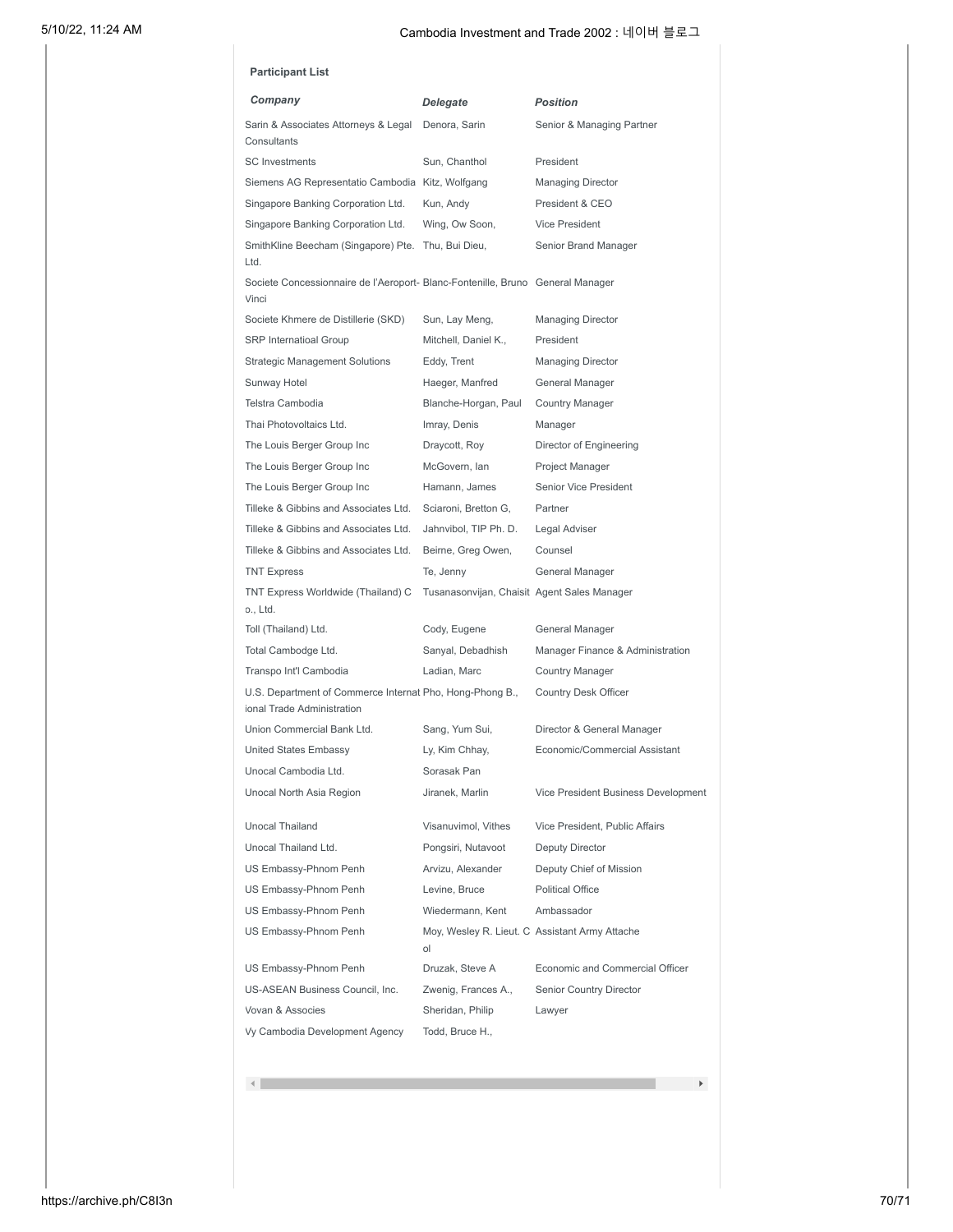**Participant List**

| *Company* | *Delegate* | *Position* |
|---|---|---|
| Sarin & Associates Attorneys & Legal Consultants | Denora, Sarin | Senior & Managing Partner |
| SC Investments | Sun, Chanthol | President |
| Siemens AG Representatio Cambodia | Kitz, Wolfgang | Managing Director |
| Singapore Banking Corporation Ltd. | Kun, Andy | President & CEO |
| Singapore Banking Corporation Ltd. | Wing, Ow Soon, | Vice President |
| SmithKline Beecham (Singapore) Pte. Ltd. | Thu, Bui Dieu, | Senior Brand Manager |
| Societe Concessionnaire de l'Aeroport-Vinci | Blanc-Fontenille, Bruno | General Manager |
| Societe Khmere de Distillerie (SKD) | Sun, Lay Meng, | Managing Director |
| SRP Internatioal Group | Mitchell, Daniel K., | President |
| Strategic Management Solutions | Eddy, Trent | Managing Director |
| Sunway Hotel | Haeger, Manfred | General Manager |
| Telstra Cambodia | Blanche-Horgan, Paul | Country Manager |
| Thai Photovoltaics Ltd. | Imray, Denis | Manager |
| The Louis Berger Group Inc | Draycott, Roy | Director of Engineering |
| The Louis Berger Group Inc | McGovern, Ian | Project Manager |
| The Louis Berger Group Inc | Hamann, James | Senior Vice President |
| Tilleke & Gibbins and Associates Ltd. | Sciaroni, Bretton G, | Partner |
| Tilleke & Gibbins and Associates Ltd. | Jahnvibol, TIP Ph. D. | Legal Adviser |
| Tilleke & Gibbins and Associates Ltd. | Beirne, Greg Owen, | Counsel |
| TNT Express | Te, Jenny | General Manager |
| TNT Express Worldwide (Thailand) Co., Ltd. | Tusanasonvijan, Chaisit | Agent Sales Manager |
| Toll (Thailand) Ltd. | Cody, Eugene | General Manager |
| Total Cambodge Ltd. | Sanyal, Debadhish | Manager Finance & Administration |
| Transpo Int'l Cambodia | Ladian, Marc | Country Manager |
| U.S. Department of Commerce International Trade Administration | Pho, Hong-Phong B., | Country Desk Officer |
| Union Commercial Bank Ltd. | Sang, Yum Sui, | Director & General Manager |
| United States Embassy | Ly, Kim Chhay, | Economic/Commercial Assistant |
| Unocal Cambodia Ltd. | Sorasak Pan | |
| Unocal North Asia Region | Jiranek, Marlin | Vice President Business Development |
| Unocal Thailand | Visanuvimol, Vithes | Vice President, Public Affairs |
| Unocal Thailand Ltd. | Pongsiri, Nutavoot | Deputy Director |
| US Embassy-Phnom Penh | Arvizu, Alexander | Deputy Chief of Mission |
| US Embassy-Phnom Penh | Levine, Bruce | Political Office |
| US Embassy-Phnom Penh | Wiedermann, Kent | Ambassador |
| US Embassy-Phnom Penh | Moy, Wesley R. Lieut. Col | Assistant Army Attache |
| US Embassy-Phnom Penh | Druzak, Steve A | Economic and Commercial Officer |
| US-ASEAN Business Council, Inc. | Zwenig, Frances A., | Senior Country Director |
| Vovan & Associes | Sheridan, Philip | Lawyer |
| Vy Cambodia Development Agency | Todd, Bruce H., | |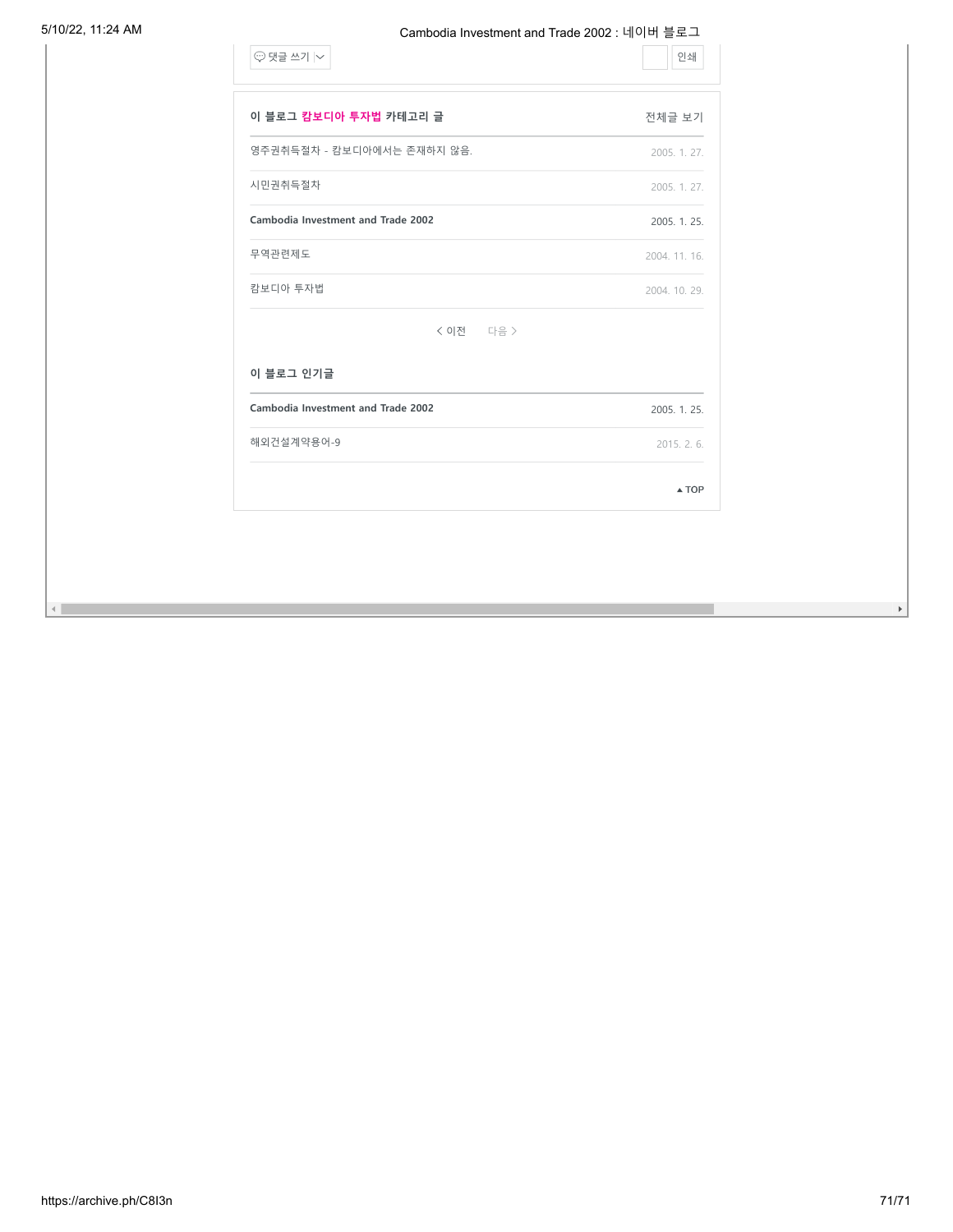댓글 쓰기

인쇄

**이 블로그 캄보디아 투자법 카테고리 글**

전체글 보기

| | |
|---|---|
| 영주권취득절차 - 캄보디아에서는 존재하지 않음. | 2005. 1. 27. |
| 시민권취득절차 | 2005. 1. 27. |
| **Cambodia Investment and Trade 2002** | 2005. 1. 25. |
| 무역관련제도 | 2004. 11. 16. |
| 캄보디아 투자법 | 2004. 10. 29. |

< 이전　　다음 >

**이 블로그 인기글**

| | |
|---|---|
| **Cambodia Investment and Trade 2002** | 2005. 1. 25. |
| 해외건설계약용어-9 | 2015. 2. 6. |

▲ TOP